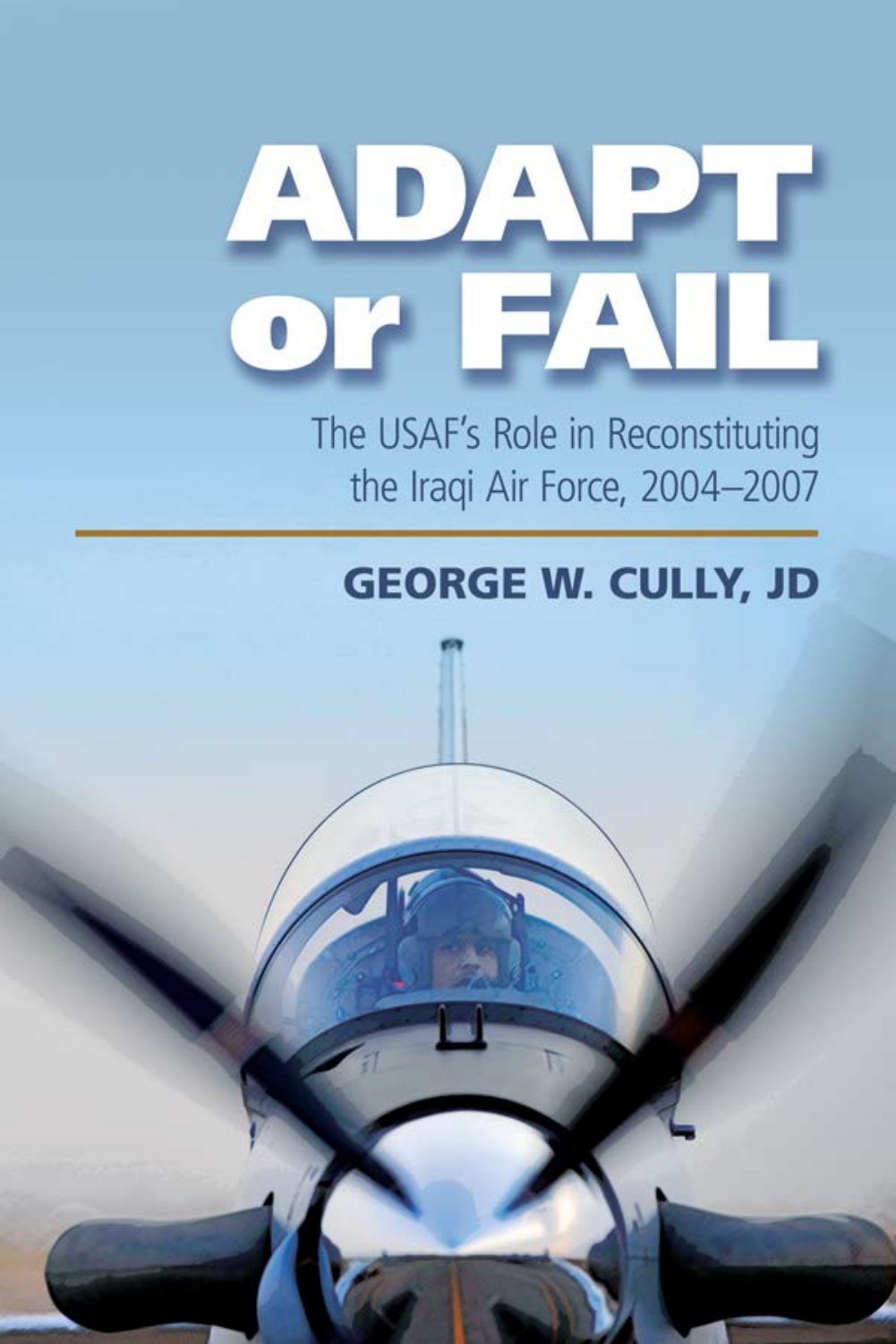# ADAPT or FAIL

## The USAF's Role in Reconstituting the Iraqi Air Force, 2004–2007

**GEORGE W. CULLY, JD**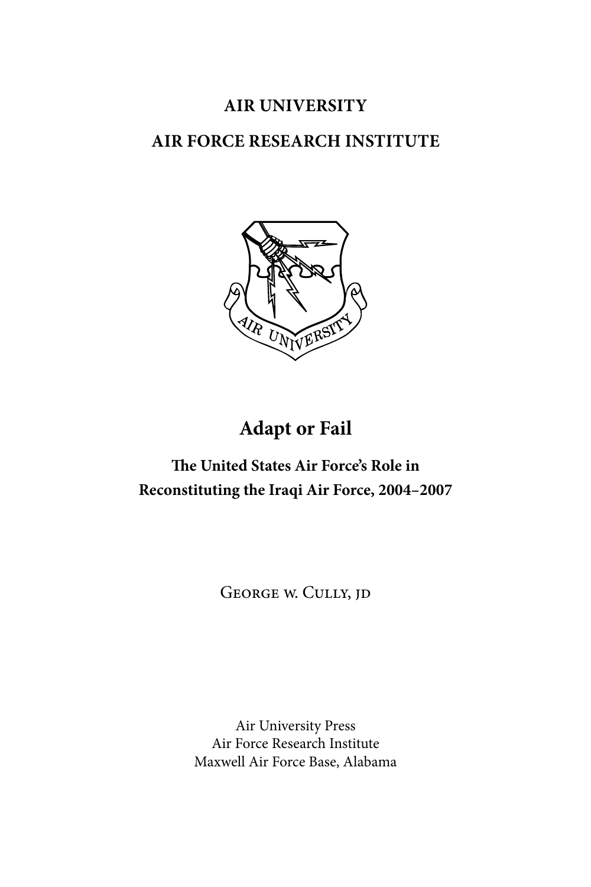**AIR UNIVERSITY**

**AIR FORCE RESEARCH INSTITUTE**

# Adapt or Fail

## The United States Air Force's Role in Reconstituting the Iraqi Air Force, 2004–2007

George W. Cully, JD

Air University Press
Air Force Research Institute
Maxwell Air Force Base, Alabama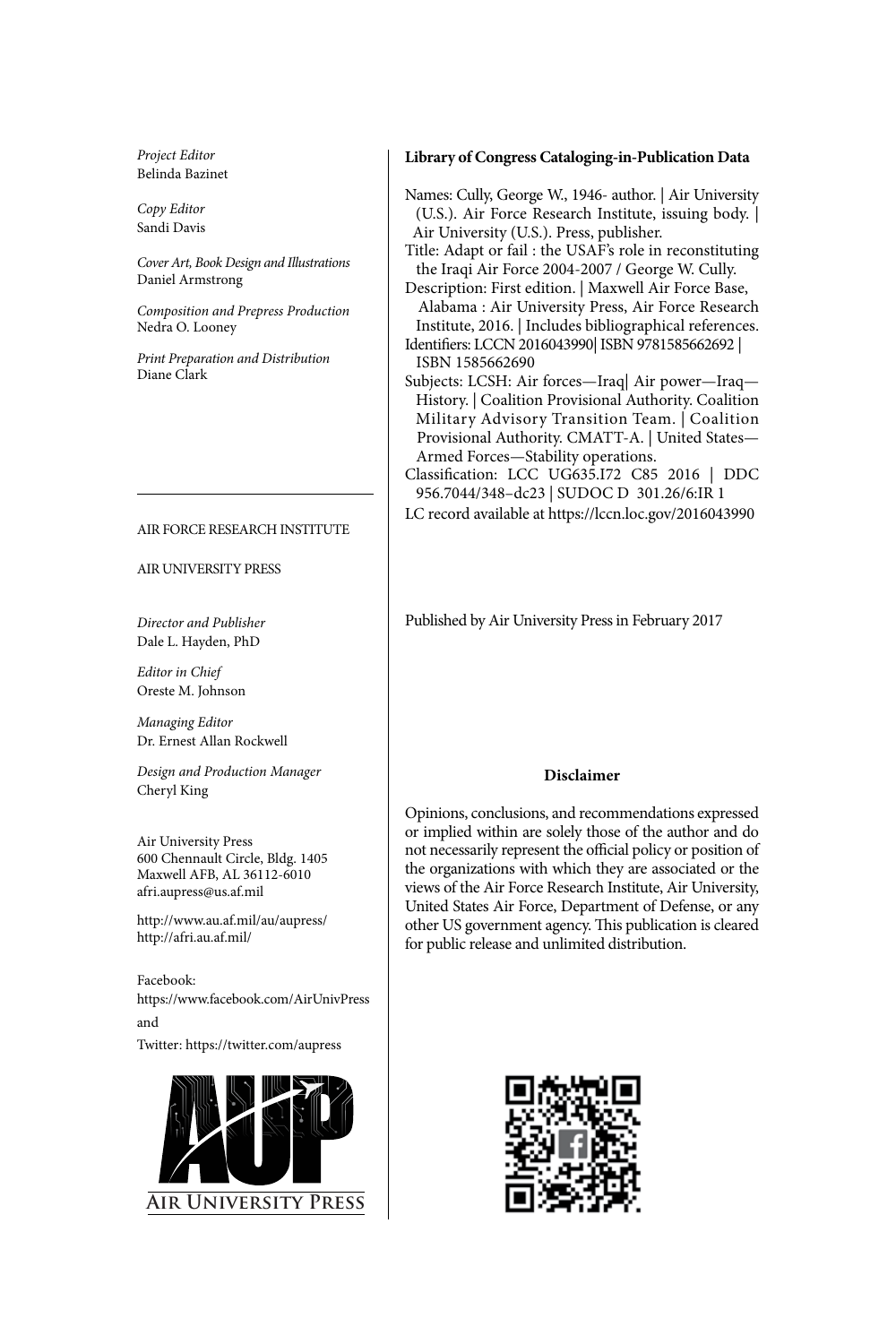*Project Editor*
Belinda Bazinet

*Copy Editor*
Sandi Davis

*Cover Art, Book Design and Illustrations*
Daniel Armstrong

*Composition and Prepress Production*
Nedra O. Looney

*Print Preparation and Distribution*
Diane Clark

AIR FORCE RESEARCH INSTITUTE

AIR UNIVERSITY PRESS

*Director and Publisher*
Dale L. Hayden, PhD

*Editor in Chief*
Oreste M. Johnson

*Managing Editor*
Dr. Ernest Allan Rockwell

*Design and Production Manager*
Cheryl King

Air University Press
600 Chennault Circle, Bldg. 1405
Maxwell AFB, AL 36112-6010
afri.aupress@us.af.mil

http://www.au.af.mil/au/aupress/
http://afri.au.af.mil/

Facebook:
https://www.facebook.com/AirUnivPress

and

Twitter: https://twitter.com/aupress

AIR UNIVERSITY PRESS

**Library of Congress Cataloging-in-Publication Data**

Names: Cully, George W., 1946- author. | Air University (U.S.). Air Force Research Institute, issuing body. | Air University (U.S.). Press, publisher.
Title: Adapt or fail : the USAF's role in reconstituting the Iraqi Air Force 2004-2007 / George W. Cully.
Description: First edition. | Maxwell Air Force Base, Alabama : Air University Press, Air Force Research Institute, 2016. | Includes bibliographical references.
Identifiers: LCCN 2016043990| ISBN 9781585662692 | ISBN 1585662690
Subjects: LCSH: Air forces—Iraq| Air power—Iraq—History. | Coalition Provisional Authority. Coalition Military Advisory Transition Team. | Coalition Provisional Authority. CMATT-A. | United States—Armed Forces—Stability operations.
Classification: LCC UG635.I72 C85 2016 | DDC 956.7044/348–dc23 | SUDOC D 301.26/6:IR 1
LC record available at https://lccn.loc.gov/2016043990

Published by Air University Press in February 2017

**Disclaimer**

Opinions, conclusions, and recommendations expressed or implied within are solely those of the author and do not necessarily represent the official policy or position of the organizations with which they are associated or the views of the Air Force Research Institute, Air University, United States Air Force, Department of Defense, or any other US government agency. This publication is cleared for public release and unlimited distribution.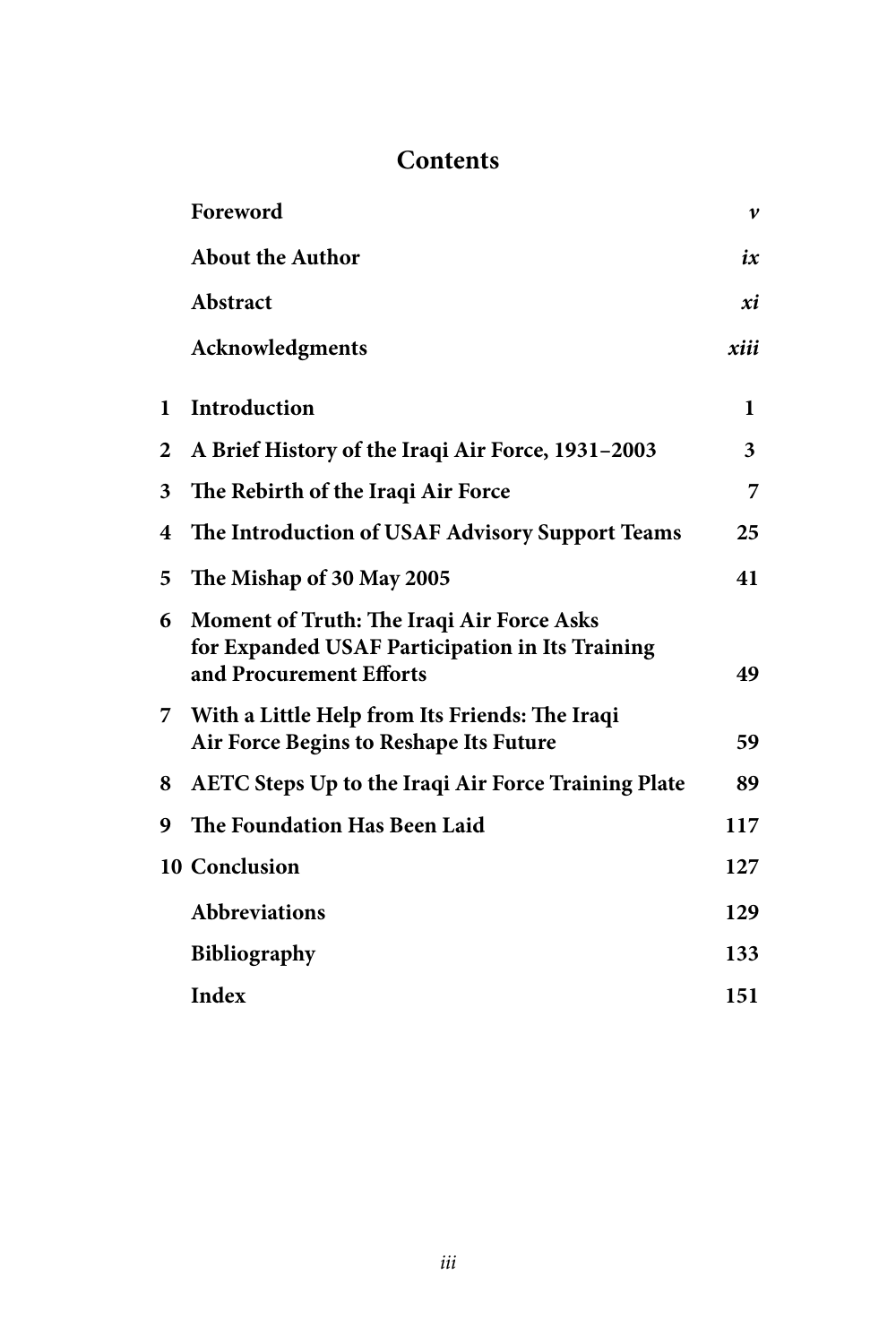# Contents

| | | |
|---|---|---|
| | **Foreword** | ***v*** |
| | **About the Author** | ***ix*** |
| | **Abstract** | ***xi*** |
| | **Acknowledgments** | ***xiii*** |
| **1** | **Introduction** | **1** |
| **2** | **A Brief History of the Iraqi Air Force, 1931–2003** | **3** |
| **3** | **The Rebirth of the Iraqi Air Force** | **7** |
| **4** | **The Introduction of USAF Advisory Support Teams** | **25** |
| **5** | **The Mishap of 30 May 2005** | **41** |
| **6** | **Moment of Truth: The Iraqi Air Force Asks for Expanded USAF Participation in Its Training and Procurement Efforts** | **49** |
| **7** | **With a Little Help from Its Friends: The Iraqi Air Force Begins to Reshape Its Future** | **59** |
| **8** | **AETC Steps Up to the Iraqi Air Force Training Plate** | **89** |
| **9** | **The Foundation Has Been Laid** | **117** |
| **10** | **Conclusion** | **127** |
| | **Abbreviations** | **129** |
| | **Bibliography** | **133** |
| | **Index** | **151** |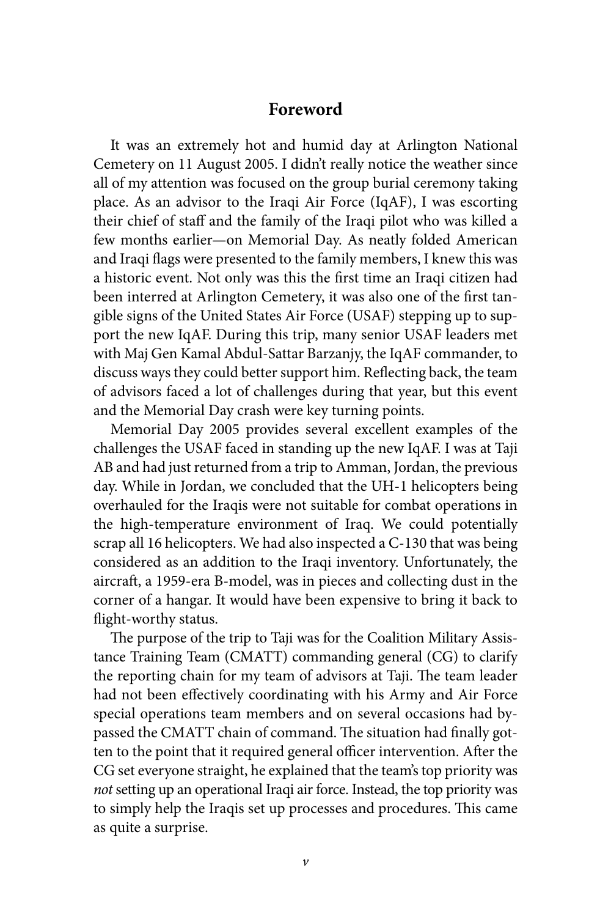## Foreword

It was an extremely hot and humid day at Arlington National Cemetery on 11 August 2005. I didn't really notice the weather since all of my attention was focused on the group burial ceremony taking place. As an advisor to the Iraqi Air Force (IqAF), I was escorting their chief of staff and the family of the Iraqi pilot who was killed a few months earlier—on Memorial Day. As neatly folded American and Iraqi flags were presented to the family members, I knew this was a historic event. Not only was this the first time an Iraqi citizen had been interred at Arlington Cemetery, it was also one of the first tangible signs of the United States Air Force (USAF) stepping up to support the new IqAF. During this trip, many senior USAF leaders met with Maj Gen Kamal Abdul-Sattar Barzanjy, the IqAF commander, to discuss ways they could better support him. Reflecting back, the team of advisors faced a lot of challenges during that year, but this event and the Memorial Day crash were key turning points.

Memorial Day 2005 provides several excellent examples of the challenges the USAF faced in standing up the new IqAF. I was at Taji AB and had just returned from a trip to Amman, Jordan, the previous day. While in Jordan, we concluded that the UH-1 helicopters being overhauled for the Iraqis were not suitable for combat operations in the high-temperature environment of Iraq. We could potentially scrap all 16 helicopters. We had also inspected a C-130 that was being considered as an addition to the Iraqi inventory. Unfortunately, the aircraft, a 1959-era B-model, was in pieces and collecting dust in the corner of a hangar. It would have been expensive to bring it back to flight-worthy status.

The purpose of the trip to Taji was for the Coalition Military Assistance Training Team (CMATT) commanding general (CG) to clarify the reporting chain for my team of advisors at Taji. The team leader had not been effectively coordinating with his Army and Air Force special operations team members and on several occasions had bypassed the CMATT chain of command. The situation had finally gotten to the point that it required general officer intervention. After the CG set everyone straight, he explained that the team's top priority was *not* setting up an operational Iraqi air force. Instead, the top priority was to simply help the Iraqis set up processes and procedures. This came as quite a surprise.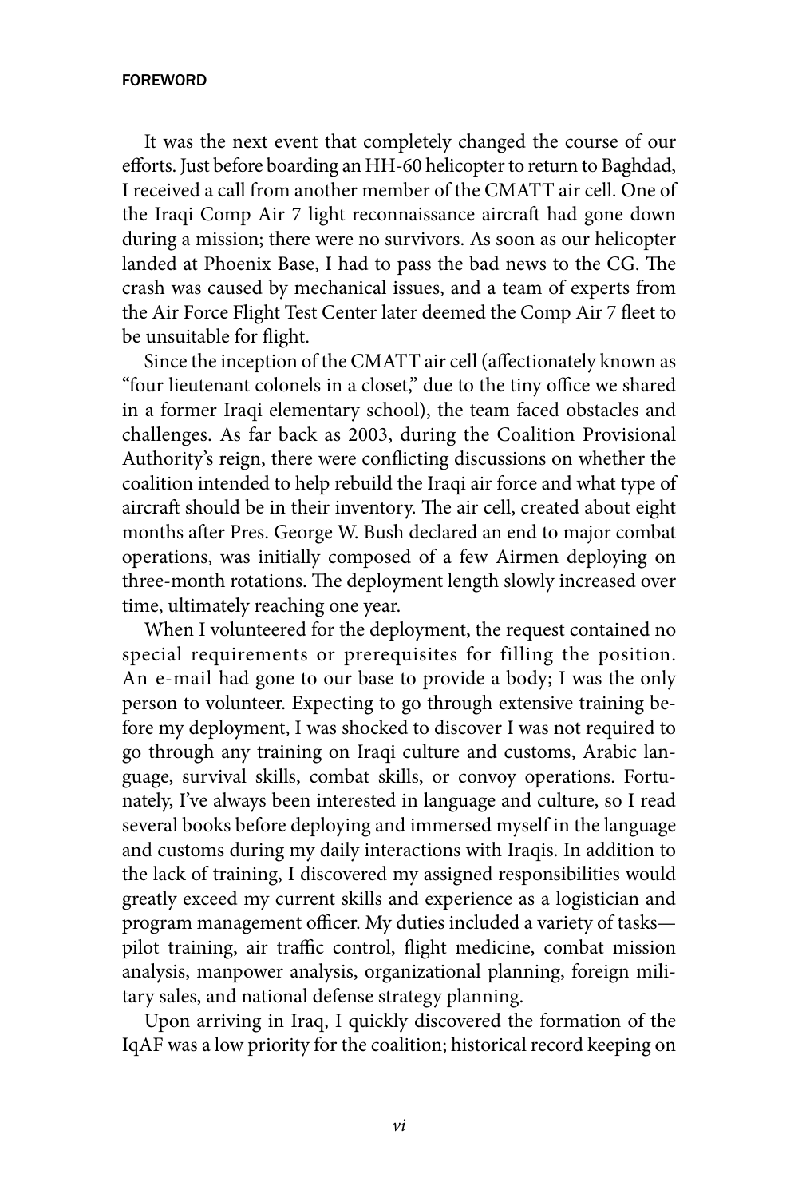It was the next event that completely changed the course of our efforts. Just before boarding an HH-60 helicopter to return to Baghdad, I received a call from another member of the CMATT air cell. One of the Iraqi Comp Air 7 light reconnaissance aircraft had gone down during a mission; there were no survivors. As soon as our helicopter landed at Phoenix Base, I had to pass the bad news to the CG. The crash was caused by mechanical issues, and a team of experts from the Air Force Flight Test Center later deemed the Comp Air 7 fleet to be unsuitable for flight.

Since the inception of the CMATT air cell (affectionately known as "four lieutenant colonels in a closet," due to the tiny office we shared in a former Iraqi elementary school), the team faced obstacles and challenges. As far back as 2003, during the Coalition Provisional Authority's reign, there were conflicting discussions on whether the coalition intended to help rebuild the Iraqi air force and what type of aircraft should be in their inventory. The air cell, created about eight months after Pres. George W. Bush declared an end to major combat operations, was initially composed of a few Airmen deploying on three-month rotations. The deployment length slowly increased over time, ultimately reaching one year.

When I volunteered for the deployment, the request contained no special requirements or prerequisites for filling the position. An e-mail had gone to our base to provide a body; I was the only person to volunteer. Expecting to go through extensive training before my deployment, I was shocked to discover I was not required to go through any training on Iraqi culture and customs, Arabic language, survival skills, combat skills, or convoy operations. Fortunately, I've always been interested in language and culture, so I read several books before deploying and immersed myself in the language and customs during my daily interactions with Iraqis. In addition to the lack of training, I discovered my assigned responsibilities would greatly exceed my current skills and experience as a logistician and program management officer. My duties included a variety of tasks—pilot training, air traffic control, flight medicine, combat mission analysis, manpower analysis, organizational planning, foreign military sales, and national defense strategy planning.

Upon arriving in Iraq, I quickly discovered the formation of the IqAF was a low priority for the coalition; historical record keeping on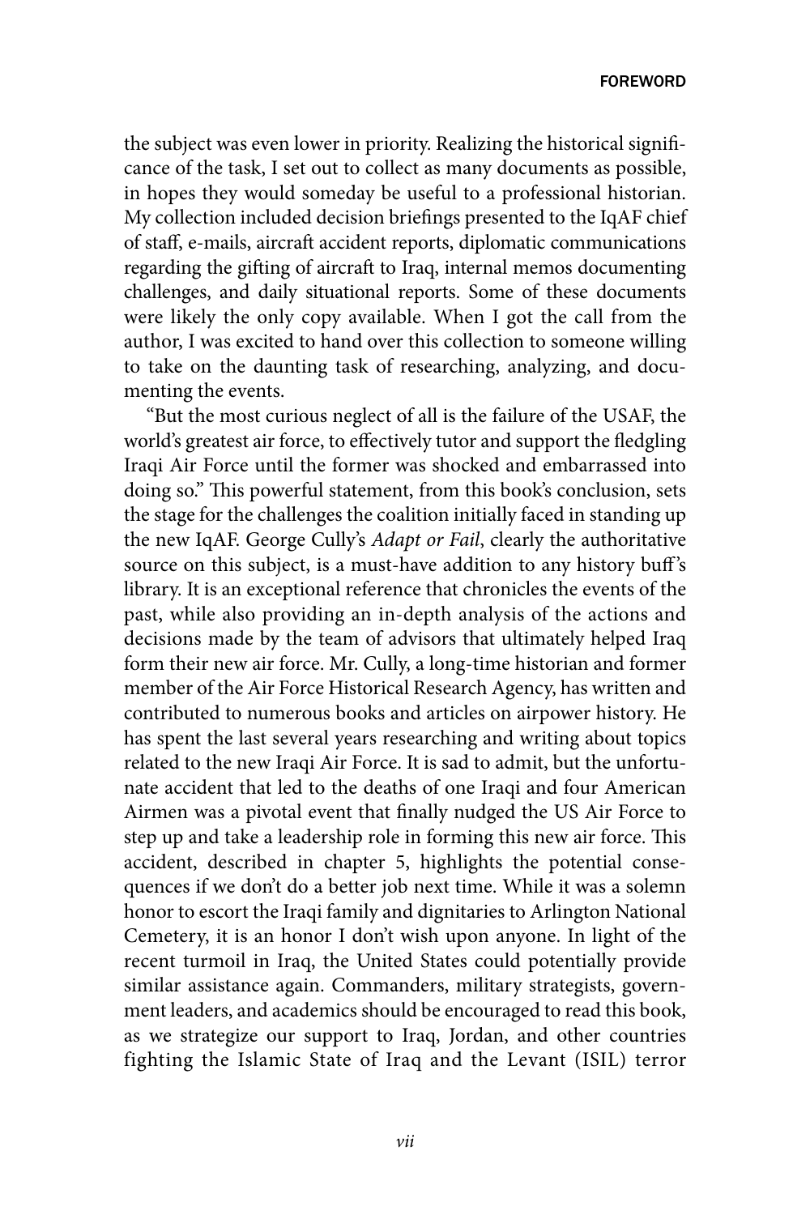the subject was even lower in priority. Realizing the historical significance of the task, I set out to collect as many documents as possible, in hopes they would someday be useful to a professional historian. My collection included decision briefings presented to the IqAF chief of staff, e-mails, aircraft accident reports, diplomatic communications regarding the gifting of aircraft to Iraq, internal memos documenting challenges, and daily situational reports. Some of these documents were likely the only copy available. When I got the call from the author, I was excited to hand over this collection to someone willing to take on the daunting task of researching, analyzing, and documenting the events.

"But the most curious neglect of all is the failure of the USAF, the world's greatest air force, to effectively tutor and support the fledgling Iraqi Air Force until the former was shocked and embarrassed into doing so." This powerful statement, from this book's conclusion, sets the stage for the challenges the coalition initially faced in standing up the new IqAF. George Cully's *Adapt or Fail*, clearly the authoritative source on this subject, is a must-have addition to any history buff's library. It is an exceptional reference that chronicles the events of the past, while also providing an in-depth analysis of the actions and decisions made by the team of advisors that ultimately helped Iraq form their new air force. Mr. Cully, a long-time historian and former member of the Air Force Historical Research Agency, has written and contributed to numerous books and articles on airpower history. He has spent the last several years researching and writing about topics related to the new Iraqi Air Force. It is sad to admit, but the unfortunate accident that led to the deaths of one Iraqi and four American Airmen was a pivotal event that finally nudged the US Air Force to step up and take a leadership role in forming this new air force. This accident, described in chapter 5, highlights the potential consequences if we don't do a better job next time. While it was a solemn honor to escort the Iraqi family and dignitaries to Arlington National Cemetery, it is an honor I don't wish upon anyone. In light of the recent turmoil in Iraq, the United States could potentially provide similar assistance again. Commanders, military strategists, government leaders, and academics should be encouraged to read this book, as we strategize our support to Iraq, Jordan, and other countries fighting the Islamic State of Iraq and the Levant (ISIL) terror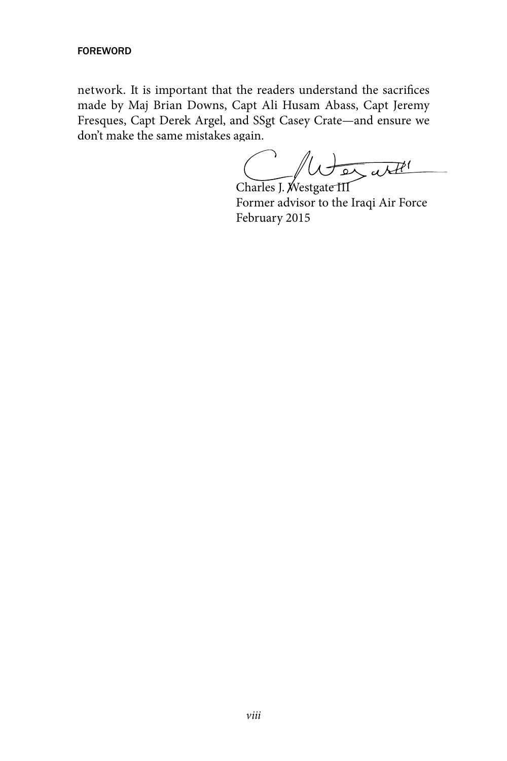network. It is important that the readers understand the sacrifices made by Maj Brian Downs, Capt Ali Husam Abass, Capt Jeremy Fresques, Capt Derek Argel, and SSgt Casey Crate—and ensure we don't make the same mistakes again.

Charles J. Westgate III
Former advisor to the Iraqi Air Force
February 2015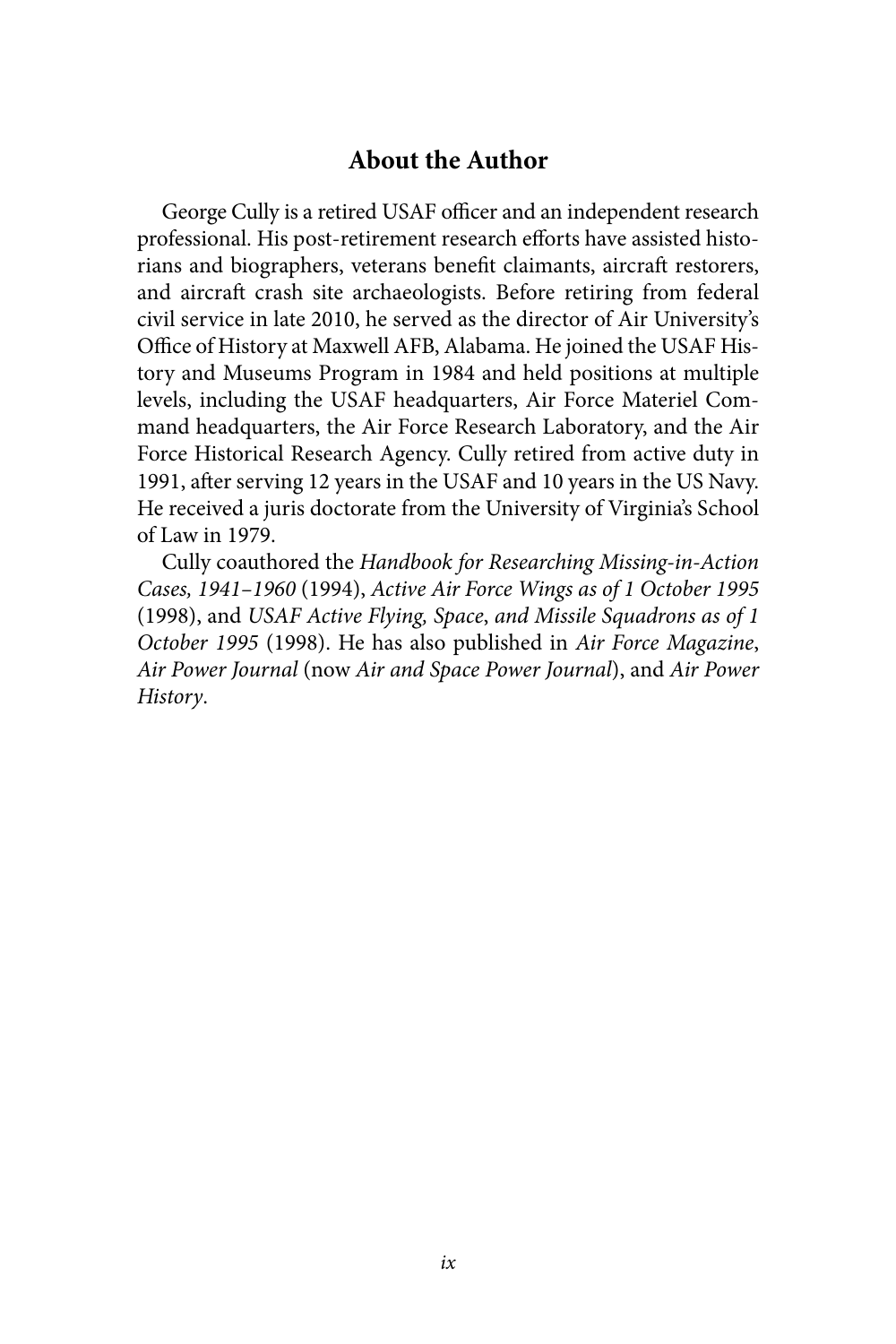## About the Author

George Cully is a retired USAF officer and an independent research professional. His post-retirement research efforts have assisted historians and biographers, veterans benefit claimants, aircraft restorers, and aircraft crash site archaeologists. Before retiring from federal civil service in late 2010, he served as the director of Air University's Office of History at Maxwell AFB, Alabama. He joined the USAF History and Museums Program in 1984 and held positions at multiple levels, including the USAF headquarters, Air Force Materiel Command headquarters, the Air Force Research Laboratory, and the Air Force Historical Research Agency. Cully retired from active duty in 1991, after serving 12 years in the USAF and 10 years in the US Navy. He received a juris doctorate from the University of Virginia's School of Law in 1979.

Cully coauthored the *Handbook for Researching Missing-in-Action Cases, 1941–1960* (1994), *Active Air Force Wings as of 1 October 1995* (1998), and *USAF Active Flying, Space, and Missile Squadrons as of 1 October 1995* (1998). He has also published in *Air Force Magazine*, *Air Power Journal* (now *Air and Space Power Journal*), and *Air Power History*.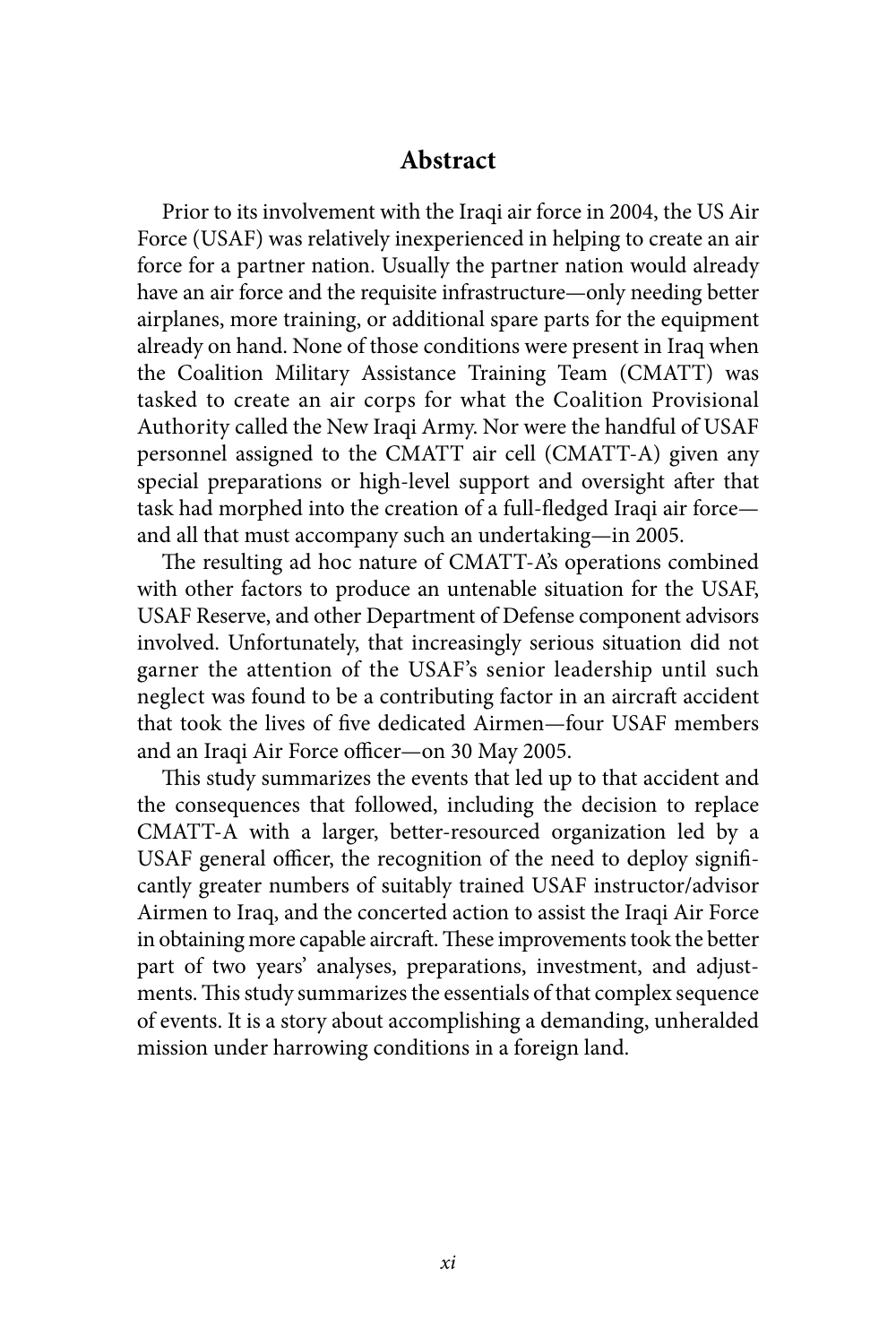## Abstract

Prior to its involvement with the Iraqi air force in 2004, the US Air Force (USAF) was relatively inexperienced in helping to create an air force for a partner nation. Usually the partner nation would already have an air force and the requisite infrastructure—only needing better airplanes, more training, or additional spare parts for the equipment already on hand. None of those conditions were present in Iraq when the Coalition Military Assistance Training Team (CMATT) was tasked to create an air corps for what the Coalition Provisional Authority called the New Iraqi Army. Nor were the handful of USAF personnel assigned to the CMATT air cell (CMATT-A) given any special preparations or high-level support and oversight after that task had morphed into the creation of a full-fledged Iraqi air force—and all that must accompany such an undertaking—in 2005.

The resulting ad hoc nature of CMATT-A's operations combined with other factors to produce an untenable situation for the USAF, USAF Reserve, and other Department of Defense component advisors involved. Unfortunately, that increasingly serious situation did not garner the attention of the USAF's senior leadership until such neglect was found to be a contributing factor in an aircraft accident that took the lives of five dedicated Airmen—four USAF members and an Iraqi Air Force officer—on 30 May 2005.

This study summarizes the events that led up to that accident and the consequences that followed, including the decision to replace CMATT-A with a larger, better-resourced organization led by a USAF general officer, the recognition of the need to deploy significantly greater numbers of suitably trained USAF instructor/advisor Airmen to Iraq, and the concerted action to assist the Iraqi Air Force in obtaining more capable aircraft. These improvements took the better part of two years' analyses, preparations, investment, and adjustments. This study summarizes the essentials of that complex sequence of events. It is a story about accomplishing a demanding, unheralded mission under harrowing conditions in a foreign land.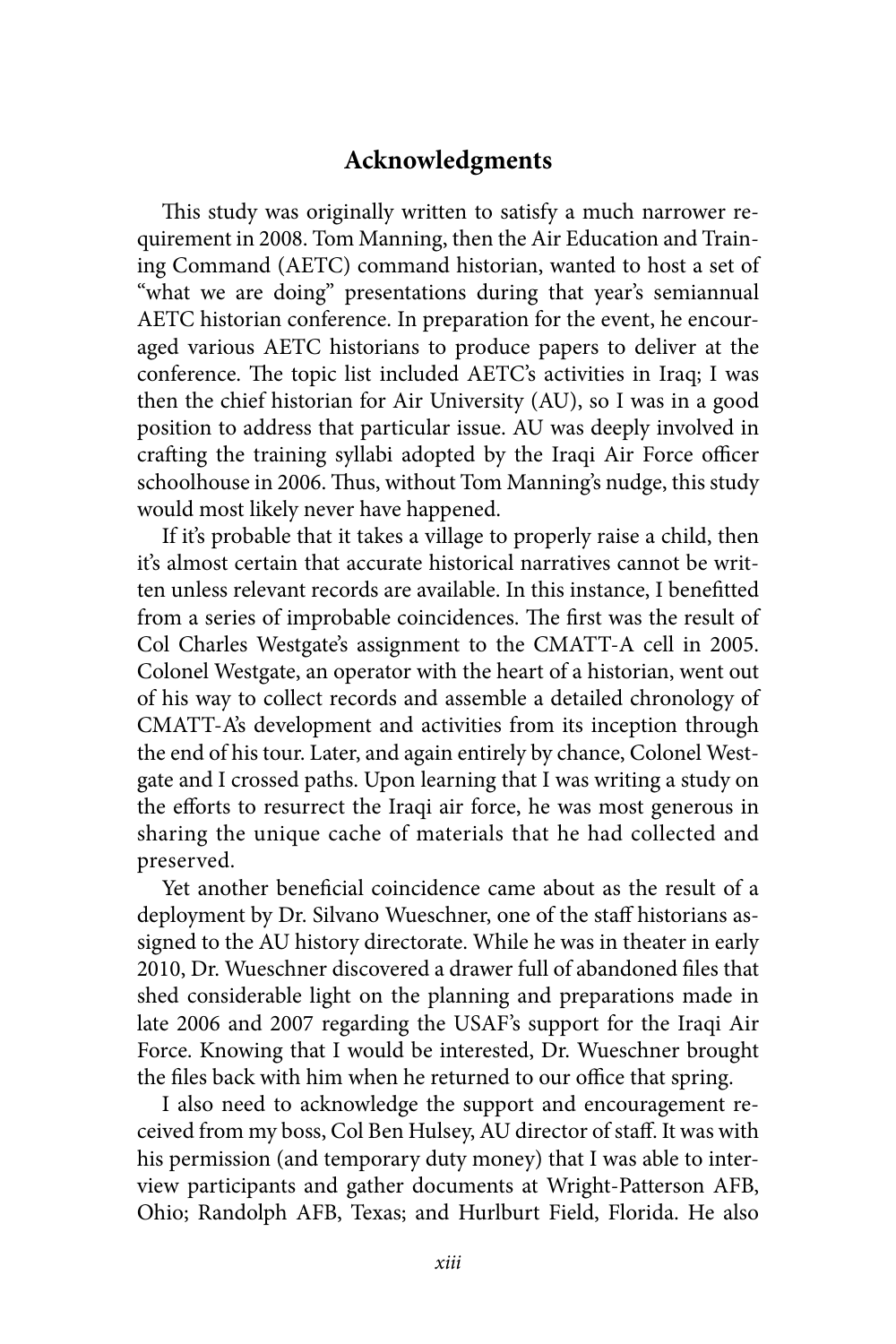## Acknowledgments

This study was originally written to satisfy a much narrower requirement in 2008. Tom Manning, then the Air Education and Training Command (AETC) command historian, wanted to host a set of "what we are doing" presentations during that year's semiannual AETC historian conference. In preparation for the event, he encouraged various AETC historians to produce papers to deliver at the conference. The topic list included AETC's activities in Iraq; I was then the chief historian for Air University (AU), so I was in a good position to address that particular issue. AU was deeply involved in crafting the training syllabi adopted by the Iraqi Air Force officer schoolhouse in 2006. Thus, without Tom Manning's nudge, this study would most likely never have happened.

If it's probable that it takes a village to properly raise a child, then it's almost certain that accurate historical narratives cannot be written unless relevant records are available. In this instance, I benefitted from a series of improbable coincidences. The first was the result of Col Charles Westgate's assignment to the CMATT-A cell in 2005. Colonel Westgate, an operator with the heart of a historian, went out of his way to collect records and assemble a detailed chronology of CMATT-A's development and activities from its inception through the end of his tour. Later, and again entirely by chance, Colonel Westgate and I crossed paths. Upon learning that I was writing a study on the efforts to resurrect the Iraqi air force, he was most generous in sharing the unique cache of materials that he had collected and preserved.

Yet another beneficial coincidence came about as the result of a deployment by Dr. Silvano Wueschner, one of the staff historians assigned to the AU history directorate. While he was in theater in early 2010, Dr. Wueschner discovered a drawer full of abandoned files that shed considerable light on the planning and preparations made in late 2006 and 2007 regarding the USAF's support for the Iraqi Air Force. Knowing that I would be interested, Dr. Wueschner brought the files back with him when he returned to our office that spring.

I also need to acknowledge the support and encouragement received from my boss, Col Ben Hulsey, AU director of staff. It was with his permission (and temporary duty money) that I was able to interview participants and gather documents at Wright-Patterson AFB, Ohio; Randolph AFB, Texas; and Hurlburt Field, Florida. He also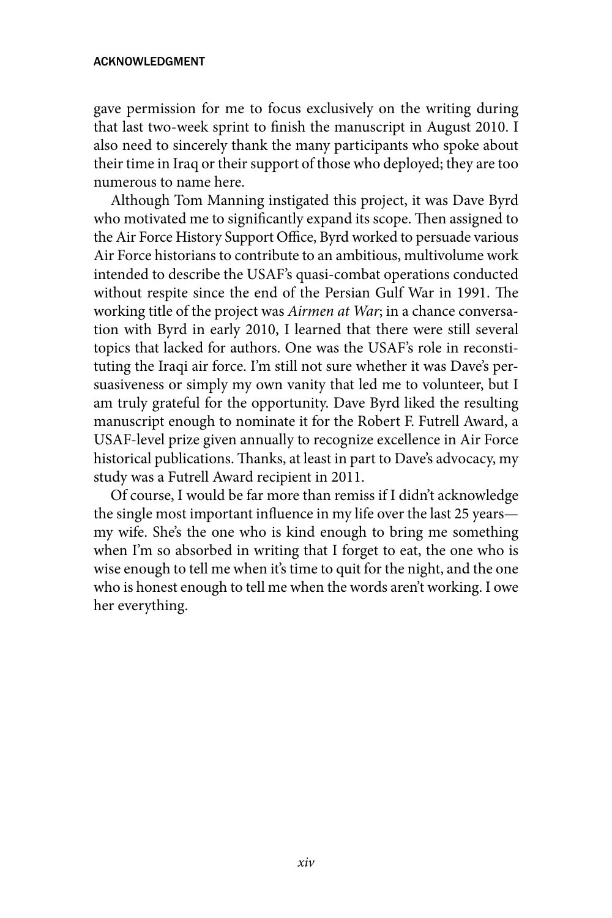gave permission for me to focus exclusively on the writing during that last two-week sprint to finish the manuscript in August 2010. I also need to sincerely thank the many participants who spoke about their time in Iraq or their support of those who deployed; they are too numerous to name here.

Although Tom Manning instigated this project, it was Dave Byrd who motivated me to significantly expand its scope. Then assigned to the Air Force History Support Office, Byrd worked to persuade various Air Force historians to contribute to an ambitious, multivolume work intended to describe the USAF's quasi-combat operations conducted without respite since the end of the Persian Gulf War in 1991. The working title of the project was *Airmen at War*; in a chance conversation with Byrd in early 2010, I learned that there were still several topics that lacked for authors. One was the USAF's role in reconstituting the Iraqi air force. I'm still not sure whether it was Dave's persuasiveness or simply my own vanity that led me to volunteer, but I am truly grateful for the opportunity. Dave Byrd liked the resulting manuscript enough to nominate it for the Robert F. Futrell Award, a USAF-level prize given annually to recognize excellence in Air Force historical publications. Thanks, at least in part to Dave's advocacy, my study was a Futrell Award recipient in 2011.

Of course, I would be far more than remiss if I didn't acknowledge the single most important influence in my life over the last 25 years—my wife. She's the one who is kind enough to bring me something when I'm so absorbed in writing that I forget to eat, the one who is wise enough to tell me when it's time to quit for the night, and the one who is honest enough to tell me when the words aren't working. I owe her everything.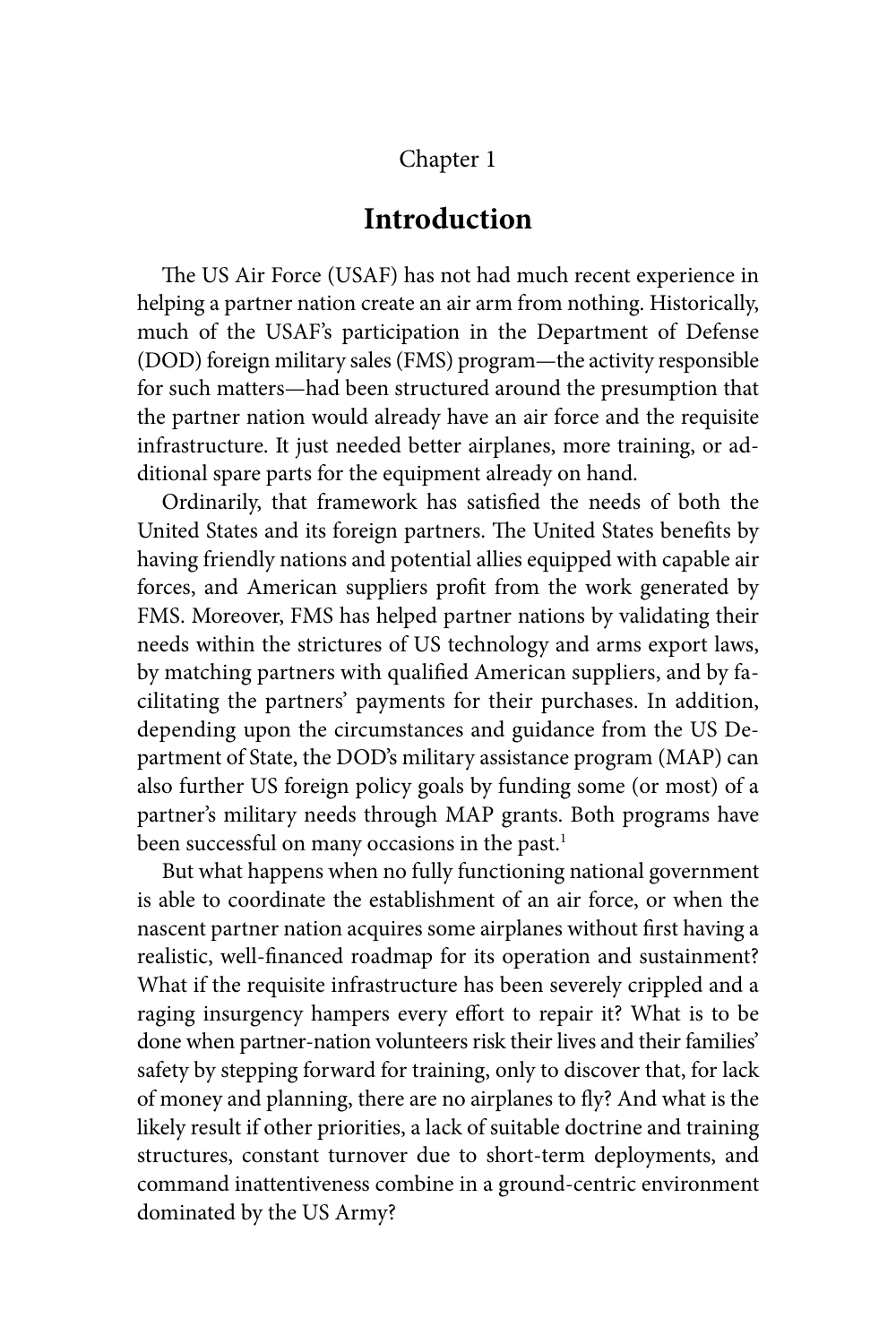Chapter 1

# Introduction

The US Air Force (USAF) has not had much recent experience in helping a partner nation create an air arm from nothing. Historically, much of the USAF's participation in the Department of Defense (DOD) foreign military sales (FMS) program—the activity responsible for such matters—had been structured around the presumption that the partner nation would already have an air force and the requisite infrastructure. It just needed better airplanes, more training, or additional spare parts for the equipment already on hand.

Ordinarily, that framework has satisfied the needs of both the United States and its foreign partners. The United States benefits by having friendly nations and potential allies equipped with capable air forces, and American suppliers profit from the work generated by FMS. Moreover, FMS has helped partner nations by validating their needs within the strictures of US technology and arms export laws, by matching partners with qualified American suppliers, and by facilitating the partners' payments for their purchases. In addition, depending upon the circumstances and guidance from the US Department of State, the DOD's military assistance program (MAP) can also further US foreign policy goals by funding some (or most) of a partner's military needs through MAP grants. Both programs have been successful on many occasions in the past.[1]

But what happens when no fully functioning national government is able to coordinate the establishment of an air force, or when the nascent partner nation acquires some airplanes without first having a realistic, well-financed roadmap for its operation and sustainment? What if the requisite infrastructure has been severely crippled and a raging insurgency hampers every effort to repair it? What is to be done when partner-nation volunteers risk their lives and their families' safety by stepping forward for training, only to discover that, for lack of money and planning, there are no airplanes to fly? And what is the likely result if other priorities, a lack of suitable doctrine and training structures, constant turnover due to short-term deployments, and command inattentiveness combine in a ground-centric environment dominated by the US Army?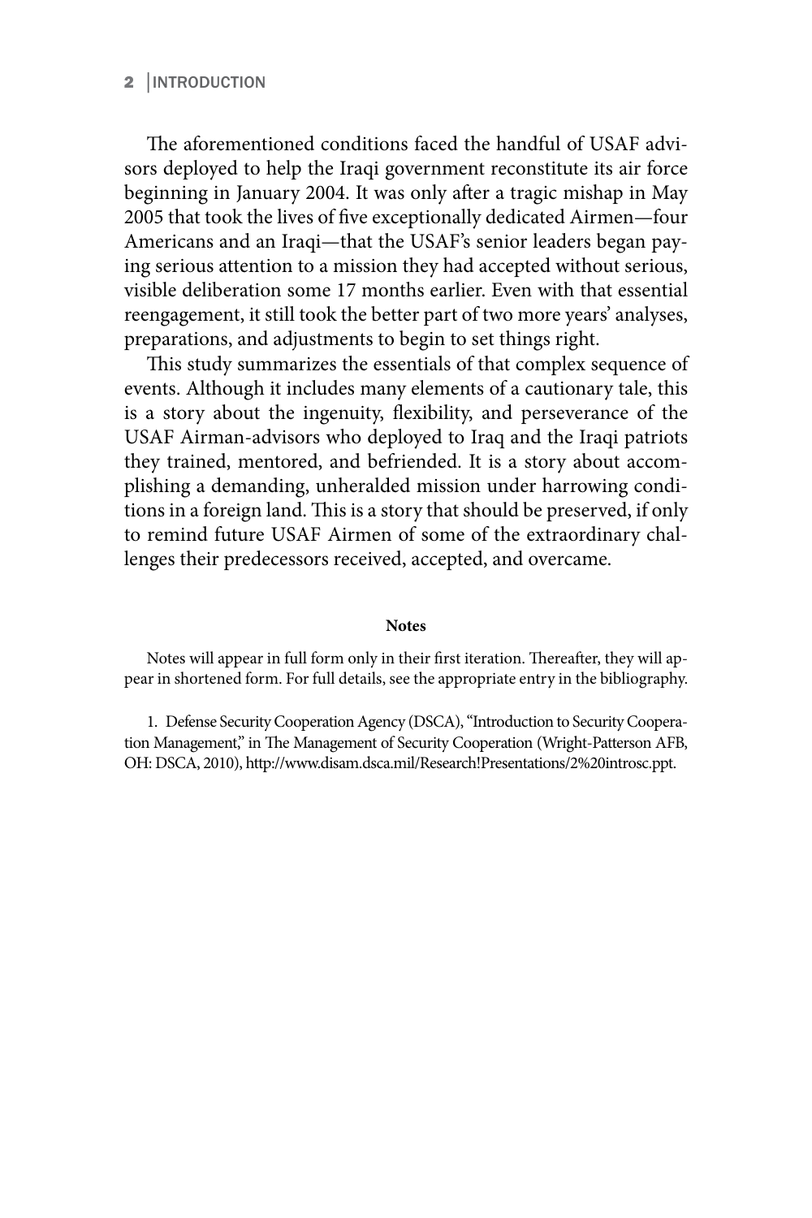The aforementioned conditions faced the handful of USAF advisors deployed to help the Iraqi government reconstitute its air force beginning in January 2004. It was only after a tragic mishap in May 2005 that took the lives of five exceptionally dedicated Airmen—four Americans and an Iraqi—that the USAF's senior leaders began paying serious attention to a mission they had accepted without serious, visible deliberation some 17 months earlier. Even with that essential reengagement, it still took the better part of two more years' analyses, preparations, and adjustments to begin to set things right.

This study summarizes the essentials of that complex sequence of events. Although it includes many elements of a cautionary tale, this is a story about the ingenuity, flexibility, and perseverance of the USAF Airman-advisors who deployed to Iraq and the Iraqi patriots they trained, mentored, and befriended. It is a story about accomplishing a demanding, unheralded mission under harrowing conditions in a foreign land. This is a story that should be preserved, if only to remind future USAF Airmen of some of the extraordinary challenges their predecessors received, accepted, and overcame.

**Notes**

Notes will appear in full form only in their first iteration. Thereafter, they will appear in shortened form. For full details, see the appropriate entry in the bibliography.

1. Defense Security Cooperation Agency (DSCA), "Introduction to Security Cooperation Management," in The Management of Security Cooperation (Wright-Patterson AFB, OH: DSCA, 2010), http://www.disam.dsca.mil/Research!Presentations/2%20introsc.ppt.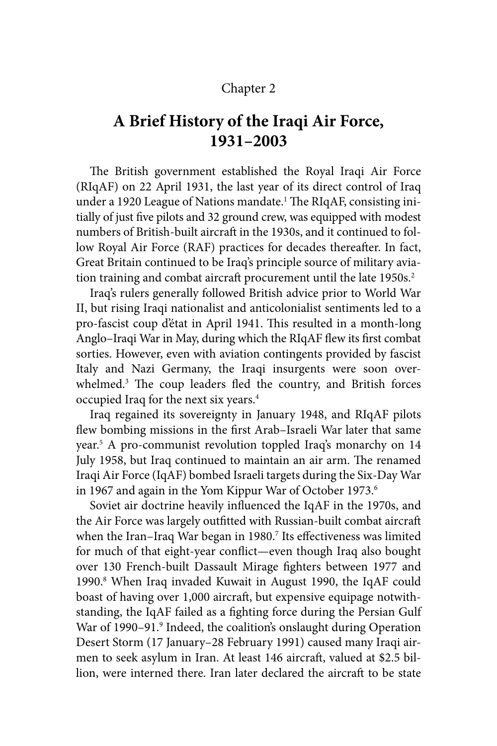Chapter 2

# A Brief History of the Iraqi Air Force, 1931–2003

The British government established the Royal Iraqi Air Force (RIqAF) on 22 April 1931, the last year of its direct control of Iraq under a 1920 League of Nations mandate.[1] The RIqAF, consisting initially of just five pilots and 32 ground crew, was equipped with modest numbers of British-built aircraft in the 1930s, and it continued to follow Royal Air Force (RAF) practices for decades thereafter. In fact, Great Britain continued to be Iraq's principle source of military aviation training and combat aircraft procurement until the late 1950s.[2]

Iraq's rulers generally followed British advice prior to World War II, but rising Iraqi nationalist and anticolonialist sentiments led to a pro-fascist coup d'état in April 1941. This resulted in a month-long Anglo–Iraqi War in May, during which the RIqAF flew its first combat sorties. However, even with aviation contingents provided by fascist Italy and Nazi Germany, the Iraqi insurgents were soon overwhelmed.[3] The coup leaders fled the country, and British forces occupied Iraq for the next six years.[4]

Iraq regained its sovereignty in January 1948, and RIqAF pilots flew bombing missions in the first Arab–Israeli War later that same year.[5] A pro-communist revolution toppled Iraq's monarchy on 14 July 1958, but Iraq continued to maintain an air arm. The renamed Iraqi Air Force (IqAF) bombed Israeli targets during the Six-Day War in 1967 and again in the Yom Kippur War of October 1973.[6]

Soviet air doctrine heavily influenced the IqAF in the 1970s, and the Air Force was largely outfitted with Russian-built combat aircraft when the Iran–Iraq War began in 1980.[7] Its effectiveness was limited for much of that eight-year conflict—even though Iraq also bought over 130 French-built Dassault Mirage fighters between 1977 and 1990.[8] When Iraq invaded Kuwait in August 1990, the IqAF could boast of having over 1,000 aircraft, but expensive equipage notwithstanding, the IqAF failed as a fighting force during the Persian Gulf War of 1990–91.[9] Indeed, the coalition's onslaught during Operation Desert Storm (17 January–28 February 1991) caused many Iraqi airmen to seek asylum in Iran. At least 146 aircraft, valued at $2.5 billion, were interned there. Iran later declared the aircraft to be state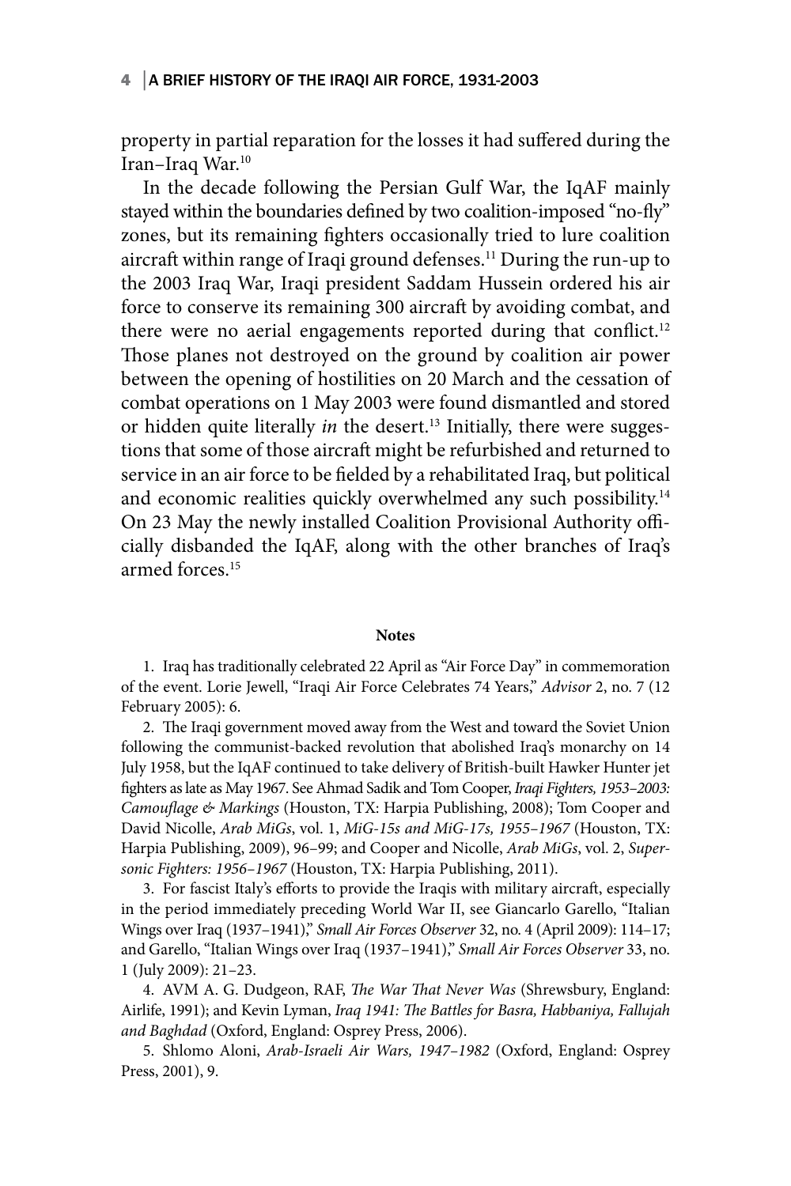property in partial reparation for the losses it had suffered during the Iran–Iraq War.[10]

In the decade following the Persian Gulf War, the IqAF mainly stayed within the boundaries defined by two coalition-imposed "no-fly" zones, but its remaining fighters occasionally tried to lure coalition aircraft within range of Iraqi ground defenses.[11] During the run-up to the 2003 Iraq War, Iraqi president Saddam Hussein ordered his air force to conserve its remaining 300 aircraft by avoiding combat, and there were no aerial engagements reported during that conflict.[12] Those planes not destroyed on the ground by coalition air power between the opening of hostilities on 20 March and the cessation of combat operations on 1 May 2003 were found dismantled and stored or hidden quite literally *in* the desert.[13] Initially, there were suggestions that some of those aircraft might be refurbished and returned to service in an air force to be fielded by a rehabilitated Iraq, but political and economic realities quickly overwhelmed any such possibility.[14] On 23 May the newly installed Coalition Provisional Authority officially disbanded the IqAF, along with the other branches of Iraq's armed forces.[15]

**Notes**

1. Iraq has traditionally celebrated 22 April as "Air Force Day" in commemoration of the event. Lorie Jewell, "Iraqi Air Force Celebrates 74 Years," *Advisor* 2, no. 7 (12 February 2005): 6.

2. The Iraqi government moved away from the West and toward the Soviet Union following the communist-backed revolution that abolished Iraq's monarchy on 14 July 1958, but the IqAF continued to take delivery of British-built Hawker Hunter jet fighters as late as May 1967. See Ahmad Sadik and Tom Cooper, *Iraqi Fighters, 1953–2003: Camouflage & Markings* (Houston, TX: Harpia Publishing, 2008); Tom Cooper and David Nicolle, *Arab MiGs*, vol. 1, *MiG-15s and MiG-17s, 1955–1967* (Houston, TX: Harpia Publishing, 2009), 96–99; and Cooper and Nicolle, *Arab MiGs*, vol. 2, *Supersonic Fighters: 1956–1967* (Houston, TX: Harpia Publishing, 2011).

3. For fascist Italy's efforts to provide the Iraqis with military aircraft, especially in the period immediately preceding World War II, see Giancarlo Garello, "Italian Wings over Iraq (1937–1941)," *Small Air Forces Observer* 32, no. 4 (April 2009): 114–17; and Garello, "Italian Wings over Iraq (1937–1941)," *Small Air Forces Observer* 33, no. 1 (July 2009): 21–23.

4. AVM A. G. Dudgeon, RAF, *The War That Never Was* (Shrewsbury, England: Airlife, 1991); and Kevin Lyman, *Iraq 1941: The Battles for Basra, Habbaniya, Fallujah and Baghdad* (Oxford, England: Osprey Press, 2006).

5. Shlomo Aloni, *Arab-Israeli Air Wars, 1947–1982* (Oxford, England: Osprey Press, 2001), 9.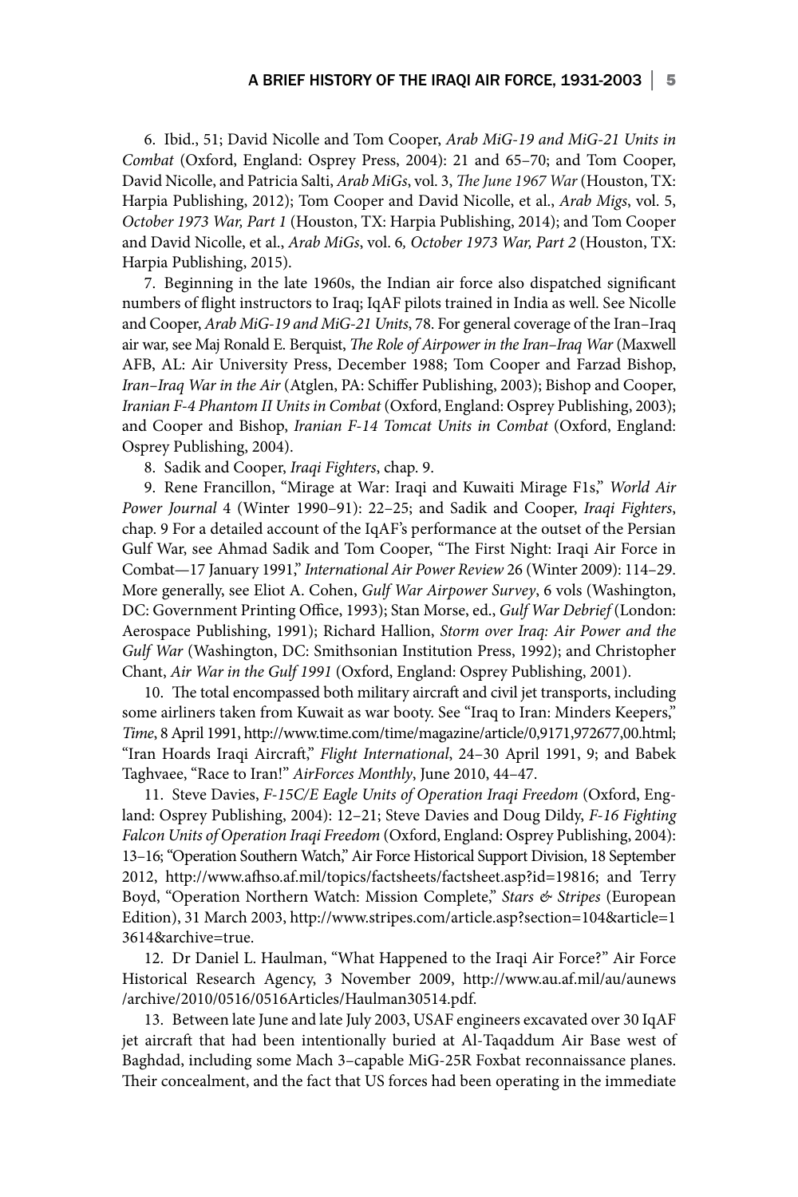6. Ibid., 51; David Nicolle and Tom Cooper, *Arab MiG-19 and MiG-21 Units in Combat* (Oxford, England: Osprey Press, 2004): 21 and 65–70; and Tom Cooper, David Nicolle, and Patricia Salti, *Arab MiGs*, vol. 3, *The June 1967 War* (Houston, TX: Harpia Publishing, 2012); Tom Cooper and David Nicolle, et al., *Arab Migs*, vol. 5, *October 1973 War, Part 1* (Houston, TX: Harpia Publishing, 2014); and Tom Cooper and David Nicolle, et al., *Arab MiGs*, vol. 6*, October 1973 War, Part 2* (Houston, TX: Harpia Publishing, 2015).

7. Beginning in the late 1960s, the Indian air force also dispatched significant numbers of flight instructors to Iraq; IqAF pilots trained in India as well. See Nicolle and Cooper, *Arab MiG-19 and MiG-21 Units*, 78. For general coverage of the Iran–Iraq air war, see Maj Ronald E. Berquist, *The Role of Airpower in the Iran–Iraq War* (Maxwell AFB, AL: Air University Press, December 1988; Tom Cooper and Farzad Bishop, *Iran–Iraq War in the Air* (Atglen, PA: Schiffer Publishing, 2003); Bishop and Cooper, *Iranian F-4 Phantom II Units in Combat* (Oxford, England: Osprey Publishing, 2003); and Cooper and Bishop, *Iranian F-14 Tomcat Units in Combat* (Oxford, England: Osprey Publishing, 2004).

8. Sadik and Cooper, *Iraqi Fighters*, chap. 9.

9. Rene Francillon, "Mirage at War: Iraqi and Kuwaiti Mirage F1s," *World Air Power Journal* 4 (Winter 1990–91): 22–25; and Sadik and Cooper, *Iraqi Fighters*, chap. 9 For a detailed account of the IqAF's performance at the outset of the Persian Gulf War, see Ahmad Sadik and Tom Cooper, "The First Night: Iraqi Air Force in Combat—17 January 1991," *International Air Power Review* 26 (Winter 2009): 114–29. More generally, see Eliot A. Cohen, *Gulf War Airpower Survey*, 6 vols (Washington, DC: Government Printing Office, 1993); Stan Morse, ed., *Gulf War Debrief* (London: Aerospace Publishing, 1991); Richard Hallion, *Storm over Iraq: Air Power and the Gulf War* (Washington, DC: Smithsonian Institution Press, 1992); and Christopher Chant, *Air War in the Gulf 1991* (Oxford, England: Osprey Publishing, 2001).

10. The total encompassed both military aircraft and civil jet transports, including some airliners taken from Kuwait as war booty. See "Iraq to Iran: Minders Keepers," *Time*, 8 April 1991, http://www.time.com/time/magazine/article/0,9171,972677,00.html; "Iran Hoards Iraqi Aircraft," *Flight International*, 24–30 April 1991, 9; and Babek Taghvaee, "Race to Iran!" *AirForces Monthly*, June 2010, 44–47.

11. Steve Davies, *F-15C/E Eagle Units of Operation Iraqi Freedom* (Oxford, England: Osprey Publishing, 2004): 12–21; Steve Davies and Doug Dildy, *F-16 Fighting Falcon Units of Operation Iraqi Freedom* (Oxford, England: Osprey Publishing, 2004): 13–16; "Operation Southern Watch," Air Force Historical Support Division, 18 September 2012, http://www.afhso.af.mil/topics/factsheets/factsheet.asp?id=19816; and Terry Boyd, "Operation Northern Watch: Mission Complete," *Stars & Stripes* (European Edition), 31 March 2003, http://www.stripes.com/article.asp?section=104&article=13614&archive=true.

12. Dr Daniel L. Haulman, "What Happened to the Iraqi Air Force?" Air Force Historical Research Agency, 3 November 2009, http://www.au.af.mil/au/aunews/archive/2010/0516/0516Articles/Haulman30514.pdf.

13. Between late June and late July 2003, USAF engineers excavated over 30 IqAF jet aircraft that had been intentionally buried at Al-Taqaddum Air Base west of Baghdad, including some Mach 3–capable MiG-25R Foxbat reconnaissance planes. Their concealment, and the fact that US forces had been operating in the immediate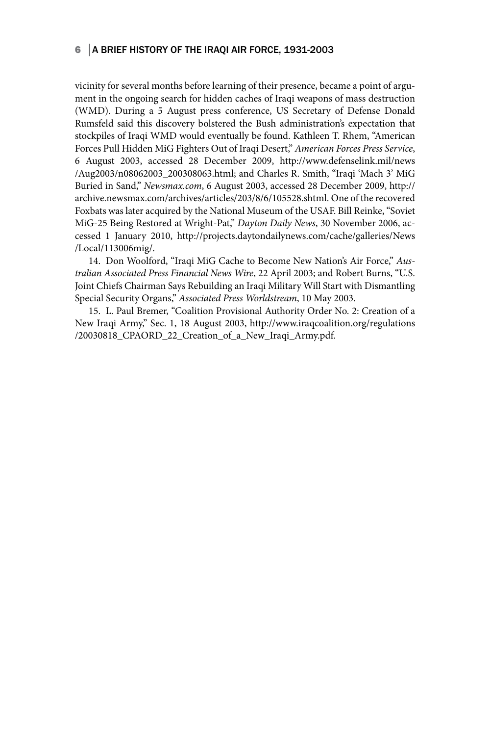vicinity for several months before learning of their presence, became a point of argument in the ongoing search for hidden caches of Iraqi weapons of mass destruction (WMD). During a 5 August press conference, US Secretary of Defense Donald Rumsfeld said this discovery bolstered the Bush administration's expectation that stockpiles of Iraqi WMD would eventually be found. Kathleen T. Rhem, "American Forces Pull Hidden MiG Fighters Out of Iraqi Desert," *American Forces Press Service*, 6 August 2003, accessed 28 December 2009, http://www.defenselink.mil/news/Aug2003/n08062003_200308063.html; and Charles R. Smith, "Iraqi 'Mach 3' MiG Buried in Sand," *Newsmax.com*, 6 August 2003, accessed 28 December 2009, http://archive.newsmax.com/archives/articles/203/8/6/105528.shtml. One of the recovered Foxbats was later acquired by the National Museum of the USAF. Bill Reinke, "Soviet MiG-25 Being Restored at Wright-Pat," *Dayton Daily News*, 30 November 2006, accessed 1 January 2010, http://projects.daytondailynews.com/cache/galleries/News/Local/113006mig/.

14. Don Woolford, "Iraqi MiG Cache to Become New Nation's Air Force," *Australian Associated Press Financial News Wire*, 22 April 2003; and Robert Burns, "U.S. Joint Chiefs Chairman Says Rebuilding an Iraqi Military Will Start with Dismantling Special Security Organs," *Associated Press Worldstream*, 10 May 2003.

15. L. Paul Bremer, "Coalition Provisional Authority Order No. 2: Creation of a New Iraqi Army," Sec. 1, 18 August 2003, http://www.iraqcoalition.org/regulations/20030818_CPAORD_22_Creation_of_a_New_Iraqi_Army.pdf.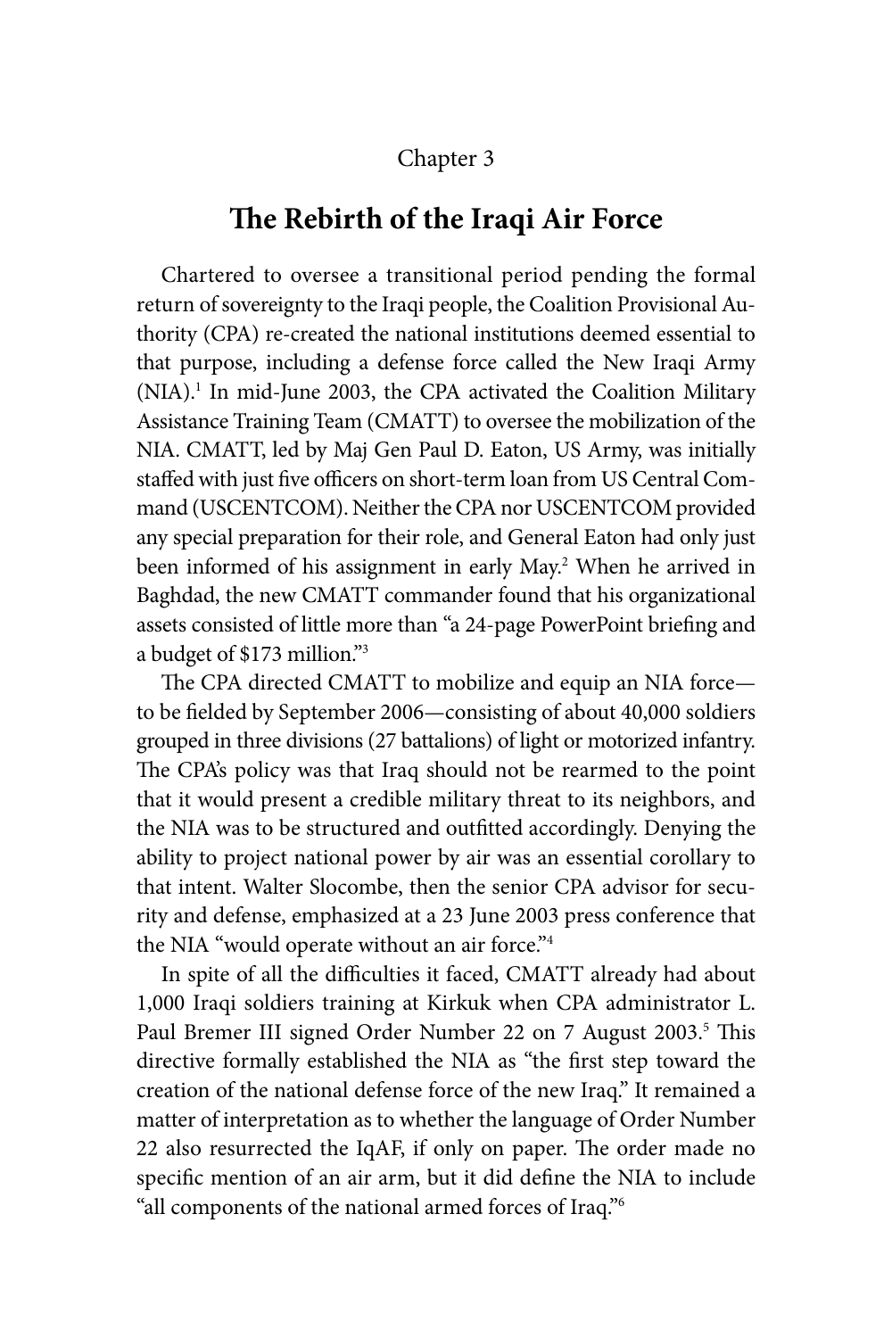Chapter 3

# The Rebirth of the Iraqi Air Force

Chartered to oversee a transitional period pending the formal return of sovereignty to the Iraqi people, the Coalition Provisional Authority (CPA) re-created the national institutions deemed essential to that purpose, including a defense force called the New Iraqi Army (NIA).[1] In mid-June 2003, the CPA activated the Coalition Military Assistance Training Team (CMATT) to oversee the mobilization of the NIA. CMATT, led by Maj Gen Paul D. Eaton, US Army, was initially staffed with just five officers on short-term loan from US Central Command (USCENTCOM). Neither the CPA nor USCENTCOM provided any special preparation for their role, and General Eaton had only just been informed of his assignment in early May.[2] When he arrived in Baghdad, the new CMATT commander found that his organizational assets consisted of little more than "a 24-page PowerPoint briefing and a budget of $173 million."[3]

The CPA directed CMATT to mobilize and equip an NIA force—to be fielded by September 2006—consisting of about 40,000 soldiers grouped in three divisions (27 battalions) of light or motorized infantry. The CPA's policy was that Iraq should not be rearmed to the point that it would present a credible military threat to its neighbors, and the NIA was to be structured and outfitted accordingly. Denying the ability to project national power by air was an essential corollary to that intent. Walter Slocombe, then the senior CPA advisor for security and defense, emphasized at a 23 June 2003 press conference that the NIA "would operate without an air force."[4]

In spite of all the difficulties it faced, CMATT already had about 1,000 Iraqi soldiers training at Kirkuk when CPA administrator L. Paul Bremer III signed Order Number 22 on 7 August 2003.[5] This directive formally established the NIA as "the first step toward the creation of the national defense force of the new Iraq." It remained a matter of interpretation as to whether the language of Order Number 22 also resurrected the IqAF, if only on paper. The order made no specific mention of an air arm, but it did define the NIA to include "all components of the national armed forces of Iraq."[6]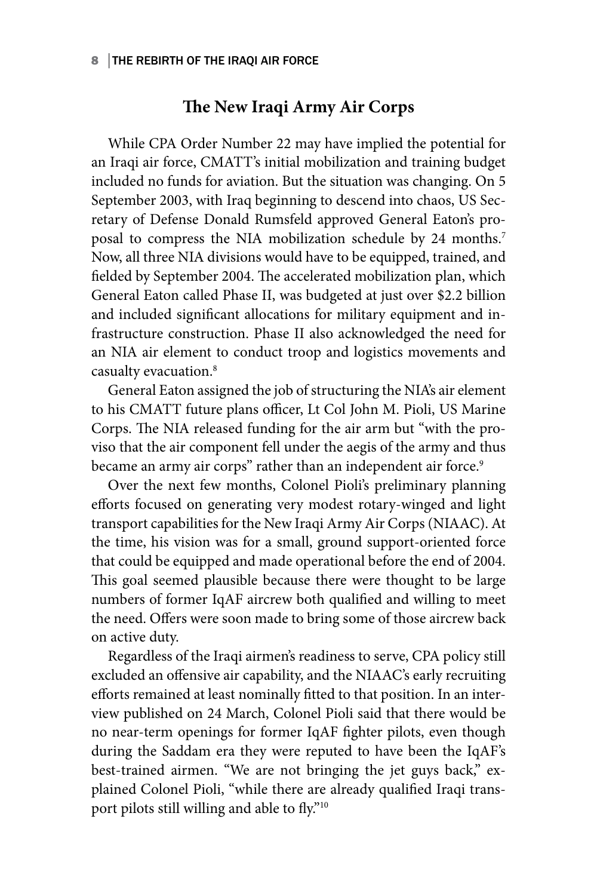## The New Iraqi Army Air Corps

While CPA Order Number 22 may have implied the potential for an Iraqi air force, CMATT's initial mobilization and training budget included no funds for aviation. But the situation was changing. On 5 September 2003, with Iraq beginning to descend into chaos, US Secretary of Defense Donald Rumsfeld approved General Eaton's proposal to compress the NIA mobilization schedule by 24 months.[7] Now, all three NIA divisions would have to be equipped, trained, and fielded by September 2004. The accelerated mobilization plan, which General Eaton called Phase II, was budgeted at just over $2.2 billion and included significant allocations for military equipment and infrastructure construction. Phase II also acknowledged the need for an NIA air element to conduct troop and logistics movements and casualty evacuation.[8]

General Eaton assigned the job of structuring the NIA's air element to his CMATT future plans officer, Lt Col John M. Pioli, US Marine Corps. The NIA released funding for the air arm but "with the proviso that the air component fell under the aegis of the army and thus became an army air corps" rather than an independent air force.[9]

Over the next few months, Colonel Pioli's preliminary planning efforts focused on generating very modest rotary-winged and light transport capabilities for the New Iraqi Army Air Corps (NIAAC). At the time, his vision was for a small, ground support-oriented force that could be equipped and made operational before the end of 2004. This goal seemed plausible because there were thought to be large numbers of former IqAF aircrew both qualified and willing to meet the need. Offers were soon made to bring some of those aircrew back on active duty.

Regardless of the Iraqi airmen's readiness to serve, CPA policy still excluded an offensive air capability, and the NIAAC's early recruiting efforts remained at least nominally fitted to that position. In an interview published on 24 March, Colonel Pioli said that there would be no near-term openings for former IqAF fighter pilots, even though during the Saddam era they were reputed to have been the IqAF's best-trained airmen. "We are not bringing the jet guys back," explained Colonel Pioli, "while there are already qualified Iraqi transport pilots still willing and able to fly."[10]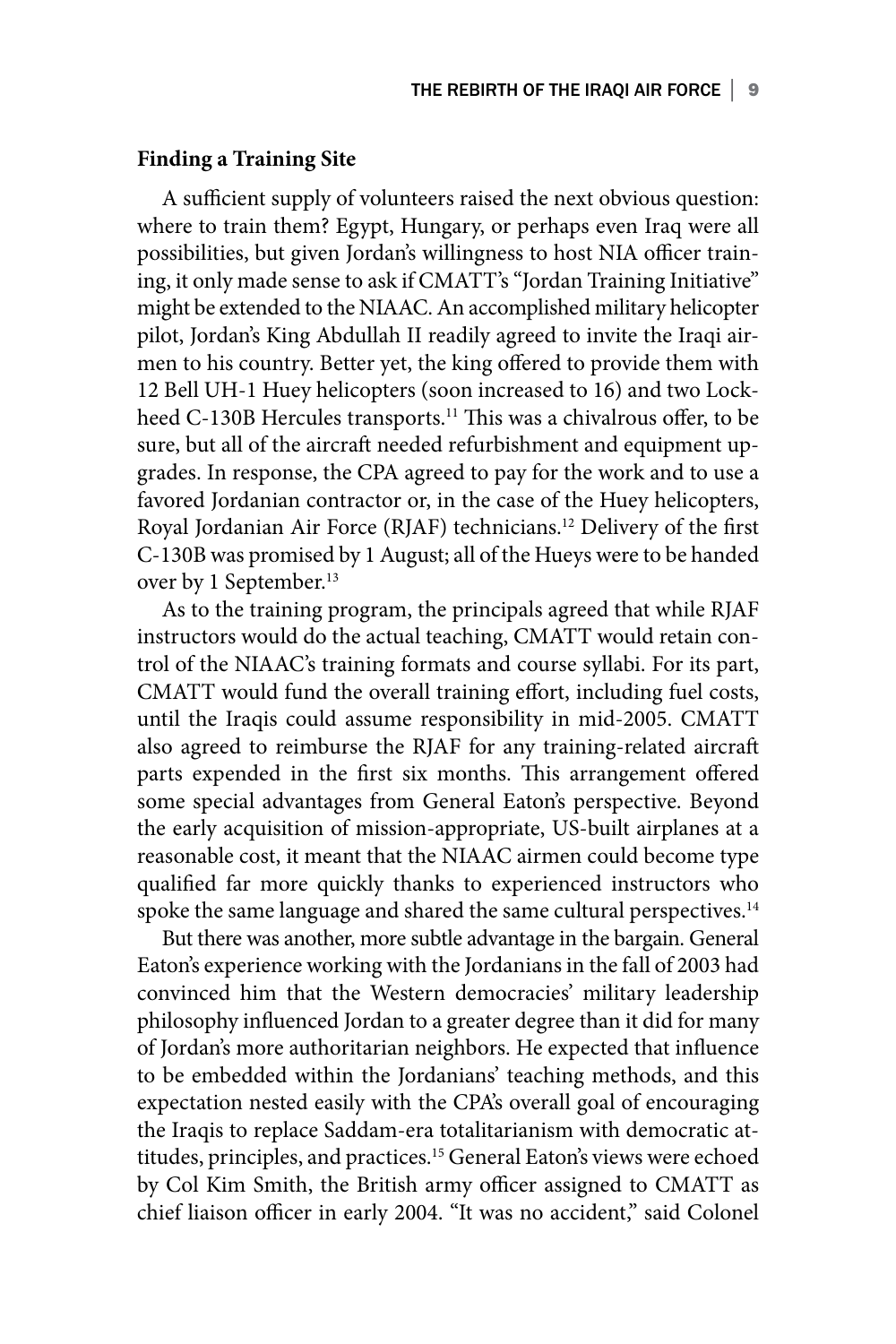### Finding a Training Site

A sufficient supply of volunteers raised the next obvious question: where to train them? Egypt, Hungary, or perhaps even Iraq were all possibilities, but given Jordan's willingness to host NIA officer training, it only made sense to ask if CMATT's "Jordan Training Initiative" might be extended to the NIAAC. An accomplished military helicopter pilot, Jordan's King Abdullah II readily agreed to invite the Iraqi airmen to his country. Better yet, the king offered to provide them with 12 Bell UH-1 Huey helicopters (soon increased to 16) and two Lockheed C-130B Hercules transports.[11] This was a chivalrous offer, to be sure, but all of the aircraft needed refurbishment and equipment upgrades. In response, the CPA agreed to pay for the work and to use a favored Jordanian contractor or, in the case of the Huey helicopters, Royal Jordanian Air Force (RJAF) technicians.[12] Delivery of the first C-130B was promised by 1 August; all of the Hueys were to be handed over by 1 September.[13]

As to the training program, the principals agreed that while RJAF instructors would do the actual teaching, CMATT would retain control of the NIAAC's training formats and course syllabi. For its part, CMATT would fund the overall training effort, including fuel costs, until the Iraqis could assume responsibility in mid-2005. CMATT also agreed to reimburse the RJAF for any training-related aircraft parts expended in the first six months. This arrangement offered some special advantages from General Eaton's perspective. Beyond the early acquisition of mission-appropriate, US-built airplanes at a reasonable cost, it meant that the NIAAC airmen could become type qualified far more quickly thanks to experienced instructors who spoke the same language and shared the same cultural perspectives.[14]

But there was another, more subtle advantage in the bargain. General Eaton's experience working with the Jordanians in the fall of 2003 had convinced him that the Western democracies' military leadership philosophy influenced Jordan to a greater degree than it did for many of Jordan's more authoritarian neighbors. He expected that influence to be embedded within the Jordanians' teaching methods, and this expectation nested easily with the CPA's overall goal of encouraging the Iraqis to replace Saddam-era totalitarianism with democratic attitudes, principles, and practices.[15] General Eaton's views were echoed by Col Kim Smith, the British army officer assigned to CMATT as chief liaison officer in early 2004. "It was no accident," said Colonel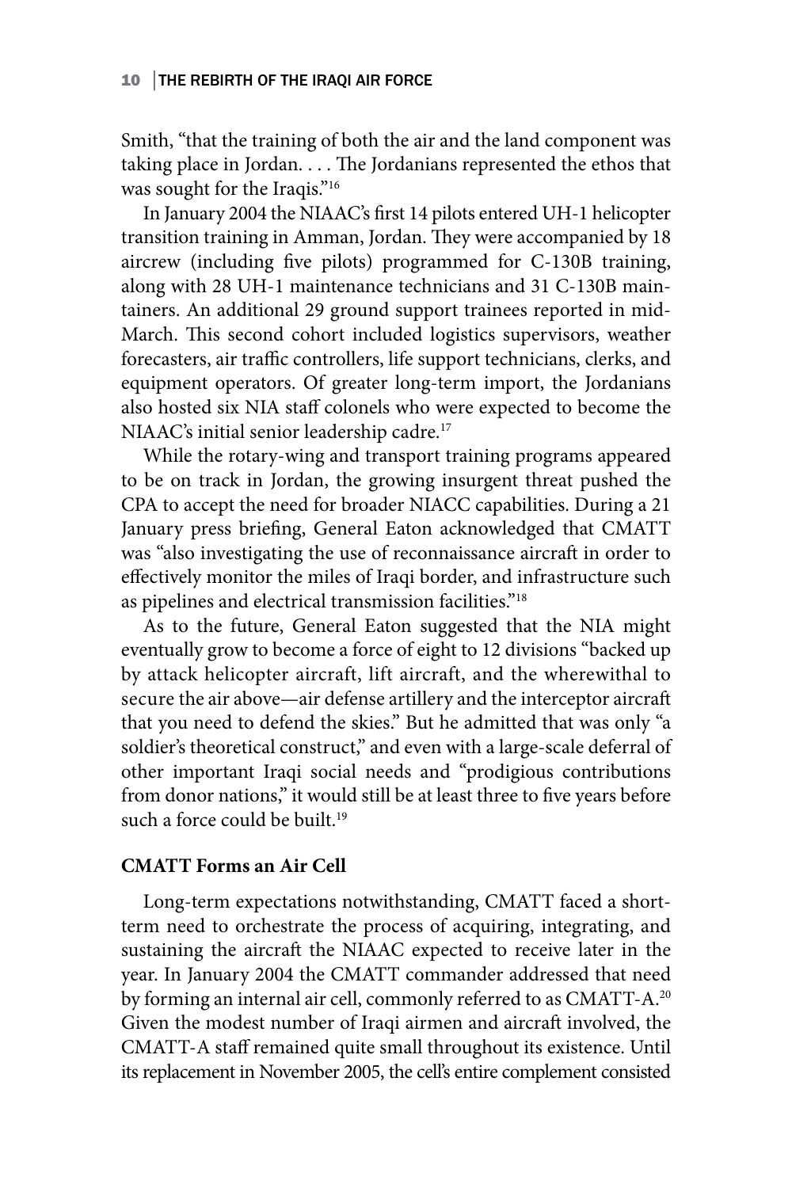Smith, "that the training of both the air and the land component was taking place in Jordan. . . . The Jordanians represented the ethos that was sought for the Iraqis."[16]

In January 2004 the NIAAC's first 14 pilots entered UH-1 helicopter transition training in Amman, Jordan. They were accompanied by 18 aircrew (including five pilots) programmed for C-130B training, along with 28 UH-1 maintenance technicians and 31 C-130B maintainers. An additional 29 ground support trainees reported in mid-March. This second cohort included logistics supervisors, weather forecasters, air traffic controllers, life support technicians, clerks, and equipment operators. Of greater long-term import, the Jordanians also hosted six NIA staff colonels who were expected to become the NIAAC's initial senior leadership cadre.[17]

While the rotary-wing and transport training programs appeared to be on track in Jordan, the growing insurgent threat pushed the CPA to accept the need for broader NIACC capabilities. During a 21 January press briefing, General Eaton acknowledged that CMATT was "also investigating the use of reconnaissance aircraft in order to effectively monitor the miles of Iraqi border, and infrastructure such as pipelines and electrical transmission facilities."[18]

As to the future, General Eaton suggested that the NIA might eventually grow to become a force of eight to 12 divisions "backed up by attack helicopter aircraft, lift aircraft, and the wherewithal to secure the air above—air defense artillery and the interceptor aircraft that you need to defend the skies." But he admitted that was only "a soldier's theoretical construct," and even with a large-scale deferral of other important Iraqi social needs and "prodigious contributions from donor nations," it would still be at least three to five years before such a force could be built.[19]

**CMATT Forms an Air Cell**

Long-term expectations notwithstanding, CMATT faced a short-term need to orchestrate the process of acquiring, integrating, and sustaining the aircraft the NIAAC expected to receive later in the year. In January 2004 the CMATT commander addressed that need by forming an internal air cell, commonly referred to as CMATT-A.[20] Given the modest number of Iraqi airmen and aircraft involved, the CMATT-A staff remained quite small throughout its existence. Until its replacement in November 2005, the cell's entire complement consisted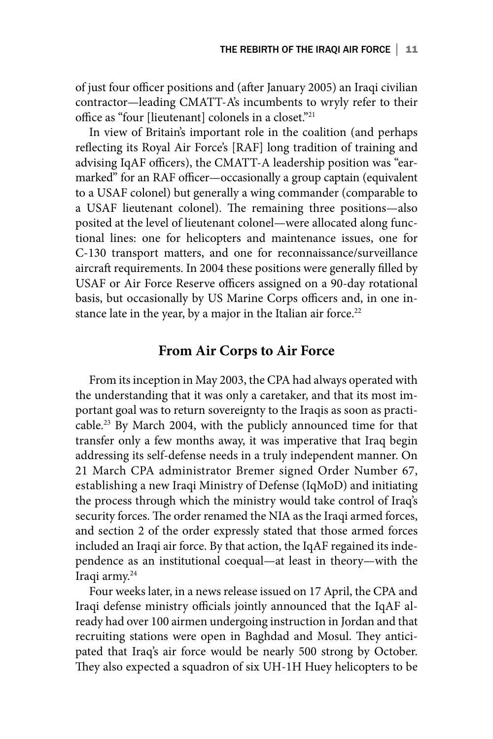of just four officer positions and (after January 2005) an Iraqi civilian contractor—leading CMATT-A's incumbents to wryly refer to their office as "four [lieutenant] colonels in a closet."[21]

In view of Britain's important role in the coalition (and perhaps reflecting its Royal Air Force's [RAF] long tradition of training and advising IqAF officers), the CMATT-A leadership position was "earmarked" for an RAF officer—occasionally a group captain (equivalent to a USAF colonel) but generally a wing commander (comparable to a USAF lieutenant colonel). The remaining three positions—also posited at the level of lieutenant colonel—were allocated along functional lines: one for helicopters and maintenance issues, one for C-130 transport matters, and one for reconnaissance/surveillance aircraft requirements. In 2004 these positions were generally filled by USAF or Air Force Reserve officers assigned on a 90-day rotational basis, but occasionally by US Marine Corps officers and, in one instance late in the year, by a major in the Italian air force.[22]

## From Air Corps to Air Force

From its inception in May 2003, the CPA had always operated with the understanding that it was only a caretaker, and that its most important goal was to return sovereignty to the Iraqis as soon as practicable.[23] By March 2004, with the publicly announced time for that transfer only a few months away, it was imperative that Iraq begin addressing its self-defense needs in a truly independent manner. On 21 March CPA administrator Bremer signed Order Number 67, establishing a new Iraqi Ministry of Defense (IqMoD) and initiating the process through which the ministry would take control of Iraq's security forces. The order renamed the NIA as the Iraqi armed forces, and section 2 of the order expressly stated that those armed forces included an Iraqi air force. By that action, the IqAF regained its independence as an institutional coequal—at least in theory—with the Iraqi army.[24]

Four weeks later, in a news release issued on 17 April, the CPA and Iraqi defense ministry officials jointly announced that the IqAF already had over 100 airmen undergoing instruction in Jordan and that recruiting stations were open in Baghdad and Mosul. They anticipated that Iraq's air force would be nearly 500 strong by October. They also expected a squadron of six UH-1H Huey helicopters to be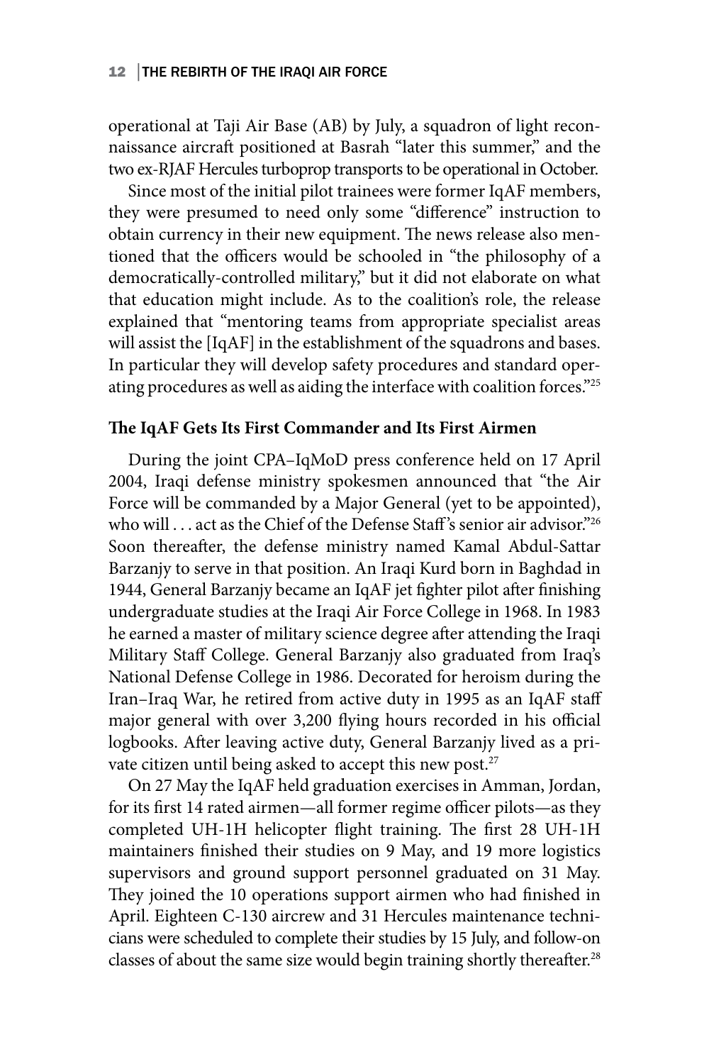operational at Taji Air Base (AB) by July, a squadron of light reconnaissance aircraft positioned at Basrah "later this summer," and the two ex-RJAF Hercules turboprop transports to be operational in October.

Since most of the initial pilot trainees were former IqAF members, they were presumed to need only some "difference" instruction to obtain currency in their new equipment. The news release also mentioned that the officers would be schooled in "the philosophy of a democratically-controlled military," but it did not elaborate on what that education might include. As to the coalition's role, the release explained that "mentoring teams from appropriate specialist areas will assist the [IqAF] in the establishment of the squadrons and bases. In particular they will develop safety procedures and standard operating procedures as well as aiding the interface with coalition forces."[25]

## The IqAF Gets Its First Commander and Its First Airmen

During the joint CPA–IqMoD press conference held on 17 April 2004, Iraqi defense ministry spokesmen announced that "the Air Force will be commanded by a Major General (yet to be appointed), who will . . . act as the Chief of the Defense Staff's senior air advisor."[26] Soon thereafter, the defense ministry named Kamal Abdul-Sattar Barzanjy to serve in that position. An Iraqi Kurd born in Baghdad in 1944, General Barzanjy became an IqAF jet fighter pilot after finishing undergraduate studies at the Iraqi Air Force College in 1968. In 1983 he earned a master of military science degree after attending the Iraqi Military Staff College. General Barzanjy also graduated from Iraq's National Defense College in 1986. Decorated for heroism during the Iran–Iraq War, he retired from active duty in 1995 as an IqAF staff major general with over 3,200 flying hours recorded in his official logbooks. After leaving active duty, General Barzanjy lived as a private citizen until being asked to accept this new post.[27]

On 27 May the IqAF held graduation exercises in Amman, Jordan, for its first 14 rated airmen—all former regime officer pilots—as they completed UH-1H helicopter flight training. The first 28 UH-1H maintainers finished their studies on 9 May, and 19 more logistics supervisors and ground support personnel graduated on 31 May. They joined the 10 operations support airmen who had finished in April. Eighteen C-130 aircrew and 31 Hercules maintenance technicians were scheduled to complete their studies by 15 July, and follow-on classes of about the same size would begin training shortly thereafter.[28]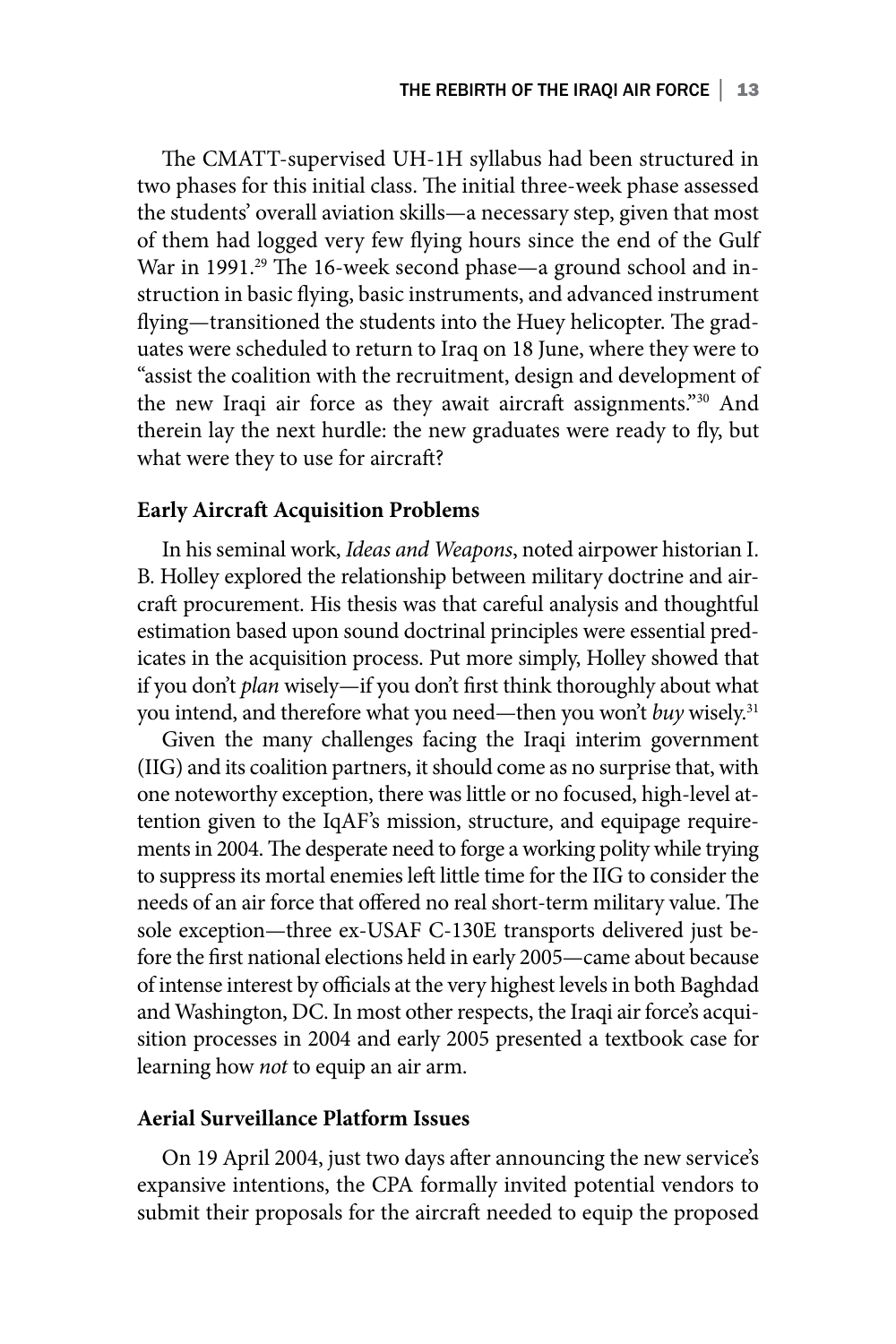The CMATT-supervised UH-1H syllabus had been structured in two phases for this initial class. The initial three-week phase assessed the students' overall aviation skills—a necessary step, given that most of them had logged very few flying hours since the end of the Gulf War in 1991.[29] The 16-week second phase—a ground school and instruction in basic flying, basic instruments, and advanced instrument flying—transitioned the students into the Huey helicopter. The graduates were scheduled to return to Iraq on 18 June, where they were to "assist the coalition with the recruitment, design and development of the new Iraqi air force as they await aircraft assignments."[30] And therein lay the next hurdle: the new graduates were ready to fly, but what were they to use for aircraft?

### Early Aircraft Acquisition Problems

In his seminal work, *Ideas and Weapons*, noted airpower historian I. B. Holley explored the relationship between military doctrine and aircraft procurement. His thesis was that careful analysis and thoughtful estimation based upon sound doctrinal principles were essential predicates in the acquisition process. Put more simply, Holley showed that if you don't *plan* wisely—if you don't first think thoroughly about what you intend, and therefore what you need—then you won't *buy* wisely.[31]

Given the many challenges facing the Iraqi interim government (IIG) and its coalition partners, it should come as no surprise that, with one noteworthy exception, there was little or no focused, high-level attention given to the IqAF's mission, structure, and equipage requirements in 2004. The desperate need to forge a working polity while trying to suppress its mortal enemies left little time for the IIG to consider the needs of an air force that offered no real short-term military value. The sole exception—three ex-USAF C-130E transports delivered just before the first national elections held in early 2005—came about because of intense interest by officials at the very highest levels in both Baghdad and Washington, DC. In most other respects, the Iraqi air force's acquisition processes in 2004 and early 2005 presented a textbook case for learning how *not* to equip an air arm.

### Aerial Surveillance Platform Issues

On 19 April 2004, just two days after announcing the new service's expansive intentions, the CPA formally invited potential vendors to submit their proposals for the aircraft needed to equip the proposed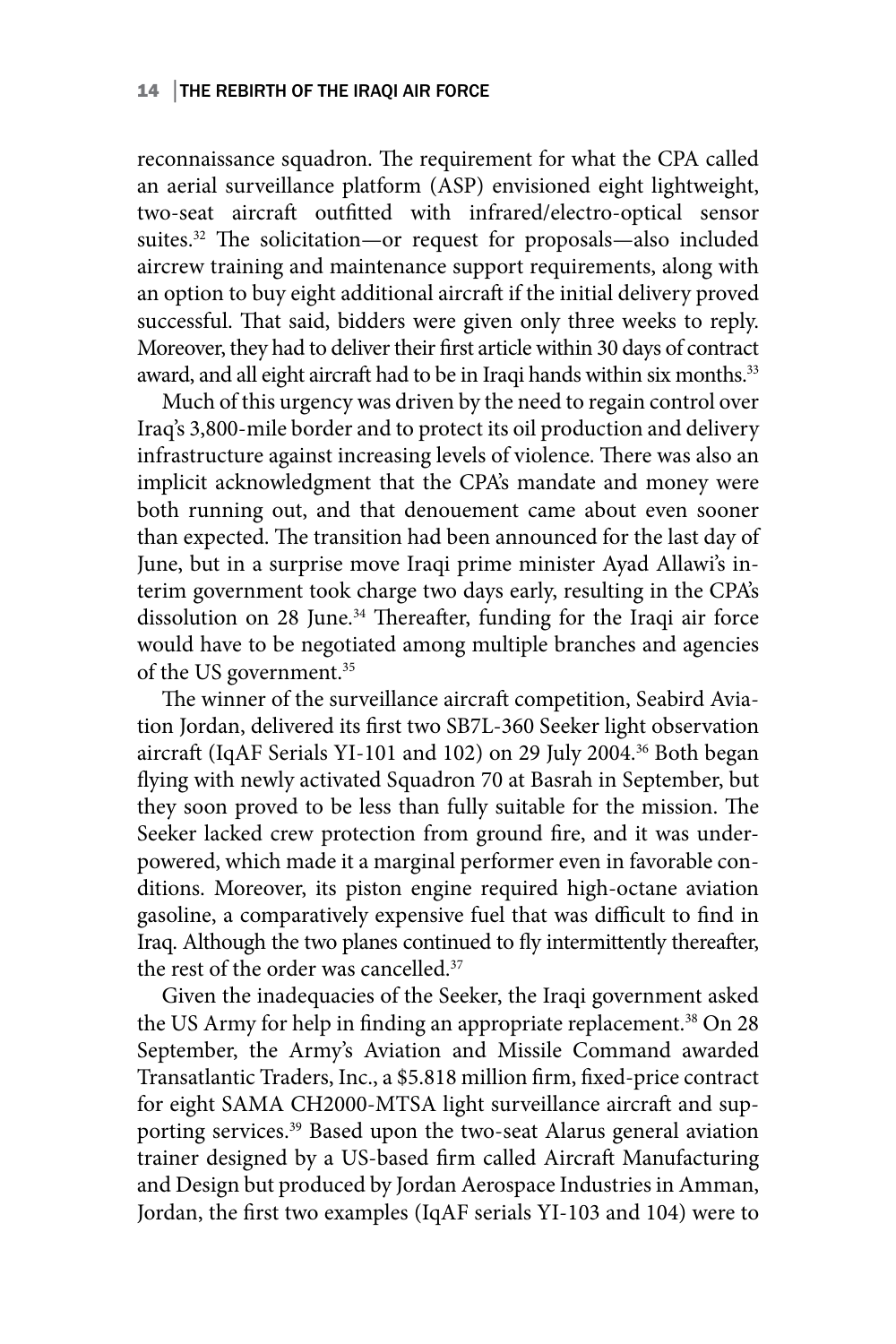reconnaissance squadron. The requirement for what the CPA called an aerial surveillance platform (ASP) envisioned eight lightweight, two-seat aircraft outfitted with infrared/electro-optical sensor suites.[32] The solicitation—or request for proposals—also included aircrew training and maintenance support requirements, along with an option to buy eight additional aircraft if the initial delivery proved successful. That said, bidders were given only three weeks to reply. Moreover, they had to deliver their first article within 30 days of contract award, and all eight aircraft had to be in Iraqi hands within six months.[33]

Much of this urgency was driven by the need to regain control over Iraq's 3,800-mile border and to protect its oil production and delivery infrastructure against increasing levels of violence. There was also an implicit acknowledgment that the CPA's mandate and money were both running out, and that denouement came about even sooner than expected. The transition had been announced for the last day of June, but in a surprise move Iraqi prime minister Ayad Allawi's interim government took charge two days early, resulting in the CPA's dissolution on 28 June.[34] Thereafter, funding for the Iraqi air force would have to be negotiated among multiple branches and agencies of the US government.[35]

The winner of the surveillance aircraft competition, Seabird Aviation Jordan, delivered its first two SB7L-360 Seeker light observation aircraft (IqAF Serials YI-101 and 102) on 29 July 2004.[36] Both began flying with newly activated Squadron 70 at Basrah in September, but they soon proved to be less than fully suitable for the mission. The Seeker lacked crew protection from ground fire, and it was underpowered, which made it a marginal performer even in favorable conditions. Moreover, its piston engine required high-octane aviation gasoline, a comparatively expensive fuel that was difficult to find in Iraq. Although the two planes continued to fly intermittently thereafter, the rest of the order was cancelled.[37]

Given the inadequacies of the Seeker, the Iraqi government asked the US Army for help in finding an appropriate replacement.[38] On 28 September, the Army's Aviation and Missile Command awarded Transatlantic Traders, Inc., a $5.818 million firm, fixed-price contract for eight SAMA CH2000-MTSA light surveillance aircraft and supporting services.[39] Based upon the two-seat Alarus general aviation trainer designed by a US-based firm called Aircraft Manufacturing and Design but produced by Jordan Aerospace Industries in Amman, Jordan, the first two examples (IqAF serials YI-103 and 104) were to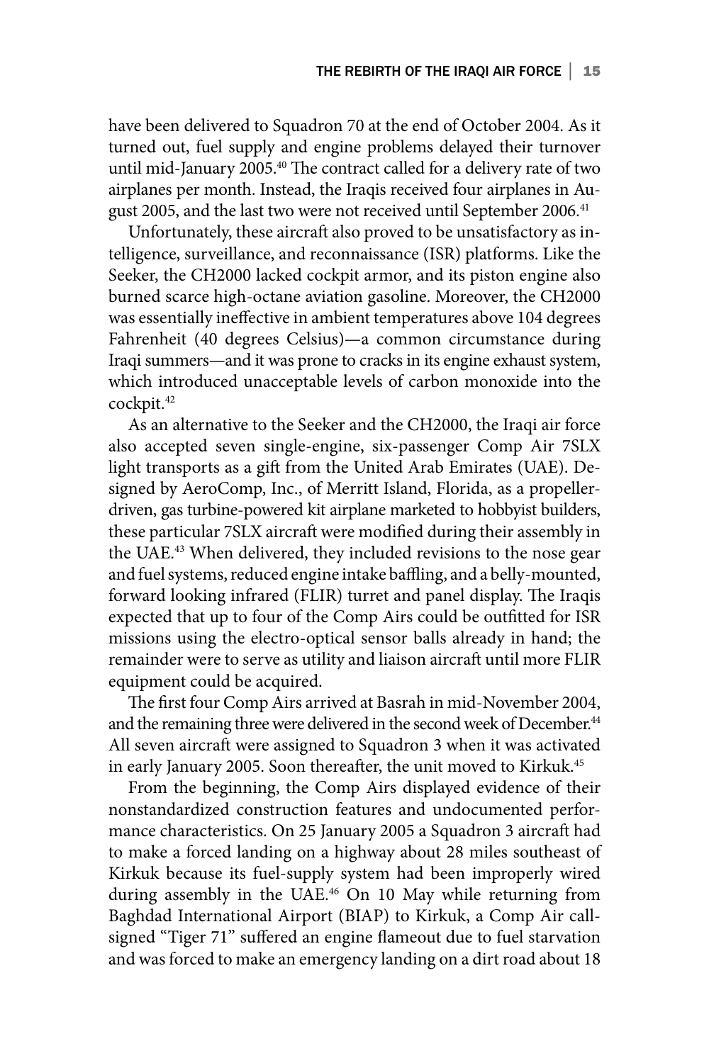have been delivered to Squadron 70 at the end of October 2004. As it turned out, fuel supply and engine problems delayed their turnover until mid-January 2005.[40] The contract called for a delivery rate of two airplanes per month. Instead, the Iraqis received four airplanes in August 2005, and the last two were not received until September 2006.[41]

Unfortunately, these aircraft also proved to be unsatisfactory as intelligence, surveillance, and reconnaissance (ISR) platforms. Like the Seeker, the CH2000 lacked cockpit armor, and its piston engine also burned scarce high-octane aviation gasoline. Moreover, the CH2000 was essentially ineffective in ambient temperatures above 104 degrees Fahrenheit (40 degrees Celsius)—a common circumstance during Iraqi summers—and it was prone to cracks in its engine exhaust system, which introduced unacceptable levels of carbon monoxide into the cockpit.[42]

As an alternative to the Seeker and the CH2000, the Iraqi air force also accepted seven single-engine, six-passenger Comp Air 7SLX light transports as a gift from the United Arab Emirates (UAE). Designed by AeroComp, Inc., of Merritt Island, Florida, as a propeller-driven, gas turbine-powered kit airplane marketed to hobbyist builders, these particular 7SLX aircraft were modified during their assembly in the UAE.[43] When delivered, they included revisions to the nose gear and fuel systems, reduced engine intake baffling, and a belly-mounted, forward looking infrared (FLIR) turret and panel display. The Iraqis expected that up to four of the Comp Airs could be outfitted for ISR missions using the electro-optical sensor balls already in hand; the remainder were to serve as utility and liaison aircraft until more FLIR equipment could be acquired.

The first four Comp Airs arrived at Basrah in mid-November 2004, and the remaining three were delivered in the second week of December.[44] All seven aircraft were assigned to Squadron 3 when it was activated in early January 2005. Soon thereafter, the unit moved to Kirkuk.[45]

From the beginning, the Comp Airs displayed evidence of their nonstandardized construction features and undocumented performance characteristics. On 25 January 2005 a Squadron 3 aircraft had to make a forced landing on a highway about 28 miles southeast of Kirkuk because its fuel-supply system had been improperly wired during assembly in the UAE.[46] On 10 May while returning from Baghdad International Airport (BIAP) to Kirkuk, a Comp Air call-signed "Tiger 71" suffered an engine flameout due to fuel starvation and was forced to make an emergency landing on a dirt road about 18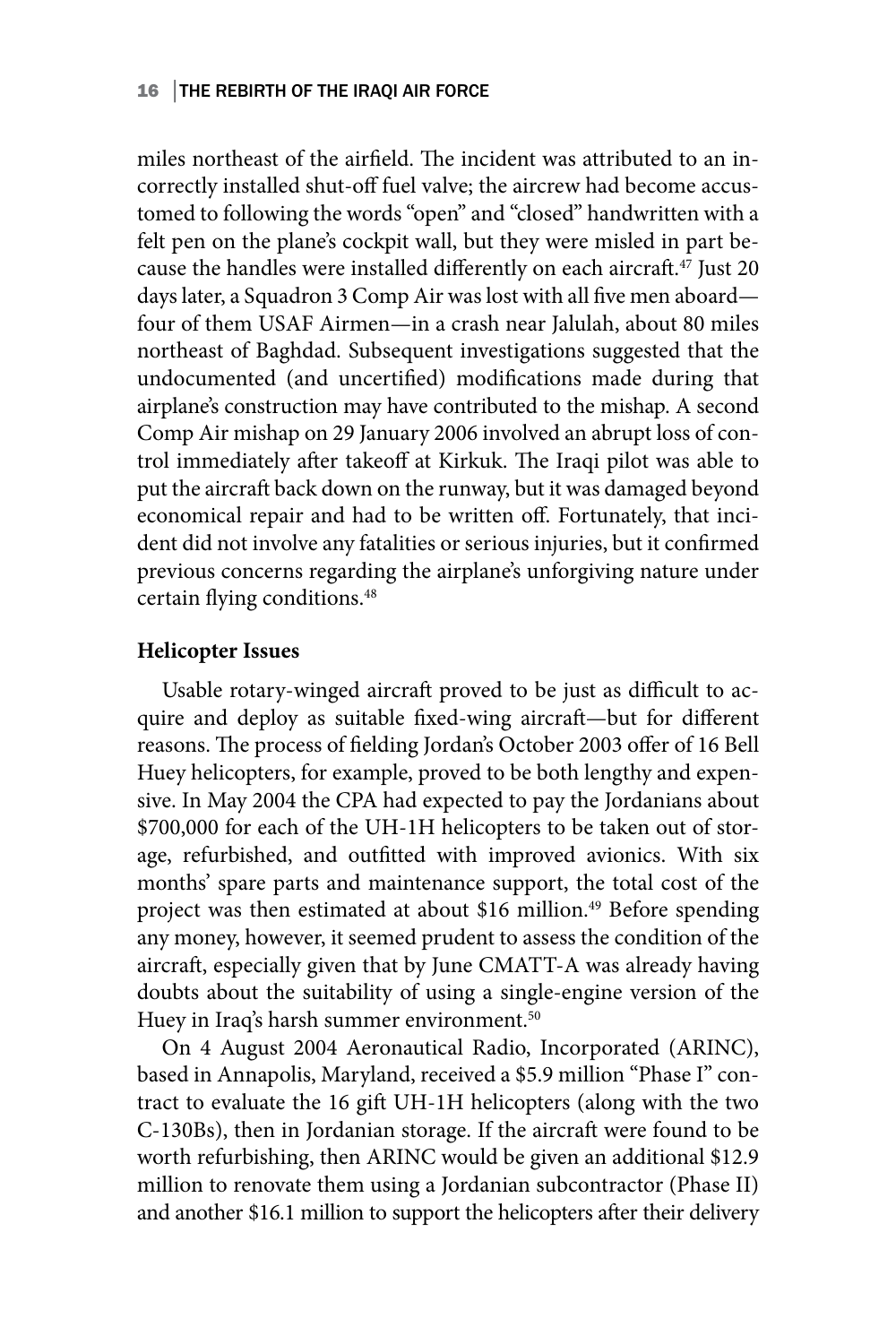miles northeast of the airfield. The incident was attributed to an incorrectly installed shut-off fuel valve; the aircrew had become accustomed to following the words "open" and "closed" handwritten with a felt pen on the plane's cockpit wall, but they were misled in part because the handles were installed differently on each aircraft.[47] Just 20 days later, a Squadron 3 Comp Air was lost with all five men aboard—four of them USAF Airmen—in a crash near Jalulah, about 80 miles northeast of Baghdad. Subsequent investigations suggested that the undocumented (and uncertified) modifications made during that airplane's construction may have contributed to the mishap. A second Comp Air mishap on 29 January 2006 involved an abrupt loss of control immediately after takeoff at Kirkuk. The Iraqi pilot was able to put the aircraft back down on the runway, but it was damaged beyond economical repair and had to be written off. Fortunately, that incident did not involve any fatalities or serious injuries, but it confirmed previous concerns regarding the airplane's unforgiving nature under certain flying conditions.[48]

### Helicopter Issues

Usable rotary-winged aircraft proved to be just as difficult to acquire and deploy as suitable fixed-wing aircraft—but for different reasons. The process of fielding Jordan's October 2003 offer of 16 Bell Huey helicopters, for example, proved to be both lengthy and expensive. In May 2004 the CPA had expected to pay the Jordanians about $700,000 for each of the UH-1H helicopters to be taken out of storage, refurbished, and outfitted with improved avionics. With six months' spare parts and maintenance support, the total cost of the project was then estimated at about $16 million.[49] Before spending any money, however, it seemed prudent to assess the condition of the aircraft, especially given that by June CMATT-A was already having doubts about the suitability of using a single-engine version of the Huey in Iraq's harsh summer environment.[50]

On 4 August 2004 Aeronautical Radio, Incorporated (ARINC), based in Annapolis, Maryland, received a $5.9 million "Phase I" contract to evaluate the 16 gift UH-1H helicopters (along with the two C-130Bs), then in Jordanian storage. If the aircraft were found to be worth refurbishing, then ARINC would be given an additional $12.9 million to renovate them using a Jordanian subcontractor (Phase II) and another $16.1 million to support the helicopters after their delivery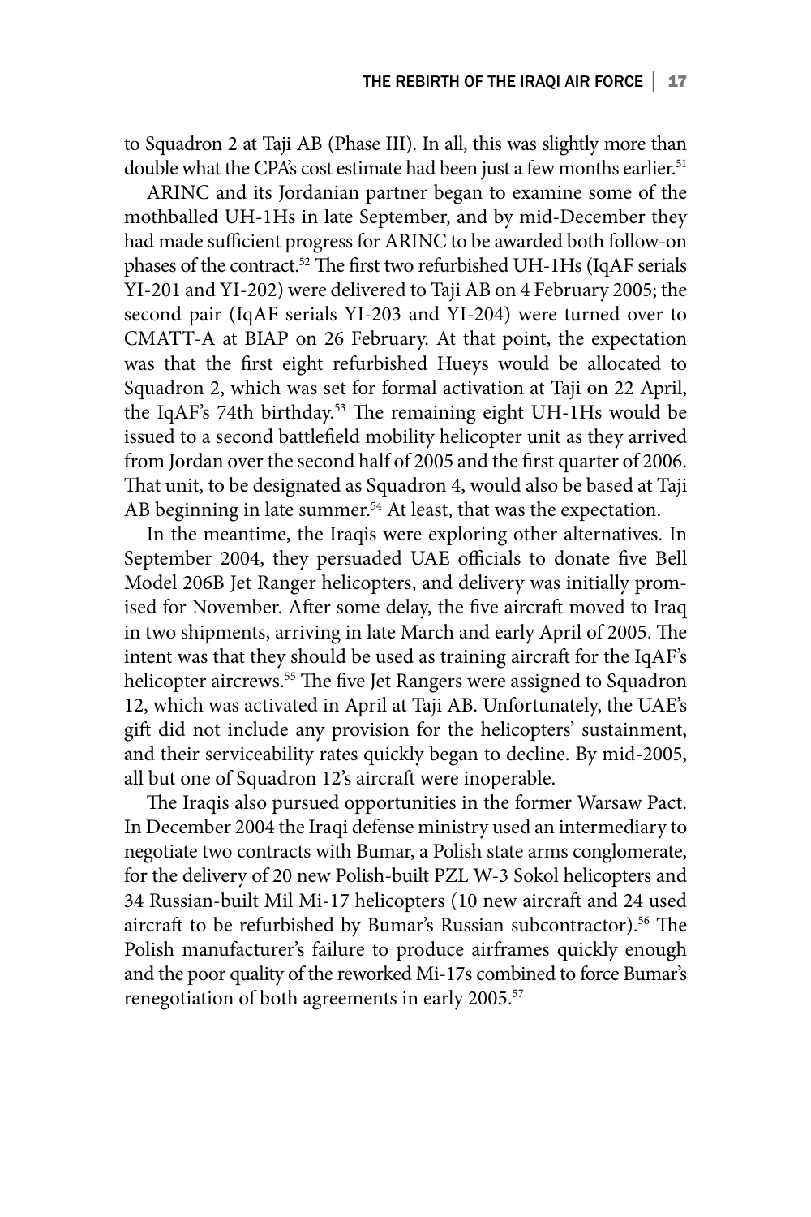to Squadron 2 at Taji AB (Phase III). In all, this was slightly more than double what the CPA's cost estimate had been just a few months earlier.[51]

ARINC and its Jordanian partner began to examine some of the mothballed UH-1Hs in late September, and by mid-December they had made sufficient progress for ARINC to be awarded both follow-on phases of the contract.[52] The first two refurbished UH-1Hs (IqAF serials YI-201 and YI-202) were delivered to Taji AB on 4 February 2005; the second pair (IqAF serials YI-203 and YI-204) were turned over to CMATT-A at BIAP on 26 February. At that point, the expectation was that the first eight refurbished Hueys would be allocated to Squadron 2, which was set for formal activation at Taji on 22 April, the IqAF's 74th birthday.[53] The remaining eight UH-1Hs would be issued to a second battlefield mobility helicopter unit as they arrived from Jordan over the second half of 2005 and the first quarter of 2006. That unit, to be designated as Squadron 4, would also be based at Taji AB beginning in late summer.[54] At least, that was the expectation.

In the meantime, the Iraqis were exploring other alternatives. In September 2004, they persuaded UAE officials to donate five Bell Model 206B Jet Ranger helicopters, and delivery was initially promised for November. After some delay, the five aircraft moved to Iraq in two shipments, arriving in late March and early April of 2005. The intent was that they should be used as training aircraft for the IqAF's helicopter aircrews.[55] The five Jet Rangers were assigned to Squadron 12, which was activated in April at Taji AB. Unfortunately, the UAE's gift did not include any provision for the helicopters' sustainment, and their serviceability rates quickly began to decline. By mid-2005, all but one of Squadron 12's aircraft were inoperable.

The Iraqis also pursued opportunities in the former Warsaw Pact. In December 2004 the Iraqi defense ministry used an intermediary to negotiate two contracts with Bumar, a Polish state arms conglomerate, for the delivery of 20 new Polish-built PZL W-3 Sokol helicopters and 34 Russian-built Mil Mi-17 helicopters (10 new aircraft and 24 used aircraft to be refurbished by Bumar's Russian subcontractor).[56] The Polish manufacturer's failure to produce airframes quickly enough and the poor quality of the reworked Mi-17s combined to force Bumar's renegotiation of both agreements in early 2005.[57]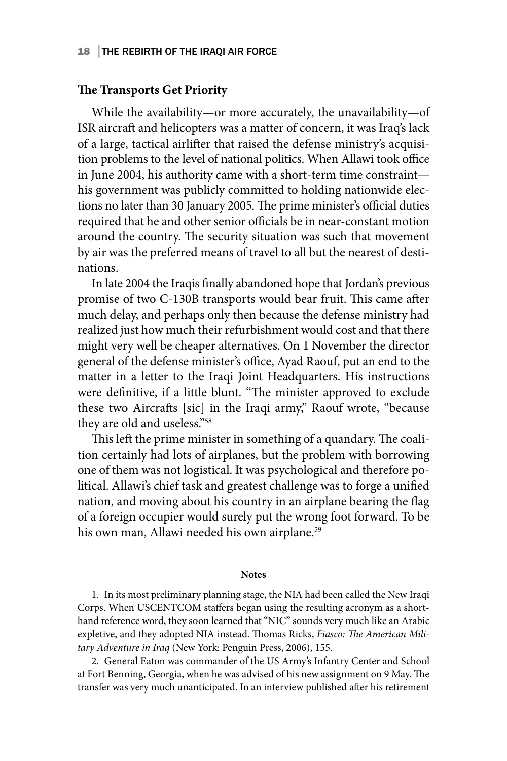### The Transports Get Priority

While the availability—or more accurately, the unavailability—of ISR aircraft and helicopters was a matter of concern, it was Iraq's lack of a large, tactical airlifter that raised the defense ministry's acquisition problems to the level of national politics. When Allawi took office in June 2004, his authority came with a short-term time constraint—his government was publicly committed to holding nationwide elections no later than 30 January 2005. The prime minister's official duties required that he and other senior officials be in near-constant motion around the country. The security situation was such that movement by air was the preferred means of travel to all but the nearest of destinations.

In late 2004 the Iraqis finally abandoned hope that Jordan's previous promise of two C-130B transports would bear fruit. This came after much delay, and perhaps only then because the defense ministry had realized just how much their refurbishment would cost and that there might very well be cheaper alternatives. On 1 November the director general of the defense minister's office, Ayad Raouf, put an end to the matter in a letter to the Iraqi Joint Headquarters. His instructions were definitive, if a little blunt. "The minister approved to exclude these two Aircrafts [sic] in the Iraqi army," Raouf wrote, "because they are old and useless."[58]

This left the prime minister in something of a quandary. The coalition certainly had lots of airplanes, but the problem with borrowing one of them was not logistical. It was psychological and therefore political. Allawi's chief task and greatest challenge was to forge a unified nation, and moving about his country in an airplane bearing the flag of a foreign occupier would surely put the wrong foot forward. To be his own man, Allawi needed his own airplane.[59]

#### Notes

1. In its most preliminary planning stage, the NIA had been called the New Iraqi Corps. When USCENTCOM staffers began using the resulting acronym as a shorthand reference word, they soon learned that "NIC" sounds very much like an Arabic expletive, and they adopted NIA instead. Thomas Ricks, *Fiasco: The American Military Adventure in Iraq* (New York: Penguin Press, 2006), 155.

2. General Eaton was commander of the US Army's Infantry Center and School at Fort Benning, Georgia, when he was advised of his new assignment on 9 May. The transfer was very much unanticipated. In an interview published after his retirement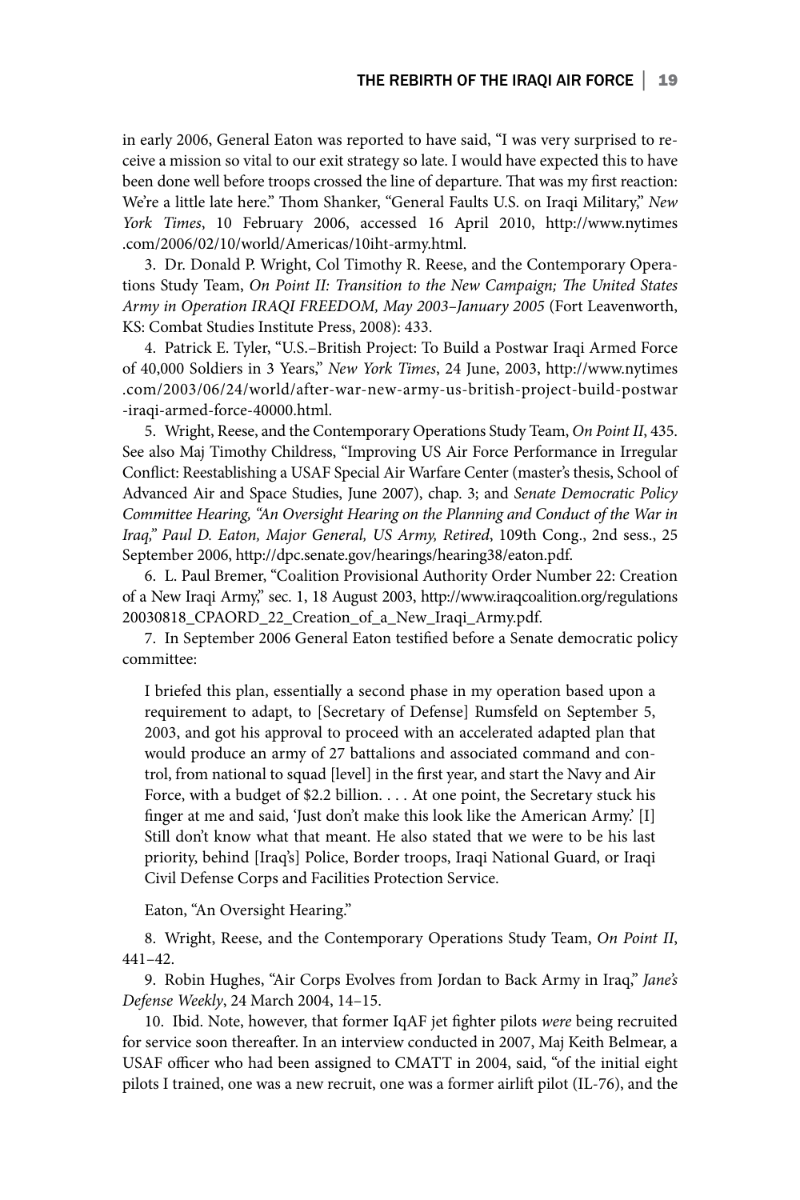in early 2006, General Eaton was reported to have said, "I was very surprised to receive a mission so vital to our exit strategy so late. I would have expected this to have been done well before troops crossed the line of departure. That was my first reaction: We're a little late here." Thom Shanker, "General Faults U.S. on Iraqi Military," *New York Times*, 10 February 2006, accessed 16 April 2010, http://www.nytimes.com/2006/02/10/world/Americas/10iht-army.html.

3. Dr. Donald P. Wright, Col Timothy R. Reese, and the Contemporary Operations Study Team, *On Point II: Transition to the New Campaign; The United States Army in Operation IRAQI FREEDOM, May 2003–January 2005* (Fort Leavenworth, KS: Combat Studies Institute Press, 2008): 433.

4. Patrick E. Tyler, "U.S.–British Project: To Build a Postwar Iraqi Armed Force of 40,000 Soldiers in 3 Years," *New York Times*, 24 June, 2003, http://www.nytimes.com/2003/06/24/world/after-war-new-army-us-british-project-build-postwar-iraqi-armed-force-40000.html.

5. Wright, Reese, and the Contemporary Operations Study Team, *On Point II*, 435. See also Maj Timothy Childress, "Improving US Air Force Performance in Irregular Conflict: Reestablishing a USAF Special Air Warfare Center (master's thesis, School of Advanced Air and Space Studies, June 2007), chap. 3; and *Senate Democratic Policy Committee Hearing, "An Oversight Hearing on the Planning and Conduct of the War in Iraq," Paul D. Eaton, Major General, US Army, Retired*, 109th Cong., 2nd sess., 25 September 2006, http://dpc.senate.gov/hearings/hearing38/eaton.pdf.

6. L. Paul Bremer, "Coalition Provisional Authority Order Number 22: Creation of a New Iraqi Army," sec. 1, 18 August 2003, http://www.iraqcoalition.org/regulations 20030818_CPAORD_22_Creation_of_a_New_Iraqi_Army.pdf.

7. In September 2006 General Eaton testified before a Senate democratic policy committee:

> I briefed this plan, essentially a second phase in my operation based upon a requirement to adapt, to [Secretary of Defense] Rumsfeld on September 5, 2003, and got his approval to proceed with an accelerated adapted plan that would produce an army of 27 battalions and associated command and control, from national to squad [level] in the first year, and start the Navy and Air Force, with a budget of $2.2 billion. . . . At one point, the Secretary stuck his finger at me and said, 'Just don't make this look like the American Army.' [I] Still don't know what that meant. He also stated that we were to be his last priority, behind [Iraq's] Police, Border troops, Iraqi National Guard, or Iraqi Civil Defense Corps and Facilities Protection Service.

Eaton, "An Oversight Hearing."

8. Wright, Reese, and the Contemporary Operations Study Team, *On Point II*, 441–42.

9. Robin Hughes, "Air Corps Evolves from Jordan to Back Army in Iraq," *Jane's Defense Weekly*, 24 March 2004, 14–15.

10. Ibid. Note, however, that former IqAF jet fighter pilots *were* being recruited for service soon thereafter. In an interview conducted in 2007, Maj Keith Belmear, a USAF officer who had been assigned to CMATT in 2004, said, "of the initial eight pilots I trained, one was a new recruit, one was a former airlift pilot (IL-76), and the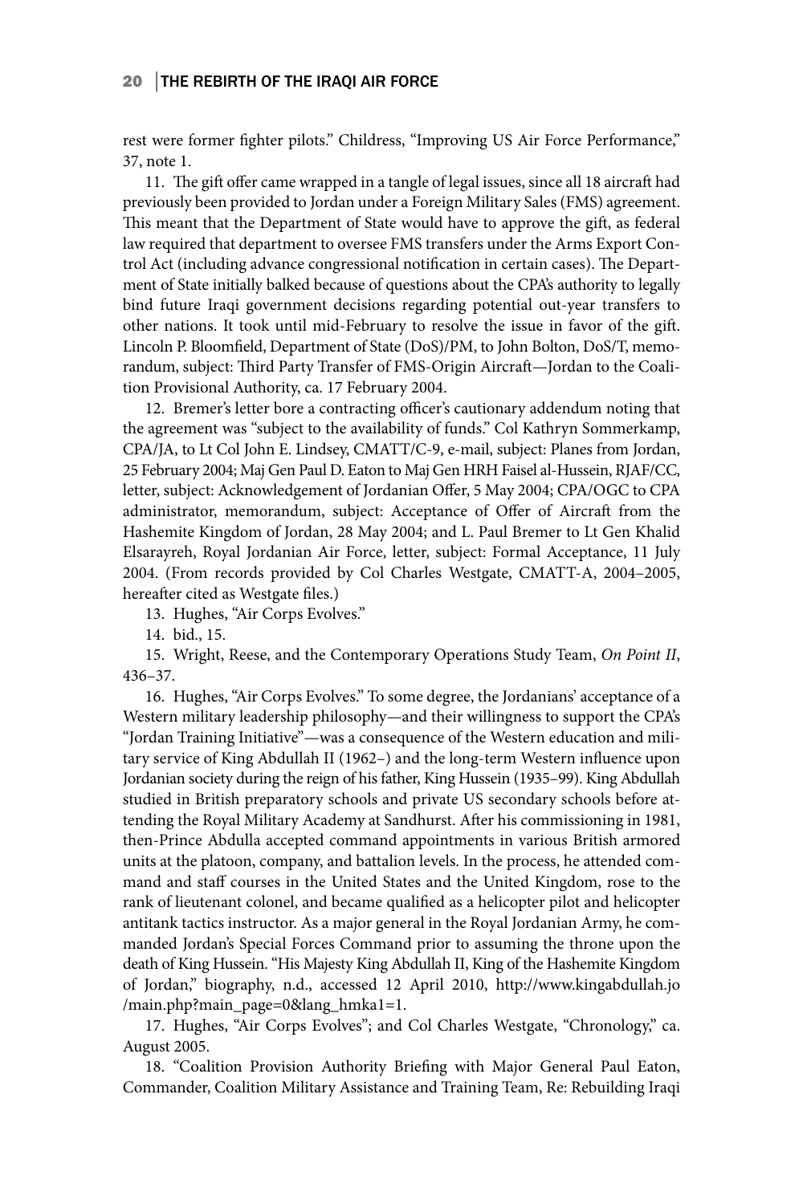rest were former fighter pilots." Childress, "Improving US Air Force Performance," 37, note 1.

11. The gift offer came wrapped in a tangle of legal issues, since all 18 aircraft had previously been provided to Jordan under a Foreign Military Sales (FMS) agreement. This meant that the Department of State would have to approve the gift, as federal law required that department to oversee FMS transfers under the Arms Export Control Act (including advance congressional notification in certain cases). The Department of State initially balked because of questions about the CPA's authority to legally bind future Iraqi government decisions regarding potential out-year transfers to other nations. It took until mid-February to resolve the issue in favor of the gift. Lincoln P. Bloomfield, Department of State (DoS)/PM, to John Bolton, DoS/T, memorandum, subject: Third Party Transfer of FMS-Origin Aircraft—Jordan to the Coalition Provisional Authority, ca. 17 February 2004.

12. Bremer's letter bore a contracting officer's cautionary addendum noting that the agreement was "subject to the availability of funds." Col Kathryn Sommerkamp, CPA/JA, to Lt Col John E. Lindsey, CMATT/C-9, e-mail, subject: Planes from Jordan, 25 February 2004; Maj Gen Paul D. Eaton to Maj Gen HRH Faisel al-Hussein, RJAF/CC, letter, subject: Acknowledgement of Jordanian Offer, 5 May 2004; CPA/OGC to CPA administrator, memorandum, subject: Acceptance of Offer of Aircraft from the Hashemite Kingdom of Jordan, 28 May 2004; and L. Paul Bremer to Lt Gen Khalid Elsarayreh, Royal Jordanian Air Force, letter, subject: Formal Acceptance, 11 July 2004. (From records provided by Col Charles Westgate, CMATT-A, 2004–2005, hereafter cited as Westgate files.)

13. Hughes, "Air Corps Evolves."

14. bid., 15.

15. Wright, Reese, and the Contemporary Operations Study Team, *On Point II*, 436–37.

16. Hughes, "Air Corps Evolves." To some degree, the Jordanians' acceptance of a Western military leadership philosophy—and their willingness to support the CPA's "Jordan Training Initiative"—was a consequence of the Western education and military service of King Abdullah II (1962–) and the long-term Western influence upon Jordanian society during the reign of his father, King Hussein (1935–99). King Abdullah studied in British preparatory schools and private US secondary schools before attending the Royal Military Academy at Sandhurst. After his commissioning in 1981, then-Prince Abdulla accepted command appointments in various British armored units at the platoon, company, and battalion levels. In the process, he attended command and staff courses in the United States and the United Kingdom, rose to the rank of lieutenant colonel, and became qualified as a helicopter pilot and helicopter antitank tactics instructor. As a major general in the Royal Jordanian Army, he commanded Jordan's Special Forces Command prior to assuming the throne upon the death of King Hussein. "His Majesty King Abdullah II, King of the Hashemite Kingdom of Jordan," biography, n.d., accessed 12 April 2010, http://www.kingabdullah.jo/main.php?main_page=0&lang_hmka1=1.

17. Hughes, "Air Corps Evolves"; and Col Charles Westgate, "Chronology," ca. August 2005.

18. "Coalition Provision Authority Briefing with Major General Paul Eaton, Commander, Coalition Military Assistance and Training Team, Re: Rebuilding Iraqi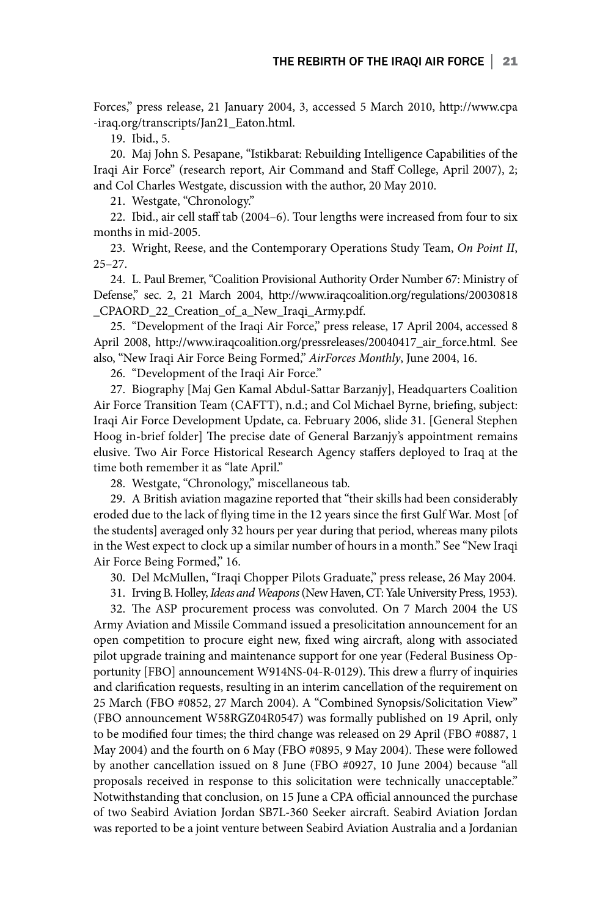Forces," press release, 21 January 2004, 3, accessed 5 March 2010, http://www.cpa-iraq.org/transcripts/Jan21_Eaton.html.

19. Ibid., 5.

20. Maj John S. Pesapane, "Istikbarat: Rebuilding Intelligence Capabilities of the Iraqi Air Force" (research report, Air Command and Staff College, April 2007), 2; and Col Charles Westgate, discussion with the author, 20 May 2010.

21. Westgate, "Chronology."

22. Ibid., air cell staff tab (2004–6). Tour lengths were increased from four to six months in mid-2005.

23. Wright, Reese, and the Contemporary Operations Study Team, *On Point II*, 25–27.

24. L. Paul Bremer, "Coalition Provisional Authority Order Number 67: Ministry of Defense," sec. 2, 21 March 2004, http://www.iraqcoalition.org/regulations/20030818_CPAORD_22_Creation_of_a_New_Iraqi_Army.pdf.

25. "Development of the Iraqi Air Force," press release, 17 April 2004, accessed 8 April 2008, http://www.iraqcoalition.org/pressreleases/20040417_air_force.html. See also, "New Iraqi Air Force Being Formed," *AirForces Monthly*, June 2004, 16.

26. "Development of the Iraqi Air Force."

27. Biography [Maj Gen Kamal Abdul-Sattar Barzanjy], Headquarters Coalition Air Force Transition Team (CAFTT), n.d.; and Col Michael Byrne, briefing, subject: Iraqi Air Force Development Update, ca. February 2006, slide 31. [General Stephen Hoog in-brief folder] The precise date of General Barzanjy's appointment remains elusive. Two Air Force Historical Research Agency staffers deployed to Iraq at the time both remember it as "late April."

28. Westgate, "Chronology," miscellaneous tab.

29. A British aviation magazine reported that "their skills had been considerably eroded due to the lack of flying time in the 12 years since the first Gulf War. Most [of the students] averaged only 32 hours per year during that period, whereas many pilots in the West expect to clock up a similar number of hours in a month." See "New Iraqi Air Force Being Formed," 16.

30. Del McMullen, "Iraqi Chopper Pilots Graduate," press release, 26 May 2004.

31. Irving B. Holley, *Ideas and Weapons* (New Haven, CT: Yale University Press, 1953).

32. The ASP procurement process was convoluted. On 7 March 2004 the US Army Aviation and Missile Command issued a presolicitation announcement for an open competition to procure eight new, fixed wing aircraft, along with associated pilot upgrade training and maintenance support for one year (Federal Business Opportunity [FBO] announcement W914NS-04-R-0129). This drew a flurry of inquiries and clarification requests, resulting in an interim cancellation of the requirement on 25 March (FBO #0852, 27 March 2004). A "Combined Synopsis/Solicitation View" (FBO announcement W58RGZ04R0547) was formally published on 19 April, only to be modified four times; the third change was released on 29 April (FBO #0887, 1 May 2004) and the fourth on 6 May (FBO #0895, 9 May 2004). These were followed by another cancellation issued on 8 June (FBO #0927, 10 June 2004) because "all proposals received in response to this solicitation were technically unacceptable." Notwithstanding that conclusion, on 15 June a CPA official announced the purchase of two Seabird Aviation Jordan SB7L-360 Seeker aircraft. Seabird Aviation Jordan was reported to be a joint venture between Seabird Aviation Australia and a Jordanian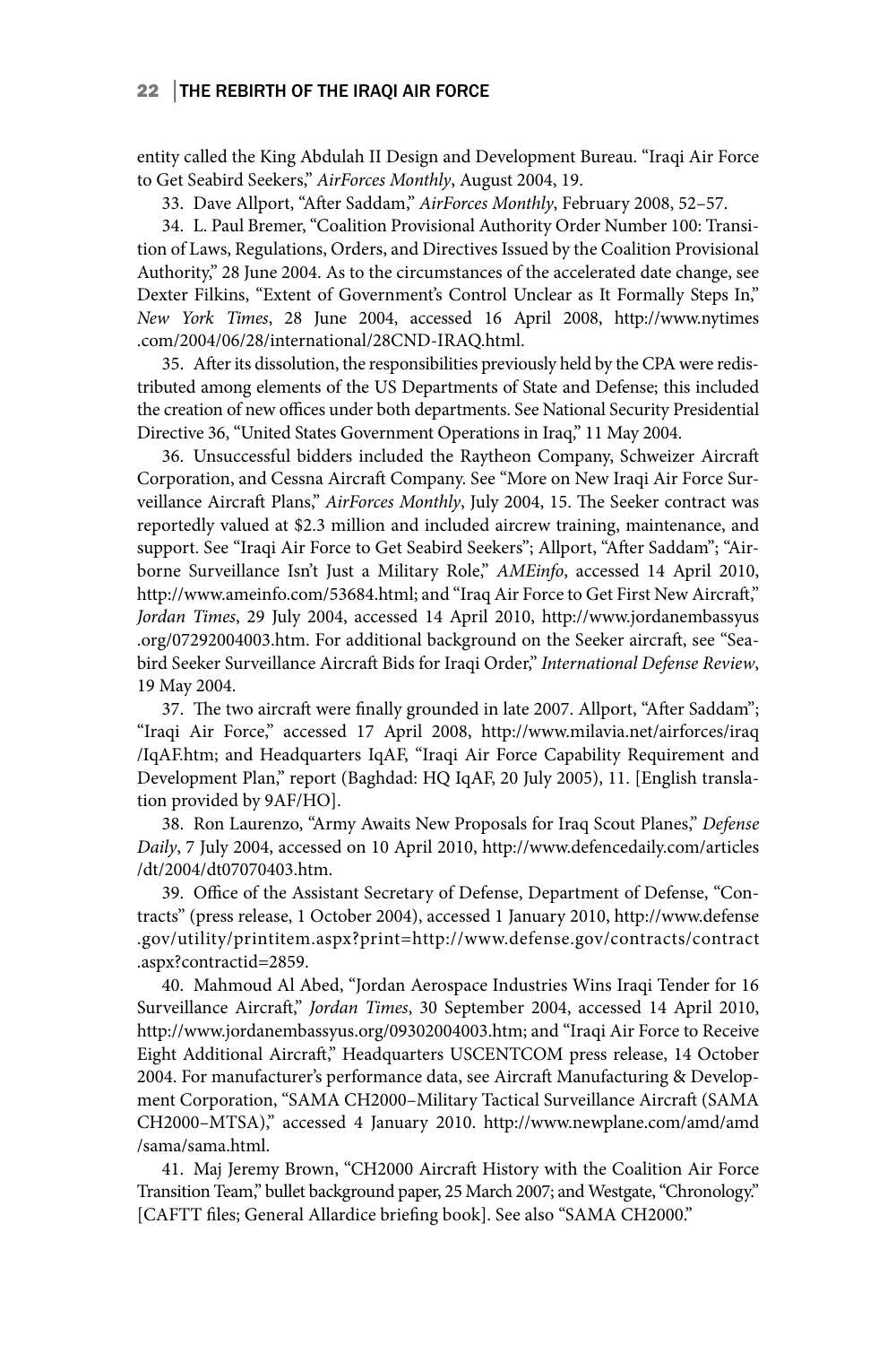entity called the King Abdulah II Design and Development Bureau. "Iraqi Air Force to Get Seabird Seekers," *AirForces Monthly*, August 2004, 19.

33. Dave Allport, "After Saddam," *AirForces Monthly*, February 2008, 52–57.

34. L. Paul Bremer, "Coalition Provisional Authority Order Number 100: Transition of Laws, Regulations, Orders, and Directives Issued by the Coalition Provisional Authority," 28 June 2004. As to the circumstances of the accelerated date change, see Dexter Filkins, "Extent of Government's Control Unclear as It Formally Steps In," *New York Times*, 28 June 2004, accessed 16 April 2008, http://www.nytimes.com/2004/06/28/international/28CND-IRAQ.html.

35. After its dissolution, the responsibilities previously held by the CPA were redistributed among elements of the US Departments of State and Defense; this included the creation of new offices under both departments. See National Security Presidential Directive 36, "United States Government Operations in Iraq," 11 May 2004.

36. Unsuccessful bidders included the Raytheon Company, Schweizer Aircraft Corporation, and Cessna Aircraft Company. See "More on New Iraqi Air Force Surveillance Aircraft Plans," *AirForces Monthly*, July 2004, 15. The Seeker contract was reportedly valued at $2.3 million and included aircrew training, maintenance, and support. See "Iraqi Air Force to Get Seabird Seekers"; Allport, "After Saddam"; "Airborne Surveillance Isn't Just a Military Role," *AMEinfo*, accessed 14 April 2010, http://www.ameinfo.com/53684.html; and "Iraq Air Force to Get First New Aircraft," *Jordan Times*, 29 July 2004, accessed 14 April 2010, http://www.jordanembassyus.org/07292004003.htm. For additional background on the Seeker aircraft, see "Seabird Seeker Surveillance Aircraft Bids for Iraqi Order," *International Defense Review*, 19 May 2004.

37. The two aircraft were finally grounded in late 2007. Allport, "After Saddam"; "Iraqi Air Force," accessed 17 April 2008, http://www.milavia.net/airforces/iraq/IqAF.htm; and Headquarters IqAF, "Iraqi Air Force Capability Requirement and Development Plan," report (Baghdad: HQ IqAF, 20 July 2005), 11. [English translation provided by 9AF/HO].

38. Ron Laurenzo, "Army Awaits New Proposals for Iraq Scout Planes," *Defense Daily*, 7 July 2004, accessed on 10 April 2010, http://www.defencedaily.com/articles/dt/2004/dt07070403.htm.

39. Office of the Assistant Secretary of Defense, Department of Defense, "Contracts" (press release, 1 October 2004), accessed 1 January 2010, http://www.defense.gov/utility/printitem.aspx?print=http://www.defense.gov/contracts/contract.aspx?contractid=2859.

40. Mahmoud Al Abed, "Jordan Aerospace Industries Wins Iraqi Tender for 16 Surveillance Aircraft," *Jordan Times*, 30 September 2004, accessed 14 April 2010, http://www.jordanembassyus.org/09302004003.htm; and "Iraqi Air Force to Receive Eight Additional Aircraft," Headquarters USCENTCOM press release, 14 October 2004. For manufacturer's performance data, see Aircraft Manufacturing & Development Corporation, "SAMA CH2000–Military Tactical Surveillance Aircraft (SAMA CH2000–MTSA)," accessed 4 January 2010. http://www.newplane.com/amd/amd/sama/sama.html.

41. Maj Jeremy Brown, "CH2000 Aircraft History with the Coalition Air Force Transition Team," bullet background paper, 25 March 2007; and Westgate, "Chronology." [CAFTT files; General Allardice briefing book]. See also "SAMA CH2000."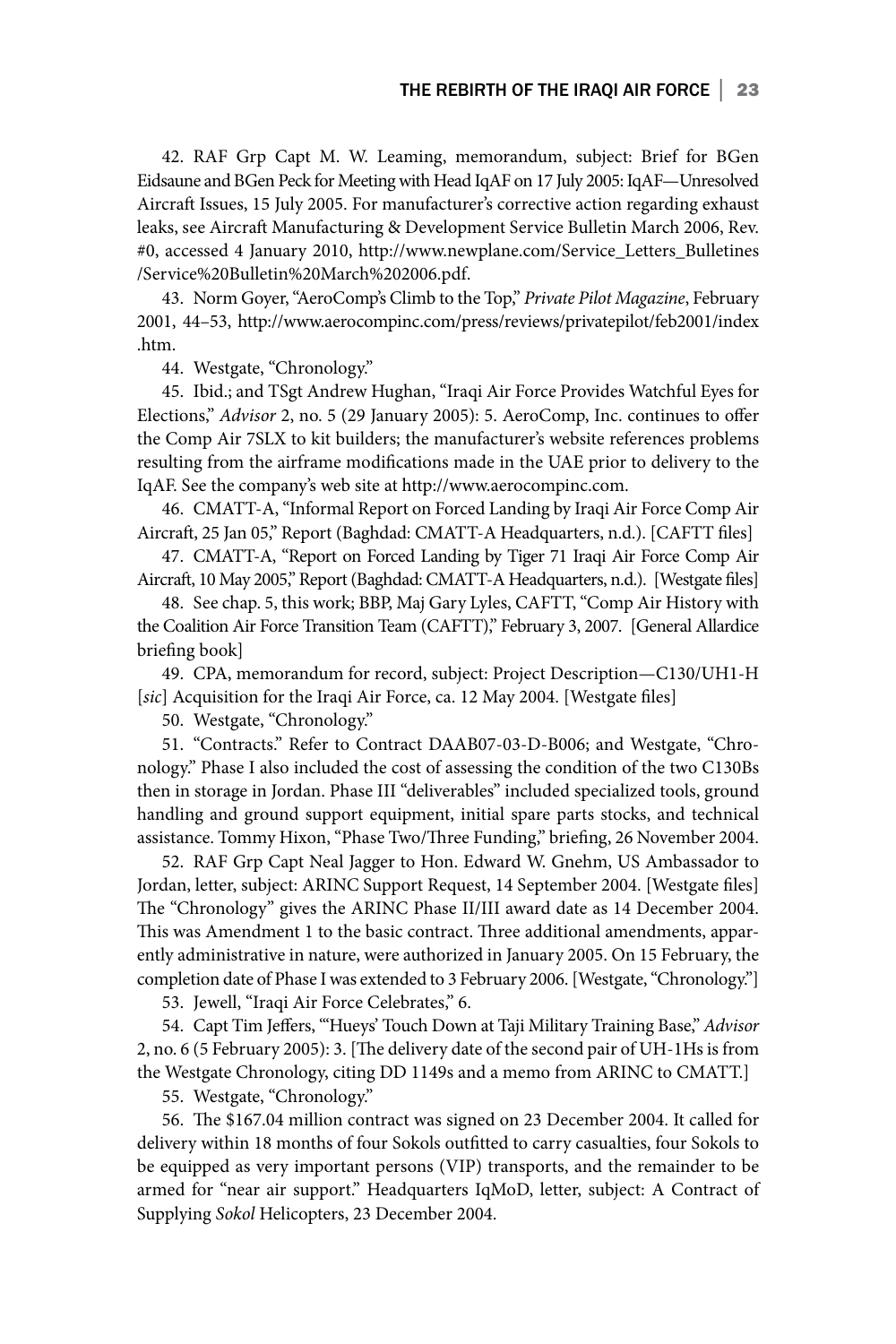42. RAF Grp Capt M. W. Leaming, memorandum, subject: Brief for BGen Eidsaune and BGen Peck for Meeting with Head IqAF on 17 July 2005: IqAF—Unresolved Aircraft Issues, 15 July 2005. For manufacturer's corrective action regarding exhaust leaks, see Aircraft Manufacturing & Development Service Bulletin March 2006, Rev. #0, accessed 4 January 2010, http://www.newplane.com/Service_Letters_Bulletines/Service%20Bulletin%20March%202006.pdf.

43. Norm Goyer, "AeroComp's Climb to the Top," *Private Pilot Magazine*, February 2001, 44–53, http://www.aerocompinc.com/press/reviews/privatepilot/feb2001/index.htm.

44. Westgate, "Chronology."

45. Ibid.; and TSgt Andrew Hughan, "Iraqi Air Force Provides Watchful Eyes for Elections," *Advisor* 2, no. 5 (29 January 2005): 5. AeroComp, Inc. continues to offer the Comp Air 7SLX to kit builders; the manufacturer's website references problems resulting from the airframe modifications made in the UAE prior to delivery to the IqAF. See the company's web site at http://www.aerocompinc.com.

46. CMATT-A, "Informal Report on Forced Landing by Iraqi Air Force Comp Air Aircraft, 25 Jan 05," Report (Baghdad: CMATT-A Headquarters, n.d.). [CAFTT files]

47. CMATT-A, "Report on Forced Landing by Tiger 71 Iraqi Air Force Comp Air Aircraft, 10 May 2005," Report (Baghdad: CMATT-A Headquarters, n.d.). [Westgate files]

48. See chap. 5, this work; BBP, Maj Gary Lyles, CAFTT, "Comp Air History with the Coalition Air Force Transition Team (CAFTT)," February 3, 2007. [General Allardice briefing book]

49. CPA, memorandum for record, subject: Project Description—C130/UH1-H [*sic*] Acquisition for the Iraqi Air Force, ca. 12 May 2004. [Westgate files]

50. Westgate, "Chronology."

51. "Contracts." Refer to Contract DAAB07-03-D-B006; and Westgate, "Chronology." Phase I also included the cost of assessing the condition of the two C130Bs then in storage in Jordan. Phase III "deliverables" included specialized tools, ground handling and ground support equipment, initial spare parts stocks, and technical assistance. Tommy Hixon, "Phase Two/Three Funding," briefing, 26 November 2004.

52. RAF Grp Capt Neal Jagger to Hon. Edward W. Gnehm, US Ambassador to Jordan, letter, subject: ARINC Support Request, 14 September 2004. [Westgate files] The "Chronology" gives the ARINC Phase II/III award date as 14 December 2004. This was Amendment 1 to the basic contract. Three additional amendments, apparently administrative in nature, were authorized in January 2005. On 15 February, the completion date of Phase I was extended to 3 February 2006. [Westgate, "Chronology."]

53. Jewell, "Iraqi Air Force Celebrates," 6.

54. Capt Tim Jeffers, "'Hueys' Touch Down at Taji Military Training Base," *Advisor* 2, no. 6 (5 February 2005): 3. [The delivery date of the second pair of UH-1Hs is from the Westgate Chronology, citing DD 1149s and a memo from ARINC to CMATT.]

55. Westgate, "Chronology."

56. The $167.04 million contract was signed on 23 December 2004. It called for delivery within 18 months of four Sokols outfitted to carry casualties, four Sokols to be equipped as very important persons (VIP) transports, and the remainder to be armed for "near air support." Headquarters IqMoD, letter, subject: A Contract of Supplying *Sokol* Helicopters, 23 December 2004.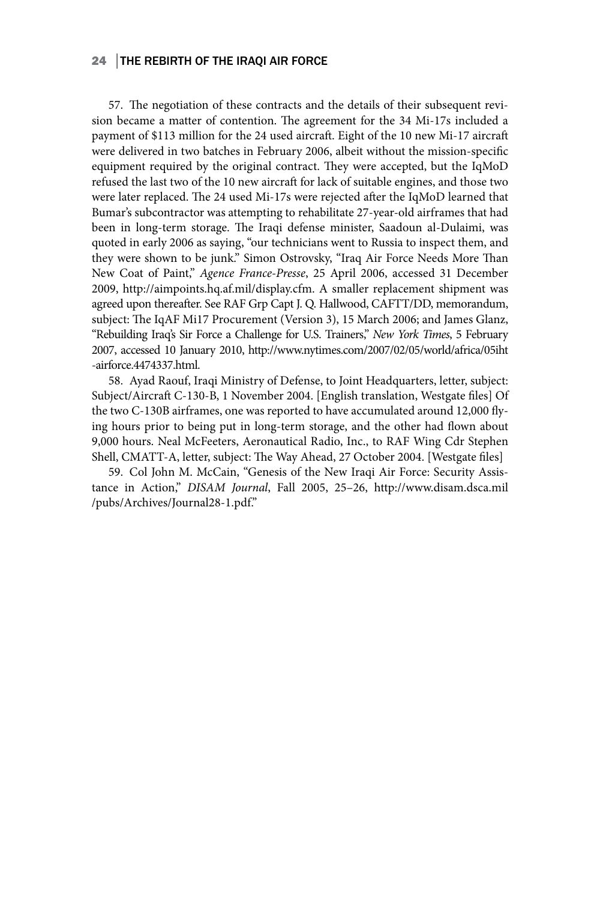57. The negotiation of these contracts and the details of their subsequent revision became a matter of contention. The agreement for the 34 Mi-17s included a payment of $113 million for the 24 used aircraft. Eight of the 10 new Mi-17 aircraft were delivered in two batches in February 2006, albeit without the mission-specific equipment required by the original contract. They were accepted, but the IqMoD refused the last two of the 10 new aircraft for lack of suitable engines, and those two were later replaced. The 24 used Mi-17s were rejected after the IqMoD learned that Bumar's subcontractor was attempting to rehabilitate 27-year-old airframes that had been in long-term storage. The Iraqi defense minister, Saadoun al-Dulaimi, was quoted in early 2006 as saying, "our technicians went to Russia to inspect them, and they were shown to be junk." Simon Ostrovsky, "Iraq Air Force Needs More Than New Coat of Paint," *Agence France-Presse*, 25 April 2006, accessed 31 December 2009, http://aimpoints.hq.af.mil/display.cfm. A smaller replacement shipment was agreed upon thereafter. See RAF Grp Capt J. Q. Hallwood, CAFTT/DD, memorandum, subject: The IqAF Mi17 Procurement (Version 3), 15 March 2006; and James Glanz, "Rebuilding Iraq's Sir Force a Challenge for U.S. Trainers," *New York Times*, 5 February 2007, accessed 10 January 2010, http://www.nytimes.com/2007/02/05/world/africa/05iht-airforce.4474337.html.

58. Ayad Raouf, Iraqi Ministry of Defense, to Joint Headquarters, letter, subject: Subject/Aircraft C-130-B, 1 November 2004. [English translation, Westgate files] Of the two C-130B airframes, one was reported to have accumulated around 12,000 flying hours prior to being put in long-term storage, and the other had flown about 9,000 hours. Neal McFeeters, Aeronautical Radio, Inc., to RAF Wing Cdr Stephen Shell, CMATT-A, letter, subject: The Way Ahead, 27 October 2004. [Westgate files]

59. Col John M. McCain, "Genesis of the New Iraqi Air Force: Security Assistance in Action," *DISAM Journal*, Fall 2005, 25–26, http://www.disam.dsca.mil/pubs/Archives/Journal28-1.pdf."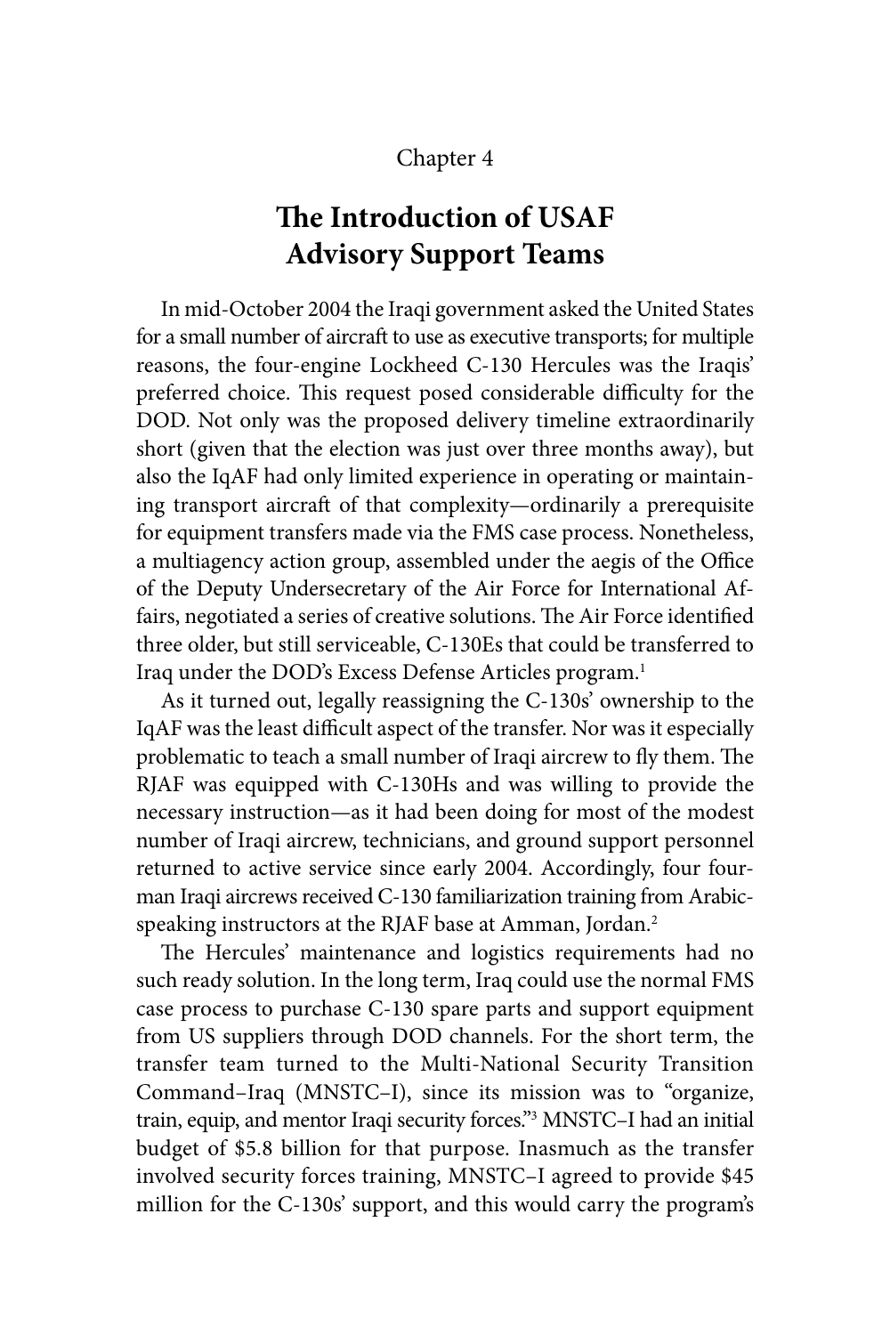Chapter 4

# The Introduction of USAF Advisory Support Teams

In mid-October 2004 the Iraqi government asked the United States for a small number of aircraft to use as executive transports; for multiple reasons, the four-engine Lockheed C-130 Hercules was the Iraqis' preferred choice. This request posed considerable difficulty for the DOD. Not only was the proposed delivery timeline extraordinarily short (given that the election was just over three months away), but also the IqAF had only limited experience in operating or maintaining transport aircraft of that complexity—ordinarily a prerequisite for equipment transfers made via the FMS case process. Nonetheless, a multiagency action group, assembled under the aegis of the Office of the Deputy Undersecretary of the Air Force for International Affairs, negotiated a series of creative solutions. The Air Force identified three older, but still serviceable, C-130Es that could be transferred to Iraq under the DOD's Excess Defense Articles program.[1]

As it turned out, legally reassigning the C-130s' ownership to the IqAF was the least difficult aspect of the transfer. Nor was it especially problematic to teach a small number of Iraqi aircrew to fly them. The RJAF was equipped with C-130Hs and was willing to provide the necessary instruction—as it had been doing for most of the modest number of Iraqi aircrew, technicians, and ground support personnel returned to active service since early 2004. Accordingly, four four-man Iraqi aircrews received C-130 familiarization training from Arabic-speaking instructors at the RJAF base at Amman, Jordan.[2]

The Hercules' maintenance and logistics requirements had no such ready solution. In the long term, Iraq could use the normal FMS case process to purchase C-130 spare parts and support equipment from US suppliers through DOD channels. For the short term, the transfer team turned to the Multi-National Security Transition Command–Iraq (MNSTC–I), since its mission was to "organize, train, equip, and mentor Iraqi security forces."[3] MNSTC–I had an initial budget of $5.8 billion for that purpose. Inasmuch as the transfer involved security forces training, MNSTC–I agreed to provide $45 million for the C-130s' support, and this would carry the program's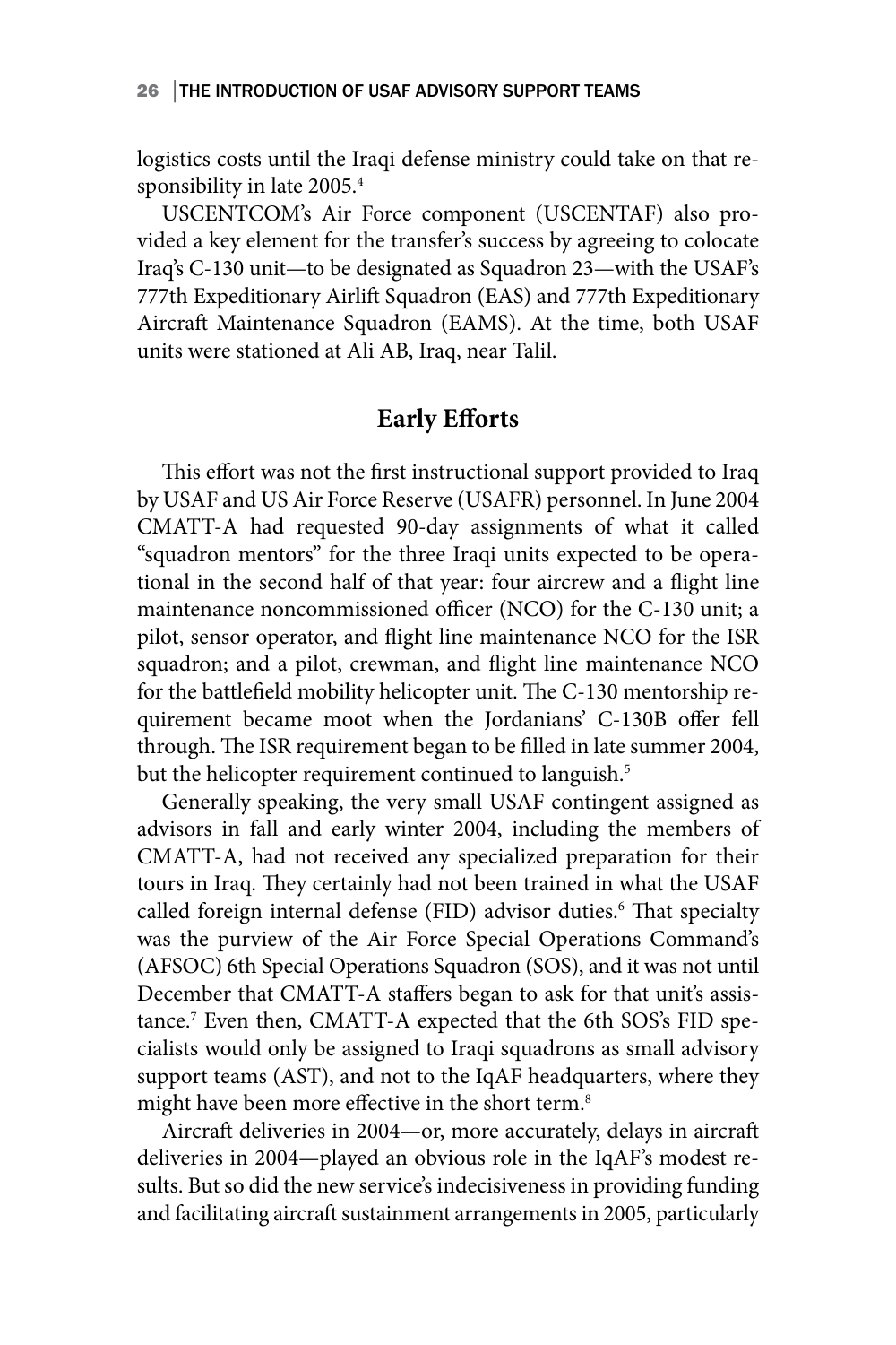logistics costs until the Iraqi defense ministry could take on that responsibility in late 2005.[4]

USCENTCOM's Air Force component (USCENTAF) also provided a key element for the transfer's success by agreeing to colocate Iraq's C-130 unit—to be designated as Squadron 23—with the USAF's 777th Expeditionary Airlift Squadron (EAS) and 777th Expeditionary Aircraft Maintenance Squadron (EAMS). At the time, both USAF units were stationed at Ali AB, Iraq, near Talil.

## Early Efforts

This effort was not the first instructional support provided to Iraq by USAF and US Air Force Reserve (USAFR) personnel. In June 2004 CMATT-A had requested 90-day assignments of what it called "squadron mentors" for the three Iraqi units expected to be operational in the second half of that year: four aircrew and a flight line maintenance noncommissioned officer (NCO) for the C-130 unit; a pilot, sensor operator, and flight line maintenance NCO for the ISR squadron; and a pilot, crewman, and flight line maintenance NCO for the battlefield mobility helicopter unit. The C-130 mentorship requirement became moot when the Jordanians' C-130B offer fell through. The ISR requirement began to be filled in late summer 2004, but the helicopter requirement continued to languish.[5]

Generally speaking, the very small USAF contingent assigned as advisors in fall and early winter 2004, including the members of CMATT-A, had not received any specialized preparation for their tours in Iraq. They certainly had not been trained in what the USAF called foreign internal defense (FID) advisor duties.[6] That specialty was the purview of the Air Force Special Operations Command's (AFSOC) 6th Special Operations Squadron (SOS), and it was not until December that CMATT-A staffers began to ask for that unit's assistance.[7] Even then, CMATT-A expected that the 6th SOS's FID specialists would only be assigned to Iraqi squadrons as small advisory support teams (AST), and not to the IqAF headquarters, where they might have been more effective in the short term.[8]

Aircraft deliveries in 2004—or, more accurately, delays in aircraft deliveries in 2004—played an obvious role in the IqAF's modest results. But so did the new service's indecisiveness in providing funding and facilitating aircraft sustainment arrangements in 2005, particularly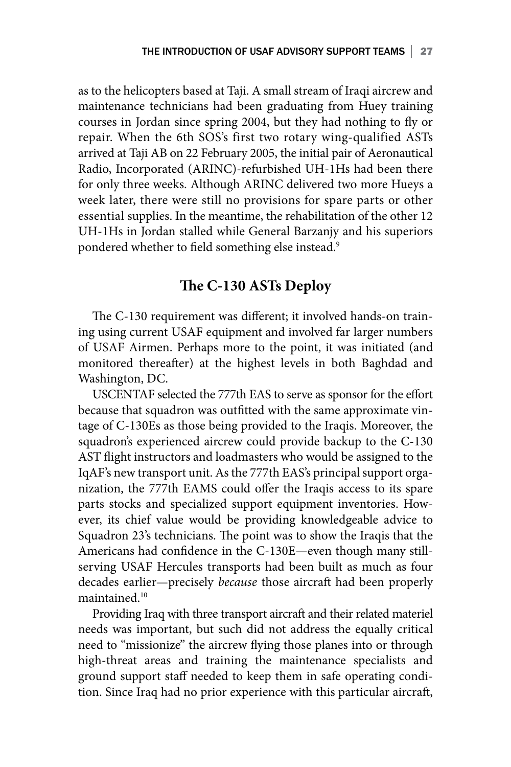as to the helicopters based at Taji. A small stream of Iraqi aircrew and maintenance technicians had been graduating from Huey training courses in Jordan since spring 2004, but they had nothing to fly or repair. When the 6th SOS's first two rotary wing-qualified ASTs arrived at Taji AB on 22 February 2005, the initial pair of Aeronautical Radio, Incorporated (ARINC)-refurbished UH-1Hs had been there for only three weeks. Although ARINC delivered two more Hueys a week later, there were still no provisions for spare parts or other essential supplies. In the meantime, the rehabilitation of the other 12 UH-1Hs in Jordan stalled while General Barzanjy and his superiors pondered whether to field something else instead.[9]

## The C-130 ASTs Deploy

The C-130 requirement was different; it involved hands-on training using current USAF equipment and involved far larger numbers of USAF Airmen. Perhaps more to the point, it was initiated (and monitored thereafter) at the highest levels in both Baghdad and Washington, DC.

USCENTAF selected the 777th EAS to serve as sponsor for the effort because that squadron was outfitted with the same approximate vintage of C-130Es as those being provided to the Iraqis. Moreover, the squadron's experienced aircrew could provide backup to the C-130 AST flight instructors and loadmasters who would be assigned to the IqAF's new transport unit. As the 777th EAS's principal support organization, the 777th EAMS could offer the Iraqis access to its spare parts stocks and specialized support equipment inventories. However, its chief value would be providing knowledgeable advice to Squadron 23's technicians. The point was to show the Iraqis that the Americans had confidence in the C-130E—even though many still-serving USAF Hercules transports had been built as much as four decades earlier—precisely *because* those aircraft had been properly maintained.[10]

Providing Iraq with three transport aircraft and their related materiel needs was important, but such did not address the equally critical need to "missionize" the aircrew flying those planes into or through high-threat areas and training the maintenance specialists and ground support staff needed to keep them in safe operating condition. Since Iraq had no prior experience with this particular aircraft,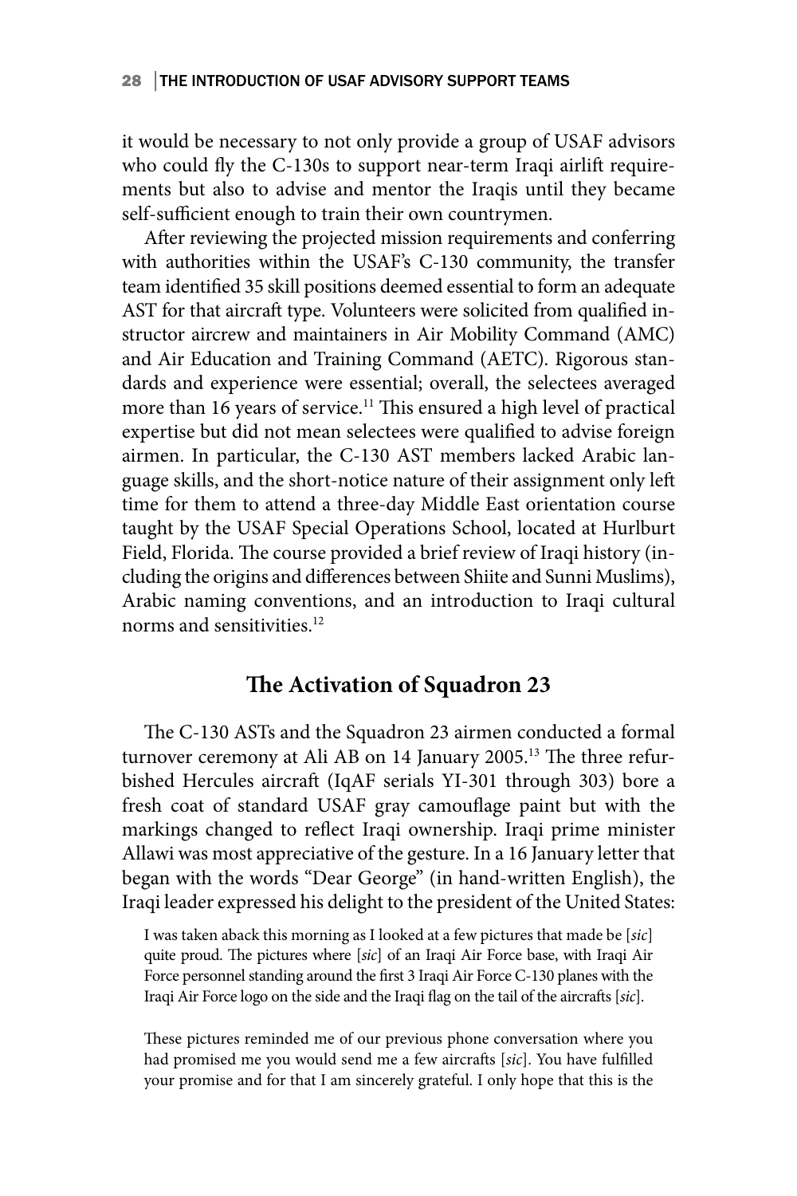it would be necessary to not only provide a group of USAF advisors who could fly the C-130s to support near-term Iraqi airlift requirements but also to advise and mentor the Iraqis until they became self-sufficient enough to train their own countrymen.

After reviewing the projected mission requirements and conferring with authorities within the USAF's C-130 community, the transfer team identified 35 skill positions deemed essential to form an adequate AST for that aircraft type. Volunteers were solicited from qualified instructor aircrew and maintainers in Air Mobility Command (AMC) and Air Education and Training Command (AETC). Rigorous standards and experience were essential; overall, the selectees averaged more than 16 years of service.[11] This ensured a high level of practical expertise but did not mean selectees were qualified to advise foreign airmen. In particular, the C-130 AST members lacked Arabic language skills, and the short-notice nature of their assignment only left time for them to attend a three-day Middle East orientation course taught by the USAF Special Operations School, located at Hurlburt Field, Florida. The course provided a brief review of Iraqi history (including the origins and differences between Shiite and Sunni Muslims), Arabic naming conventions, and an introduction to Iraqi cultural norms and sensitivities.[12]

## The Activation of Squadron 23

The C-130 ASTs and the Squadron 23 airmen conducted a formal turnover ceremony at Ali AB on 14 January 2005.[13] The three refurbished Hercules aircraft (IqAF serials YI-301 through 303) bore a fresh coat of standard USAF gray camouflage paint but with the markings changed to reflect Iraqi ownership. Iraqi prime minister Allawi was most appreciative of the gesture. In a 16 January letter that began with the words "Dear George" (in hand-written English), the Iraqi leader expressed his delight to the president of the United States:

> I was taken aback this morning as I looked at a few pictures that made be [*sic*] quite proud. The pictures where [*sic*] of an Iraqi Air Force base, with Iraqi Air Force personnel standing around the first 3 Iraqi Air Force C-130 planes with the Iraqi Air Force logo on the side and the Iraqi flag on the tail of the aircrafts [*sic*].
>
> These pictures reminded me of our previous phone conversation where you had promised me you would send me a few aircrafts [*sic*]. You have fulfilled your promise and for that I am sincerely grateful. I only hope that this is the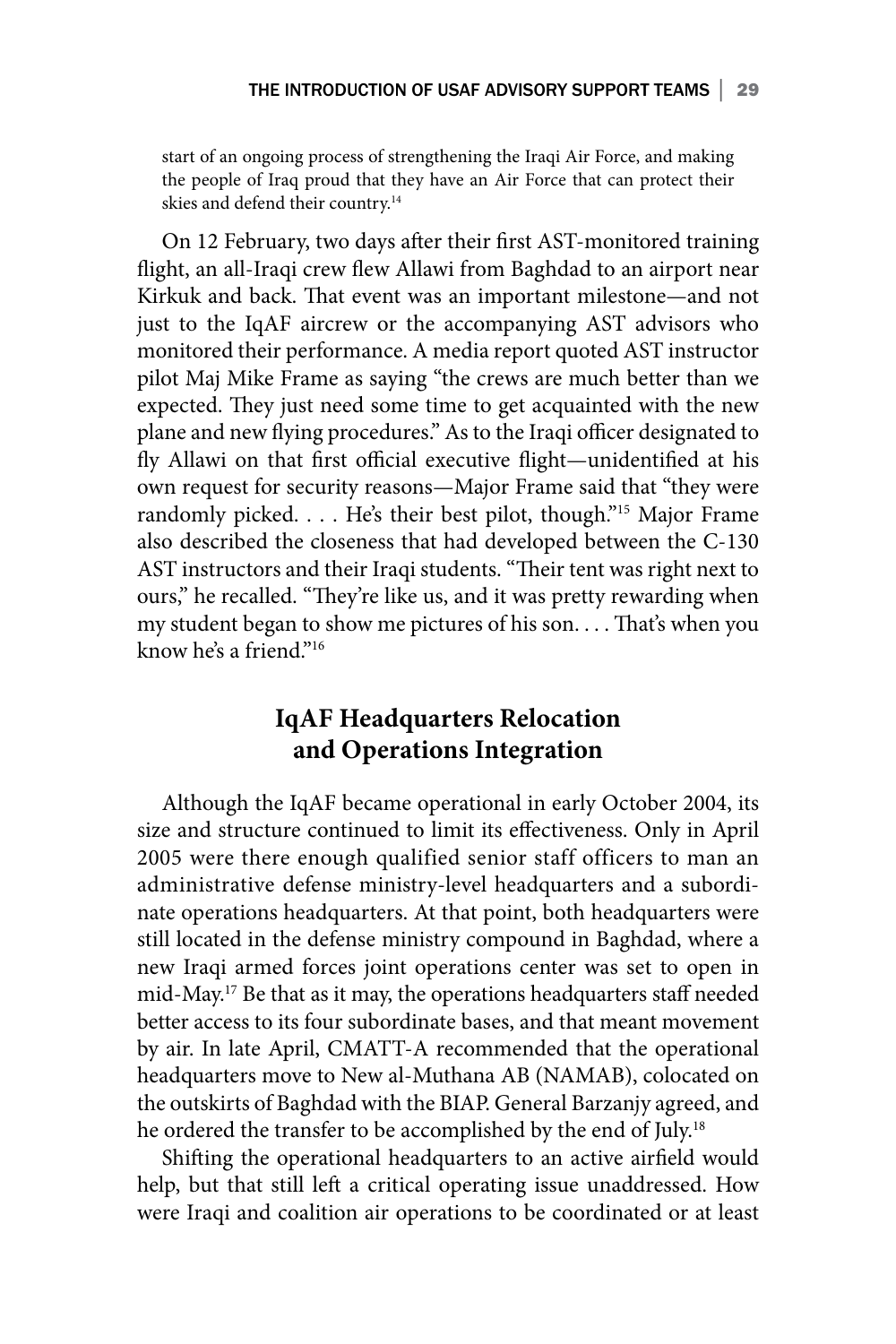start of an ongoing process of strengthening the Iraqi Air Force, and making the people of Iraq proud that they have an Air Force that can protect their skies and defend their country.[14]

On 12 February, two days after their first AST-monitored training flight, an all-Iraqi crew flew Allawi from Baghdad to an airport near Kirkuk and back. That event was an important milestone—and not just to the IqAF aircrew or the accompanying AST advisors who monitored their performance. A media report quoted AST instructor pilot Maj Mike Frame as saying "the crews are much better than we expected. They just need some time to get acquainted with the new plane and new flying procedures." As to the Iraqi officer designated to fly Allawi on that first official executive flight—unidentified at his own request for security reasons—Major Frame said that "they were randomly picked. . . . He's their best pilot, though."[15] Major Frame also described the closeness that had developed between the C-130 AST instructors and their Iraqi students. "Their tent was right next to ours," he recalled. "They're like us, and it was pretty rewarding when my student began to show me pictures of his son. . . . That's when you know he's a friend."[16]

## IqAF Headquarters Relocation and Operations Integration

Although the IqAF became operational in early October 2004, its size and structure continued to limit its effectiveness. Only in April 2005 were there enough qualified senior staff officers to man an administrative defense ministry-level headquarters and a subordinate operations headquarters. At that point, both headquarters were still located in the defense ministry compound in Baghdad, where a new Iraqi armed forces joint operations center was set to open in mid-May.[17] Be that as it may, the operations headquarters staff needed better access to its four subordinate bases, and that meant movement by air. In late April, CMATT-A recommended that the operational headquarters move to New al-Muthana AB (NAMAB), colocated on the outskirts of Baghdad with the BIAP. General Barzanjy agreed, and he ordered the transfer to be accomplished by the end of July.[18]

Shifting the operational headquarters to an active airfield would help, but that still left a critical operating issue unaddressed. How were Iraqi and coalition air operations to be coordinated or at least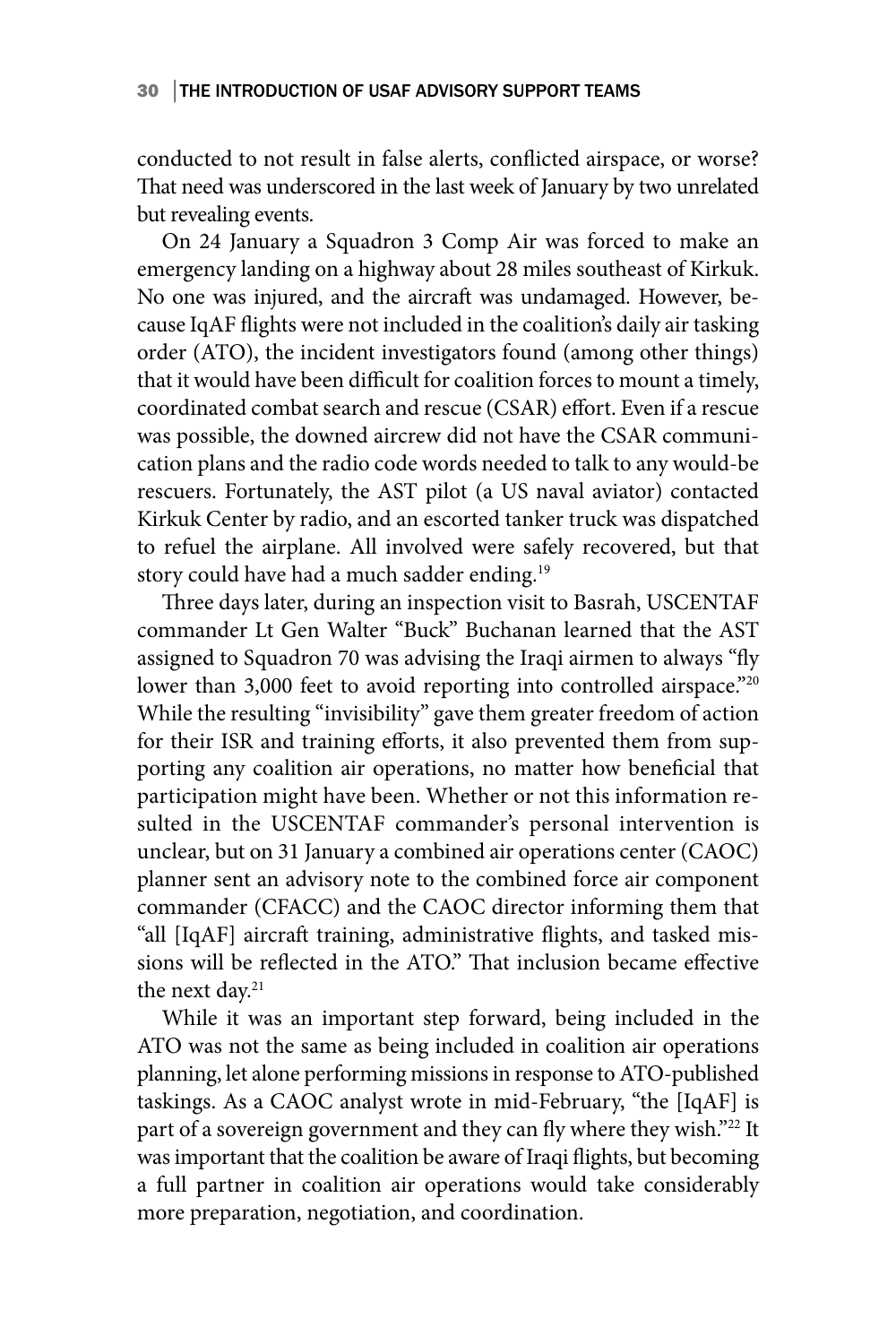conducted to not result in false alerts, conflicted airspace, or worse? That need was underscored in the last week of January by two unrelated but revealing events.

On 24 January a Squadron 3 Comp Air was forced to make an emergency landing on a highway about 28 miles southeast of Kirkuk. No one was injured, and the aircraft was undamaged. However, because IqAF flights were not included in the coalition's daily air tasking order (ATO), the incident investigators found (among other things) that it would have been difficult for coalition forces to mount a timely, coordinated combat search and rescue (CSAR) effort. Even if a rescue was possible, the downed aircrew did not have the CSAR communication plans and the radio code words needed to talk to any would-be rescuers. Fortunately, the AST pilot (a US naval aviator) contacted Kirkuk Center by radio, and an escorted tanker truck was dispatched to refuel the airplane. All involved were safely recovered, but that story could have had a much sadder ending.[19]

Three days later, during an inspection visit to Basrah, USCENTAF commander Lt Gen Walter "Buck" Buchanan learned that the AST assigned to Squadron 70 was advising the Iraqi airmen to always "fly lower than 3,000 feet to avoid reporting into controlled airspace."[20] While the resulting "invisibility" gave them greater freedom of action for their ISR and training efforts, it also prevented them from supporting any coalition air operations, no matter how beneficial that participation might have been. Whether or not this information resulted in the USCENTAF commander's personal intervention is unclear, but on 31 January a combined air operations center (CAOC) planner sent an advisory note to the combined force air component commander (CFACC) and the CAOC director informing them that "all [IqAF] aircraft training, administrative flights, and tasked missions will be reflected in the ATO." That inclusion became effective the next day.[21]

While it was an important step forward, being included in the ATO was not the same as being included in coalition air operations planning, let alone performing missions in response to ATO-published taskings. As a CAOC analyst wrote in mid-February, "the [IqAF] is part of a sovereign government and they can fly where they wish."[22] It was important that the coalition be aware of Iraqi flights, but becoming a full partner in coalition air operations would take considerably more preparation, negotiation, and coordination.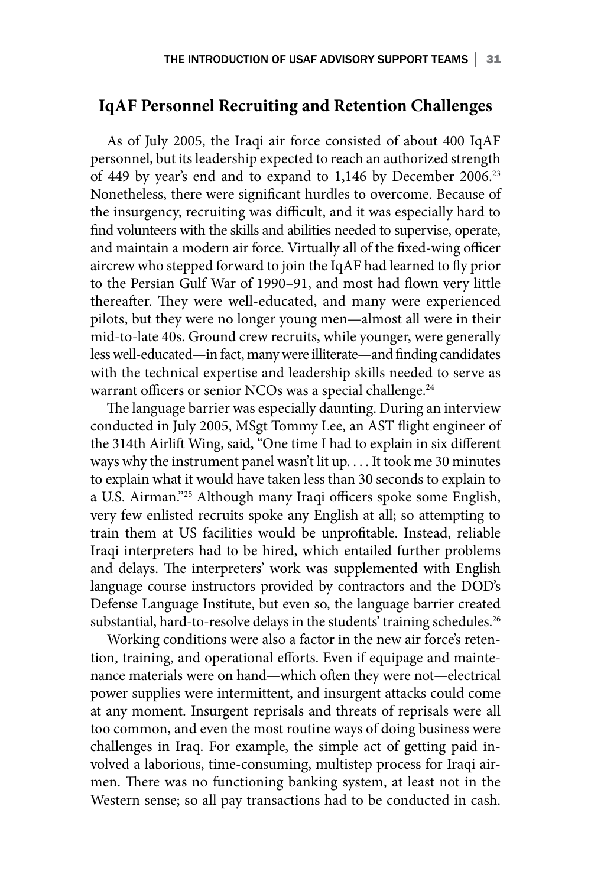## IqAF Personnel Recruiting and Retention Challenges

As of July 2005, the Iraqi air force consisted of about 400 IqAF personnel, but its leadership expected to reach an authorized strength of 449 by year's end and to expand to 1,146 by December 2006.[23] Nonetheless, there were significant hurdles to overcome. Because of the insurgency, recruiting was difficult, and it was especially hard to find volunteers with the skills and abilities needed to supervise, operate, and maintain a modern air force. Virtually all of the fixed-wing officer aircrew who stepped forward to join the IqAF had learned to fly prior to the Persian Gulf War of 1990–91, and most had flown very little thereafter. They were well-educated, and many were experienced pilots, but they were no longer young men—almost all were in their mid-to-late 40s. Ground crew recruits, while younger, were generally less well-educated—in fact, many were illiterate—and finding candidates with the technical expertise and leadership skills needed to serve as warrant officers or senior NCOs was a special challenge.[24]

The language barrier was especially daunting. During an interview conducted in July 2005, MSgt Tommy Lee, an AST flight engineer of the 314th Airlift Wing, said, "One time I had to explain in six different ways why the instrument panel wasn't lit up. . . . It took me 30 minutes to explain what it would have taken less than 30 seconds to explain to a U.S. Airman."[25] Although many Iraqi officers spoke some English, very few enlisted recruits spoke any English at all; so attempting to train them at US facilities would be unprofitable. Instead, reliable Iraqi interpreters had to be hired, which entailed further problems and delays. The interpreters' work was supplemented with English language course instructors provided by contractors and the DOD's Defense Language Institute, but even so, the language barrier created substantial, hard-to-resolve delays in the students' training schedules.[26]

Working conditions were also a factor in the new air force's retention, training, and operational efforts. Even if equipage and maintenance materials were on hand—which often they were not—electrical power supplies were intermittent, and insurgent attacks could come at any moment. Insurgent reprisals and threats of reprisals were all too common, and even the most routine ways of doing business were challenges in Iraq. For example, the simple act of getting paid involved a laborious, time-consuming, multistep process for Iraqi airmen. There was no functioning banking system, at least not in the Western sense; so all pay transactions had to be conducted in cash.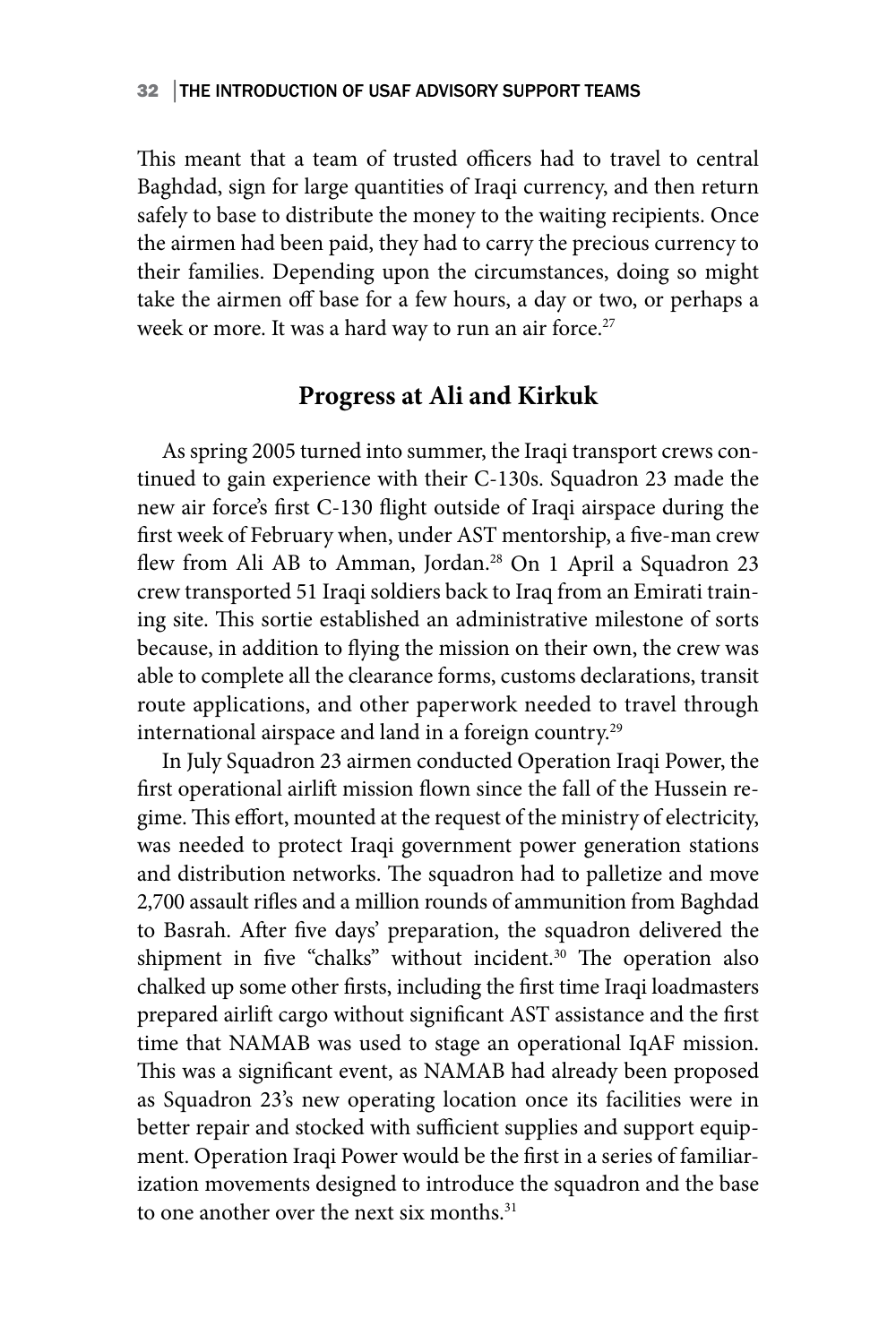This meant that a team of trusted officers had to travel to central Baghdad, sign for large quantities of Iraqi currency, and then return safely to base to distribute the money to the waiting recipients. Once the airmen had been paid, they had to carry the precious currency to their families. Depending upon the circumstances, doing so might take the airmen off base for a few hours, a day or two, or perhaps a week or more. It was a hard way to run an air force.[27]

## Progress at Ali and Kirkuk

As spring 2005 turned into summer, the Iraqi transport crews continued to gain experience with their C-130s. Squadron 23 made the new air force's first C-130 flight outside of Iraqi airspace during the first week of February when, under AST mentorship, a five-man crew flew from Ali AB to Amman, Jordan.[28] On 1 April a Squadron 23 crew transported 51 Iraqi soldiers back to Iraq from an Emirati training site. This sortie established an administrative milestone of sorts because, in addition to flying the mission on their own, the crew was able to complete all the clearance forms, customs declarations, transit route applications, and other paperwork needed to travel through international airspace and land in a foreign country.[29]

In July Squadron 23 airmen conducted Operation Iraqi Power, the first operational airlift mission flown since the fall of the Hussein regime. This effort, mounted at the request of the ministry of electricity, was needed to protect Iraqi government power generation stations and distribution networks. The squadron had to palletize and move 2,700 assault rifles and a million rounds of ammunition from Baghdad to Basrah. After five days' preparation, the squadron delivered the shipment in five "chalks" without incident.[30] The operation also chalked up some other firsts, including the first time Iraqi loadmasters prepared airlift cargo without significant AST assistance and the first time that NAMAB was used to stage an operational IqAF mission. This was a significant event, as NAMAB had already been proposed as Squadron 23's new operating location once its facilities were in better repair and stocked with sufficient supplies and support equipment. Operation Iraqi Power would be the first in a series of familiarization movements designed to introduce the squadron and the base to one another over the next six months.[31]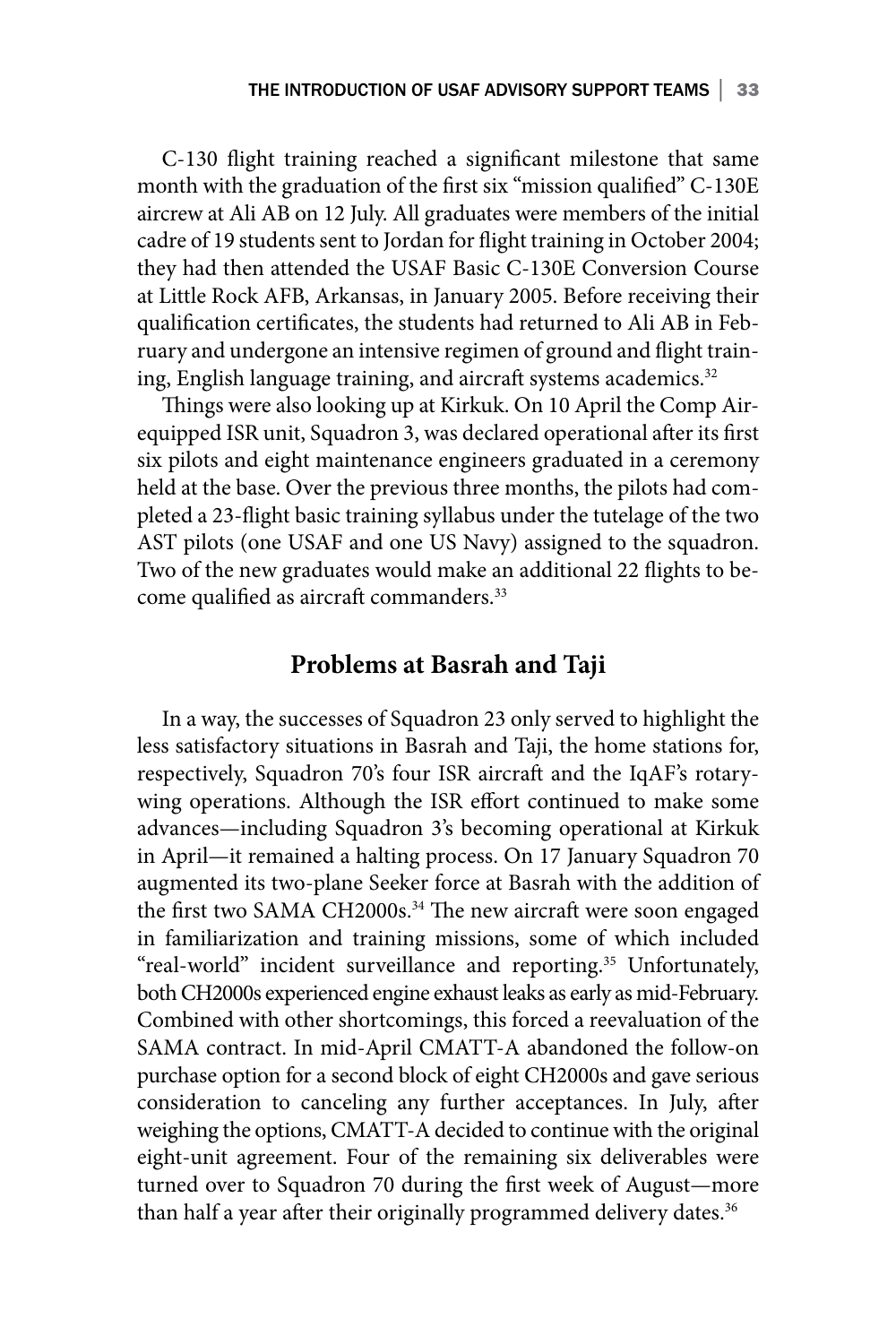C-130 flight training reached a significant milestone that same month with the graduation of the first six "mission qualified" C-130E aircrew at Ali AB on 12 July. All graduates were members of the initial cadre of 19 students sent to Jordan for flight training in October 2004; they had then attended the USAF Basic C-130E Conversion Course at Little Rock AFB, Arkansas, in January 2005. Before receiving their qualification certificates, the students had returned to Ali AB in February and undergone an intensive regimen of ground and flight training, English language training, and aircraft systems academics.[32]

Things were also looking up at Kirkuk. On 10 April the Comp Air-equipped ISR unit, Squadron 3, was declared operational after its first six pilots and eight maintenance engineers graduated in a ceremony held at the base. Over the previous three months, the pilots had completed a 23-flight basic training syllabus under the tutelage of the two AST pilots (one USAF and one US Navy) assigned to the squadron. Two of the new graduates would make an additional 22 flights to become qualified as aircraft commanders.[33]

## Problems at Basrah and Taji

In a way, the successes of Squadron 23 only served to highlight the less satisfactory situations in Basrah and Taji, the home stations for, respectively, Squadron 70's four ISR aircraft and the IqAF's rotary-wing operations. Although the ISR effort continued to make some advances—including Squadron 3's becoming operational at Kirkuk in April—it remained a halting process. On 17 January Squadron 70 augmented its two-plane Seeker force at Basrah with the addition of the first two SAMA CH2000s.[34] The new aircraft were soon engaged in familiarization and training missions, some of which included "real-world" incident surveillance and reporting.[35] Unfortunately, both CH2000s experienced engine exhaust leaks as early as mid-February. Combined with other shortcomings, this forced a reevaluation of the SAMA contract. In mid-April CMATT-A abandoned the follow-on purchase option for a second block of eight CH2000s and gave serious consideration to canceling any further acceptances. In July, after weighing the options, CMATT-A decided to continue with the original eight-unit agreement. Four of the remaining six deliverables were turned over to Squadron 70 during the first week of August—more than half a year after their originally programmed delivery dates.[36]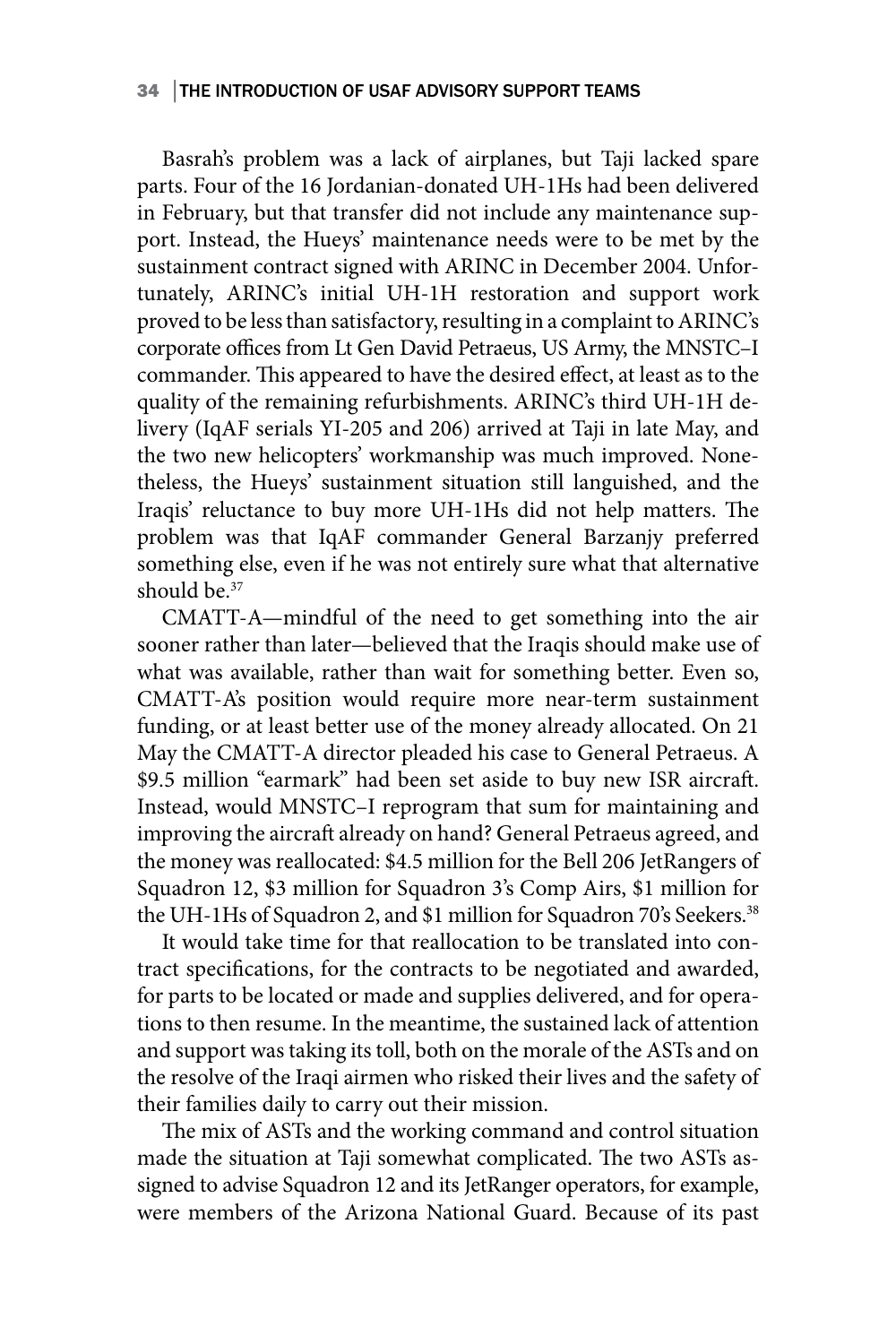Basrah's problem was a lack of airplanes, but Taji lacked spare parts. Four of the 16 Jordanian-donated UH-1Hs had been delivered in February, but that transfer did not include any maintenance support. Instead, the Hueys' maintenance needs were to be met by the sustainment contract signed with ARINC in December 2004. Unfortunately, ARINC's initial UH-1H restoration and support work proved to be less than satisfactory, resulting in a complaint to ARINC's corporate offices from Lt Gen David Petraeus, US Army, the MNSTC–I commander. This appeared to have the desired effect, at least as to the quality of the remaining refurbishments. ARINC's third UH-1H delivery (IqAF serials YI-205 and 206) arrived at Taji in late May, and the two new helicopters' workmanship was much improved. Nonetheless, the Hueys' sustainment situation still languished, and the Iraqis' reluctance to buy more UH-1Hs did not help matters. The problem was that IqAF commander General Barzanjy preferred something else, even if he was not entirely sure what that alternative should be.[37]

CMATT-A—mindful of the need to get something into the air sooner rather than later—believed that the Iraqis should make use of what was available, rather than wait for something better. Even so, CMATT-A's position would require more near-term sustainment funding, or at least better use of the money already allocated. On 21 May the CMATT-A director pleaded his case to General Petraeus. A $9.5 million "earmark" had been set aside to buy new ISR aircraft. Instead, would MNSTC–I reprogram that sum for maintaining and improving the aircraft already on hand? General Petraeus agreed, and the money was reallocated: $4.5 million for the Bell 206 JetRangers of Squadron 12, $3 million for Squadron 3's Comp Airs, $1 million for the UH-1Hs of Squadron 2, and $1 million for Squadron 70's Seekers.[38]

It would take time for that reallocation to be translated into contract specifications, for the contracts to be negotiated and awarded, for parts to be located or made and supplies delivered, and for operations to then resume. In the meantime, the sustained lack of attention and support was taking its toll, both on the morale of the ASTs and on the resolve of the Iraqi airmen who risked their lives and the safety of their families daily to carry out their mission.

The mix of ASTs and the working command and control situation made the situation at Taji somewhat complicated. The two ASTs assigned to advise Squadron 12 and its JetRanger operators, for example, were members of the Arizona National Guard. Because of its past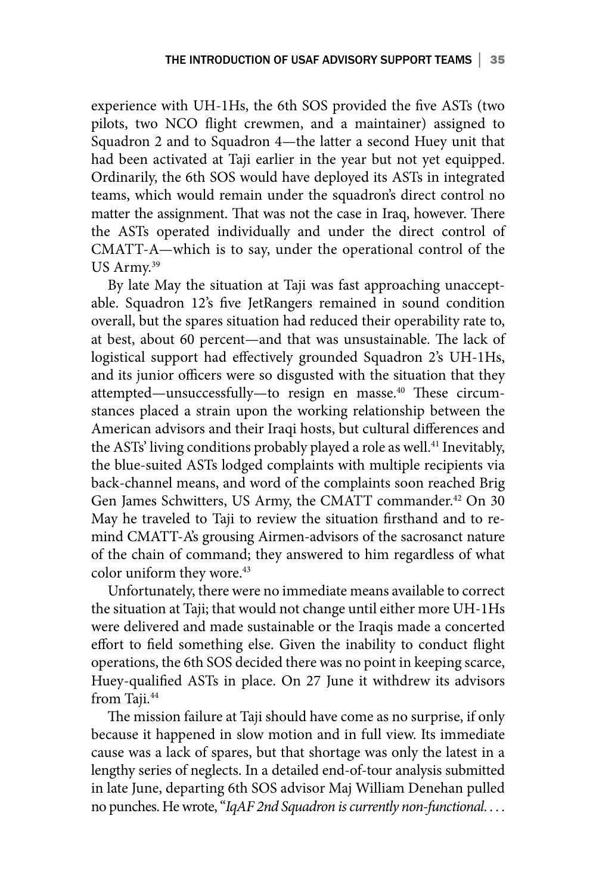experience with UH-1Hs, the 6th SOS provided the five ASTs (two pilots, two NCO flight crewmen, and a maintainer) assigned to Squadron 2 and to Squadron 4—the latter a second Huey unit that had been activated at Taji earlier in the year but not yet equipped. Ordinarily, the 6th SOS would have deployed its ASTs in integrated teams, which would remain under the squadron's direct control no matter the assignment. That was not the case in Iraq, however. There the ASTs operated individually and under the direct control of CMATT-A—which is to say, under the operational control of the US Army.[39]

By late May the situation at Taji was fast approaching unacceptable. Squadron 12's five JetRangers remained in sound condition overall, but the spares situation had reduced their operability rate to, at best, about 60 percent—and that was unsustainable. The lack of logistical support had effectively grounded Squadron 2's UH-1Hs, and its junior officers were so disgusted with the situation that they attempted—unsuccessfully—to resign en masse.[40] These circumstances placed a strain upon the working relationship between the American advisors and their Iraqi hosts, but cultural differences and the ASTs' living conditions probably played a role as well.[41] Inevitably, the blue-suited ASTs lodged complaints with multiple recipients via back-channel means, and word of the complaints soon reached Brig Gen James Schwitters, US Army, the CMATT commander.[42] On 30 May he traveled to Taji to review the situation firsthand and to remind CMATT-A's grousing Airmen-advisors of the sacrosanct nature of the chain of command; they answered to him regardless of what color uniform they wore.[43]

Unfortunately, there were no immediate means available to correct the situation at Taji; that would not change until either more UH-1Hs were delivered and made sustainable or the Iraqis made a concerted effort to field something else. Given the inability to conduct flight operations, the 6th SOS decided there was no point in keeping scarce, Huey-qualified ASTs in place. On 27 June it withdrew its advisors from Taji.[44]

The mission failure at Taji should have come as no surprise, if only because it happened in slow motion and in full view. Its immediate cause was a lack of spares, but that shortage was only the latest in a lengthy series of neglects. In a detailed end-of-tour analysis submitted in late June, departing 6th SOS advisor Maj William Denehan pulled no punches. He wrote, "*IqAF 2nd Squadron is currently non-functional. . . .*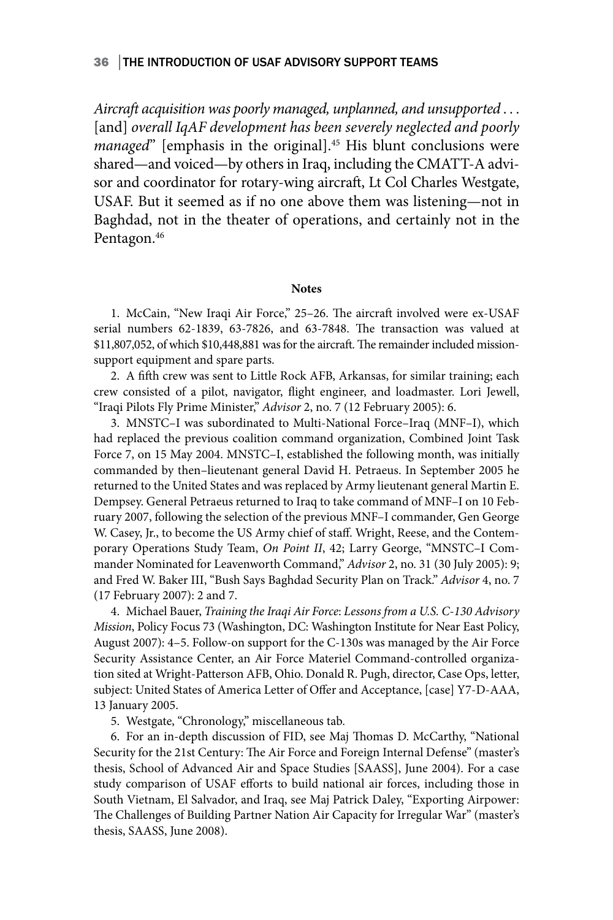*Aircraft acquisition was poorly managed, unplanned, and unsupported . . .* [and] *overall IqAF development has been severely neglected and poorly managed*" [emphasis in the original].[45] His blunt conclusions were shared—and voiced—by others in Iraq, including the CMATT-A advisor and coordinator for rotary-wing aircraft, Lt Col Charles Westgate, USAF. But it seemed as if no one above them was listening—not in Baghdad, not in the theater of operations, and certainly not in the Pentagon.[46]

**Notes**

1. McCain, "New Iraqi Air Force," 25–26. The aircraft involved were ex-USAF serial numbers 62-1839, 63-7826, and 63-7848. The transaction was valued at $11,807,052, of which $10,448,881 was for the aircraft. The remainder included mission-support equipment and spare parts.

2. A fifth crew was sent to Little Rock AFB, Arkansas, for similar training; each crew consisted of a pilot, navigator, flight engineer, and loadmaster. Lori Jewell, "Iraqi Pilots Fly Prime Minister," *Advisor* 2, no. 7 (12 February 2005): 6.

3. MNSTC–I was subordinated to Multi-National Force–Iraq (MNF–I), which had replaced the previous coalition command organization, Combined Joint Task Force 7, on 15 May 2004. MNSTC–I, established the following month, was initially commanded by then–lieutenant general David H. Petraeus. In September 2005 he returned to the United States and was replaced by Army lieutenant general Martin E. Dempsey. General Petraeus returned to Iraq to take command of MNF–I on 10 February 2007, following the selection of the previous MNF–I commander, Gen George W. Casey, Jr., to become the US Army chief of staff. Wright, Reese, and the Contemporary Operations Study Team, *On Point II*, 42; Larry George, "MNSTC–I Commander Nominated for Leavenworth Command," *Advisor* 2, no. 31 (30 July 2005): 9; and Fred W. Baker III, "Bush Says Baghdad Security Plan on Track." *Advisor* 4, no. 7 (17 February 2007): 2 and 7.

4. Michael Bauer, *Training the Iraqi Air Force: Lessons from a U.S. C-130 Advisory Mission*, Policy Focus 73 (Washington, DC: Washington Institute for Near East Policy, August 2007): 4–5. Follow-on support for the C-130s was managed by the Air Force Security Assistance Center, an Air Force Materiel Command-controlled organization sited at Wright-Patterson AFB, Ohio. Donald R. Pugh, director, Case Ops, letter, subject: United States of America Letter of Offer and Acceptance, [case] Y7-D-AAA, 13 January 2005.

5. Westgate, "Chronology," miscellaneous tab.

6. For an in-depth discussion of FID, see Maj Thomas D. McCarthy, "National Security for the 21st Century: The Air Force and Foreign Internal Defense" (master's thesis, School of Advanced Air and Space Studies [SAASS], June 2004). For a case study comparison of USAF efforts to build national air forces, including those in South Vietnam, El Salvador, and Iraq, see Maj Patrick Daley, "Exporting Airpower: The Challenges of Building Partner Nation Air Capacity for Irregular War" (master's thesis, SAASS, June 2008).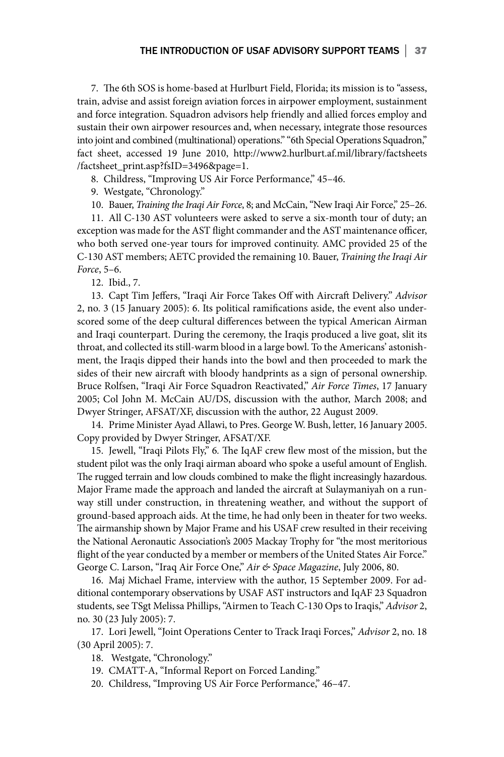7. The 6th SOS is home-based at Hurlburt Field, Florida; its mission is to "assess, train, advise and assist foreign aviation forces in airpower employment, sustainment and force integration. Squadron advisors help friendly and allied forces employ and sustain their own airpower resources and, when necessary, integrate those resources into joint and combined (multinational) operations." "6th Special Operations Squadron," fact sheet, accessed 19 June 2010, http://www2.hurlburt.af.mil/library/factsheets/factsheet_print.asp?fsID=3496&page=1.

8. Childress, "Improving US Air Force Performance," 45–46.

9. Westgate, "Chronology."

10. Bauer, *Training the Iraqi Air Force*, 8; and McCain, "New Iraqi Air Force," 25–26.

11. All C-130 AST volunteers were asked to serve a six-month tour of duty; an exception was made for the AST flight commander and the AST maintenance officer, who both served one-year tours for improved continuity. AMC provided 25 of the C-130 AST members; AETC provided the remaining 10. Bauer, *Training the Iraqi Air Force*, 5–6.

12. Ibid., 7.

13. Capt Tim Jeffers, "Iraqi Air Force Takes Off with Aircraft Delivery." *Advisor* 2, no. 3 (15 January 2005): 6. Its political ramifications aside, the event also underscored some of the deep cultural differences between the typical American Airman and Iraqi counterpart. During the ceremony, the Iraqis produced a live goat, slit its throat, and collected its still-warm blood in a large bowl. To the Americans' astonishment, the Iraqis dipped their hands into the bowl and then proceeded to mark the sides of their new aircraft with bloody handprints as a sign of personal ownership. Bruce Rolfsen, "Iraqi Air Force Squadron Reactivated," *Air Force Times*, 17 January 2005; Col John M. McCain AU/DS, discussion with the author, March 2008; and Dwyer Stringer, AFSAT/XF, discussion with the author, 22 August 2009.

14. Prime Minister Ayad Allawi, to Pres. George W. Bush, letter, 16 January 2005. Copy provided by Dwyer Stringer, AFSAT/XF.

15. Jewell, "Iraqi Pilots Fly," 6. The IqAF crew flew most of the mission, but the student pilot was the only Iraqi airman aboard who spoke a useful amount of English. The rugged terrain and low clouds combined to make the flight increasingly hazardous. Major Frame made the approach and landed the aircraft at Sulaymaniyah on a runway still under construction, in threatening weather, and without the support of ground-based approach aids. At the time, he had only been in theater for two weeks. The airmanship shown by Major Frame and his USAF crew resulted in their receiving the National Aeronautic Association's 2005 Mackay Trophy for "the most meritorious flight of the year conducted by a member or members of the United States Air Force." George C. Larson, "Iraq Air Force One," *Air & Space Magazine*, July 2006, 80.

16. Maj Michael Frame, interview with the author, 15 September 2009. For additional contemporary observations by USAF AST instructors and IqAF 23 Squadron students, see TSgt Melissa Phillips, "Airmen to Teach C-130 Ops to Iraqis," *Advisor* 2, no. 30 (23 July 2005): 7.

17. Lori Jewell, "Joint Operations Center to Track Iraqi Forces," *Advisor* 2, no. 18 (30 April 2005): 7.

18. Westgate, "Chronology."

19. CMATT-A, "Informal Report on Forced Landing."

20. Childress, "Improving US Air Force Performance," 46–47.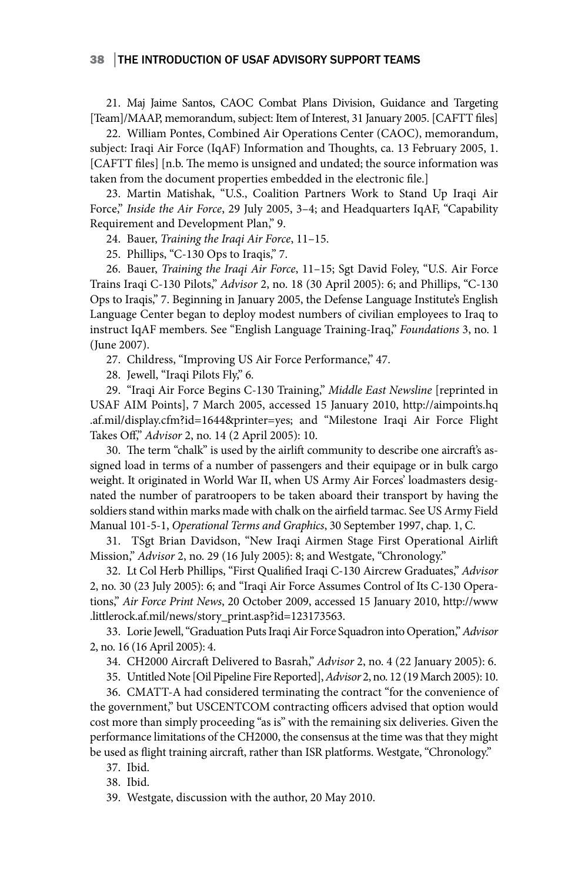21. Maj Jaime Santos, CAOC Combat Plans Division, Guidance and Targeting [Team]/MAAP, memorandum, subject: Item of Interest, 31 January 2005. [CAFTT files]

22. William Pontes, Combined Air Operations Center (CAOC), memorandum, subject: Iraqi Air Force (IqAF) Information and Thoughts, ca. 13 February 2005, 1. [CAFTT files] [n.b. The memo is unsigned and undated; the source information was taken from the document properties embedded in the electronic file.]

23. Martin Matishak, "U.S., Coalition Partners Work to Stand Up Iraqi Air Force," *Inside the Air Force*, 29 July 2005, 3–4; and Headquarters IqAF, "Capability Requirement and Development Plan," 9.

24. Bauer, *Training the Iraqi Air Force*, 11–15.

25. Phillips, "C-130 Ops to Iraqis," 7.

26. Bauer, *Training the Iraqi Air Force*, 11–15; Sgt David Foley, "U.S. Air Force Trains Iraqi C-130 Pilots," *Advisor* 2, no. 18 (30 April 2005): 6; and Phillips, "C-130 Ops to Iraqis," 7. Beginning in January 2005, the Defense Language Institute's English Language Center began to deploy modest numbers of civilian employees to Iraq to instruct IqAF members. See "English Language Training-Iraq," *Foundations* 3, no. 1 (June 2007).

27. Childress, "Improving US Air Force Performance," 47.

28. Jewell, "Iraqi Pilots Fly," 6.

29. "Iraqi Air Force Begins C-130 Training," *Middle East Newsline* [reprinted in USAF AIM Points], 7 March 2005, accessed 15 January 2010, http://aimpoints.hq.af.mil/display.cfm?id=1644&printer=yes; and "Milestone Iraqi Air Force Flight Takes Off," *Advisor* 2, no. 14 (2 April 2005): 10.

30. The term "chalk" is used by the airlift community to describe one aircraft's assigned load in terms of a number of passengers and their equipage or in bulk cargo weight. It originated in World War II, when US Army Air Forces' loadmasters designated the number of paratroopers to be taken aboard their transport by having the soldiers stand within marks made with chalk on the airfield tarmac. See US Army Field Manual 101-5-1, *Operational Terms and Graphics*, 30 September 1997, chap. 1, C.

31. TSgt Brian Davidson, "New Iraqi Airmen Stage First Operational Airlift Mission," *Advisor* 2, no. 29 (16 July 2005): 8; and Westgate, "Chronology."

32. Lt Col Herb Phillips, "First Qualified Iraqi C-130 Aircrew Graduates," *Advisor* 2, no. 30 (23 July 2005): 6; and "Iraqi Air Force Assumes Control of Its C-130 Operations," *Air Force Print News*, 20 October 2009, accessed 15 January 2010, http://www.littlerock.af.mil/news/story_print.asp?id=123173563.

33. Lorie Jewell, "Graduation Puts Iraqi Air Force Squadron into Operation," *Advisor* 2, no. 16 (16 April 2005): 4.

34. CH2000 Aircraft Delivered to Basrah," *Advisor* 2, no. 4 (22 January 2005): 6.

35. Untitled Note [Oil Pipeline Fire Reported], *Advisor* 2, no. 12 (19 March 2005): 10.

36. CMATT-A had considered terminating the contract "for the convenience of the government," but USCENTCOM contracting officers advised that option would cost more than simply proceeding "as is" with the remaining six deliveries. Given the performance limitations of the CH2000, the consensus at the time was that they might be used as flight training aircraft, rather than ISR platforms. Westgate, "Chronology."

37. Ibid.

38. Ibid.

39. Westgate, discussion with the author, 20 May 2010.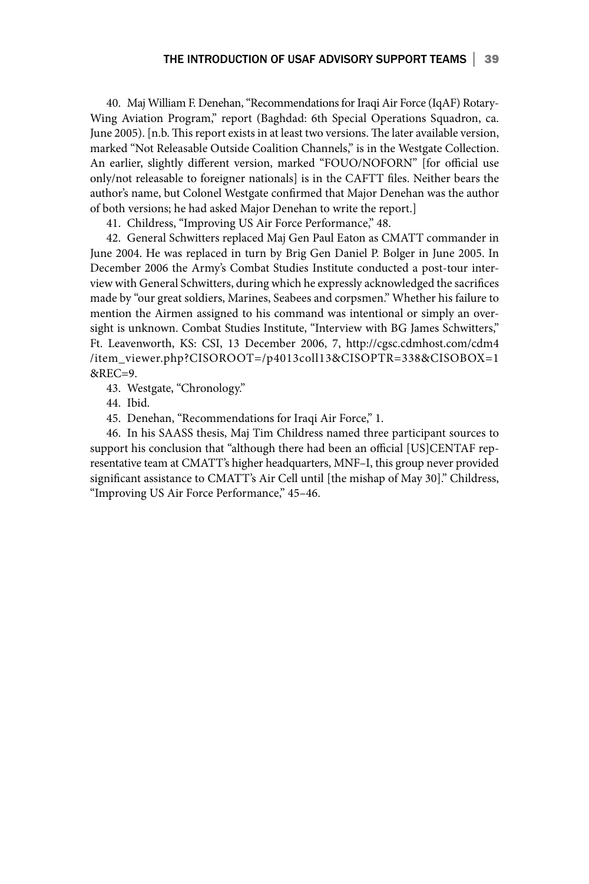40. Maj William F. Denehan, "Recommendations for Iraqi Air Force (IqAF) Rotary-Wing Aviation Program," report (Baghdad: 6th Special Operations Squadron, ca. June 2005). [n.b. This report exists in at least two versions. The later available version, marked "Not Releasable Outside Coalition Channels," is in the Westgate Collection. An earlier, slightly different version, marked "FOUO/NOFORN" [for official use only/not releasable to foreigner nationals] is in the CAFTT files. Neither bears the author's name, but Colonel Westgate confirmed that Major Denehan was the author of both versions; he had asked Major Denehan to write the report.]

41. Childress, "Improving US Air Force Performance," 48.

42. General Schwitters replaced Maj Gen Paul Eaton as CMATT commander in June 2004. He was replaced in turn by Brig Gen Daniel P. Bolger in June 2005. In December 2006 the Army's Combat Studies Institute conducted a post-tour interview with General Schwitters, during which he expressly acknowledged the sacrifices made by "our great soldiers, Marines, Seabees and corpsmen." Whether his failure to mention the Airmen assigned to his command was intentional or simply an oversight is unknown. Combat Studies Institute, "Interview with BG James Schwitters," Ft. Leavenworth, KS: CSI, 13 December 2006, 7, http://cgsc.cdmhost.com/cdm4/item_viewer.php?CISOROOT=/p4013coll13&CISOPTR=338&CISOBOX=1&REC=9.

43. Westgate, "Chronology."

44. Ibid.

45. Denehan, "Recommendations for Iraqi Air Force," 1.

46. In his SAASS thesis, Maj Tim Childress named three participant sources to support his conclusion that "although there had been an official [US]CENTAF representative team at CMATT's higher headquarters, MNF–I, this group never provided significant assistance to CMATT's Air Cell until [the mishap of May 30]." Childress, "Improving US Air Force Performance," 45–46.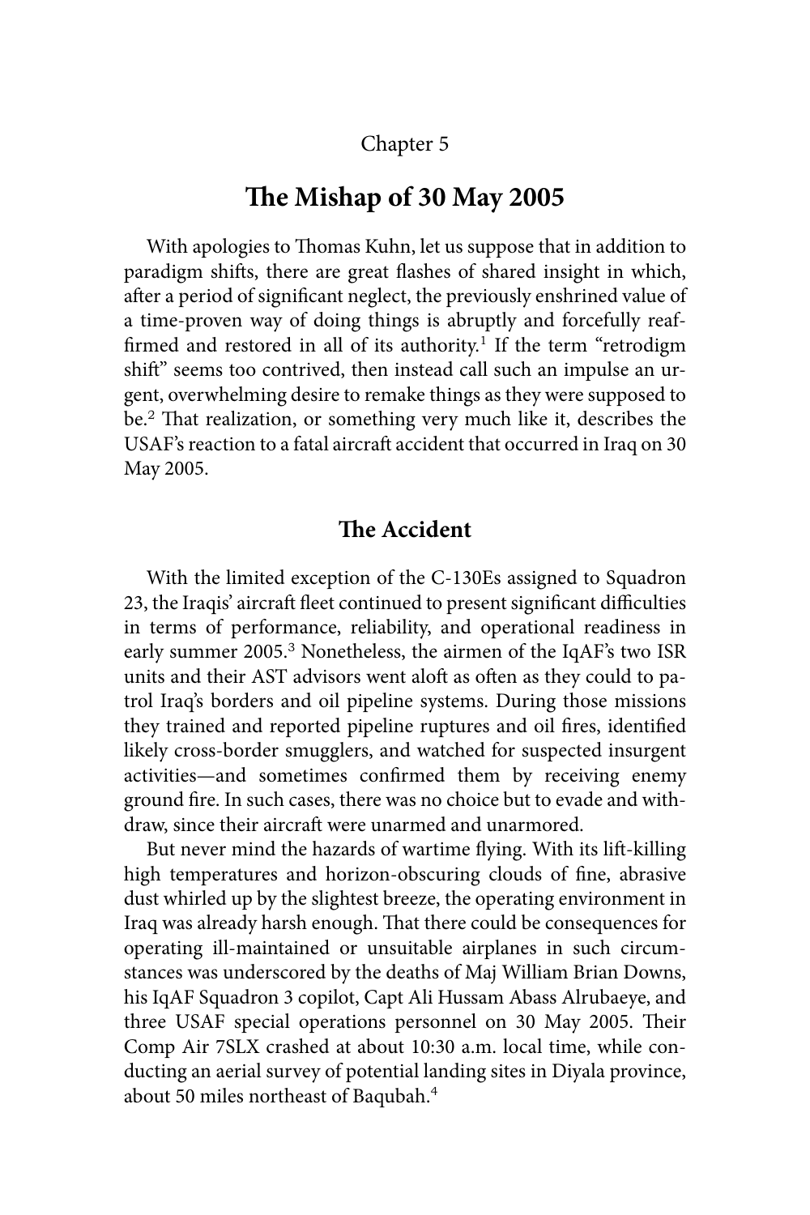Chapter 5

# The Mishap of 30 May 2005

With apologies to Thomas Kuhn, let us suppose that in addition to paradigm shifts, there are great flashes of shared insight in which, after a period of significant neglect, the previously enshrined value of a time-proven way of doing things is abruptly and forcefully reaffirmed and restored in all of its authority.[1] If the term "retrodigm shift" seems too contrived, then instead call such an impulse an urgent, overwhelming desire to remake things as they were supposed to be.[2] That realization, or something very much like it, describes the USAF's reaction to a fatal aircraft accident that occurred in Iraq on 30 May 2005.

## The Accident

With the limited exception of the C-130Es assigned to Squadron 23, the Iraqis' aircraft fleet continued to present significant difficulties in terms of performance, reliability, and operational readiness in early summer 2005.[3] Nonetheless, the airmen of the IqAF's two ISR units and their AST advisors went aloft as often as they could to patrol Iraq's borders and oil pipeline systems. During those missions they trained and reported pipeline ruptures and oil fires, identified likely cross-border smugglers, and watched for suspected insurgent activities—and sometimes confirmed them by receiving enemy ground fire. In such cases, there was no choice but to evade and withdraw, since their aircraft were unarmed and unarmored.

But never mind the hazards of wartime flying. With its lift-killing high temperatures and horizon-obscuring clouds of fine, abrasive dust whirled up by the slightest breeze, the operating environment in Iraq was already harsh enough. That there could be consequences for operating ill-maintained or unsuitable airplanes in such circumstances was underscored by the deaths of Maj William Brian Downs, his IqAF Squadron 3 copilot, Capt Ali Hussam Abass Alrubaeye, and three USAF special operations personnel on 30 May 2005. Their Comp Air 7SLX crashed at about 10:30 a.m. local time, while conducting an aerial survey of potential landing sites in Diyala province, about 50 miles northeast of Baqubah.[4]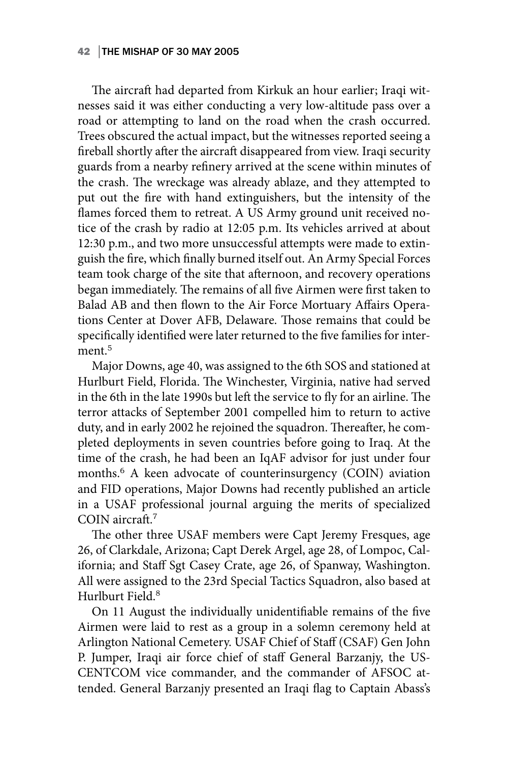The aircraft had departed from Kirkuk an hour earlier; Iraqi witnesses said it was either conducting a very low-altitude pass over a road or attempting to land on the road when the crash occurred. Trees obscured the actual impact, but the witnesses reported seeing a fireball shortly after the aircraft disappeared from view. Iraqi security guards from a nearby refinery arrived at the scene within minutes of the crash. The wreckage was already ablaze, and they attempted to put out the fire with hand extinguishers, but the intensity of the flames forced them to retreat. A US Army ground unit received notice of the crash by radio at 12:05 p.m. Its vehicles arrived at about 12:30 p.m., and two more unsuccessful attempts were made to extinguish the fire, which finally burned itself out. An Army Special Forces team took charge of the site that afternoon, and recovery operations began immediately. The remains of all five Airmen were first taken to Balad AB and then flown to the Air Force Mortuary Affairs Operations Center at Dover AFB, Delaware. Those remains that could be specifically identified were later returned to the five families for interment.[5]

Major Downs, age 40, was assigned to the 6th SOS and stationed at Hurlburt Field, Florida. The Winchester, Virginia, native had served in the 6th in the late 1990s but left the service to fly for an airline. The terror attacks of September 2001 compelled him to return to active duty, and in early 2002 he rejoined the squadron. Thereafter, he completed deployments in seven countries before going to Iraq. At the time of the crash, he had been an IqAF advisor for just under four months.[6] A keen advocate of counterinsurgency (COIN) aviation and FID operations, Major Downs had recently published an article in a USAF professional journal arguing the merits of specialized COIN aircraft.[7]

The other three USAF members were Capt Jeremy Fresques, age 26, of Clarkdale, Arizona; Capt Derek Argel, age 28, of Lompoc, California; and Staff Sgt Casey Crate, age 26, of Spanway, Washington. All were assigned to the 23rd Special Tactics Squadron, also based at Hurlburt Field.[8]

On 11 August the individually unidentifiable remains of the five Airmen were laid to rest as a group in a solemn ceremony held at Arlington National Cemetery. USAF Chief of Staff (CSAF) Gen John P. Jumper, Iraqi air force chief of staff General Barzanjy, the USCENTCOM vice commander, and the commander of AFSOC attended. General Barzanjy presented an Iraqi flag to Captain Abass's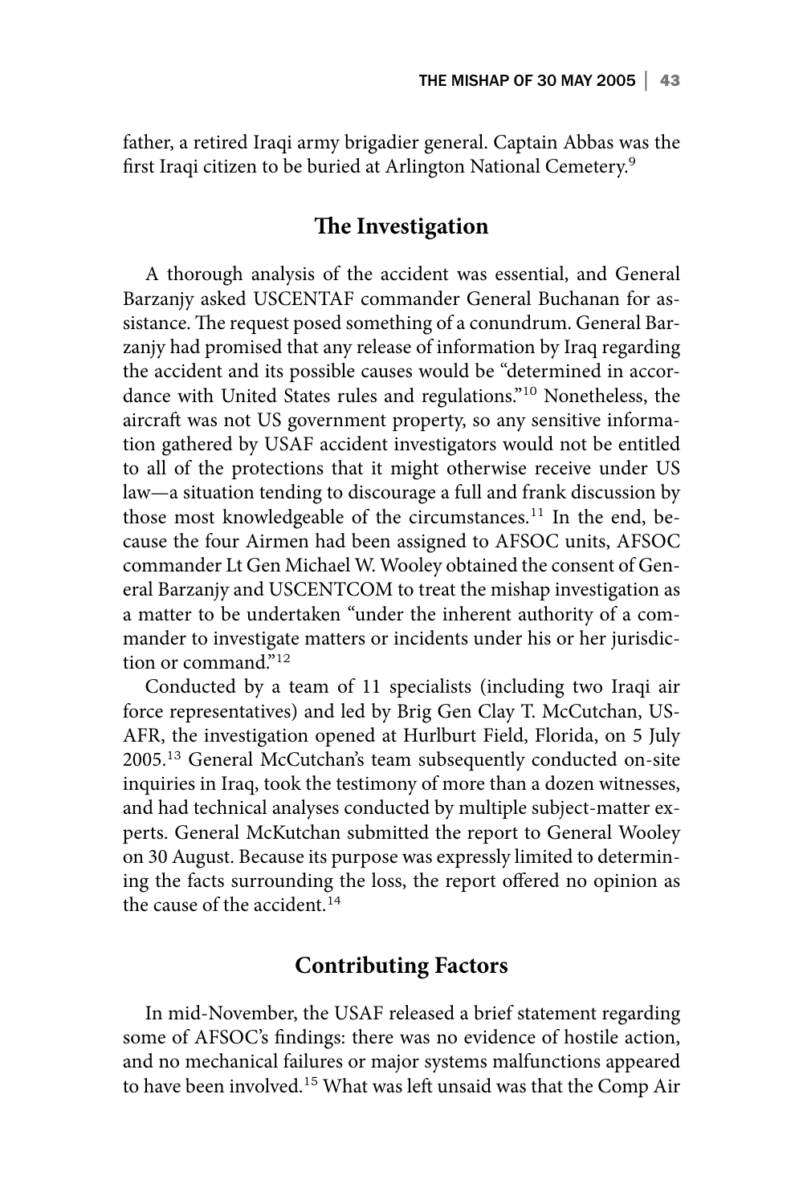father, a retired Iraqi army brigadier general. Captain Abbas was the first Iraqi citizen to be buried at Arlington National Cemetery.[9]

## The Investigation

A thorough analysis of the accident was essential, and General Barzanjy asked USCENTAF commander General Buchanan for assistance. The request posed something of a conundrum. General Barzanjy had promised that any release of information by Iraq regarding the accident and its possible causes would be "determined in accordance with United States rules and regulations."[10] Nonetheless, the aircraft was not US government property, so any sensitive information gathered by USAF accident investigators would not be entitled to all of the protections that it might otherwise receive under US law—a situation tending to discourage a full and frank discussion by those most knowledgeable of the circumstances.[11] In the end, because the four Airmen had been assigned to AFSOC units, AFSOC commander Lt Gen Michael W. Wooley obtained the consent of General Barzanjy and USCENTCOM to treat the mishap investigation as a matter to be undertaken "under the inherent authority of a commander to investigate matters or incidents under his or her jurisdiction or command."[12]

Conducted by a team of 11 specialists (including two Iraqi air force representatives) and led by Brig Gen Clay T. McCutchan, USAFR, the investigation opened at Hurlburt Field, Florida, on 5 July 2005.[13] General McCutchan's team subsequently conducted on-site inquiries in Iraq, took the testimony of more than a dozen witnesses, and had technical analyses conducted by multiple subject-matter experts. General McKutchan submitted the report to General Wooley on 30 August. Because its purpose was expressly limited to determining the facts surrounding the loss, the report offered no opinion as the cause of the accident.[14]

## Contributing Factors

In mid-November, the USAF released a brief statement regarding some of AFSOC's findings: there was no evidence of hostile action, and no mechanical failures or major systems malfunctions appeared to have been involved.[15] What was left unsaid was that the Comp Air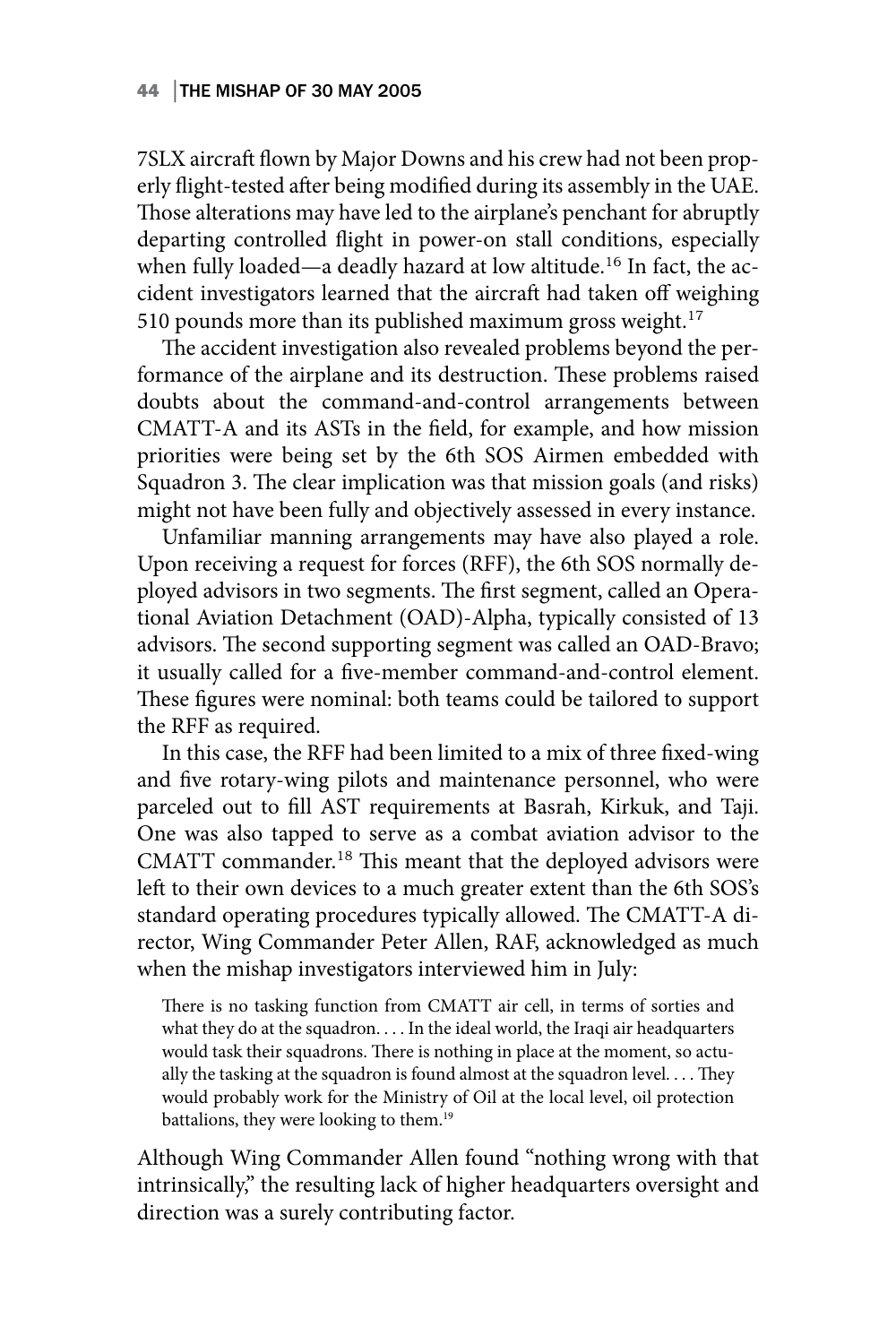7SLX aircraft flown by Major Downs and his crew had not been properly flight-tested after being modified during its assembly in the UAE. Those alterations may have led to the airplane's penchant for abruptly departing controlled flight in power-on stall conditions, especially when fully loaded—a deadly hazard at low altitude.[16] In fact, the accident investigators learned that the aircraft had taken off weighing 510 pounds more than its published maximum gross weight.[17]

The accident investigation also revealed problems beyond the performance of the airplane and its destruction. These problems raised doubts about the command-and-control arrangements between CMATT-A and its ASTs in the field, for example, and how mission priorities were being set by the 6th SOS Airmen embedded with Squadron 3. The clear implication was that mission goals (and risks) might not have been fully and objectively assessed in every instance.

Unfamiliar manning arrangements may have also played a role. Upon receiving a request for forces (RFF), the 6th SOS normally deployed advisors in two segments. The first segment, called an Operational Aviation Detachment (OAD)-Alpha, typically consisted of 13 advisors. The second supporting segment was called an OAD-Bravo; it usually called for a five-member command-and-control element. These figures were nominal: both teams could be tailored to support the RFF as required.

In this case, the RFF had been limited to a mix of three fixed-wing and five rotary-wing pilots and maintenance personnel, who were parceled out to fill AST requirements at Basrah, Kirkuk, and Taji. One was also tapped to serve as a combat aviation advisor to the CMATT commander.[18] This meant that the deployed advisors were left to their own devices to a much greater extent than the 6th SOS's standard operating procedures typically allowed. The CMATT-A director, Wing Commander Peter Allen, RAF, acknowledged as much when the mishap investigators interviewed him in July:

> There is no tasking function from CMATT air cell, in terms of sorties and what they do at the squadron. . . . In the ideal world, the Iraqi air headquarters would task their squadrons. There is nothing in place at the moment, so actually the tasking at the squadron is found almost at the squadron level. . . . They would probably work for the Ministry of Oil at the local level, oil protection battalions, they were looking to them.[19]

Although Wing Commander Allen found "nothing wrong with that intrinsically," the resulting lack of higher headquarters oversight and direction was a surely contributing factor.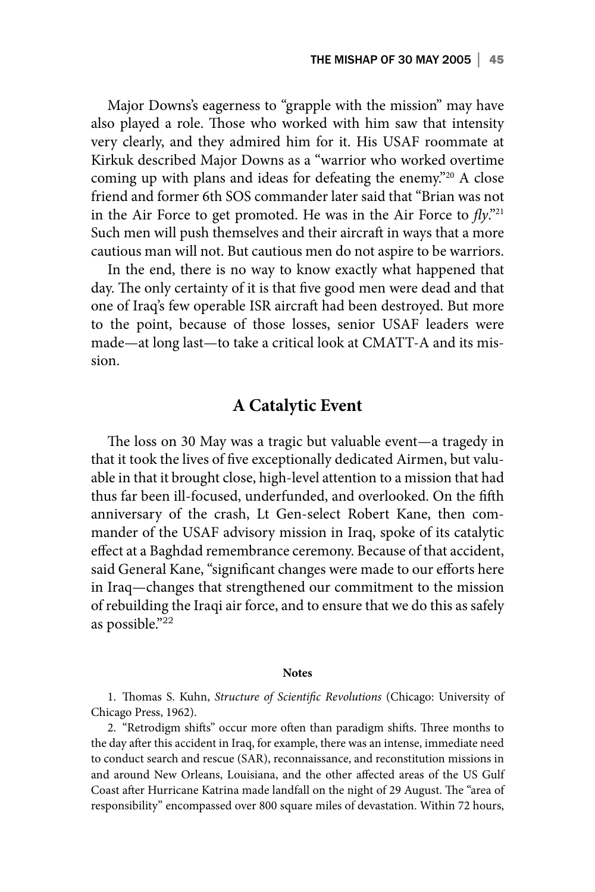Major Downs's eagerness to "grapple with the mission" may have also played a role. Those who worked with him saw that intensity very clearly, and they admired him for it. His USAF roommate at Kirkuk described Major Downs as a "warrior who worked overtime coming up with plans and ideas for defeating the enemy."[20] A close friend and former 6th SOS commander later said that "Brian was not in the Air Force to get promoted. He was in the Air Force to *fly*."[21] Such men will push themselves and their aircraft in ways that a more cautious man will not. But cautious men do not aspire to be warriors.

In the end, there is no way to know exactly what happened that day. The only certainty of it is that five good men were dead and that one of Iraq's few operable ISR aircraft had been destroyed. But more to the point, because of those losses, senior USAF leaders were made—at long last—to take a critical look at CMATT-A and its mission.

## A Catalytic Event

The loss on 30 May was a tragic but valuable event—a tragedy in that it took the lives of five exceptionally dedicated Airmen, but valuable in that it brought close, high-level attention to a mission that had thus far been ill-focused, underfunded, and overlooked. On the fifth anniversary of the crash, Lt Gen-select Robert Kane, then commander of the USAF advisory mission in Iraq, spoke of its catalytic effect at a Baghdad remembrance ceremony. Because of that accident, said General Kane, "significant changes were made to our efforts here in Iraq—changes that strengthened our commitment to the mission of rebuilding the Iraqi air force, and to ensure that we do this as safely as possible."[22]

### Notes

1. Thomas S. Kuhn, *Structure of Scientific Revolutions* (Chicago: University of Chicago Press, 1962).

2. "Retrodigm shifts" occur more often than paradigm shifts. Three months to the day after this accident in Iraq, for example, there was an intense, immediate need to conduct search and rescue (SAR), reconnaissance, and reconstitution missions in and around New Orleans, Louisiana, and the other affected areas of the US Gulf Coast after Hurricane Katrina made landfall on the night of 29 August. The "area of responsibility" encompassed over 800 square miles of devastation. Within 72 hours,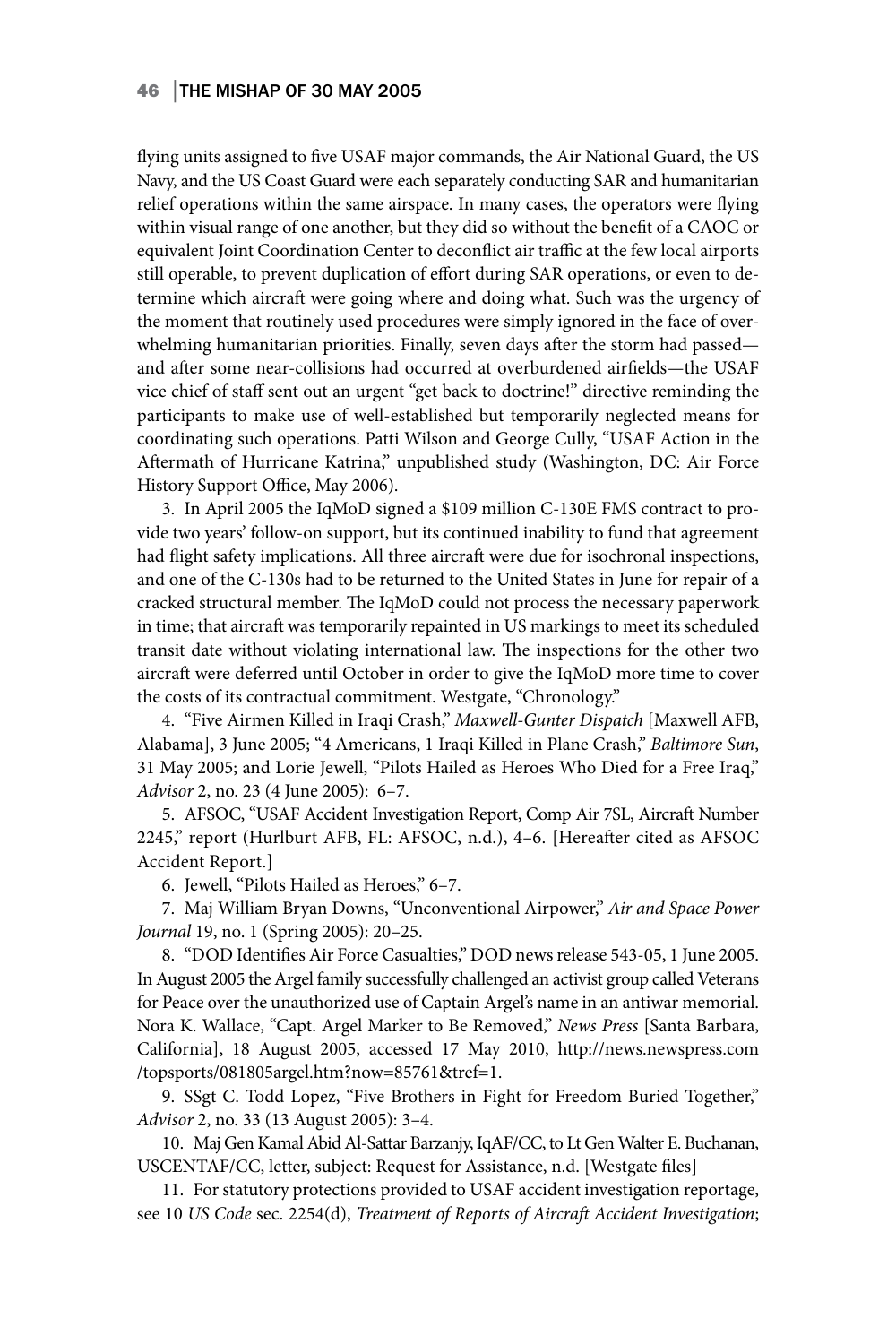flying units assigned to five USAF major commands, the Air National Guard, the US Navy, and the US Coast Guard were each separately conducting SAR and humanitarian relief operations within the same airspace. In many cases, the operators were flying within visual range of one another, but they did so without the benefit of a CAOC or equivalent Joint Coordination Center to deconflict air traffic at the few local airports still operable, to prevent duplication of effort during SAR operations, or even to determine which aircraft were going where and doing what. Such was the urgency of the moment that routinely used procedures were simply ignored in the face of overwhelming humanitarian priorities. Finally, seven days after the storm had passed—and after some near-collisions had occurred at overburdened airfields—the USAF vice chief of staff sent out an urgent "get back to doctrine!" directive reminding the participants to make use of well-established but temporarily neglected means for coordinating such operations. Patti Wilson and George Cully, "USAF Action in the Aftermath of Hurricane Katrina," unpublished study (Washington, DC: Air Force History Support Office, May 2006).

3. In April 2005 the IqMoD signed a $109 million C-130E FMS contract to provide two years' follow-on support, but its continued inability to fund that agreement had flight safety implications. All three aircraft were due for isochronal inspections, and one of the C-130s had to be returned to the United States in June for repair of a cracked structural member. The IqMoD could not process the necessary paperwork in time; that aircraft was temporarily repainted in US markings to meet its scheduled transit date without violating international law. The inspections for the other two aircraft were deferred until October in order to give the IqMoD more time to cover the costs of its contractual commitment. Westgate, "Chronology."

4. "Five Airmen Killed in Iraqi Crash," *Maxwell-Gunter Dispatch* [Maxwell AFB, Alabama], 3 June 2005; "4 Americans, 1 Iraqi Killed in Plane Crash," *Baltimore Sun*, 31 May 2005; and Lorie Jewell, "Pilots Hailed as Heroes Who Died for a Free Iraq," *Advisor* 2, no. 23 (4 June 2005): 6–7.

5. AFSOC, "USAF Accident Investigation Report, Comp Air 7SL, Aircraft Number 2245," report (Hurlburt AFB, FL: AFSOC, n.d.), 4–6. [Hereafter cited as AFSOC Accident Report.]

6. Jewell, "Pilots Hailed as Heroes," 6–7.

7. Maj William Bryan Downs, "Unconventional Airpower," *Air and Space Power Journal* 19, no. 1 (Spring 2005): 20–25.

8. "DOD Identifies Air Force Casualties," DOD news release 543-05, 1 June 2005. In August 2005 the Argel family successfully challenged an activist group called Veterans for Peace over the unauthorized use of Captain Argel's name in an antiwar memorial. Nora K. Wallace, "Capt. Argel Marker to Be Removed," *News Press* [Santa Barbara, California], 18 August 2005, accessed 17 May 2010, http://news.newspress.com/topsports/081805argel.htm?now=85761&tref=1.

9. SSgt C. Todd Lopez, "Five Brothers in Fight for Freedom Buried Together," *Advisor* 2, no. 33 (13 August 2005): 3–4.

10. Maj Gen Kamal Abid Al-Sattar Barzanjy, IqAF/CC, to Lt Gen Walter E. Buchanan, USCENTAF/CC, letter, subject: Request for Assistance, n.d. [Westgate files]

11. For statutory protections provided to USAF accident investigation reportage, see 10 *US Code* sec. 2254(d), *Treatment of Reports of Aircraft Accident Investigation*;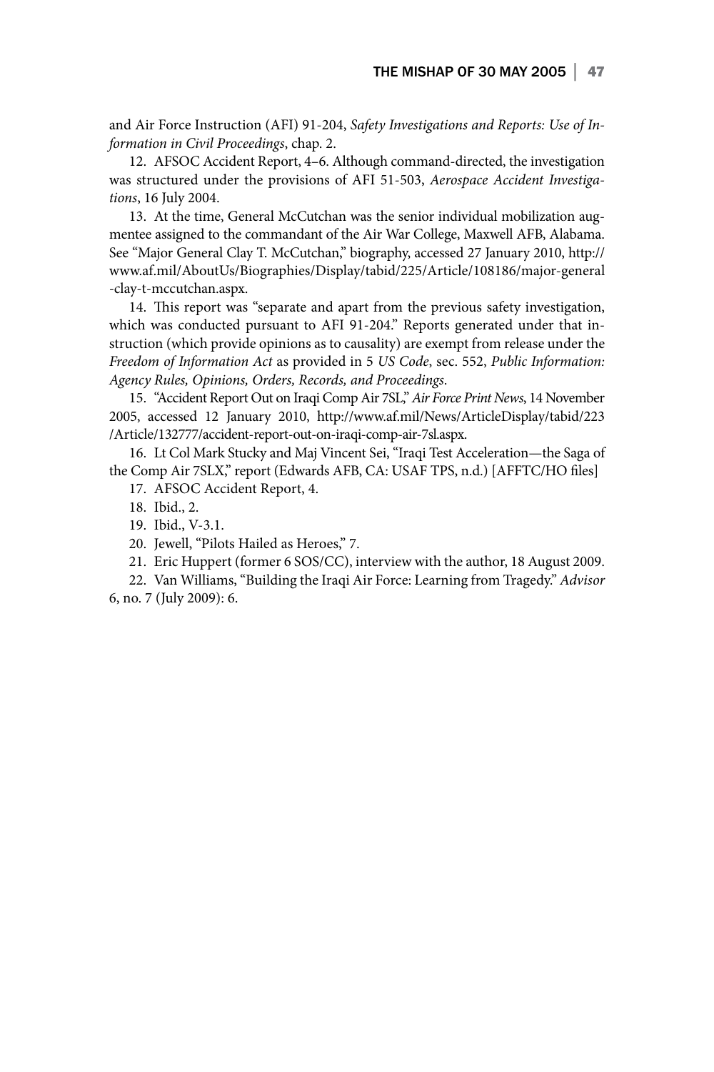and Air Force Instruction (AFI) 91-204, *Safety Investigations and Reports: Use of Information in Civil Proceedings*, chap. 2.

12. AFSOC Accident Report, 4–6. Although command-directed, the investigation was structured under the provisions of AFI 51-503, *Aerospace Accident Investigations*, 16 July 2004.

13. At the time, General McCutchan was the senior individual mobilization augmentee assigned to the commandant of the Air War College, Maxwell AFB, Alabama. See "Major General Clay T. McCutchan," biography, accessed 27 January 2010, http://www.af.mil/AboutUs/Biographies/Display/tabid/225/Article/108186/major-general-clay-t-mccutchan.aspx.

14. This report was "separate and apart from the previous safety investigation, which was conducted pursuant to AFI 91-204." Reports generated under that instruction (which provide opinions as to causality) are exempt from release under the *Freedom of Information Act* as provided in 5 *US Code*, sec. 552, *Public Information: Agency Rules, Opinions, Orders, Records, and Proceedings*.

15. "Accident Report Out on Iraqi Comp Air 7SL," *Air Force Print News*, 14 November 2005, accessed 12 January 2010, http://www.af.mil/News/ArticleDisplay/tabid/223/Article/132777/accident-report-out-on-iraqi-comp-air-7sl.aspx.

16. Lt Col Mark Stucky and Maj Vincent Sei, "Iraqi Test Acceleration—the Saga of the Comp Air 7SLX," report (Edwards AFB, CA: USAF TPS, n.d.) [AFFTC/HO files]

17. AFSOC Accident Report, 4.

18. Ibid., 2.

19. Ibid., V-3.1.

20. Jewell, "Pilots Hailed as Heroes," 7.

21. Eric Huppert (former 6 SOS/CC), interview with the author, 18 August 2009.

22. Van Williams, "Building the Iraqi Air Force: Learning from Tragedy." *Advisor* 6, no. 7 (July 2009): 6.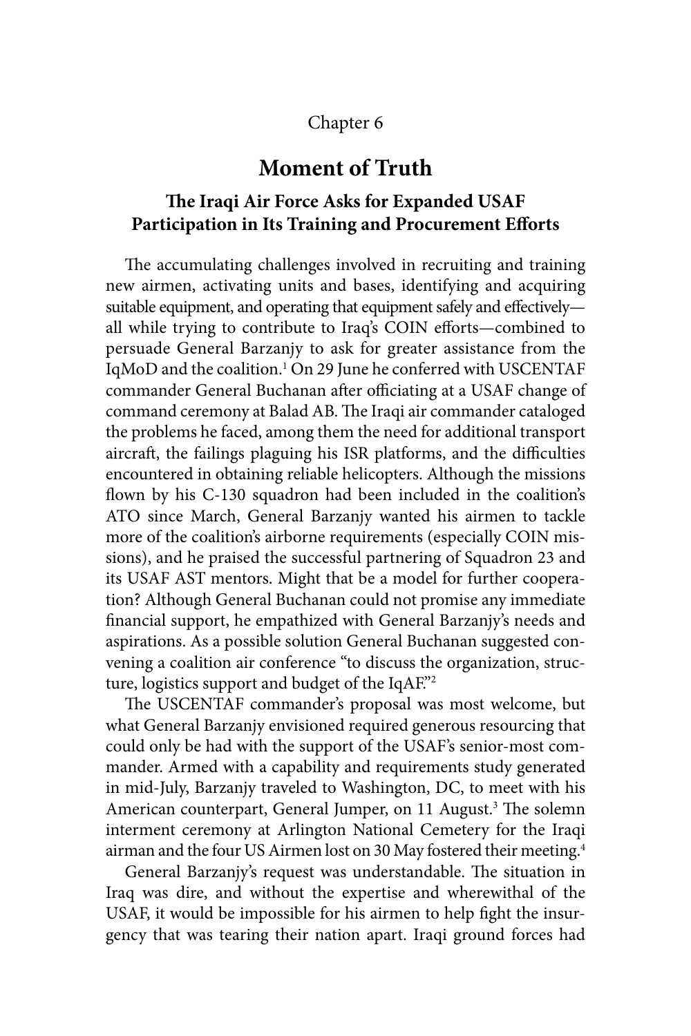Chapter 6

# Moment of Truth

## The Iraqi Air Force Asks for Expanded USAF Participation in Its Training and Procurement Efforts

The accumulating challenges involved in recruiting and training new airmen, activating units and bases, identifying and acquiring suitable equipment, and operating that equipment safely and effectively—all while trying to contribute to Iraq's COIN efforts—combined to persuade General Barzanjy to ask for greater assistance from the IqMoD and the coalition.[1] On 29 June he conferred with USCENTAF commander General Buchanan after officiating at a USAF change of command ceremony at Balad AB. The Iraqi air commander cataloged the problems he faced, among them the need for additional transport aircraft, the failings plaguing his ISR platforms, and the difficulties encountered in obtaining reliable helicopters. Although the missions flown by his C-130 squadron had been included in the coalition's ATO since March, General Barzanjy wanted his airmen to tackle more of the coalition's airborne requirements (especially COIN missions), and he praised the successful partnering of Squadron 23 and its USAF AST mentors. Might that be a model for further cooperation? Although General Buchanan could not promise any immediate financial support, he empathized with General Barzanjy's needs and aspirations. As a possible solution General Buchanan suggested convening a coalition air conference "to discuss the organization, structure, logistics support and budget of the IqAF."[2]

The USCENTAF commander's proposal was most welcome, but what General Barzanjy envisioned required generous resourcing that could only be had with the support of the USAF's senior-most commander. Armed with a capability and requirements study generated in mid-July, Barzanjy traveled to Washington, DC, to meet with his American counterpart, General Jumper, on 11 August.[3] The solemn interment ceremony at Arlington National Cemetery for the Iraqi airman and the four US Airmen lost on 30 May fostered their meeting.[4]

General Barzanjy's request was understandable. The situation in Iraq was dire, and without the expertise and wherewithal of the USAF, it would be impossible for his airmen to help fight the insurgency that was tearing their nation apart. Iraqi ground forces had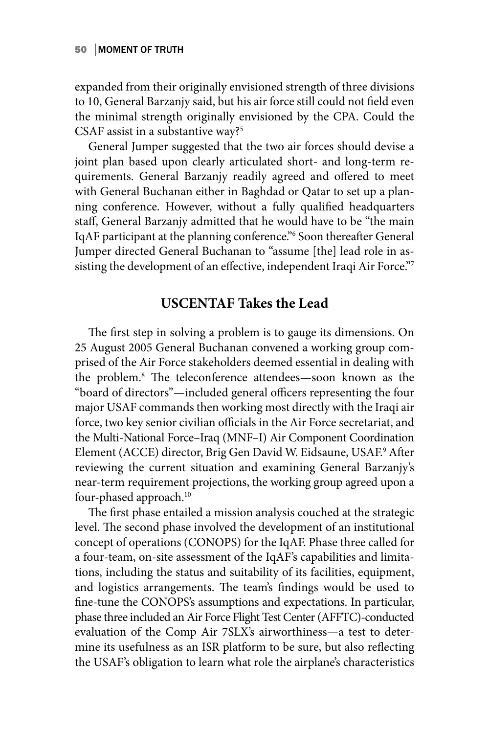expanded from their originally envisioned strength of three divisions to 10, General Barzanjy said, but his air force still could not field even the minimal strength originally envisioned by the CPA. Could the CSAF assist in a substantive way?[5]

General Jumper suggested that the two air forces should devise a joint plan based upon clearly articulated short- and long-term requirements. General Barzanjy readily agreed and offered to meet with General Buchanan either in Baghdad or Qatar to set up a planning conference. However, without a fully qualified headquarters staff, General Barzanjy admitted that he would have to be "the main IqAF participant at the planning conference."[6] Soon thereafter General Jumper directed General Buchanan to "assume [the] lead role in assisting the development of an effective, independent Iraqi Air Force."[7]

## USCENTAF Takes the Lead

The first step in solving a problem is to gauge its dimensions. On 25 August 2005 General Buchanan convened a working group comprised of the Air Force stakeholders deemed essential in dealing with the problem.[8] The teleconference attendees—soon known as the "board of directors"—included general officers representing the four major USAF commands then working most directly with the Iraqi air force, two key senior civilian officials in the Air Force secretariat, and the Multi-National Force–Iraq (MNF–I) Air Component Coordination Element (ACCE) director, Brig Gen David W. Eidsaune, USAF.[9] After reviewing the current situation and examining General Barzanjy's near-term requirement projections, the working group agreed upon a four-phased approach.[10]

The first phase entailed a mission analysis couched at the strategic level. The second phase involved the development of an institutional concept of operations (CONOPS) for the IqAF. Phase three called for a four-team, on-site assessment of the IqAF's capabilities and limitations, including the status and suitability of its facilities, equipment, and logistics arrangements. The team's findings would be used to fine-tune the CONOPS's assumptions and expectations. In particular, phase three included an Air Force Flight Test Center (AFFTC)-conducted evaluation of the Comp Air 7SLX's airworthiness—a test to determine its usefulness as an ISR platform to be sure, but also reflecting the USAF's obligation to learn what role the airplane's characteristics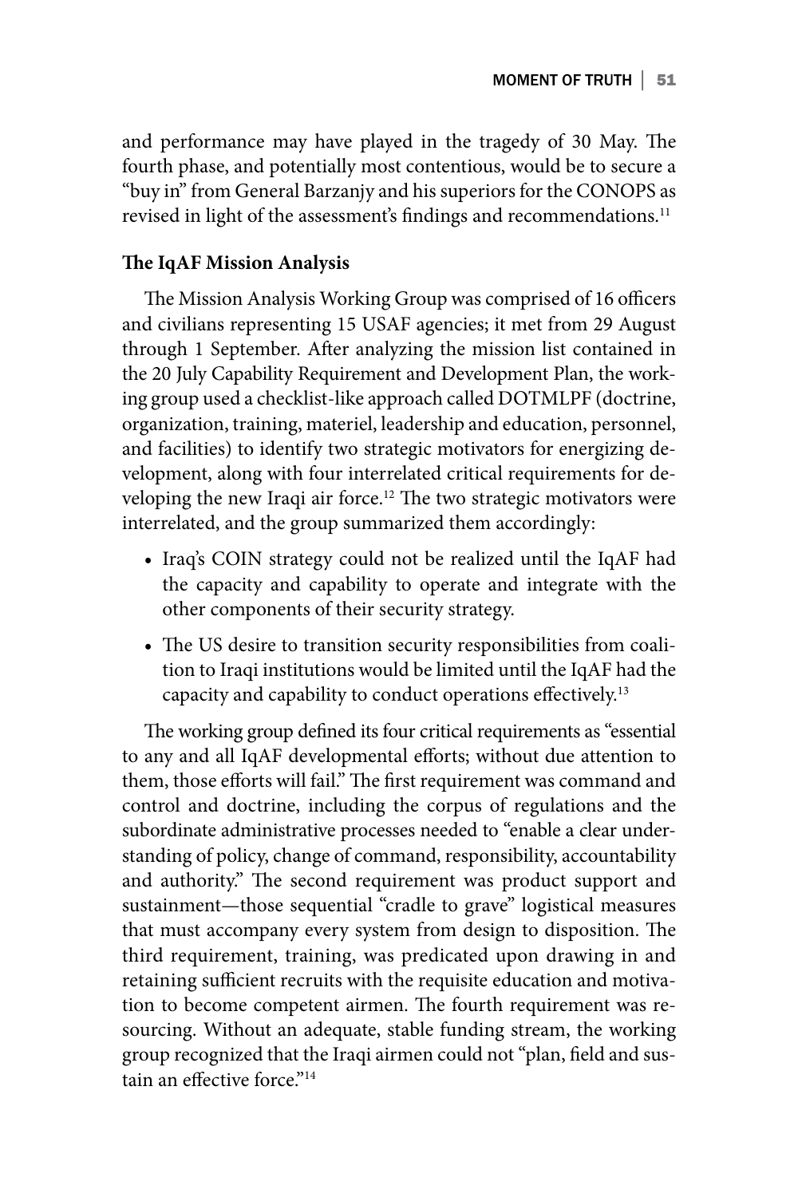and performance may have played in the tragedy of 30 May. The fourth phase, and potentially most contentious, would be to secure a "buy in" from General Barzanjy and his superiors for the CONOPS as revised in light of the assessment's findings and recommendations.[11]

### The IqAF Mission Analysis

The Mission Analysis Working Group was comprised of 16 officers and civilians representing 15 USAF agencies; it met from 29 August through 1 September. After analyzing the mission list contained in the 20 July Capability Requirement and Development Plan, the working group used a checklist-like approach called DOTMLPF (doctrine, organization, training, materiel, leadership and education, personnel, and facilities) to identify two strategic motivators for energizing development, along with four interrelated critical requirements for developing the new Iraqi air force.[12] The two strategic motivators were interrelated, and the group summarized them accordingly:

- Iraq's COIN strategy could not be realized until the IqAF had the capacity and capability to operate and integrate with the other components of their security strategy.
- The US desire to transition security responsibilities from coalition to Iraqi institutions would be limited until the IqAF had the capacity and capability to conduct operations effectively.[13]

The working group defined its four critical requirements as "essential to any and all IqAF developmental efforts; without due attention to them, those efforts will fail." The first requirement was command and control and doctrine, including the corpus of regulations and the subordinate administrative processes needed to "enable a clear understanding of policy, change of command, responsibility, accountability and authority." The second requirement was product support and sustainment—those sequential "cradle to grave" logistical measures that must accompany every system from design to disposition. The third requirement, training, was predicated upon drawing in and retaining sufficient recruits with the requisite education and motivation to become competent airmen. The fourth requirement was resourcing. Without an adequate, stable funding stream, the working group recognized that the Iraqi airmen could not "plan, field and sustain an effective force."[14]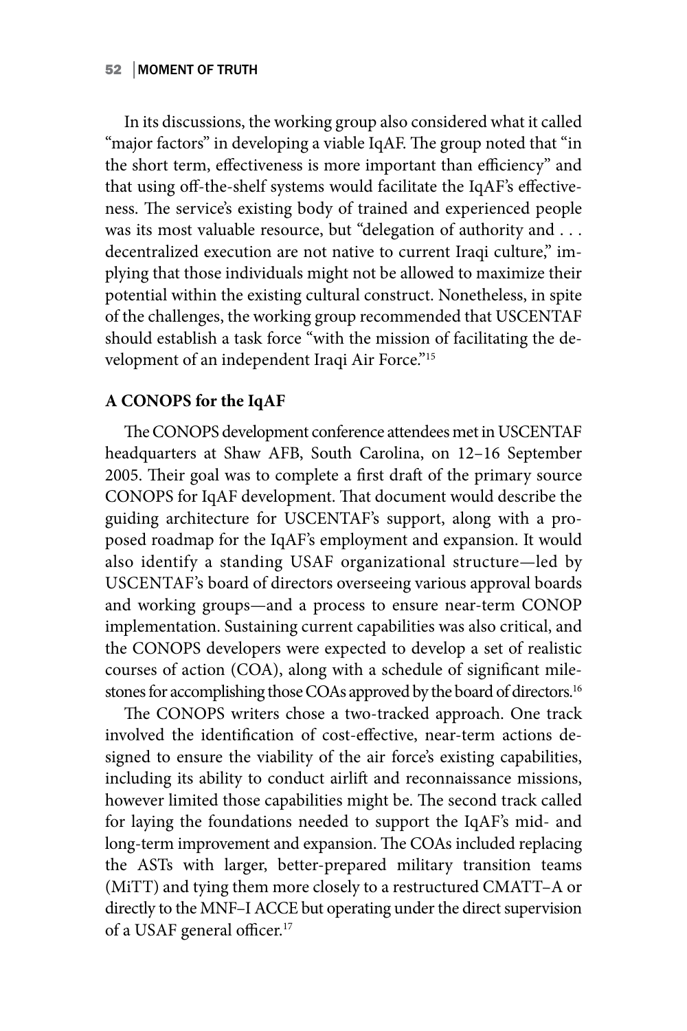In its discussions, the working group also considered what it called "major factors" in developing a viable IqAF. The group noted that "in the short term, effectiveness is more important than efficiency" and that using off-the-shelf systems would facilitate the IqAF's effectiveness. The service's existing body of trained and experienced people was its most valuable resource, but "delegation of authority and . . . decentralized execution are not native to current Iraqi culture," implying that those individuals might not be allowed to maximize their potential within the existing cultural construct. Nonetheless, in spite of the challenges, the working group recommended that USCENTAF should establish a task force "with the mission of facilitating the development of an independent Iraqi Air Force."[15]

### A CONOPS for the IqAF

The CONOPS development conference attendees met in USCENTAF headquarters at Shaw AFB, South Carolina, on 12–16 September 2005. Their goal was to complete a first draft of the primary source CONOPS for IqAF development. That document would describe the guiding architecture for USCENTAF's support, along with a proposed roadmap for the IqAF's employment and expansion. It would also identify a standing USAF organizational structure—led by USCENTAF's board of directors overseeing various approval boards and working groups—and a process to ensure near-term CONOP implementation. Sustaining current capabilities was also critical, and the CONOPS developers were expected to develop a set of realistic courses of action (COA), along with a schedule of significant milestones for accomplishing those COAs approved by the board of directors.[16]

The CONOPS writers chose a two-tracked approach. One track involved the identification of cost-effective, near-term actions designed to ensure the viability of the air force's existing capabilities, including its ability to conduct airlift and reconnaissance missions, however limited those capabilities might be. The second track called for laying the foundations needed to support the IqAF's mid- and long-term improvement and expansion. The COAs included replacing the ASTs with larger, better-prepared military transition teams (MiTT) and tying them more closely to a restructured CMATT–A or directly to the MNF–I ACCE but operating under the direct supervision of a USAF general officer.[17]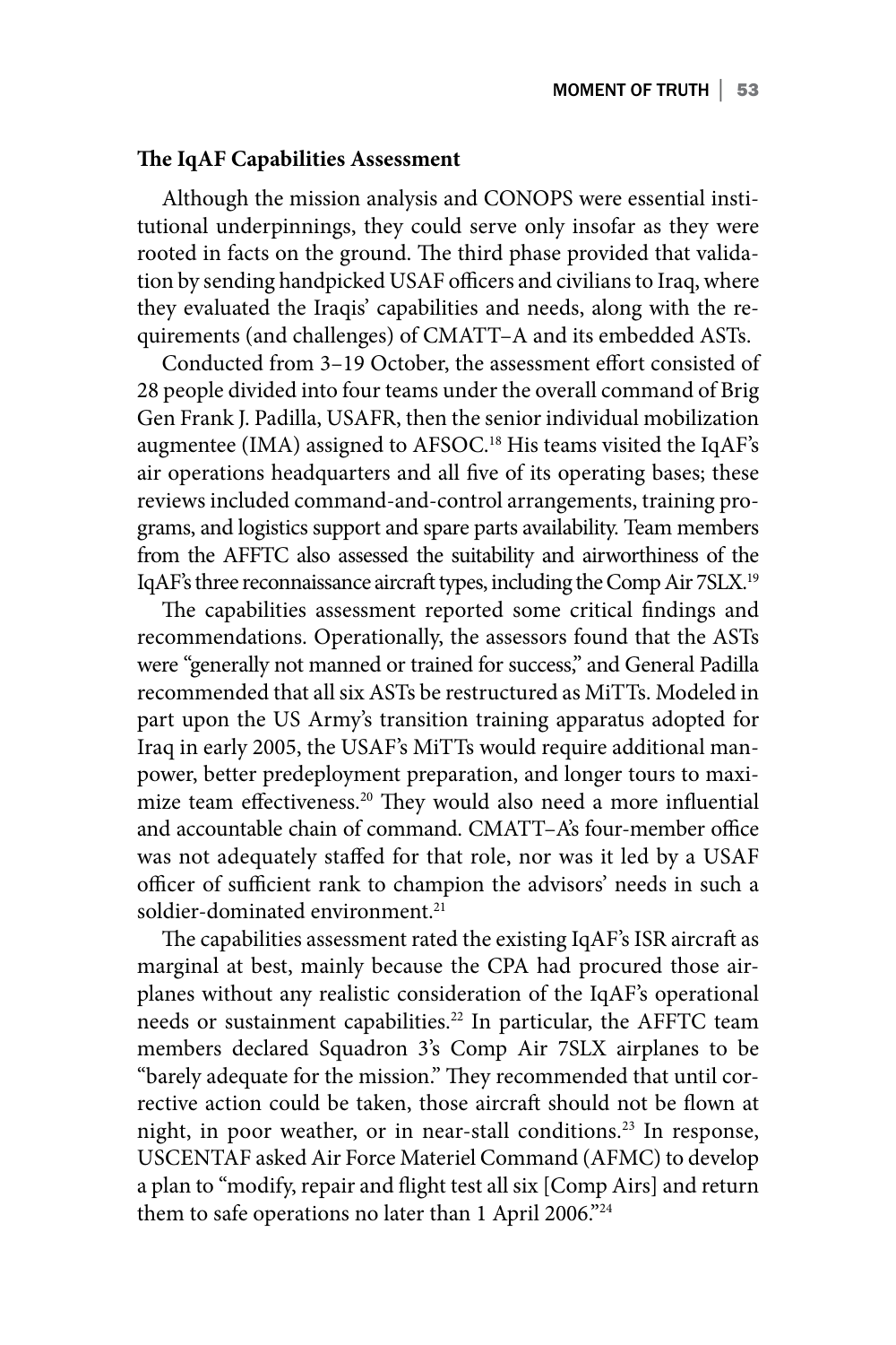**The IqAF Capabilities Assessment**

Although the mission analysis and CONOPS were essential institutional underpinnings, they could serve only insofar as they were rooted in facts on the ground. The third phase provided that validation by sending handpicked USAF officers and civilians to Iraq, where they evaluated the Iraqis' capabilities and needs, along with the requirements (and challenges) of CMATT–A and its embedded ASTs.

Conducted from 3–19 October, the assessment effort consisted of 28 people divided into four teams under the overall command of Brig Gen Frank J. Padilla, USAFR, then the senior individual mobilization augmentee (IMA) assigned to AFSOC.[18] His teams visited the IqAF's air operations headquarters and all five of its operating bases; these reviews included command-and-control arrangements, training programs, and logistics support and spare parts availability. Team members from the AFFTC also assessed the suitability and airworthiness of the IqAF's three reconnaissance aircraft types, including the Comp Air 7SLX.[19]

The capabilities assessment reported some critical findings and recommendations. Operationally, the assessors found that the ASTs were "generally not manned or trained for success," and General Padilla recommended that all six ASTs be restructured as MiTTs. Modeled in part upon the US Army's transition training apparatus adopted for Iraq in early 2005, the USAF's MiTTs would require additional manpower, better predeployment preparation, and longer tours to maximize team effectiveness.[20] They would also need a more influential and accountable chain of command. CMATT–A's four-member office was not adequately staffed for that role, nor was it led by a USAF officer of sufficient rank to champion the advisors' needs in such a soldier-dominated environment.[21]

The capabilities assessment rated the existing IqAF's ISR aircraft as marginal at best, mainly because the CPA had procured those airplanes without any realistic consideration of the IqAF's operational needs or sustainment capabilities.[22] In particular, the AFFTC team members declared Squadron 3's Comp Air 7SLX airplanes to be "barely adequate for the mission." They recommended that until corrective action could be taken, those aircraft should not be flown at night, in poor weather, or in near-stall conditions.[23] In response, USCENTAF asked Air Force Materiel Command (AFMC) to develop a plan to "modify, repair and flight test all six [Comp Airs] and return them to safe operations no later than 1 April 2006."[24]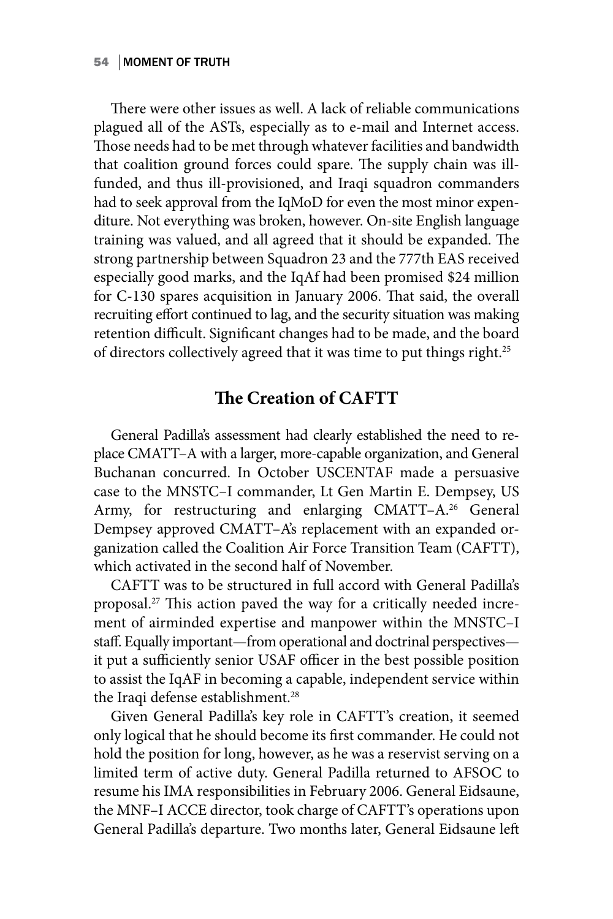There were other issues as well. A lack of reliable communications plagued all of the ASTs, especially as to e-mail and Internet access. Those needs had to be met through whatever facilities and bandwidth that coalition ground forces could spare. The supply chain was ill-funded, and thus ill-provisioned, and Iraqi squadron commanders had to seek approval from the IqMoD for even the most minor expenditure. Not everything was broken, however. On-site English language training was valued, and all agreed that it should be expanded. The strong partnership between Squadron 23 and the 777th EAS received especially good marks, and the IqAf had been promised $24 million for C-130 spares acquisition in January 2006. That said, the overall recruiting effort continued to lag, and the security situation was making retention difficult. Significant changes had to be made, and the board of directors collectively agreed that it was time to put things right.[25]

## The Creation of CAFTT

General Padilla's assessment had clearly established the need to replace CMATT–A with a larger, more-capable organization, and General Buchanan concurred. In October USCENTAF made a persuasive case to the MNSTC–I commander, Lt Gen Martin E. Dempsey, US Army, for restructuring and enlarging CMATT–A.[26] General Dempsey approved CMATT–A's replacement with an expanded organization called the Coalition Air Force Transition Team (CAFTT), which activated in the second half of November.

CAFTT was to be structured in full accord with General Padilla's proposal.[27] This action paved the way for a critically needed increment of airminded expertise and manpower within the MNSTC–I staff. Equally important—from operational and doctrinal perspectives—it put a sufficiently senior USAF officer in the best possible position to assist the IqAF in becoming a capable, independent service within the Iraqi defense establishment.[28]

Given General Padilla's key role in CAFTT's creation, it seemed only logical that he should become its first commander. He could not hold the position for long, however, as he was a reservist serving on a limited term of active duty. General Padilla returned to AFSOC to resume his IMA responsibilities in February 2006. General Eidsaune, the MNF–I ACCE director, took charge of CAFTT's operations upon General Padilla's departure. Two months later, General Eidsaune left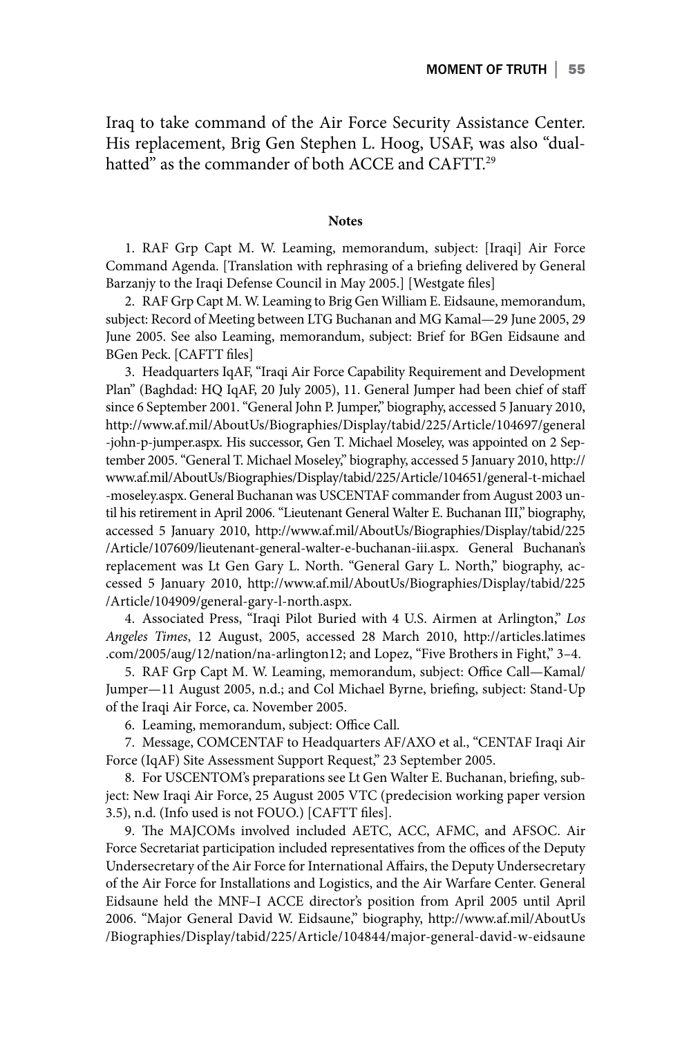Iraq to take command of the Air Force Security Assistance Center. His replacement, Brig Gen Stephen L. Hoog, USAF, was also "dual-hatted" as the commander of both ACCE and CAFTT.[29]

## Notes

1. RAF Grp Capt M. W. Leaming, memorandum, subject: [Iraqi] Air Force Command Agenda. [Translation with rephrasing of a briefing delivered by General Barzanjy to the Iraqi Defense Council in May 2005.] [Westgate files]

2. RAF Grp Capt M. W. Leaming to Brig Gen William E. Eidsaune, memorandum, subject: Record of Meeting between LTG Buchanan and MG Kamal—29 June 2005, 29 June 2005. See also Leaming, memorandum, subject: Brief for BGen Eidsaune and BGen Peck. [CAFTT files]

3. Headquarters IqAF, "Iraqi Air Force Capability Requirement and Development Plan" (Baghdad: HQ IqAF, 20 July 2005), 11. General Jumper had been chief of staff since 6 September 2001. "General John P. Jumper," biography, accessed 5 January 2010, http://www.af.mil/AboutUs/Biographies/Display/tabid/225/Article/104697/general-john-p-jumper.aspx. His successor, Gen T. Michael Moseley, was appointed on 2 September 2005. "General T. Michael Moseley," biography, accessed 5 January 2010, http://www.af.mil/AboutUs/Biographies/Display/tabid/225/Article/104651/general-t-michael-moseley.aspx. General Buchanan was USCENTAF commander from August 2003 until his retirement in April 2006. "Lieutenant General Walter E. Buchanan III," biography, accessed 5 January 2010, http://www.af.mil/AboutUs/Biographies/Display/tabid/225/Article/107609/lieutenant-general-walter-e-buchanan-iii.aspx. General Buchanan's replacement was Lt Gen Gary L. North. "General Gary L. North," biography, accessed 5 January 2010, http://www.af.mil/AboutUs/Biographies/Display/tabid/225/Article/104909/general-gary-l-north.aspx.

4. Associated Press, "Iraqi Pilot Buried with 4 U.S. Airmen at Arlington," *Los Angeles Times*, 12 August, 2005, accessed 28 March 2010, http://articles.latimes.com/2005/aug/12/nation/na-arlington12; and Lopez, "Five Brothers in Fight," 3–4.

5. RAF Grp Capt M. W. Leaming, memorandum, subject: Office Call—Kamal/Jumper—11 August 2005, n.d.; and Col Michael Byrne, briefing, subject: Stand-Up of the Iraqi Air Force, ca. November 2005.

6. Leaming, memorandum, subject: Office Call.

7. Message, COMCENTAF to Headquarters AF/AXO et al., "CENTAF Iraqi Air Force (IqAF) Site Assessment Support Request," 23 September 2005.

8. For USCENTOM's preparations see Lt Gen Walter E. Buchanan, briefing, subject: New Iraqi Air Force, 25 August 2005 VTC (predecision working paper version 3.5), n.d. (Info used is not FOUO.) [CAFTT files].

9. The MAJCOMs involved included AETC, ACC, AFMC, and AFSOC. Air Force Secretariat participation included representatives from the offices of the Deputy Undersecretary of the Air Force for International Affairs, the Deputy Undersecretary of the Air Force for Installations and Logistics, and the Air Warfare Center. General Eidsaune held the MNF–I ACCE director's position from April 2005 until April 2006. "Major General David W. Eidsaune," biography, http://www.af.mil/AboutUs/Biographies/Display/tabid/225/Article/104844/major-general-david-w-eidsaune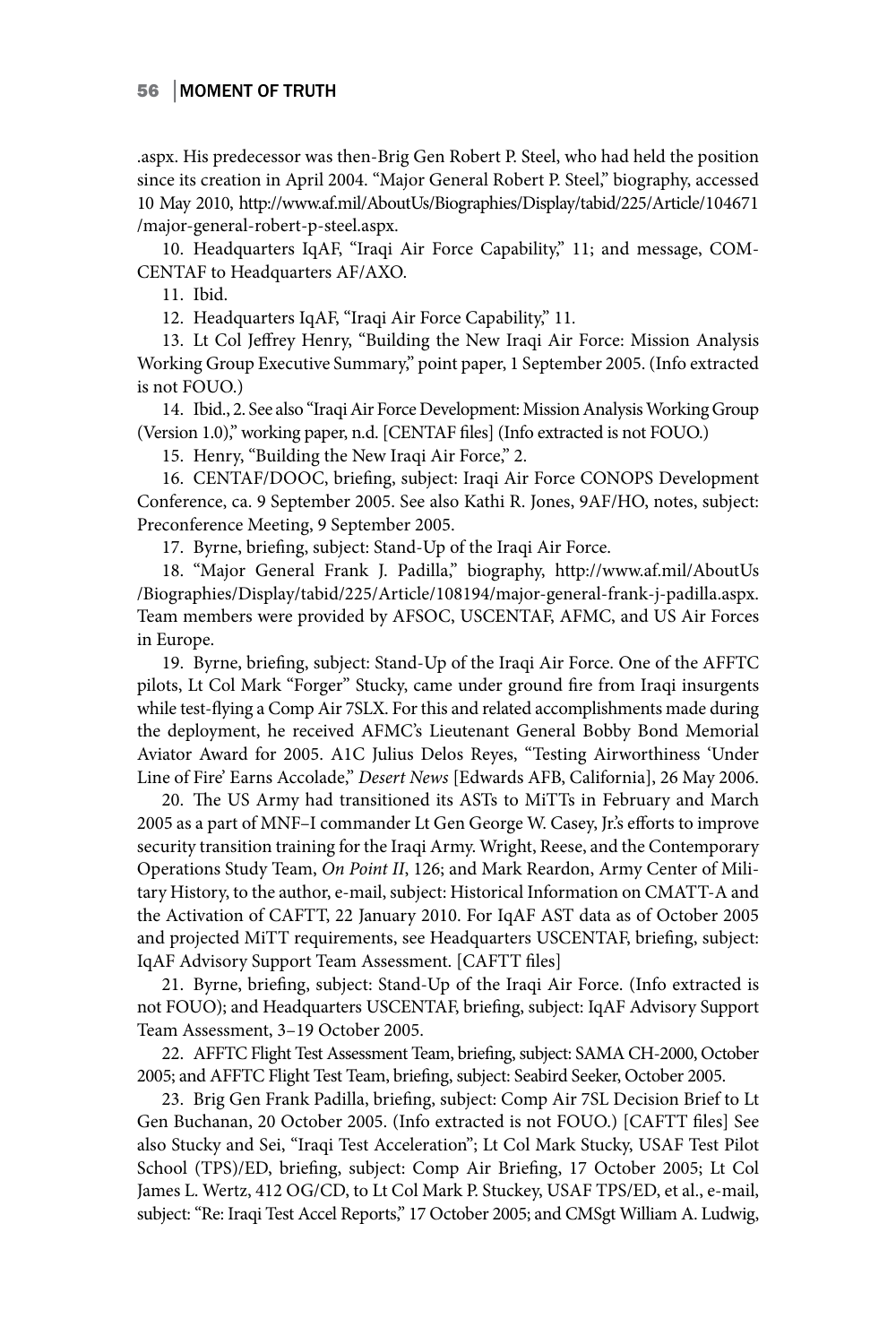.aspx. His predecessor was then-Brig Gen Robert P. Steel, who had held the position since its creation in April 2004. "Major General Robert P. Steel," biography, accessed 10 May 2010, http://www.af.mil/AboutUs/Biographies/Display/tabid/225/Article/104671/major-general-robert-p-steel.aspx.

10. Headquarters IqAF, "Iraqi Air Force Capability," 11; and message, COMCENTAF to Headquarters AF/AXO.

11. Ibid.

12. Headquarters IqAF, "Iraqi Air Force Capability," 11.

13. Lt Col Jeffrey Henry, "Building the New Iraqi Air Force: Mission Analysis Working Group Executive Summary," point paper, 1 September 2005. (Info extracted is not FOUO.)

14. Ibid., 2. See also "Iraqi Air Force Development: Mission Analysis Working Group (Version 1.0)," working paper, n.d. [CENTAF files] (Info extracted is not FOUO.)

15. Henry, "Building the New Iraqi Air Force," 2.

16. CENTAF/DOOC, briefing, subject: Iraqi Air Force CONOPS Development Conference, ca. 9 September 2005. See also Kathi R. Jones, 9AF/HO, notes, subject: Preconference Meeting, 9 September 2005.

17. Byrne, briefing, subject: Stand-Up of the Iraqi Air Force.

18. "Major General Frank J. Padilla," biography, http://www.af.mil/AboutUs/Biographies/Display/tabid/225/Article/108194/major-general-frank-j-padilla.aspx. Team members were provided by AFSOC, USCENTAF, AFMC, and US Air Forces in Europe.

19. Byrne, briefing, subject: Stand-Up of the Iraqi Air Force. One of the AFFTC pilots, Lt Col Mark "Forger" Stucky, came under ground fire from Iraqi insurgents while test-flying a Comp Air 7SLX. For this and related accomplishments made during the deployment, he received AFMC's Lieutenant General Bobby Bond Memorial Aviator Award for 2005. A1C Julius Delos Reyes, "Testing Airworthiness 'Under Line of Fire' Earns Accolade," *Desert News* [Edwards AFB, California], 26 May 2006.

20. The US Army had transitioned its ASTs to MiTTs in February and March 2005 as a part of MNF–I commander Lt Gen George W. Casey, Jr.'s efforts to improve security transition training for the Iraqi Army. Wright, Reese, and the Contemporary Operations Study Team, *On Point II*, 126; and Mark Reardon, Army Center of Military History, to the author, e-mail, subject: Historical Information on CMATT-A and the Activation of CAFTT, 22 January 2010. For IqAF AST data as of October 2005 and projected MiTT requirements, see Headquarters USCENTAF, briefing, subject: IqAF Advisory Support Team Assessment. [CAFTT files]

21. Byrne, briefing, subject: Stand-Up of the Iraqi Air Force. (Info extracted is not FOUO); and Headquarters USCENTAF, briefing, subject: IqAF Advisory Support Team Assessment, 3–19 October 2005.

22. AFFTC Flight Test Assessment Team, briefing, subject: SAMA CH-2000, October 2005; and AFFTC Flight Test Team, briefing, subject: Seabird Seeker, October 2005.

23. Brig Gen Frank Padilla, briefing, subject: Comp Air 7SL Decision Brief to Lt Gen Buchanan, 20 October 2005. (Info extracted is not FOUO.) [CAFTT files] See also Stucky and Sei, "Iraqi Test Acceleration"; Lt Col Mark Stucky, USAF Test Pilot School (TPS)/ED, briefing, subject: Comp Air Briefing, 17 October 2005; Lt Col James L. Wertz, 412 OG/CD, to Lt Col Mark P. Stuckey, USAF TPS/ED, et al., e-mail, subject: "Re: Iraqi Test Accel Reports," 17 October 2005; and CMSgt William A. Ludwig,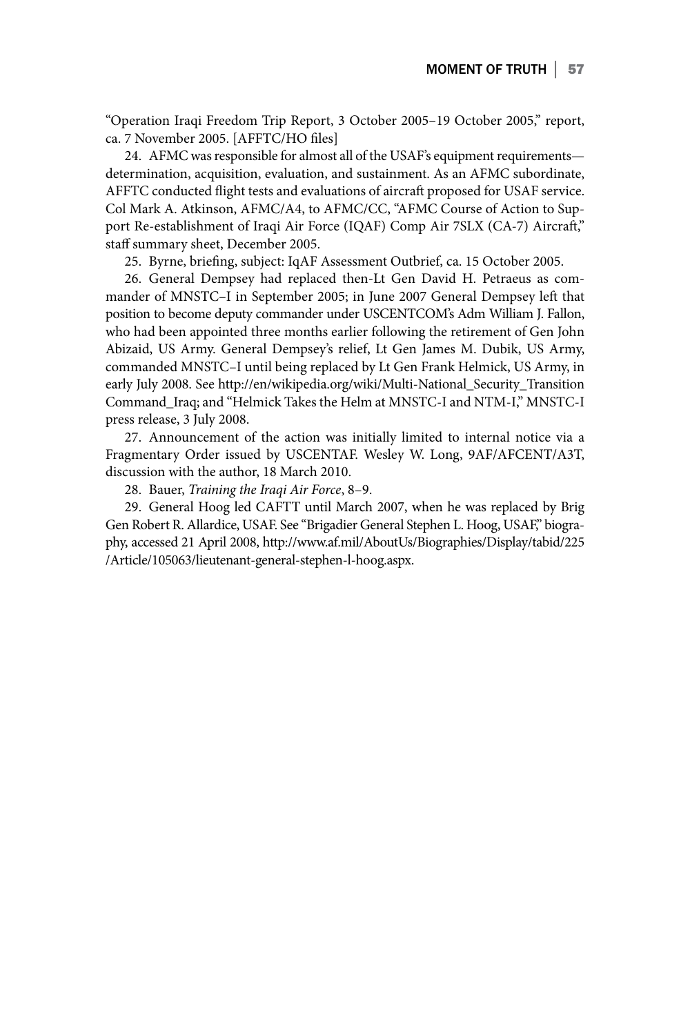"Operation Iraqi Freedom Trip Report, 3 October 2005–19 October 2005," report, ca. 7 November 2005. [AFFTC/HO files]

24. AFMC was responsible for almost all of the USAF's equipment requirements—determination, acquisition, evaluation, and sustainment. As an AFMC subordinate, AFFTC conducted flight tests and evaluations of aircraft proposed for USAF service. Col Mark A. Atkinson, AFMC/A4, to AFMC/CC, "AFMC Course of Action to Support Re-establishment of Iraqi Air Force (IQAF) Comp Air 7SLX (CA-7) Aircraft," staff summary sheet, December 2005.

25. Byrne, briefing, subject: IqAF Assessment Outbrief, ca. 15 October 2005.

26. General Dempsey had replaced then-Lt Gen David H. Petraeus as commander of MNSTC–I in September 2005; in June 2007 General Dempsey left that position to become deputy commander under USCENTCOM's Adm William J. Fallon, who had been appointed three months earlier following the retirement of Gen John Abizaid, US Army. General Dempsey's relief, Lt Gen James M. Dubik, US Army, commanded MNSTC–I until being replaced by Lt Gen Frank Helmick, US Army, in early July 2008. See http://en/wikipedia.org/wiki/Multi-National_Security_Transition Command_Iraq; and "Helmick Takes the Helm at MNSTC-I and NTM-I," MNSTC-I press release, 3 July 2008.

27. Announcement of the action was initially limited to internal notice via a Fragmentary Order issued by USCENTAF. Wesley W. Long, 9AF/AFCENT/A3T, discussion with the author, 18 March 2010.

28. Bauer, *Training the Iraqi Air Force*, 8–9.

29. General Hoog led CAFTT until March 2007, when he was replaced by Brig Gen Robert R. Allardice, USAF. See "Brigadier General Stephen L. Hoog, USAF," biography, accessed 21 April 2008, http://www.af.mil/AboutUs/Biographies/Display/tabid/225/Article/105063/lieutenant-general-stephen-l-hoog.aspx.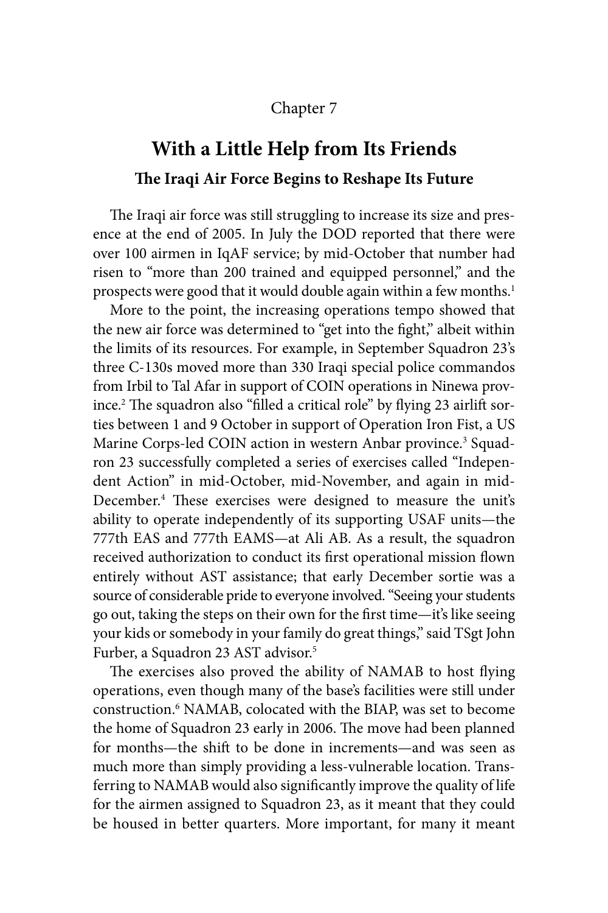Chapter 7

# With a Little Help from Its Friends

## The Iraqi Air Force Begins to Reshape Its Future

The Iraqi air force was still struggling to increase its size and presence at the end of 2005. In July the DOD reported that there were over 100 airmen in IqAF service; by mid-October that number had risen to "more than 200 trained and equipped personnel," and the prospects were good that it would double again within a few months.[1]

More to the point, the increasing operations tempo showed that the new air force was determined to "get into the fight," albeit within the limits of its resources. For example, in September Squadron 23's three C-130s moved more than 330 Iraqi special police commandos from Irbil to Tal Afar in support of COIN operations in Ninewa province.[2] The squadron also "filled a critical role" by flying 23 airlift sorties between 1 and 9 October in support of Operation Iron Fist, a US Marine Corps-led COIN action in western Anbar province.[3] Squadron 23 successfully completed a series of exercises called "Independent Action" in mid-October, mid-November, and again in mid-December.[4] These exercises were designed to measure the unit's ability to operate independently of its supporting USAF units—the 777th EAS and 777th EAMS—at Ali AB. As a result, the squadron received authorization to conduct its first operational mission flown entirely without AST assistance; that early December sortie was a source of considerable pride to everyone involved. "Seeing your students go out, taking the steps on their own for the first time—it's like seeing your kids or somebody in your family do great things," said TSgt John Furber, a Squadron 23 AST advisor.[5]

The exercises also proved the ability of NAMAB to host flying operations, even though many of the base's facilities were still under construction.[6] NAMAB, colocated with the BIAP, was set to become the home of Squadron 23 early in 2006. The move had been planned for months—the shift to be done in increments—and was seen as much more than simply providing a less-vulnerable location. Transferring to NAMAB would also significantly improve the quality of life for the airmen assigned to Squadron 23, as it meant that they could be housed in better quarters. More important, for many it meant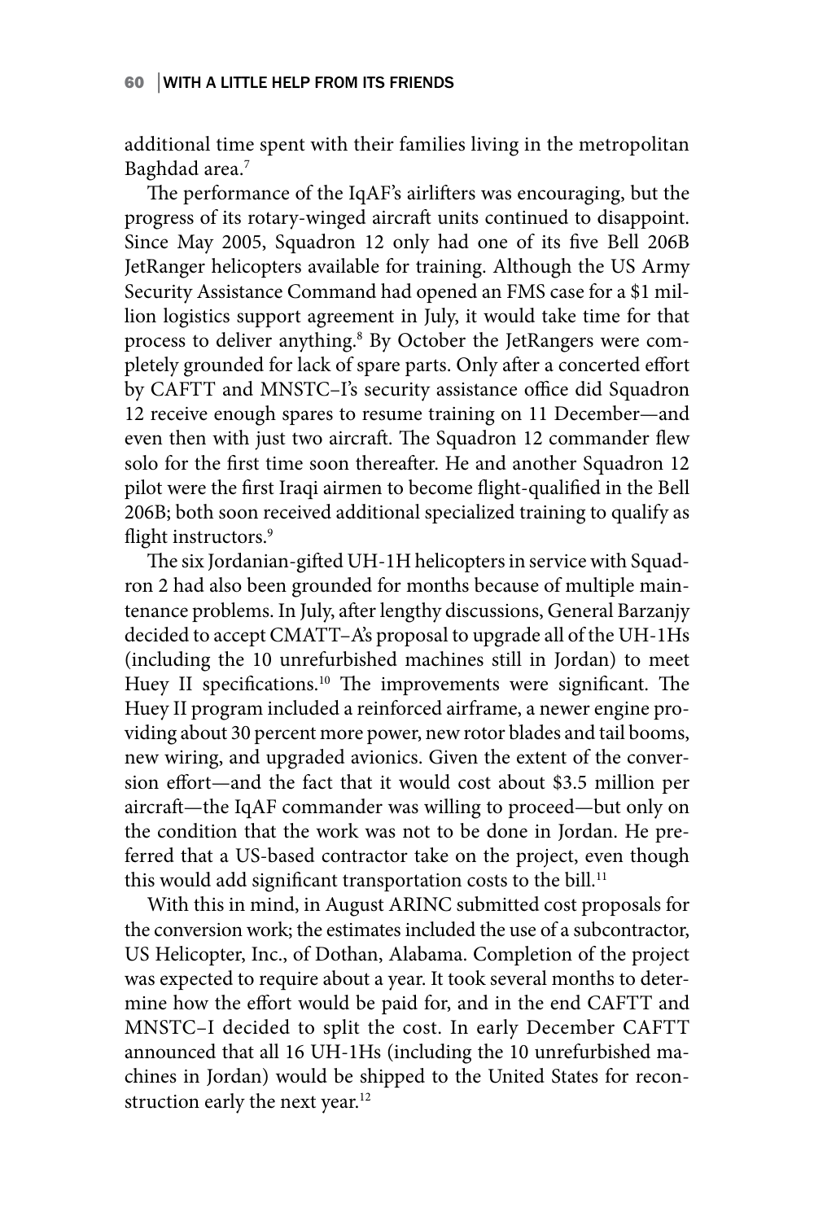additional time spent with their families living in the metropolitan Baghdad area.[7]

The performance of the IqAF's airlifters was encouraging, but the progress of its rotary-winged aircraft units continued to disappoint. Since May 2005, Squadron 12 only had one of its five Bell 206B JetRanger helicopters available for training. Although the US Army Security Assistance Command had opened an FMS case for a $1 million logistics support agreement in July, it would take time for that process to deliver anything.[8] By October the JetRangers were completely grounded for lack of spare parts. Only after a concerted effort by CAFTT and MNSTC–I's security assistance office did Squadron 12 receive enough spares to resume training on 11 December—and even then with just two aircraft. The Squadron 12 commander flew solo for the first time soon thereafter. He and another Squadron 12 pilot were the first Iraqi airmen to become flight-qualified in the Bell 206B; both soon received additional specialized training to qualify as flight instructors.[9]

The six Jordanian-gifted UH-1H helicopters in service with Squadron 2 had also been grounded for months because of multiple maintenance problems. In July, after lengthy discussions, General Barzanjy decided to accept CMATT–A's proposal to upgrade all of the UH-1Hs (including the 10 unrefurbished machines still in Jordan) to meet Huey II specifications.[10] The improvements were significant. The Huey II program included a reinforced airframe, a newer engine providing about 30 percent more power, new rotor blades and tail booms, new wiring, and upgraded avionics. Given the extent of the conversion effort—and the fact that it would cost about $3.5 million per aircraft—the IqAF commander was willing to proceed—but only on the condition that the work was not to be done in Jordan. He preferred that a US-based contractor take on the project, even though this would add significant transportation costs to the bill.[11]

With this in mind, in August ARINC submitted cost proposals for the conversion work; the estimates included the use of a subcontractor, US Helicopter, Inc., of Dothan, Alabama. Completion of the project was expected to require about a year. It took several months to determine how the effort would be paid for, and in the end CAFTT and MNSTC–I decided to split the cost. In early December CAFTT announced that all 16 UH-1Hs (including the 10 unrefurbished machines in Jordan) would be shipped to the United States for reconstruction early the next year.[12]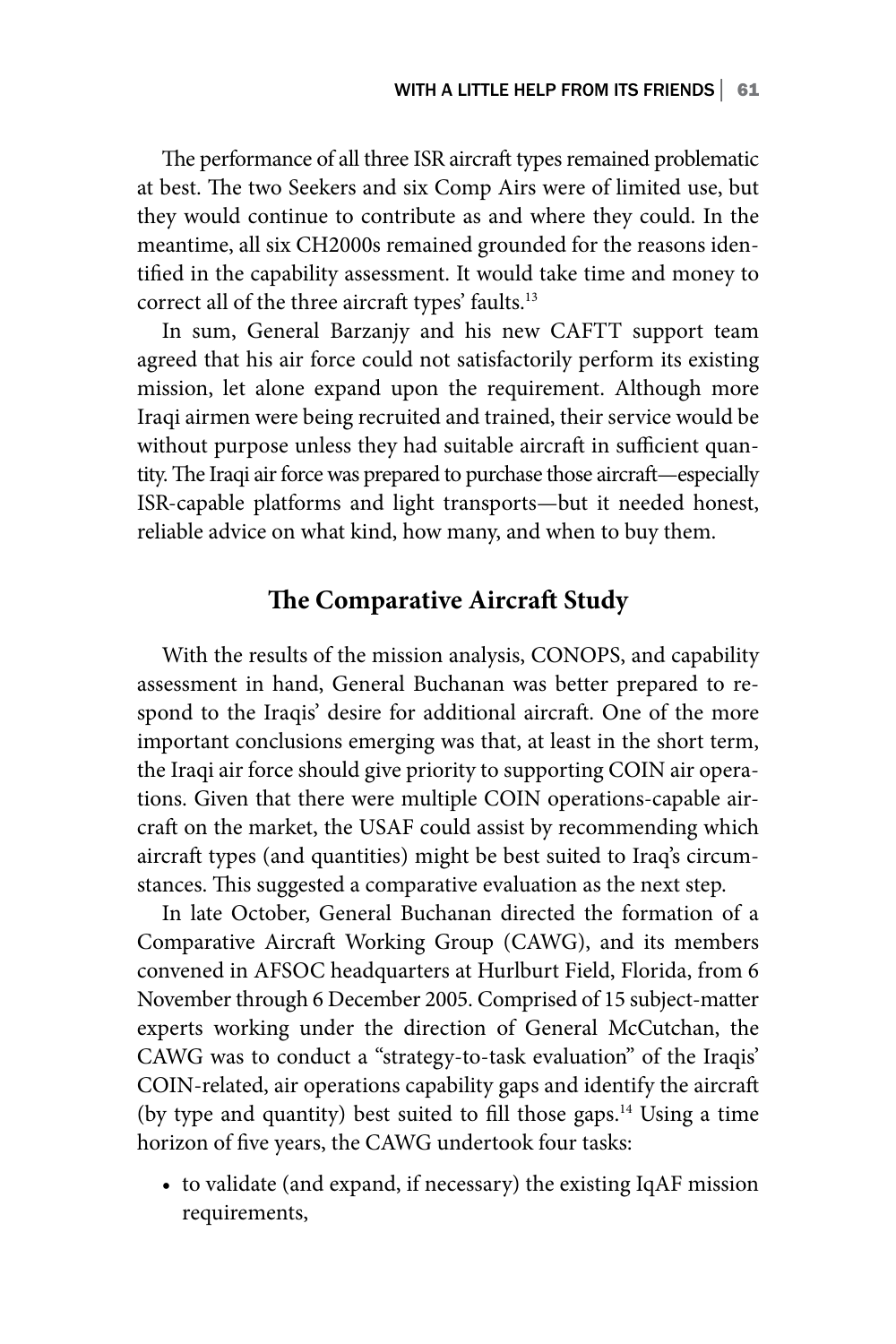The performance of all three ISR aircraft types remained problematic at best. The two Seekers and six Comp Airs were of limited use, but they would continue to contribute as and where they could. In the meantime, all six CH2000s remained grounded for the reasons identified in the capability assessment. It would take time and money to correct all of the three aircraft types' faults.[13]

In sum, General Barzanjy and his new CAFTT support team agreed that his air force could not satisfactorily perform its existing mission, let alone expand upon the requirement. Although more Iraqi airmen were being recruited and trained, their service would be without purpose unless they had suitable aircraft in sufficient quantity. The Iraqi air force was prepared to purchase those aircraft—especially ISR-capable platforms and light transports—but it needed honest, reliable advice on what kind, how many, and when to buy them.

## The Comparative Aircraft Study

With the results of the mission analysis, CONOPS, and capability assessment in hand, General Buchanan was better prepared to respond to the Iraqis' desire for additional aircraft. One of the more important conclusions emerging was that, at least in the short term, the Iraqi air force should give priority to supporting COIN air operations. Given that there were multiple COIN operations-capable aircraft on the market, the USAF could assist by recommending which aircraft types (and quantities) might be best suited to Iraq's circumstances. This suggested a comparative evaluation as the next step.

In late October, General Buchanan directed the formation of a Comparative Aircraft Working Group (CAWG), and its members convened in AFSOC headquarters at Hurlburt Field, Florida, from 6 November through 6 December 2005. Comprised of 15 subject-matter experts working under the direction of General McCutchan, the CAWG was to conduct a "strategy-to-task evaluation" of the Iraqis' COIN-related, air operations capability gaps and identify the aircraft (by type and quantity) best suited to fill those gaps.[14] Using a time horizon of five years, the CAWG undertook four tasks:

- to validate (and expand, if necessary) the existing IqAF mission requirements,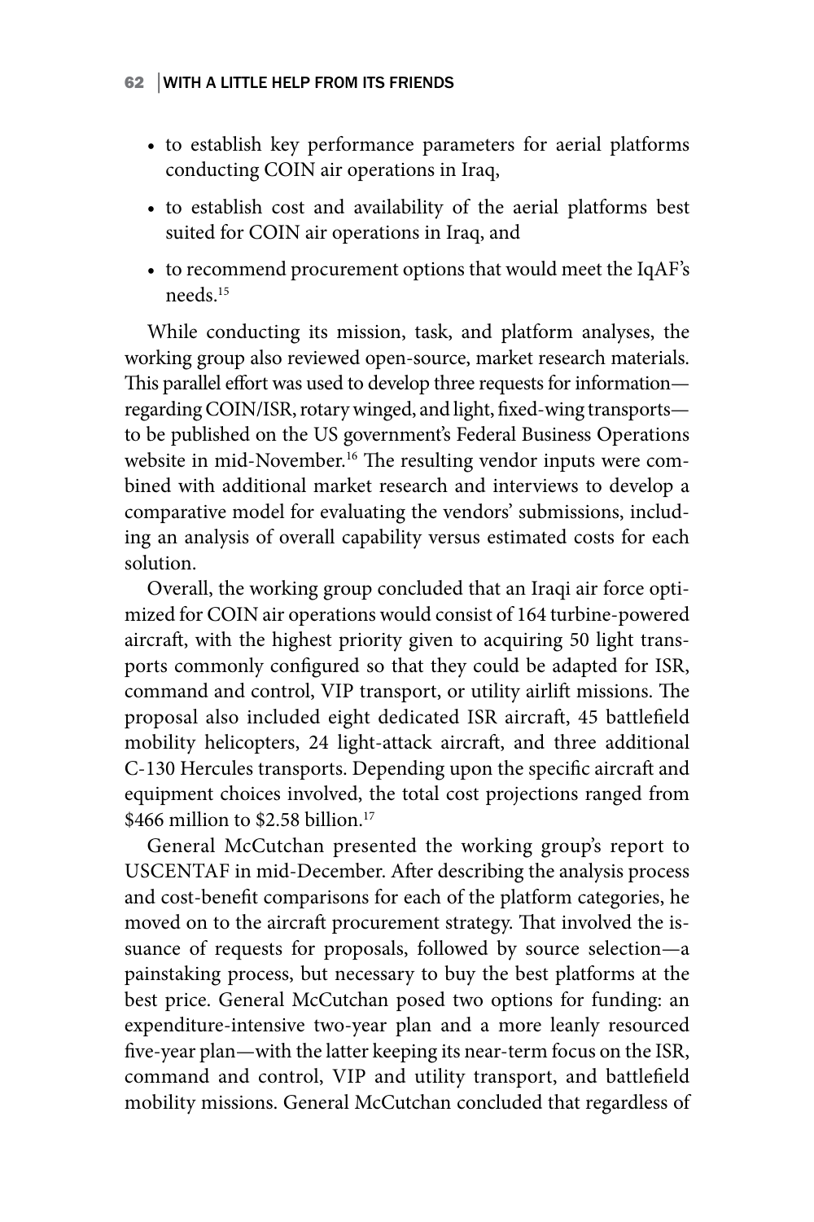- to establish key performance parameters for aerial platforms conducting COIN air operations in Iraq,
- to establish cost and availability of the aerial platforms best suited for COIN air operations in Iraq, and
- to recommend procurement options that would meet the IqAF's needs.[15]

While conducting its mission, task, and platform analyses, the working group also reviewed open-source, market research materials. This parallel effort was used to develop three requests for information—regarding COIN/ISR, rotary winged, and light, fixed-wing transports—to be published on the US government's Federal Business Operations website in mid-November.[16] The resulting vendor inputs were combined with additional market research and interviews to develop a comparative model for evaluating the vendors' submissions, including an analysis of overall capability versus estimated costs for each solution.

Overall, the working group concluded that an Iraqi air force optimized for COIN air operations would consist of 164 turbine-powered aircraft, with the highest priority given to acquiring 50 light transports commonly configured so that they could be adapted for ISR, command and control, VIP transport, or utility airlift missions. The proposal also included eight dedicated ISR aircraft, 45 battlefield mobility helicopters, 24 light-attack aircraft, and three additional C-130 Hercules transports. Depending upon the specific aircraft and equipment choices involved, the total cost projections ranged from $466 million to $2.58 billion.[17]

General McCutchan presented the working group's report to USCENTAF in mid-December. After describing the analysis process and cost-benefit comparisons for each of the platform categories, he moved on to the aircraft procurement strategy. That involved the issuance of requests for proposals, followed by source selection—a painstaking process, but necessary to buy the best platforms at the best price. General McCutchan posed two options for funding: an expenditure-intensive two-year plan and a more leanly resourced five-year plan—with the latter keeping its near-term focus on the ISR, command and control, VIP and utility transport, and battlefield mobility missions. General McCutchan concluded that regardless of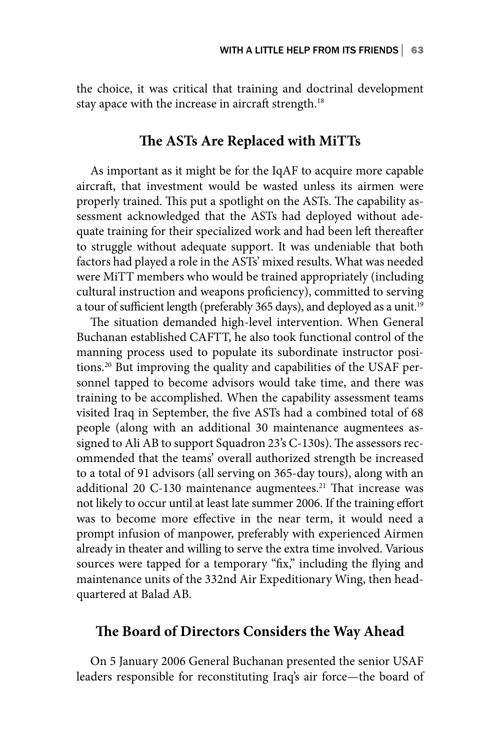the choice, it was critical that training and doctrinal development stay apace with the increase in aircraft strength.[18]

## The ASTs Are Replaced with MiTTs

As important as it might be for the IqAF to acquire more capable aircraft, that investment would be wasted unless its airmen were properly trained. This put a spotlight on the ASTs. The capability assessment acknowledged that the ASTs had deployed without adequate training for their specialized work and had been left thereafter to struggle without adequate support. It was undeniable that both factors had played a role in the ASTs' mixed results. What was needed were MiTT members who would be trained appropriately (including cultural instruction and weapons proficiency), committed to serving a tour of sufficient length (preferably 365 days), and deployed as a unit.[19]

The situation demanded high-level intervention. When General Buchanan established CAFTT, he also took functional control of the manning process used to populate its subordinate instructor positions.[20] But improving the quality and capabilities of the USAF personnel tapped to become advisors would take time, and there was training to be accomplished. When the capability assessment teams visited Iraq in September, the five ASTs had a combined total of 68 people (along with an additional 30 maintenance augmentees assigned to Ali AB to support Squadron 23's C-130s). The assessors recommended that the teams' overall authorized strength be increased to a total of 91 advisors (all serving on 365-day tours), along with an additional 20 C-130 maintenance augmentees.[21] That increase was not likely to occur until at least late summer 2006. If the training effort was to become more effective in the near term, it would need a prompt infusion of manpower, preferably with experienced Airmen already in theater and willing to serve the extra time involved. Various sources were tapped for a temporary "fix," including the flying and maintenance units of the 332nd Air Expeditionary Wing, then headquartered at Balad AB.

## The Board of Directors Considers the Way Ahead

On 5 January 2006 General Buchanan presented the senior USAF leaders responsible for reconstituting Iraq's air force—the board of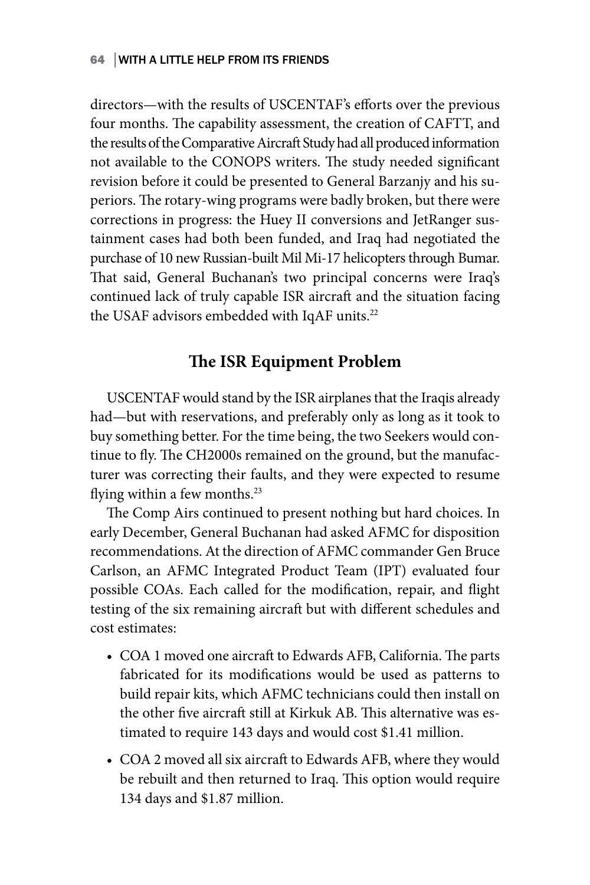directors—with the results of USCENTAF's efforts over the previous four months. The capability assessment, the creation of CAFTT, and the results of the Comparative Aircraft Study had all produced information not available to the CONOPS writers. The study needed significant revision before it could be presented to General Barzanjy and his superiors. The rotary-wing programs were badly broken, but there were corrections in progress: the Huey II conversions and JetRanger sustainment cases had both been funded, and Iraq had negotiated the purchase of 10 new Russian-built Mil Mi-17 helicopters through Bumar. That said, General Buchanan's two principal concerns were Iraq's continued lack of truly capable ISR aircraft and the situation facing the USAF advisors embedded with IqAF units.[22]

## The ISR Equipment Problem

USCENTAF would stand by the ISR airplanes that the Iraqis already had—but with reservations, and preferably only as long as it took to buy something better. For the time being, the two Seekers would continue to fly. The CH2000s remained on the ground, but the manufacturer was correcting their faults, and they were expected to resume flying within a few months.[23]

The Comp Airs continued to present nothing but hard choices. In early December, General Buchanan had asked AFMC for disposition recommendations. At the direction of AFMC commander Gen Bruce Carlson, an AFMC Integrated Product Team (IPT) evaluated four possible COAs. Each called for the modification, repair, and flight testing of the six remaining aircraft but with different schedules and cost estimates:

- COA 1 moved one aircraft to Edwards AFB, California. The parts fabricated for its modifications would be used as patterns to build repair kits, which AFMC technicians could then install on the other five aircraft still at Kirkuk AB. This alternative was estimated to require 143 days and would cost $1.41 million.
- COA 2 moved all six aircraft to Edwards AFB, where they would be rebuilt and then returned to Iraq. This option would require 134 days and $1.87 million.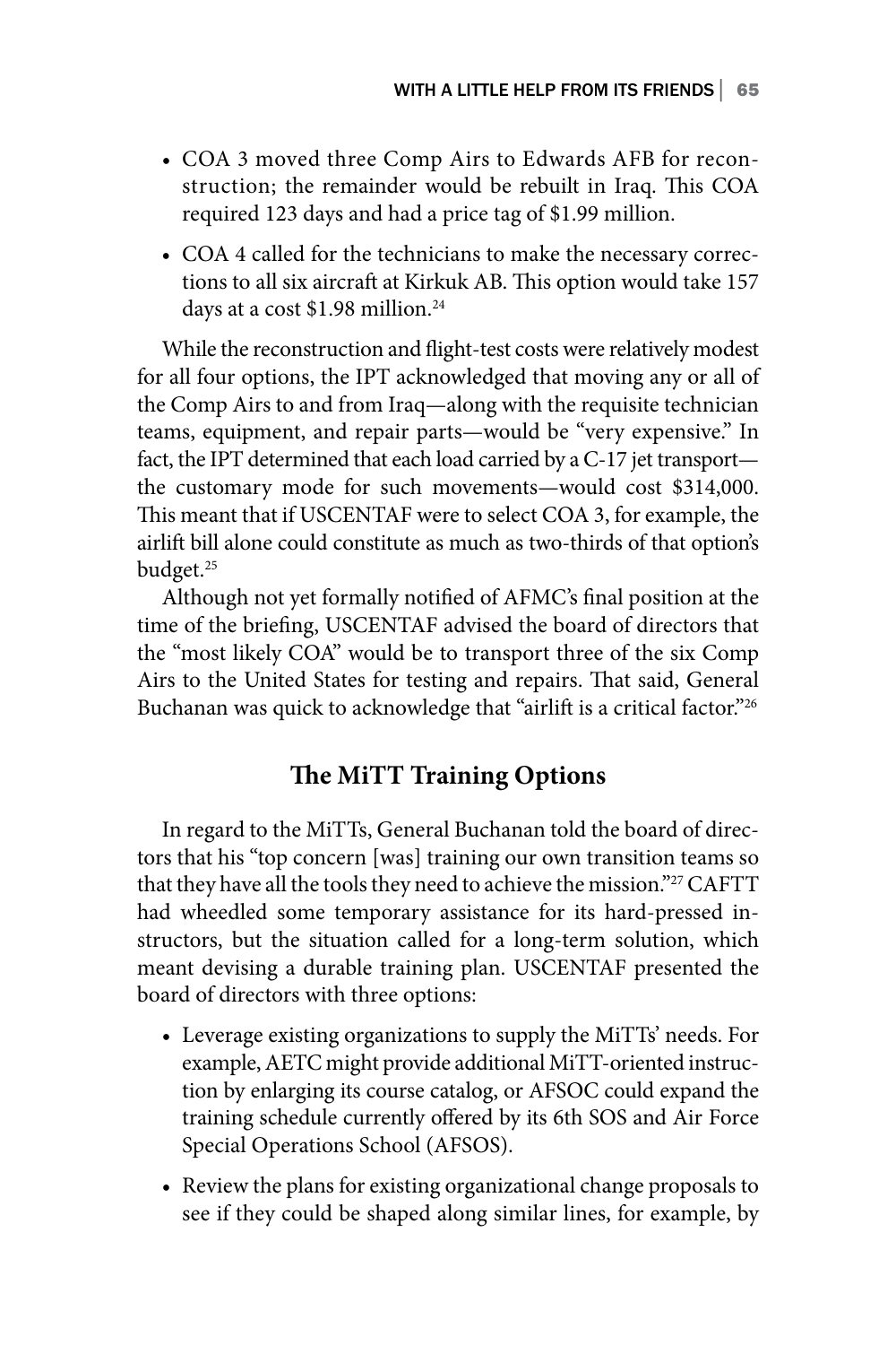- COA 3 moved three Comp Airs to Edwards AFB for reconstruction; the remainder would be rebuilt in Iraq. This COA required 123 days and had a price tag of $1.99 million.
- COA 4 called for the technicians to make the necessary corrections to all six aircraft at Kirkuk AB. This option would take 157 days at a cost $1.98 million.[24]

While the reconstruction and flight-test costs were relatively modest for all four options, the IPT acknowledged that moving any or all of the Comp Airs to and from Iraq—along with the requisite technician teams, equipment, and repair parts—would be "very expensive." In fact, the IPT determined that each load carried by a C-17 jet transport—the customary mode for such movements—would cost $314,000. This meant that if USCENTAF were to select COA 3, for example, the airlift bill alone could constitute as much as two-thirds of that option's budget.[25]

Although not yet formally notified of AFMC's final position at the time of the briefing, USCENTAF advised the board of directors that the "most likely COA" would be to transport three of the six Comp Airs to the United States for testing and repairs. That said, General Buchanan was quick to acknowledge that "airlift is a critical factor."[26]

## The MiTT Training Options

In regard to the MiTTs, General Buchanan told the board of directors that his "top concern [was] training our own transition teams so that they have all the tools they need to achieve the mission."[27] CAFTT had wheedled some temporary assistance for its hard-pressed instructors, but the situation called for a long-term solution, which meant devising a durable training plan. USCENTAF presented the board of directors with three options:

- Leverage existing organizations to supply the MiTTs' needs. For example, AETC might provide additional MiTT-oriented instruction by enlarging its course catalog, or AFSOC could expand the training schedule currently offered by its 6th SOS and Air Force Special Operations School (AFSOS).
- Review the plans for existing organizational change proposals to see if they could be shaped along similar lines, for example, by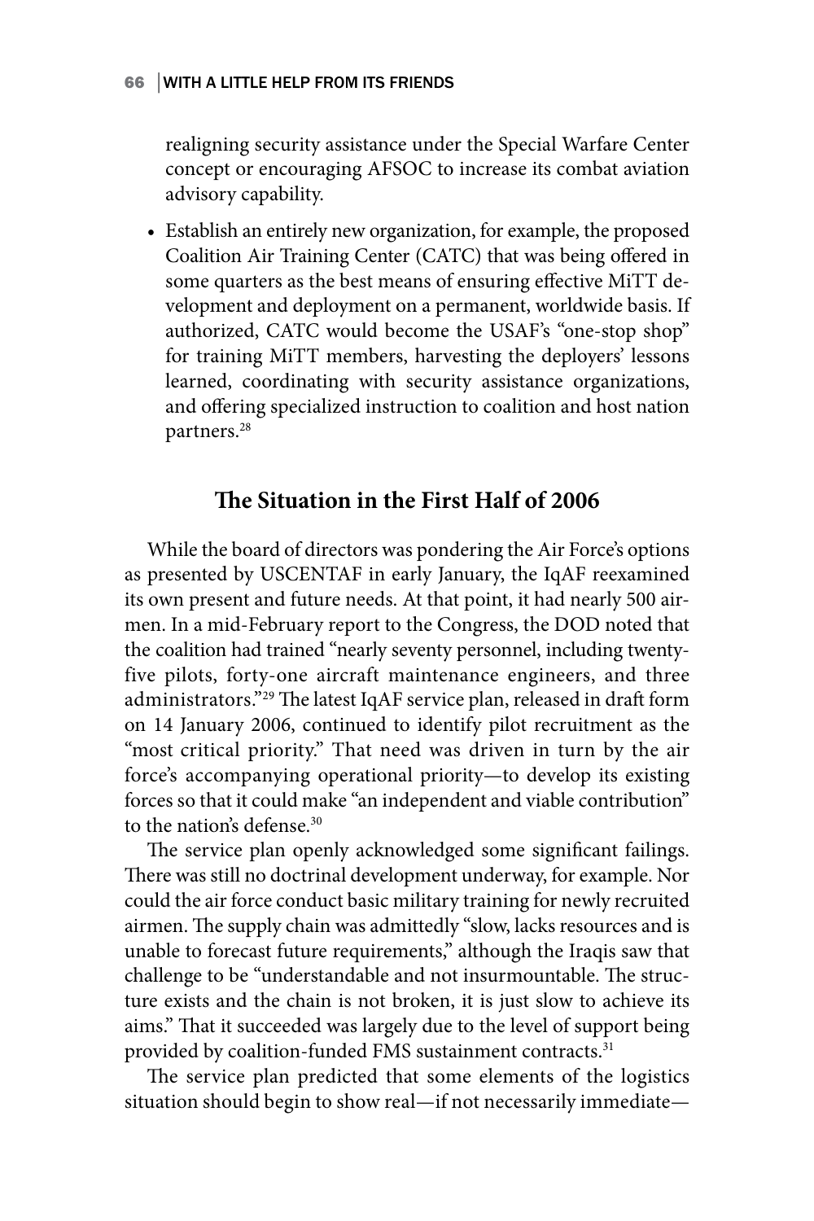realigning security assistance under the Special Warfare Center concept or encouraging AFSOC to increase its combat aviation advisory capability.

- Establish an entirely new organization, for example, the proposed Coalition Air Training Center (CATC) that was being offered in some quarters as the best means of ensuring effective MiTT development and deployment on a permanent, worldwide basis. If authorized, CATC would become the USAF's "one-stop shop" for training MiTT members, harvesting the deployers' lessons learned, coordinating with security assistance organizations, and offering specialized instruction to coalition and host nation partners.[28]

## The Situation in the First Half of 2006

While the board of directors was pondering the Air Force's options as presented by USCENTAF in early January, the IqAF reexamined its own present and future needs. At that point, it had nearly 500 airmen. In a mid-February report to the Congress, the DOD noted that the coalition had trained "nearly seventy personnel, including twenty-five pilots, forty-one aircraft maintenance engineers, and three administrators."[29] The latest IqAF service plan, released in draft form on 14 January 2006, continued to identify pilot recruitment as the "most critical priority." That need was driven in turn by the air force's accompanying operational priority—to develop its existing forces so that it could make "an independent and viable contribution" to the nation's defense.[30]

The service plan openly acknowledged some significant failings. There was still no doctrinal development underway, for example. Nor could the air force conduct basic military training for newly recruited airmen. The supply chain was admittedly "slow, lacks resources and is unable to forecast future requirements," although the Iraqis saw that challenge to be "understandable and not insurmountable. The structure exists and the chain is not broken, it is just slow to achieve its aims." That it succeeded was largely due to the level of support being provided by coalition-funded FMS sustainment contracts.[31]

The service plan predicted that some elements of the logistics situation should begin to show real—if not necessarily immediate—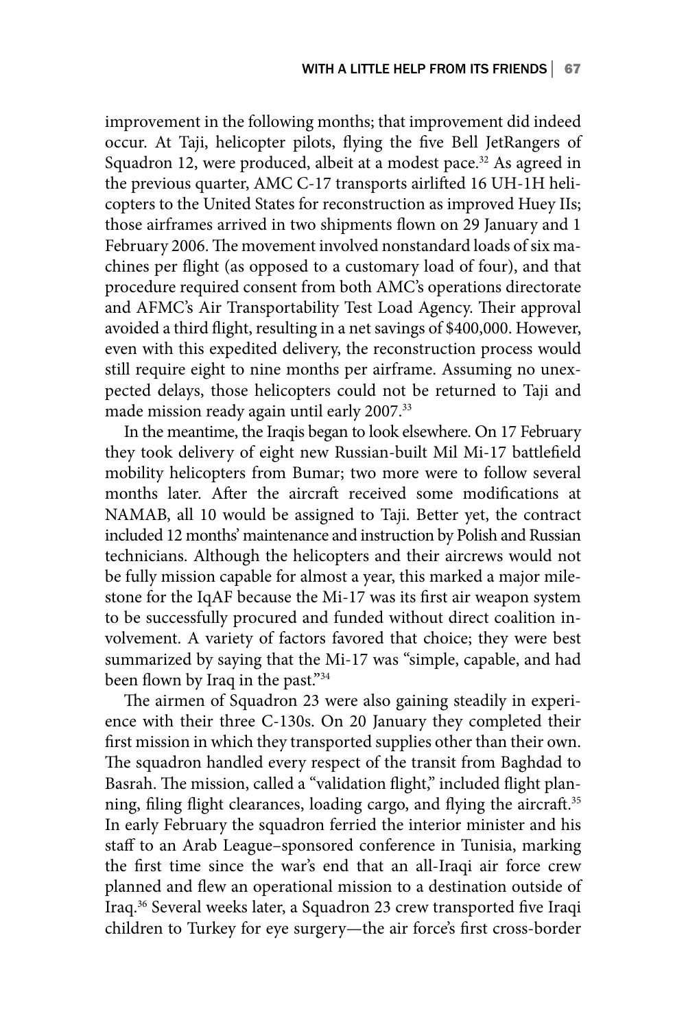improvement in the following months; that improvement did indeed occur. At Taji, helicopter pilots, flying the five Bell JetRangers of Squadron 12, were produced, albeit at a modest pace.[32] As agreed in the previous quarter, AMC C-17 transports airlifted 16 UH-1H helicopters to the United States for reconstruction as improved Huey IIs; those airframes arrived in two shipments flown on 29 January and 1 February 2006. The movement involved nonstandard loads of six machines per flight (as opposed to a customary load of four), and that procedure required consent from both AMC's operations directorate and AFMC's Air Transportability Test Load Agency. Their approval avoided a third flight, resulting in a net savings of $400,000. However, even with this expedited delivery, the reconstruction process would still require eight to nine months per airframe. Assuming no unexpected delays, those helicopters could not be returned to Taji and made mission ready again until early 2007.[33]

In the meantime, the Iraqis began to look elsewhere. On 17 February they took delivery of eight new Russian-built Mil Mi-17 battlefield mobility helicopters from Bumar; two more were to follow several months later. After the aircraft received some modifications at NAMAB, all 10 would be assigned to Taji. Better yet, the contract included 12 months' maintenance and instruction by Polish and Russian technicians. Although the helicopters and their aircrews would not be fully mission capable for almost a year, this marked a major milestone for the IqAF because the Mi-17 was its first air weapon system to be successfully procured and funded without direct coalition involvement. A variety of factors favored that choice; they were best summarized by saying that the Mi-17 was "simple, capable, and had been flown by Iraq in the past."[34]

The airmen of Squadron 23 were also gaining steadily in experience with their three C-130s. On 20 January they completed their first mission in which they transported supplies other than their own. The squadron handled every respect of the transit from Baghdad to Basrah. The mission, called a "validation flight," included flight planning, filing flight clearances, loading cargo, and flying the aircraft.[35] In early February the squadron ferried the interior minister and his staff to an Arab League–sponsored conference in Tunisia, marking the first time since the war's end that an all-Iraqi air force crew planned and flew an operational mission to a destination outside of Iraq.[36] Several weeks later, a Squadron 23 crew transported five Iraqi children to Turkey for eye surgery—the air force's first cross-border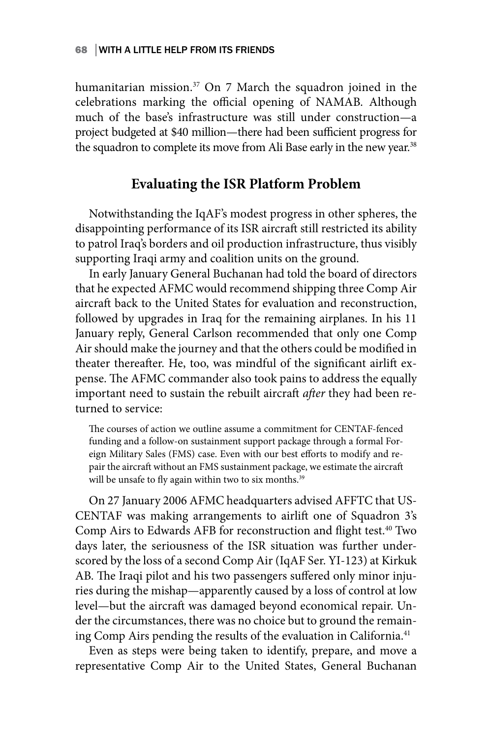humanitarian mission.[37] On 7 March the squadron joined in the celebrations marking the official opening of NAMAB. Although much of the base's infrastructure was still under construction—a project budgeted at $40 million—there had been sufficient progress for the squadron to complete its move from Ali Base early in the new year.[38]

## Evaluating the ISR Platform Problem

Notwithstanding the IqAF's modest progress in other spheres, the disappointing performance of its ISR aircraft still restricted its ability to patrol Iraq's borders and oil production infrastructure, thus visibly supporting Iraqi army and coalition units on the ground.

In early January General Buchanan had told the board of directors that he expected AFMC would recommend shipping three Comp Air aircraft back to the United States for evaluation and reconstruction, followed by upgrades in Iraq for the remaining airplanes. In his 11 January reply, General Carlson recommended that only one Comp Air should make the journey and that the others could be modified in theater thereafter. He, too, was mindful of the significant airlift expense. The AFMC commander also took pains to address the equally important need to sustain the rebuilt aircraft *after* they had been returned to service:

> The courses of action we outline assume a commitment for CENTAF-fenced funding and a follow-on sustainment support package through a formal Foreign Military Sales (FMS) case. Even with our best efforts to modify and repair the aircraft without an FMS sustainment package, we estimate the aircraft will be unsafe to fly again within two to six months.[39]

On 27 January 2006 AFMC headquarters advised AFFTC that USCENTAF was making arrangements to airlift one of Squadron 3's Comp Airs to Edwards AFB for reconstruction and flight test.[40] Two days later, the seriousness of the ISR situation was further underscored by the loss of a second Comp Air (IqAF Ser. YI-123) at Kirkuk AB. The Iraqi pilot and his two passengers suffered only minor injuries during the mishap—apparently caused by a loss of control at low level—but the aircraft was damaged beyond economical repair. Under the circumstances, there was no choice but to ground the remaining Comp Airs pending the results of the evaluation in California.[41]

Even as steps were being taken to identify, prepare, and move a representative Comp Air to the United States, General Buchanan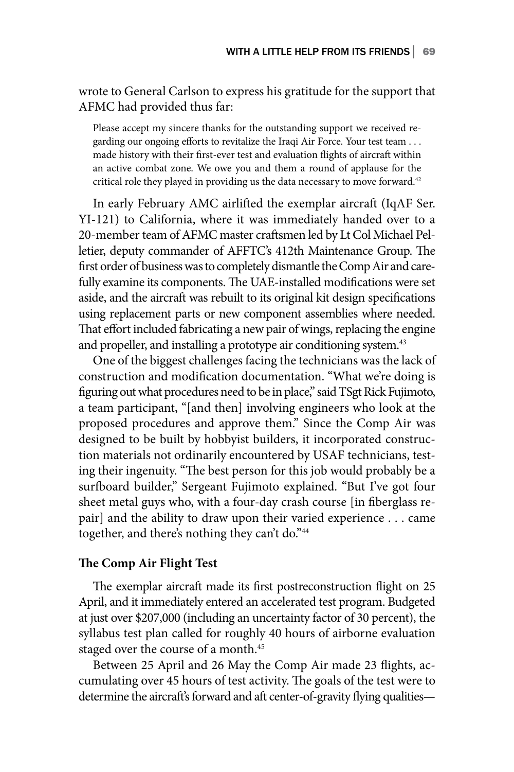wrote to General Carlson to express his gratitude for the support that AFMC had provided thus far:

> Please accept my sincere thanks for the outstanding support we received regarding our ongoing efforts to revitalize the Iraqi Air Force. Your test team . . . made history with their first-ever test and evaluation flights of aircraft within an active combat zone. We owe you and them a round of applause for the critical role they played in providing us the data necessary to move forward.[42]

In early February AMC airlifted the exemplar aircraft (IqAF Ser. YI-121) to California, where it was immediately handed over to a 20-member team of AFMC master craftsmen led by Lt Col Michael Pelletier, deputy commander of AFFTC's 412th Maintenance Group. The first order of business was to completely dismantle the Comp Air and carefully examine its components. The UAE-installed modifications were set aside, and the aircraft was rebuilt to its original kit design specifications using replacement parts or new component assemblies where needed. That effort included fabricating a new pair of wings, replacing the engine and propeller, and installing a prototype air conditioning system.[43]

One of the biggest challenges facing the technicians was the lack of construction and modification documentation. "What we're doing is figuring out what procedures need to be in place," said TSgt Rick Fujimoto, a team participant, "[and then] involving engineers who look at the proposed procedures and approve them." Since the Comp Air was designed to be built by hobbyist builders, it incorporated construction materials not ordinarily encountered by USAF technicians, testing their ingenuity. "The best person for this job would probably be a surfboard builder," Sergeant Fujimoto explained. "But I've got four sheet metal guys who, with a four-day crash course [in fiberglass repair] and the ability to draw upon their varied experience . . . came together, and there's nothing they can't do."[44]

### The Comp Air Flight Test

The exemplar aircraft made its first postreconstruction flight on 25 April, and it immediately entered an accelerated test program. Budgeted at just over $207,000 (including an uncertainty factor of 30 percent), the syllabus test plan called for roughly 40 hours of airborne evaluation staged over the course of a month.[45]

Between 25 April and 26 May the Comp Air made 23 flights, accumulating over 45 hours of test activity. The goals of the test were to determine the aircraft's forward and aft center-of-gravity flying qualities—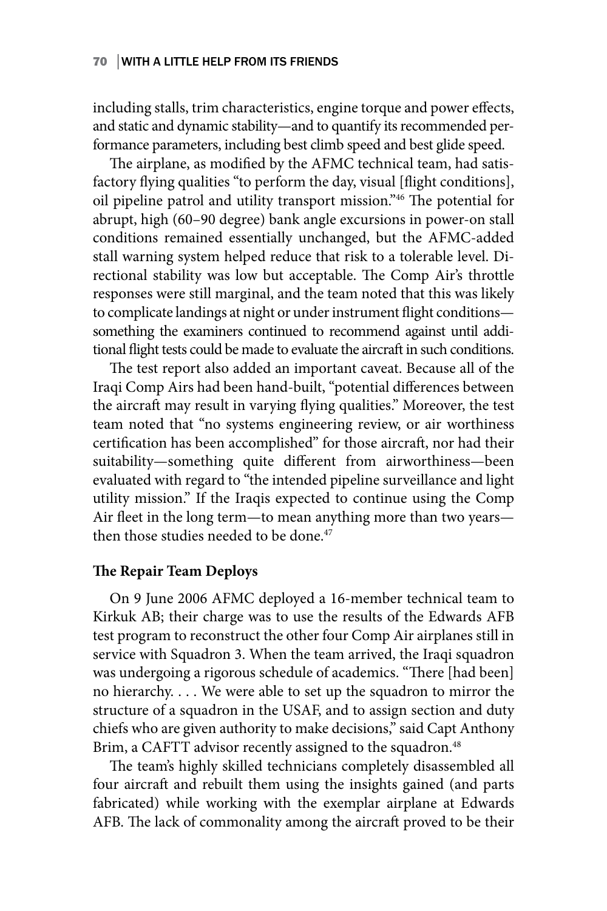including stalls, trim characteristics, engine torque and power effects, and static and dynamic stability—and to quantify its recommended performance parameters, including best climb speed and best glide speed.

The airplane, as modified by the AFMC technical team, had satisfactory flying qualities "to perform the day, visual [flight conditions], oil pipeline patrol and utility transport mission."[46] The potential for abrupt, high (60–90 degree) bank angle excursions in power-on stall conditions remained essentially unchanged, but the AFMC-added stall warning system helped reduce that risk to a tolerable level. Directional stability was low but acceptable. The Comp Air's throttle responses were still marginal, and the team noted that this was likely to complicate landings at night or under instrument flight conditions—something the examiners continued to recommend against until additional flight tests could be made to evaluate the aircraft in such conditions.

The test report also added an important caveat. Because all of the Iraqi Comp Airs had been hand-built, "potential differences between the aircraft may result in varying flying qualities." Moreover, the test team noted that "no systems engineering review, or air worthiness certification has been accomplished" for those aircraft, nor had their suitability—something quite different from airworthiness—been evaluated with regard to "the intended pipeline surveillance and light utility mission." If the Iraqis expected to continue using the Comp Air fleet in the long term—to mean anything more than two years—then those studies needed to be done.[47]

**The Repair Team Deploys**

On 9 June 2006 AFMC deployed a 16-member technical team to Kirkuk AB; their charge was to use the results of the Edwards AFB test program to reconstruct the other four Comp Air airplanes still in service with Squadron 3. When the team arrived, the Iraqi squadron was undergoing a rigorous schedule of academics. "There [had been] no hierarchy. . . . We were able to set up the squadron to mirror the structure of a squadron in the USAF, and to assign section and duty chiefs who are given authority to make decisions," said Capt Anthony Brim, a CAFTT advisor recently assigned to the squadron.[48]

The team's highly skilled technicians completely disassembled all four aircraft and rebuilt them using the insights gained (and parts fabricated) while working with the exemplar airplane at Edwards AFB. The lack of commonality among the aircraft proved to be their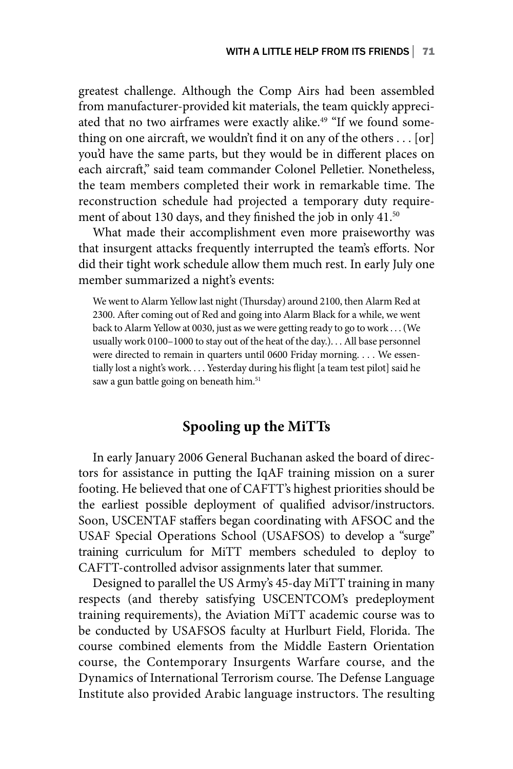greatest challenge. Although the Comp Airs had been assembled from manufacturer-provided kit materials, the team quickly appreciated that no two airframes were exactly alike.[49] "If we found something on one aircraft, we wouldn't find it on any of the others . . . [or] you'd have the same parts, but they would be in different places on each aircraft," said team commander Colonel Pelletier. Nonetheless, the team members completed their work in remarkable time. The reconstruction schedule had projected a temporary duty requirement of about 130 days, and they finished the job in only 41.[50]

What made their accomplishment even more praiseworthy was that insurgent attacks frequently interrupted the team's efforts. Nor did their tight work schedule allow them much rest. In early July one member summarized a night's events:

> We went to Alarm Yellow last night (Thursday) around 2100, then Alarm Red at 2300. After coming out of Red and going into Alarm Black for a while, we went back to Alarm Yellow at 0030, just as we were getting ready to go to work . . . (We usually work 0100–1000 to stay out of the heat of the day.). . . All base personnel were directed to remain in quarters until 0600 Friday morning. . . . We essentially lost a night's work. . . . Yesterday during his flight [a team test pilot] said he saw a gun battle going on beneath him.[51]

## Spooling up the MiTTs

In early January 2006 General Buchanan asked the board of directors for assistance in putting the IqAF training mission on a surer footing. He believed that one of CAFTT's highest priorities should be the earliest possible deployment of qualified advisor/instructors. Soon, USCENTAF staffers began coordinating with AFSOC and the USAF Special Operations School (USAFSOS) to develop a "surge" training curriculum for MiTT members scheduled to deploy to CAFTT-controlled advisor assignments later that summer.

Designed to parallel the US Army's 45-day MiTT training in many respects (and thereby satisfying USCENTCOM's predeployment training requirements), the Aviation MiTT academic course was to be conducted by USAFSOS faculty at Hurlburt Field, Florida. The course combined elements from the Middle Eastern Orientation course, the Contemporary Insurgents Warfare course, and the Dynamics of International Terrorism course. The Defense Language Institute also provided Arabic language instructors. The resulting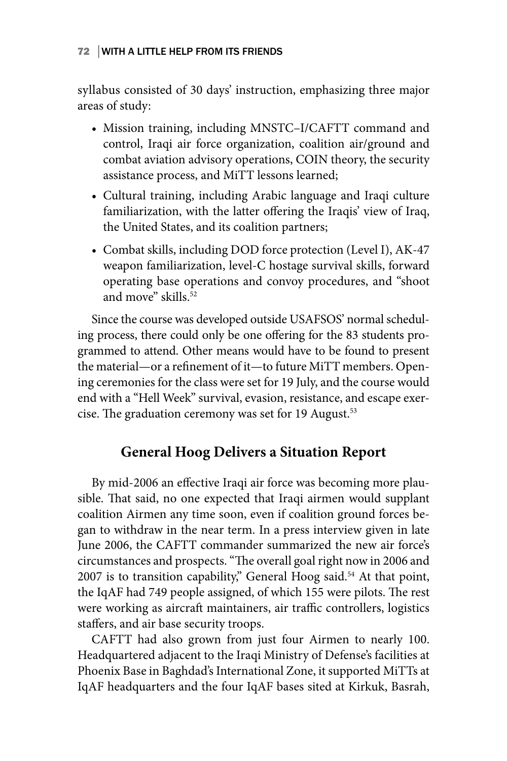syllabus consisted of 30 days' instruction, emphasizing three major areas of study:

- Mission training, including MNSTC–I/CAFTT command and control, Iraqi air force organization, coalition air/ground and combat aviation advisory operations, COIN theory, the security assistance process, and MiTT lessons learned;
- Cultural training, including Arabic language and Iraqi culture familiarization, with the latter offering the Iraqis' view of Iraq, the United States, and its coalition partners;
- Combat skills, including DOD force protection (Level I), AK-47 weapon familiarization, level-C hostage survival skills, forward operating base operations and convoy procedures, and "shoot and move" skills.[52]

Since the course was developed outside USAFSOS' normal scheduling process, there could only be one offering for the 83 students programmed to attend. Other means would have to be found to present the material—or a refinement of it—to future MiTT members. Opening ceremonies for the class were set for 19 July, and the course would end with a "Hell Week" survival, evasion, resistance, and escape exercise. The graduation ceremony was set for 19 August.[53]

## General Hoog Delivers a Situation Report

By mid-2006 an effective Iraqi air force was becoming more plausible. That said, no one expected that Iraqi airmen would supplant coalition Airmen any time soon, even if coalition ground forces began to withdraw in the near term. In a press interview given in late June 2006, the CAFTT commander summarized the new air force's circumstances and prospects. "The overall goal right now in 2006 and 2007 is to transition capability," General Hoog said.[54] At that point, the IqAF had 749 people assigned, of which 155 were pilots. The rest were working as aircraft maintainers, air traffic controllers, logistics staffers, and air base security troops.

CAFTT had also grown from just four Airmen to nearly 100. Headquartered adjacent to the Iraqi Ministry of Defense's facilities at Phoenix Base in Baghdad's International Zone, it supported MiTTs at IqAF headquarters and the four IqAF bases sited at Kirkuk, Basrah,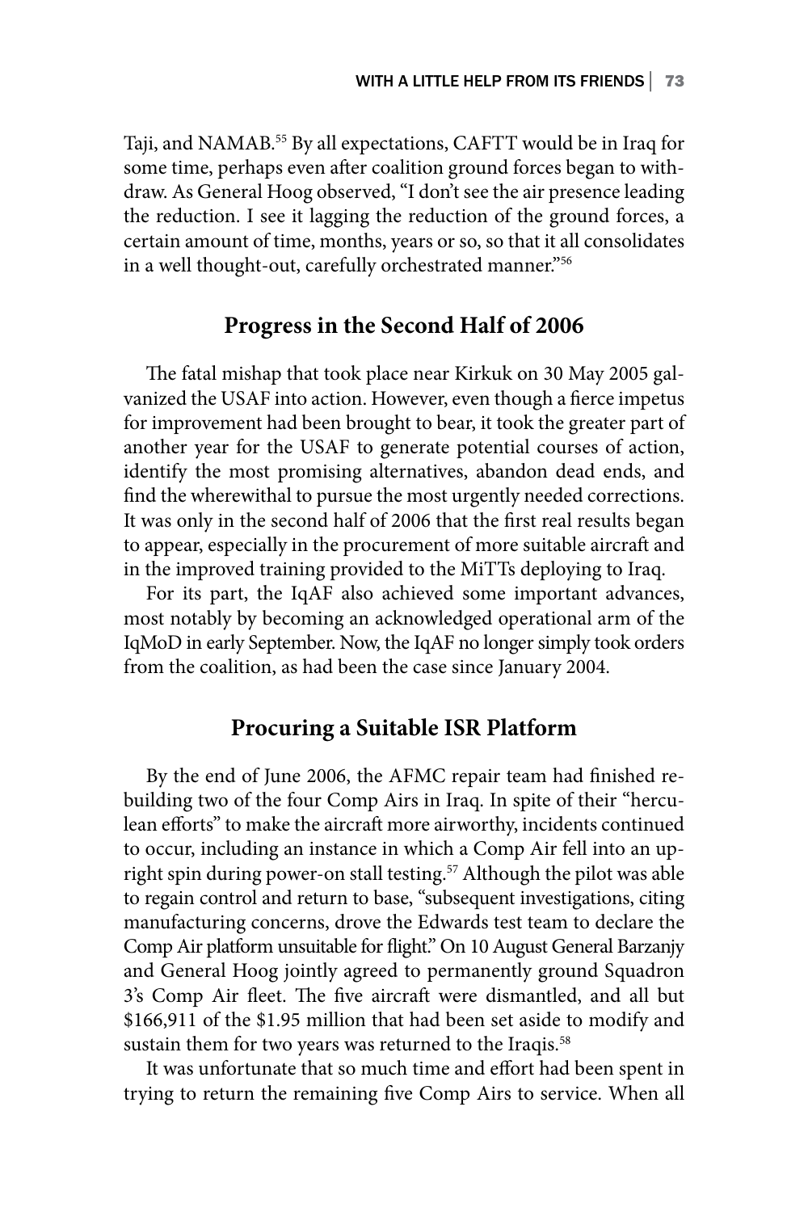Taji, and NAMAB.[55] By all expectations, CAFTT would be in Iraq for some time, perhaps even after coalition ground forces began to withdraw. As General Hoog observed, "I don't see the air presence leading the reduction. I see it lagging the reduction of the ground forces, a certain amount of time, months, years or so, so that it all consolidates in a well thought-out, carefully orchestrated manner."[56]

## Progress in the Second Half of 2006

The fatal mishap that took place near Kirkuk on 30 May 2005 galvanized the USAF into action. However, even though a fierce impetus for improvement had been brought to bear, it took the greater part of another year for the USAF to generate potential courses of action, identify the most promising alternatives, abandon dead ends, and find the wherewithal to pursue the most urgently needed corrections. It was only in the second half of 2006 that the first real results began to appear, especially in the procurement of more suitable aircraft and in the improved training provided to the MiTTs deploying to Iraq.

For its part, the IqAF also achieved some important advances, most notably by becoming an acknowledged operational arm of the IqMoD in early September. Now, the IqAF no longer simply took orders from the coalition, as had been the case since January 2004.

## Procuring a Suitable ISR Platform

By the end of June 2006, the AFMC repair team had finished rebuilding two of the four Comp Airs in Iraq. In spite of their "herculean efforts" to make the aircraft more airworthy, incidents continued to occur, including an instance in which a Comp Air fell into an upright spin during power-on stall testing.[57] Although the pilot was able to regain control and return to base, "subsequent investigations, citing manufacturing concerns, drove the Edwards test team to declare the Comp Air platform unsuitable for flight." On 10 August General Barzanjy and General Hoog jointly agreed to permanently ground Squadron 3's Comp Air fleet. The five aircraft were dismantled, and all but $166,911 of the $1.95 million that had been set aside to modify and sustain them for two years was returned to the Iraqis.[58]

It was unfortunate that so much time and effort had been spent in trying to return the remaining five Comp Airs to service. When all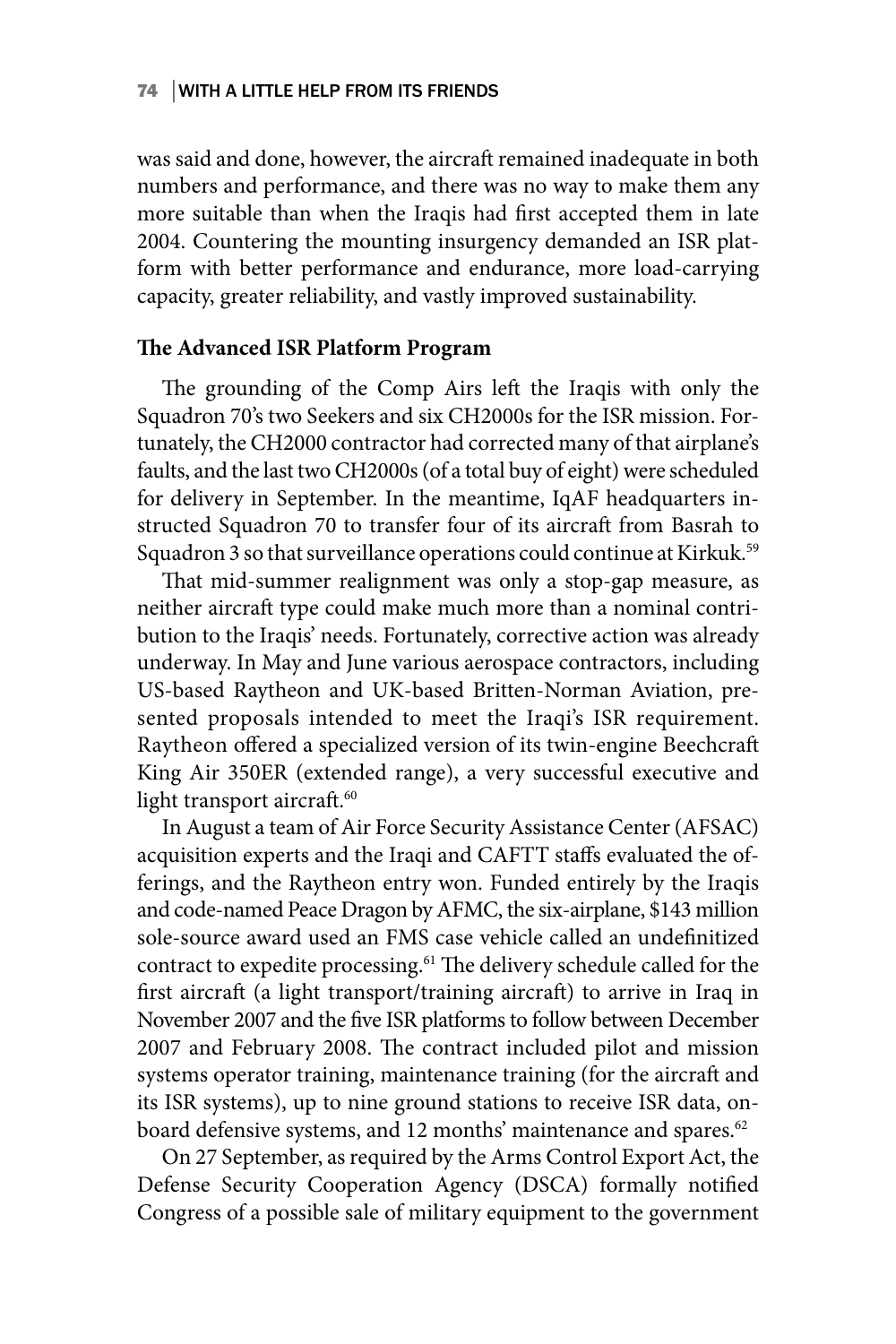was said and done, however, the aircraft remained inadequate in both numbers and performance, and there was no way to make them any more suitable than when the Iraqis had first accepted them in late 2004. Countering the mounting insurgency demanded an ISR platform with better performance and endurance, more load-carrying capacity, greater reliability, and vastly improved sustainability.

### The Advanced ISR Platform Program

The grounding of the Comp Airs left the Iraqis with only the Squadron 70's two Seekers and six CH2000s for the ISR mission. Fortunately, the CH2000 contractor had corrected many of that airplane's faults, and the last two CH2000s (of a total buy of eight) were scheduled for delivery in September. In the meantime, IqAF headquarters instructed Squadron 70 to transfer four of its aircraft from Basrah to Squadron 3 so that surveillance operations could continue at Kirkuk.[59]

That mid-summer realignment was only a stop-gap measure, as neither aircraft type could make much more than a nominal contribution to the Iraqis' needs. Fortunately, corrective action was already underway. In May and June various aerospace contractors, including US-based Raytheon and UK-based Britten-Norman Aviation, presented proposals intended to meet the Iraqi's ISR requirement. Raytheon offered a specialized version of its twin-engine Beechcraft King Air 350ER (extended range), a very successful executive and light transport aircraft.[60]

In August a team of Air Force Security Assistance Center (AFSAC) acquisition experts and the Iraqi and CAFTT staffs evaluated the offerings, and the Raytheon entry won. Funded entirely by the Iraqis and code-named Peace Dragon by AFMC, the six-airplane, $143 million sole-source award used an FMS case vehicle called an undefinitized contract to expedite processing.[61] The delivery schedule called for the first aircraft (a light transport/training aircraft) to arrive in Iraq in November 2007 and the five ISR platforms to follow between December 2007 and February 2008. The contract included pilot and mission systems operator training, maintenance training (for the aircraft and its ISR systems), up to nine ground stations to receive ISR data, onboard defensive systems, and 12 months' maintenance and spares.[62]

On 27 September, as required by the Arms Control Export Act, the Defense Security Cooperation Agency (DSCA) formally notified Congress of a possible sale of military equipment to the government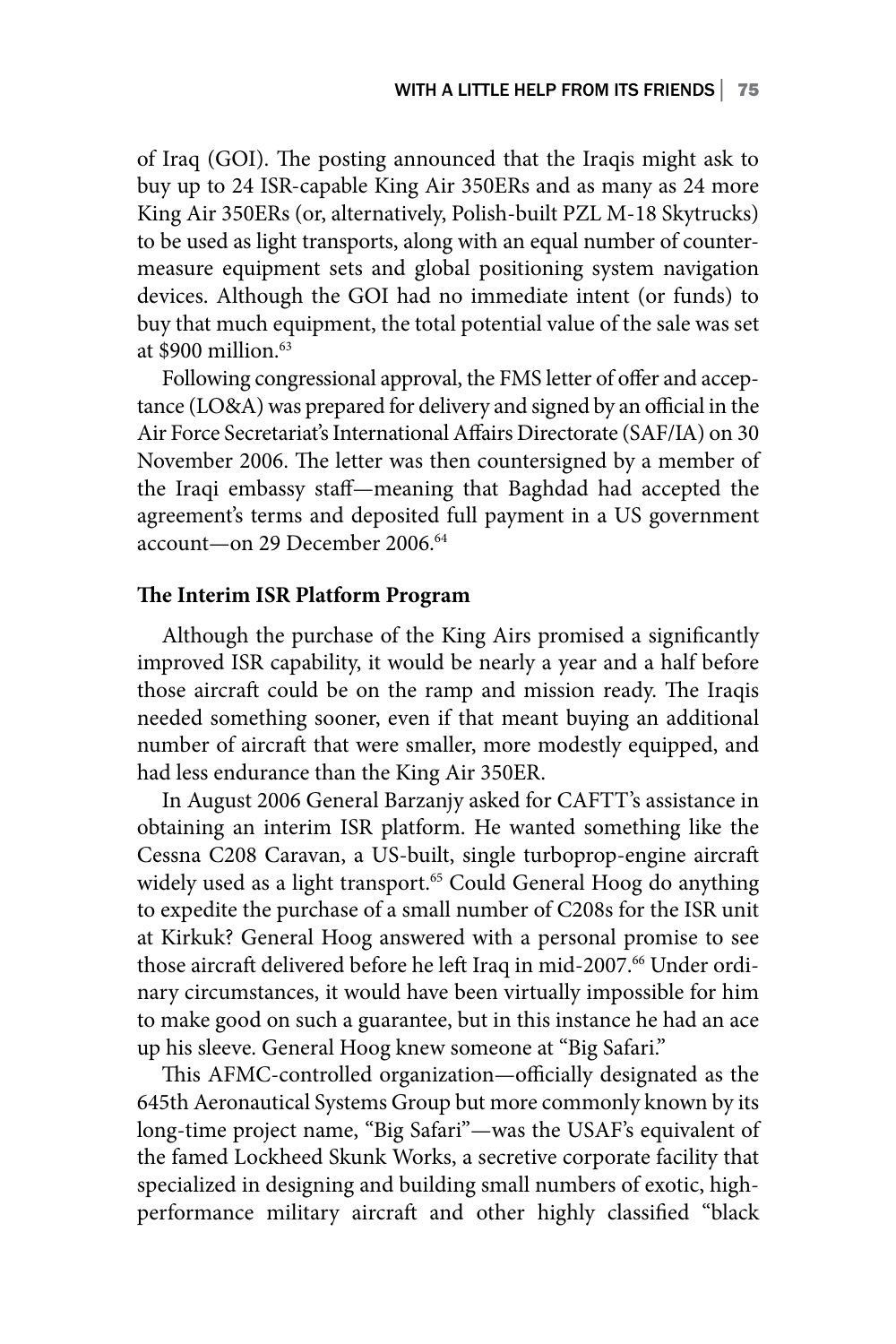of Iraq (GOI). The posting announced that the Iraqis might ask to buy up to 24 ISR-capable King Air 350ERs and as many as 24 more King Air 350ERs (or, alternatively, Polish-built PZL M-18 Skytrucks) to be used as light transports, along with an equal number of countermeasure equipment sets and global positioning system navigation devices. Although the GOI had no immediate intent (or funds) to buy that much equipment, the total potential value of the sale was set at $900 million.[63]

Following congressional approval, the FMS letter of offer and acceptance (LO&A) was prepared for delivery and signed by an official in the Air Force Secretariat's International Affairs Directorate (SAF/IA) on 30 November 2006. The letter was then countersigned by a member of the Iraqi embassy staff—meaning that Baghdad had accepted the agreement's terms and deposited full payment in a US government account—on 29 December 2006.[64]

**The Interim ISR Platform Program**

Although the purchase of the King Airs promised a significantly improved ISR capability, it would be nearly a year and a half before those aircraft could be on the ramp and mission ready. The Iraqis needed something sooner, even if that meant buying an additional number of aircraft that were smaller, more modestly equipped, and had less endurance than the King Air 350ER.

In August 2006 General Barzanjy asked for CAFTT's assistance in obtaining an interim ISR platform. He wanted something like the Cessna C208 Caravan, a US-built, single turboprop-engine aircraft widely used as a light transport.[65] Could General Hoog do anything to expedite the purchase of a small number of C208s for the ISR unit at Kirkuk? General Hoog answered with a personal promise to see those aircraft delivered before he left Iraq in mid-2007.[66] Under ordinary circumstances, it would have been virtually impossible for him to make good on such a guarantee, but in this instance he had an ace up his sleeve. General Hoog knew someone at "Big Safari."

This AFMC-controlled organization—officially designated as the 645th Aeronautical Systems Group but more commonly known by its long-time project name, "Big Safari"—was the USAF's equivalent of the famed Lockheed Skunk Works, a secretive corporate facility that specialized in designing and building small numbers of exotic, high-performance military aircraft and other highly classified "black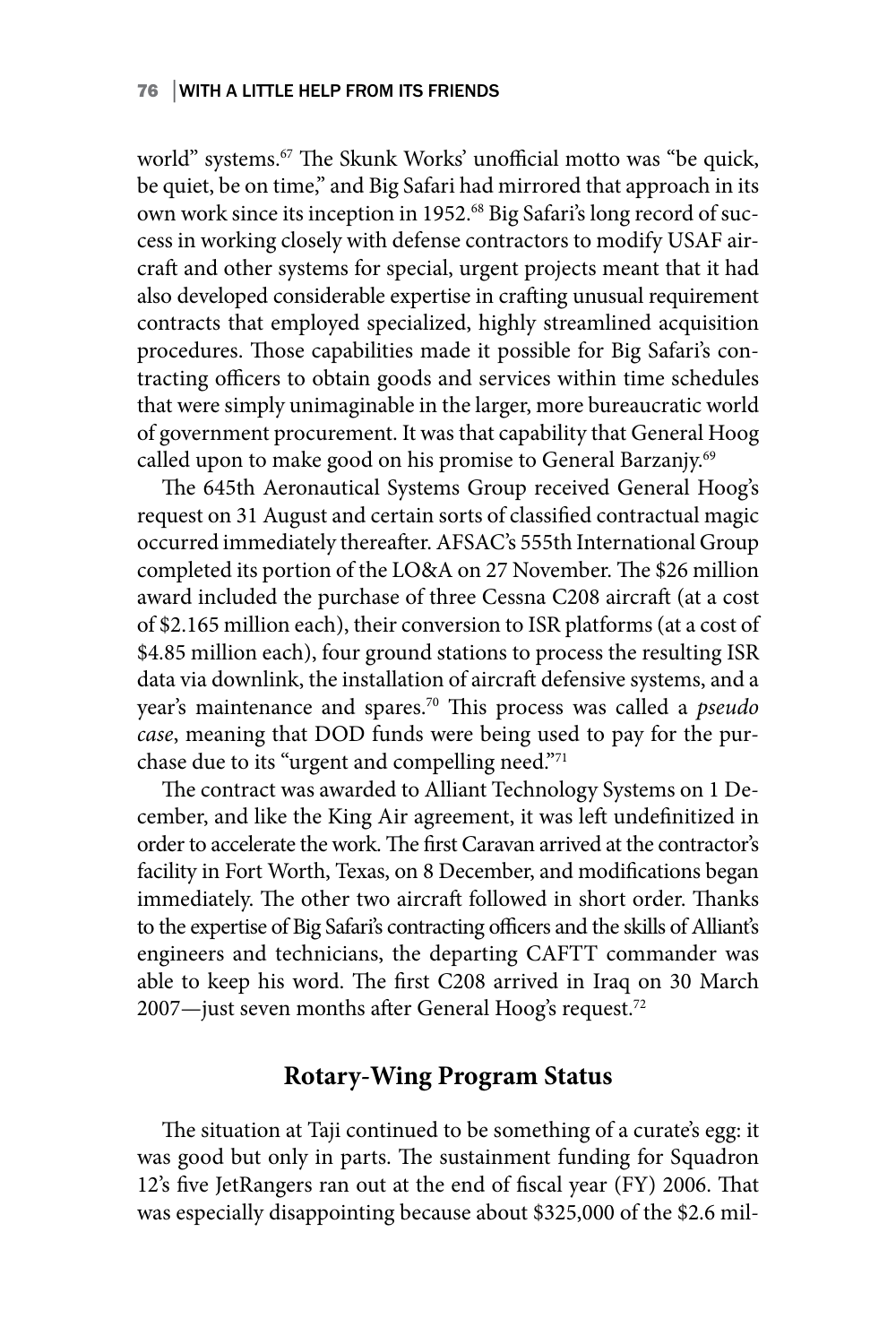world" systems.[67] The Skunk Works' unofficial motto was "be quick, be quiet, be on time," and Big Safari had mirrored that approach in its own work since its inception in 1952.[68] Big Safari's long record of success in working closely with defense contractors to modify USAF aircraft and other systems for special, urgent projects meant that it had also developed considerable expertise in crafting unusual requirement contracts that employed specialized, highly streamlined acquisition procedures. Those capabilities made it possible for Big Safari's contracting officers to obtain goods and services within time schedules that were simply unimaginable in the larger, more bureaucratic world of government procurement. It was that capability that General Hoog called upon to make good on his promise to General Barzanjy.[69]

The 645th Aeronautical Systems Group received General Hoog's request on 31 August and certain sorts of classified contractual magic occurred immediately thereafter. AFSAC's 555th International Group completed its portion of the LO&A on 27 November. The $26 million award included the purchase of three Cessna C208 aircraft (at a cost of $2.165 million each), their conversion to ISR platforms (at a cost of $4.85 million each), four ground stations to process the resulting ISR data via downlink, the installation of aircraft defensive systems, and a year's maintenance and spares.[70] This process was called a *pseudo case*, meaning that DOD funds were being used to pay for the purchase due to its "urgent and compelling need."[71]

The contract was awarded to Alliant Technology Systems on 1 December, and like the King Air agreement, it was left undefinitized in order to accelerate the work. The first Caravan arrived at the contractor's facility in Fort Worth, Texas, on 8 December, and modifications began immediately. The other two aircraft followed in short order. Thanks to the expertise of Big Safari's contracting officers and the skills of Alliant's engineers and technicians, the departing CAFTT commander was able to keep his word. The first C208 arrived in Iraq on 30 March 2007—just seven months after General Hoog's request.[72]

## Rotary-Wing Program Status

The situation at Taji continued to be something of a curate's egg: it was good but only in parts. The sustainment funding for Squadron 12's five JetRangers ran out at the end of fiscal year (FY) 2006. That was especially disappointing because about $325,000 of the $2.6 mil-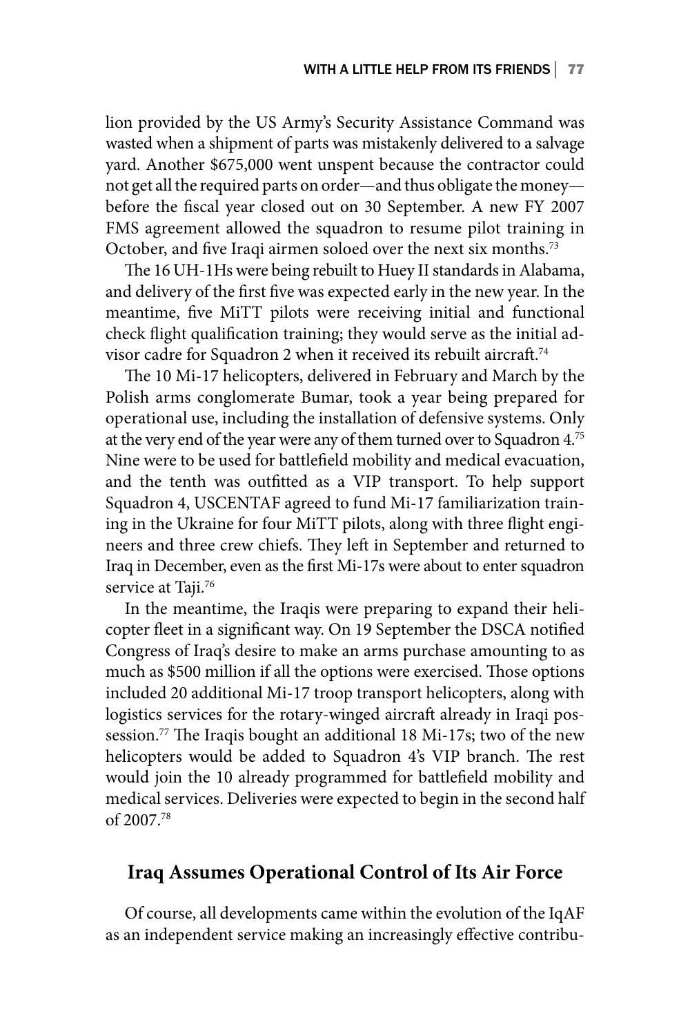lion provided by the US Army's Security Assistance Command was wasted when a shipment of parts was mistakenly delivered to a salvage yard. Another $675,000 went unspent because the contractor could not get all the required parts on order—and thus obligate the money—before the fiscal year closed out on 30 September. A new FY 2007 FMS agreement allowed the squadron to resume pilot training in October, and five Iraqi airmen soloed over the next six months.[73]

The 16 UH-1Hs were being rebuilt to Huey II standards in Alabama, and delivery of the first five was expected early in the new year. In the meantime, five MiTT pilots were receiving initial and functional check flight qualification training; they would serve as the initial advisor cadre for Squadron 2 when it received its rebuilt aircraft.[74]

The 10 Mi-17 helicopters, delivered in February and March by the Polish arms conglomerate Bumar, took a year being prepared for operational use, including the installation of defensive systems. Only at the very end of the year were any of them turned over to Squadron 4.[75] Nine were to be used for battlefield mobility and medical evacuation, and the tenth was outfitted as a VIP transport. To help support Squadron 4, USCENTAF agreed to fund Mi-17 familiarization training in the Ukraine for four MiTT pilots, along with three flight engineers and three crew chiefs. They left in September and returned to Iraq in December, even as the first Mi-17s were about to enter squadron service at Taji.[76]

In the meantime, the Iraqis were preparing to expand their helicopter fleet in a significant way. On 19 September the DSCA notified Congress of Iraq's desire to make an arms purchase amounting to as much as $500 million if all the options were exercised. Those options included 20 additional Mi-17 troop transport helicopters, along with logistics services for the rotary-winged aircraft already in Iraqi possession.[77] The Iraqis bought an additional 18 Mi-17s; two of the new helicopters would be added to Squadron 4's VIP branch. The rest would join the 10 already programmed for battlefield mobility and medical services. Deliveries were expected to begin in the second half of 2007.[78]

## Iraq Assumes Operational Control of Its Air Force

Of course, all developments came within the evolution of the IqAF as an independent service making an increasingly effective contribu-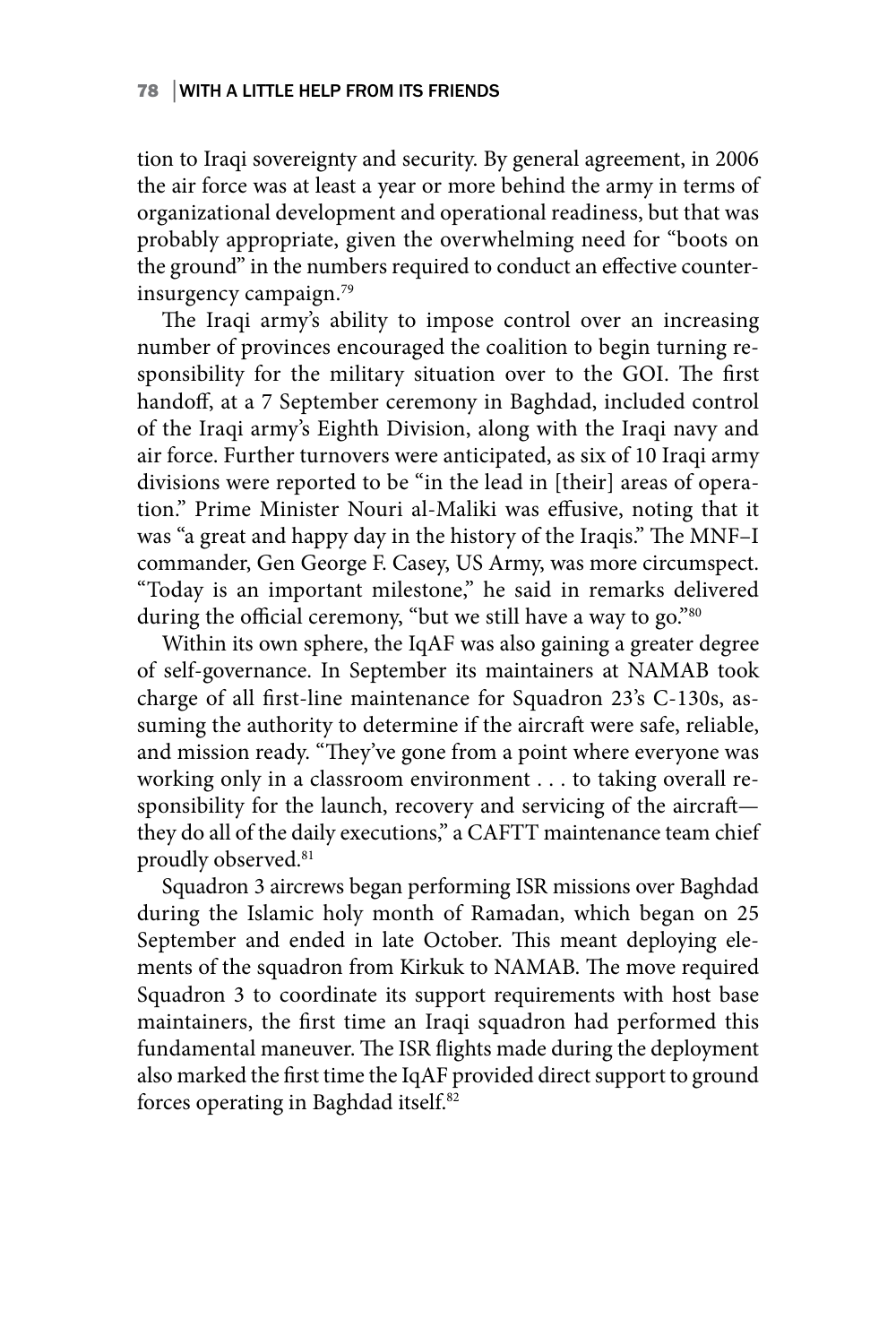tion to Iraqi sovereignty and security. By general agreement, in 2006 the air force was at least a year or more behind the army in terms of organizational development and operational readiness, but that was probably appropriate, given the overwhelming need for "boots on the ground" in the numbers required to conduct an effective counterinsurgency campaign.[79]

The Iraqi army's ability to impose control over an increasing number of provinces encouraged the coalition to begin turning responsibility for the military situation over to the GOI. The first handoff, at a 7 September ceremony in Baghdad, included control of the Iraqi army's Eighth Division, along with the Iraqi navy and air force. Further turnovers were anticipated, as six of 10 Iraqi army divisions were reported to be "in the lead in [their] areas of operation." Prime Minister Nouri al-Maliki was effusive, noting that it was "a great and happy day in the history of the Iraqis." The MNF–I commander, Gen George F. Casey, US Army, was more circumspect. "Today is an important milestone," he said in remarks delivered during the official ceremony, "but we still have a way to go."[80]

Within its own sphere, the IqAF was also gaining a greater degree of self-governance. In September its maintainers at NAMAB took charge of all first-line maintenance for Squadron 23's C-130s, assuming the authority to determine if the aircraft were safe, reliable, and mission ready. "They've gone from a point where everyone was working only in a classroom environment . . . to taking overall responsibility for the launch, recovery and servicing of the aircraft—they do all of the daily executions," a CAFTT maintenance team chief proudly observed.[81]

Squadron 3 aircrews began performing ISR missions over Baghdad during the Islamic holy month of Ramadan, which began on 25 September and ended in late October. This meant deploying elements of the squadron from Kirkuk to NAMAB. The move required Squadron 3 to coordinate its support requirements with host base maintainers, the first time an Iraqi squadron had performed this fundamental maneuver. The ISR flights made during the deployment also marked the first time the IqAF provided direct support to ground forces operating in Baghdad itself.[82]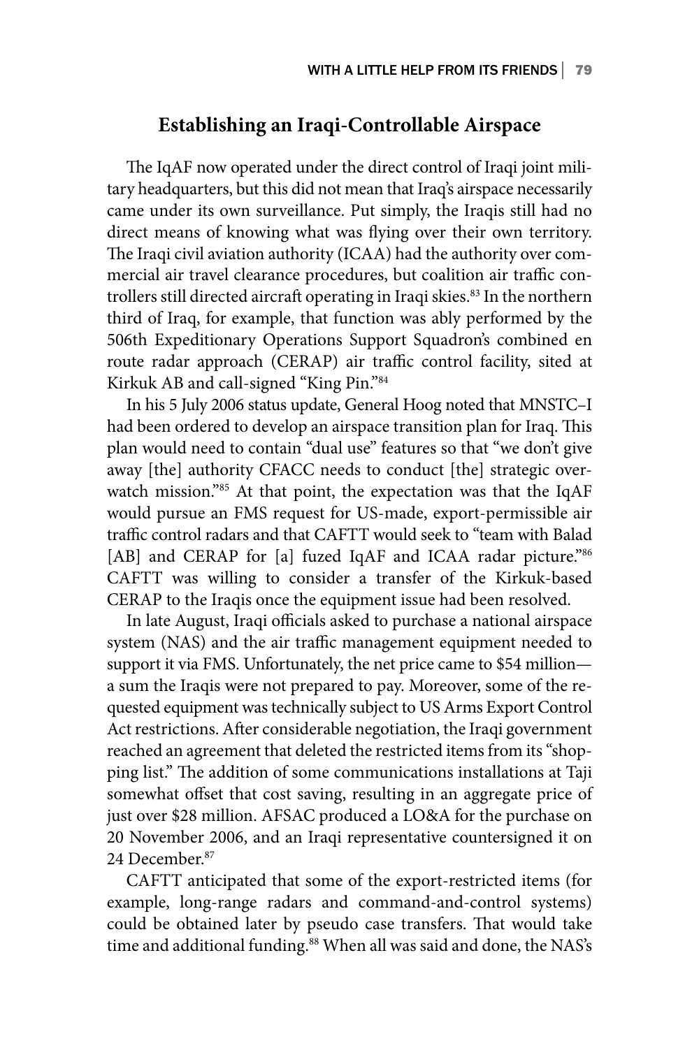## Establishing an Iraqi-Controllable Airspace

The IqAF now operated under the direct control of Iraqi joint military headquarters, but this did not mean that Iraq's airspace necessarily came under its own surveillance. Put simply, the Iraqis still had no direct means of knowing what was flying over their own territory. The Iraqi civil aviation authority (ICAA) had the authority over commercial air travel clearance procedures, but coalition air traffic controllers still directed aircraft operating in Iraqi skies.[83] In the northern third of Iraq, for example, that function was ably performed by the 506th Expeditionary Operations Support Squadron's combined en route radar approach (CERAP) air traffic control facility, sited at Kirkuk AB and call-signed "King Pin."[84]

In his 5 July 2006 status update, General Hoog noted that MNSTC–I had been ordered to develop an airspace transition plan for Iraq. This plan would need to contain "dual use" features so that "we don't give away [the] authority CFACC needs to conduct [the] strategic overwatch mission."[85] At that point, the expectation was that the IqAF would pursue an FMS request for US-made, export-permissible air traffic control radars and that CAFTT would seek to "team with Balad [AB] and CERAP for [a] fuzed IqAF and ICAA radar picture."[86] CAFTT was willing to consider a transfer of the Kirkuk-based CERAP to the Iraqis once the equipment issue had been resolved.

In late August, Iraqi officials asked to purchase a national airspace system (NAS) and the air traffic management equipment needed to support it via FMS. Unfortunately, the net price came to $54 million—a sum the Iraqis were not prepared to pay. Moreover, some of the requested equipment was technically subject to US Arms Export Control Act restrictions. After considerable negotiation, the Iraqi government reached an agreement that deleted the restricted items from its "shopping list." The addition of some communications installations at Taji somewhat offset that cost saving, resulting in an aggregate price of just over $28 million. AFSAC produced a LO&A for the purchase on 20 November 2006, and an Iraqi representative countersigned it on 24 December.[87]

CAFTT anticipated that some of the export-restricted items (for example, long-range radars and command-and-control systems) could be obtained later by pseudo case transfers. That would take time and additional funding.[88] When all was said and done, the NAS's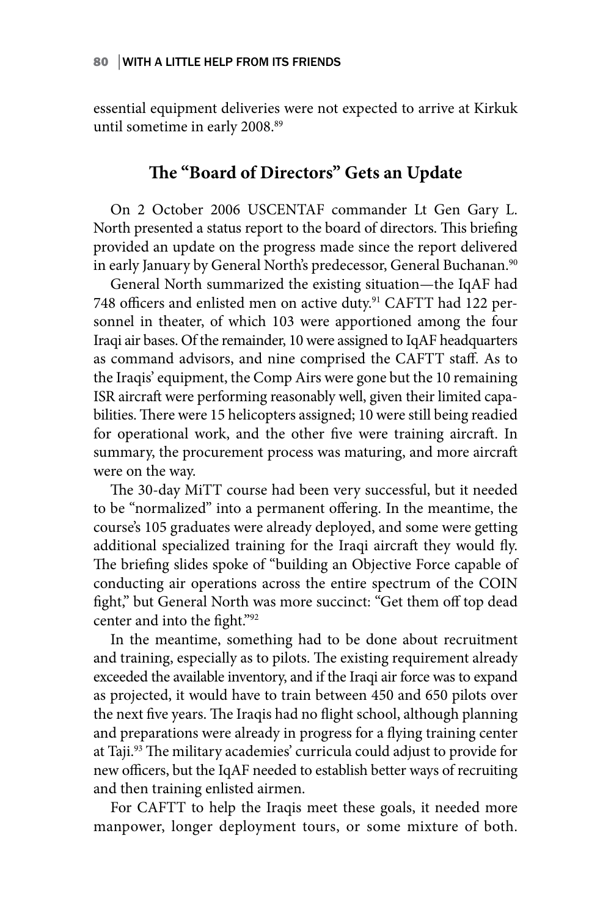essential equipment deliveries were not expected to arrive at Kirkuk until sometime in early 2008.[89]

## The "Board of Directors" Gets an Update

On 2 October 2006 USCENTAF commander Lt Gen Gary L. North presented a status report to the board of directors. This briefing provided an update on the progress made since the report delivered in early January by General North's predecessor, General Buchanan.[90]

General North summarized the existing situation—the IqAF had 748 officers and enlisted men on active duty.[91] CAFTT had 122 personnel in theater, of which 103 were apportioned among the four Iraqi air bases. Of the remainder, 10 were assigned to IqAF headquarters as command advisors, and nine comprised the CAFTT staff. As to the Iraqis' equipment, the Comp Airs were gone but the 10 remaining ISR aircraft were performing reasonably well, given their limited capabilities. There were 15 helicopters assigned; 10 were still being readied for operational work, and the other five were training aircraft. In summary, the procurement process was maturing, and more aircraft were on the way.

The 30-day MiTT course had been very successful, but it needed to be "normalized" into a permanent offering. In the meantime, the course's 105 graduates were already deployed, and some were getting additional specialized training for the Iraqi aircraft they would fly. The briefing slides spoke of "building an Objective Force capable of conducting air operations across the entire spectrum of the COIN fight," but General North was more succinct: "Get them off top dead center and into the fight."[92]

In the meantime, something had to be done about recruitment and training, especially as to pilots. The existing requirement already exceeded the available inventory, and if the Iraqi air force was to expand as projected, it would have to train between 450 and 650 pilots over the next five years. The Iraqis had no flight school, although planning and preparations were already in progress for a flying training center at Taji.[93] The military academies' curricula could adjust to provide for new officers, but the IqAF needed to establish better ways of recruiting and then training enlisted airmen.

For CAFTT to help the Iraqis meet these goals, it needed more manpower, longer deployment tours, or some mixture of both.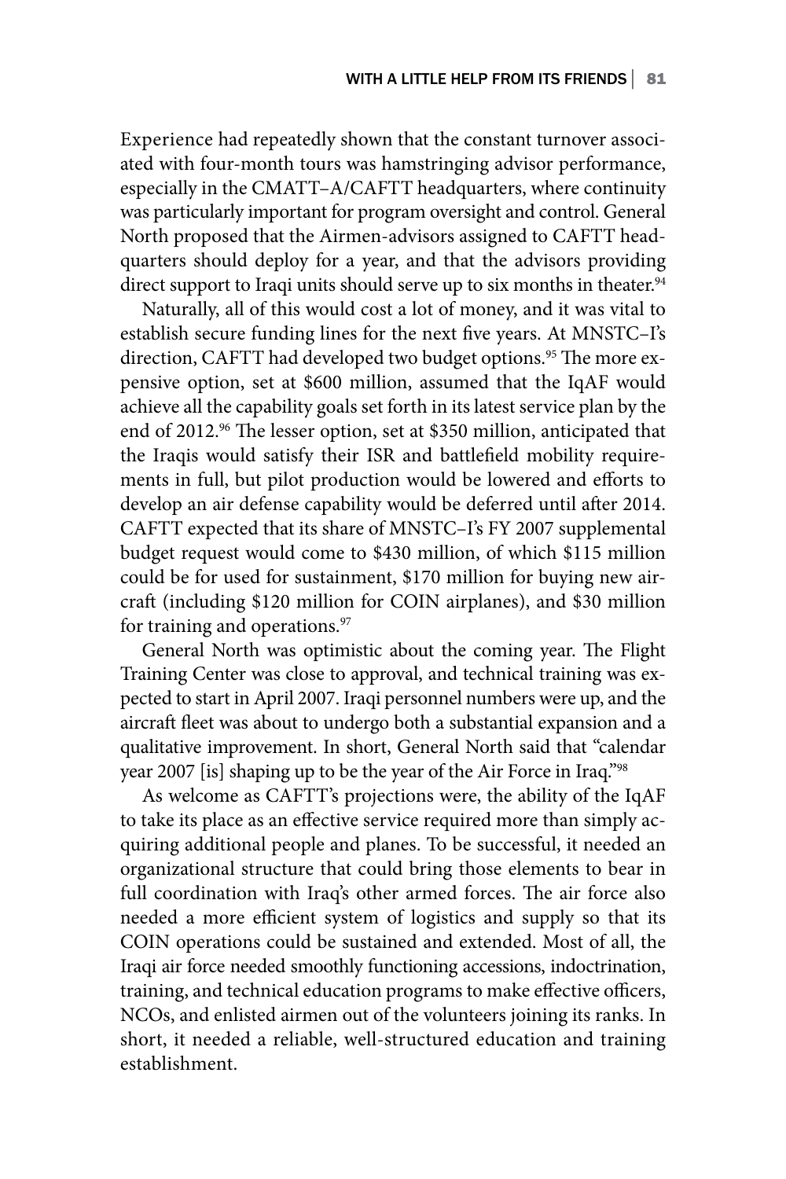Experience had repeatedly shown that the constant turnover associated with four-month tours was hamstringing advisor performance, especially in the CMATT–A/CAFTT headquarters, where continuity was particularly important for program oversight and control. General North proposed that the Airmen-advisors assigned to CAFTT headquarters should deploy for a year, and that the advisors providing direct support to Iraqi units should serve up to six months in theater.[94]

Naturally, all of this would cost a lot of money, and it was vital to establish secure funding lines for the next five years. At MNSTC–I's direction, CAFTT had developed two budget options.[95] The more expensive option, set at $600 million, assumed that the IqAF would achieve all the capability goals set forth in its latest service plan by the end of 2012.[96] The lesser option, set at $350 million, anticipated that the Iraqis would satisfy their ISR and battlefield mobility requirements in full, but pilot production would be lowered and efforts to develop an air defense capability would be deferred until after 2014. CAFTT expected that its share of MNSTC–I's FY 2007 supplemental budget request would come to $430 million, of which $115 million could be for used for sustainment, $170 million for buying new aircraft (including $120 million for COIN airplanes), and $30 million for training and operations.[97]

General North was optimistic about the coming year. The Flight Training Center was close to approval, and technical training was expected to start in April 2007. Iraqi personnel numbers were up, and the aircraft fleet was about to undergo both a substantial expansion and a qualitative improvement. In short, General North said that "calendar year 2007 [is] shaping up to be the year of the Air Force in Iraq."[98]

As welcome as CAFTT's projections were, the ability of the IqAF to take its place as an effective service required more than simply acquiring additional people and planes. To be successful, it needed an organizational structure that could bring those elements to bear in full coordination with Iraq's other armed forces. The air force also needed a more efficient system of logistics and supply so that its COIN operations could be sustained and extended. Most of all, the Iraqi air force needed smoothly functioning accessions, indoctrination, training, and technical education programs to make effective officers, NCOs, and enlisted airmen out of the volunteers joining its ranks. In short, it needed a reliable, well-structured education and training establishment.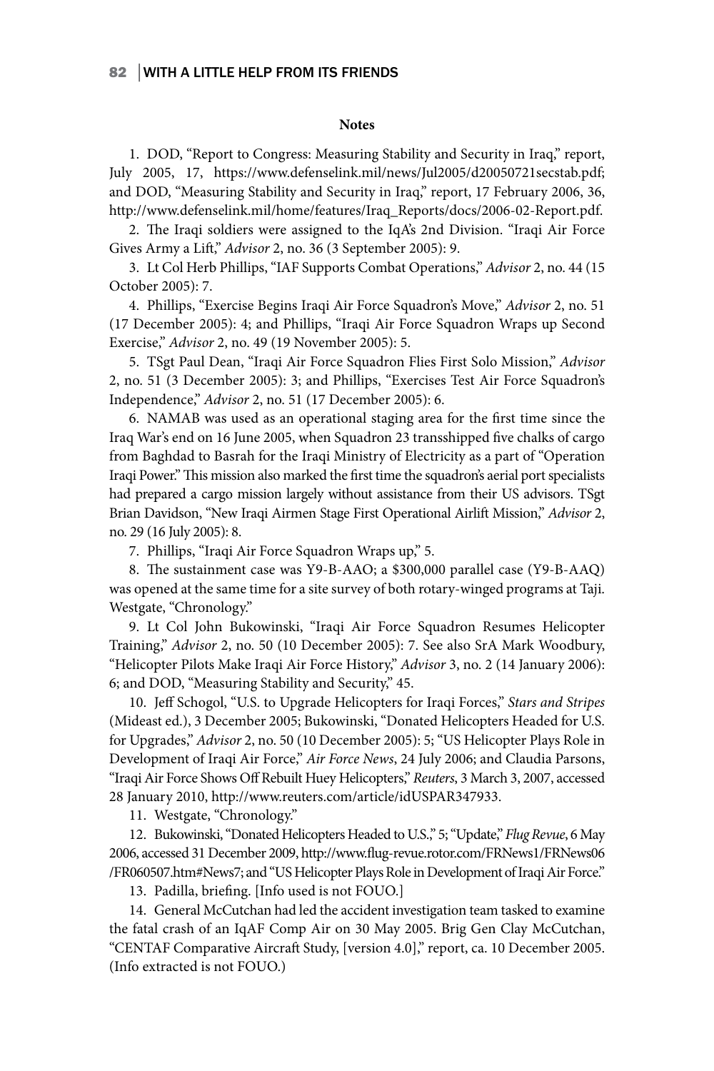## Notes

1. DOD, "Report to Congress: Measuring Stability and Security in Iraq," report, July 2005, 17, https://www.defenselink.mil/news/Jul2005/d20050721secstab.pdf; and DOD, "Measuring Stability and Security in Iraq," report, 17 February 2006, 36, http://www.defenselink.mil/home/features/Iraq_Reports/docs/2006-02-Report.pdf.

2. The Iraqi soldiers were assigned to the IqA's 2nd Division. "Iraqi Air Force Gives Army a Lift," *Advisor* 2, no. 36 (3 September 2005): 9.

3. Lt Col Herb Phillips, "IAF Supports Combat Operations," *Advisor* 2, no. 44 (15 October 2005): 7.

4. Phillips, "Exercise Begins Iraqi Air Force Squadron's Move," *Advisor* 2, no. 51 (17 December 2005): 4; and Phillips, "Iraqi Air Force Squadron Wraps up Second Exercise," *Advisor* 2, no. 49 (19 November 2005): 5.

5. TSgt Paul Dean, "Iraqi Air Force Squadron Flies First Solo Mission," *Advisor* 2, no. 51 (3 December 2005): 3; and Phillips, "Exercises Test Air Force Squadron's Independence," *Advisor* 2, no. 51 (17 December 2005): 6.

6. NAMAB was used as an operational staging area for the first time since the Iraq War's end on 16 June 2005, when Squadron 23 transshipped five chalks of cargo from Baghdad to Basrah for the Iraqi Ministry of Electricity as a part of "Operation Iraqi Power." This mission also marked the first time the squadron's aerial port specialists had prepared a cargo mission largely without assistance from their US advisors. TSgt Brian Davidson, "New Iraqi Airmen Stage First Operational Airlift Mission," *Advisor* 2, no. 29 (16 July 2005): 8.

7. Phillips, "Iraqi Air Force Squadron Wraps up," 5.

8. The sustainment case was Y9-B-AAO; a $300,000 parallel case (Y9-B-AAQ) was opened at the same time for a site survey of both rotary-winged programs at Taji. Westgate, "Chronology."

9. Lt Col John Bukowinski, "Iraqi Air Force Squadron Resumes Helicopter Training," *Advisor* 2, no. 50 (10 December 2005): 7. See also SrA Mark Woodbury, "Helicopter Pilots Make Iraqi Air Force History," *Advisor* 3, no. 2 (14 January 2006): 6; and DOD, "Measuring Stability and Security," 45.

10. Jeff Schogol, "U.S. to Upgrade Helicopters for Iraqi Forces," *Stars and Stripes* (Mideast ed.), 3 December 2005; Bukowinski, "Donated Helicopters Headed for U.S. for Upgrades," *Advisor* 2, no. 50 (10 December 2005): 5; "US Helicopter Plays Role in Development of Iraqi Air Force," *Air Force News*, 24 July 2006; and Claudia Parsons, "Iraqi Air Force Shows Off Rebuilt Huey Helicopters," *Reuters*, 3 March 3, 2007, accessed 28 January 2010, http://www.reuters.com/article/idUSPAR347933.

11. Westgate, "Chronology."

12. Bukowinski, "Donated Helicopters Headed to U.S.," 5; "Update," *Flug Revue*, 6 May 2006, accessed 31 December 2009, http://www.flug-revue.rotor.com/FRNews1/FRNews06/FR060507.htm#News7; and "US Helicopter Plays Role in Development of Iraqi Air Force."

13. Padilla, briefing. [Info used is not FOUO.]

14. General McCutchan had led the accident investigation team tasked to examine the fatal crash of an IqAF Comp Air on 30 May 2005. Brig Gen Clay McCutchan, "CENTAF Comparative Aircraft Study, [version 4.0]," report, ca. 10 December 2005. (Info extracted is not FOUO.)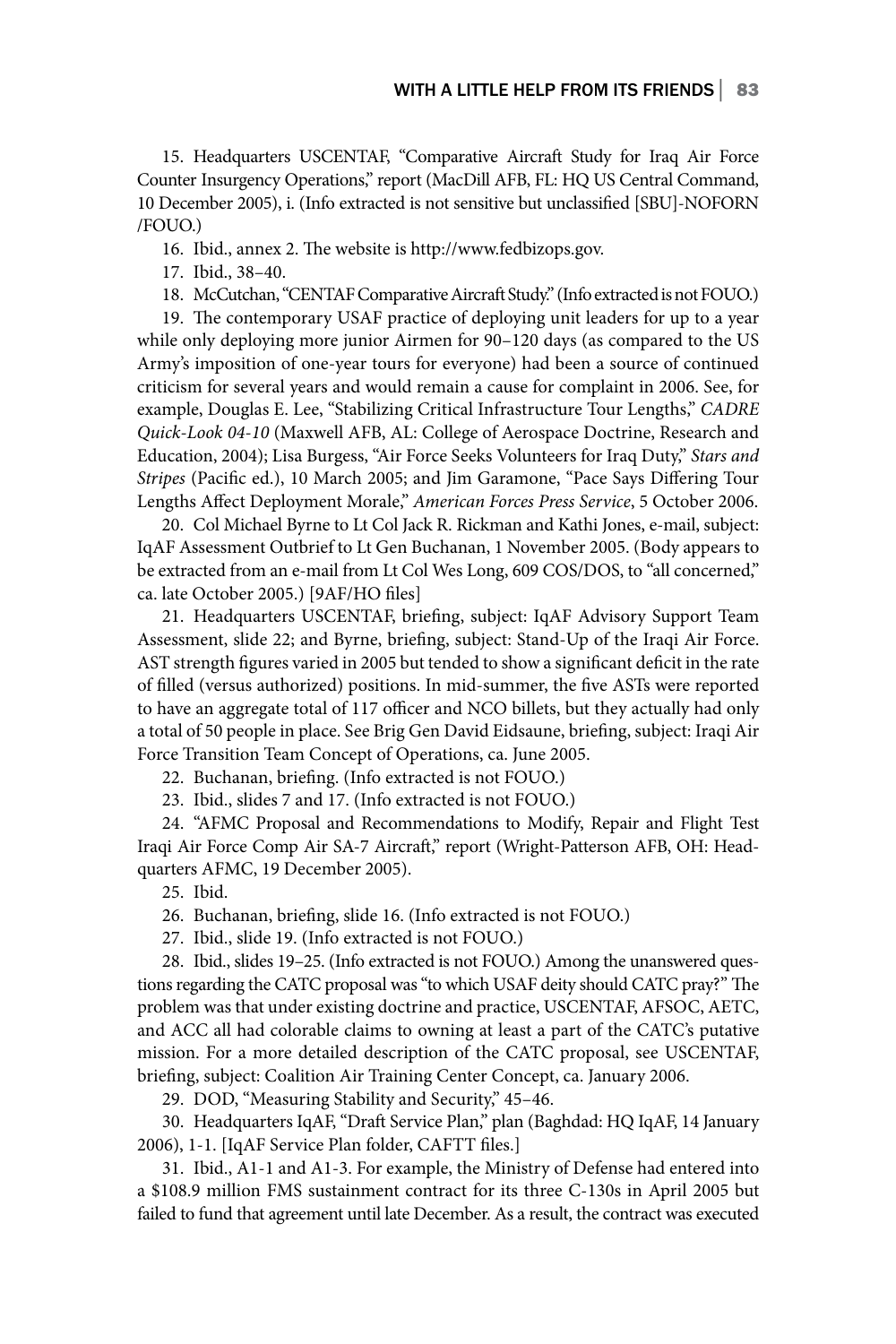15. Headquarters USCENTAF, "Comparative Aircraft Study for Iraq Air Force Counter Insurgency Operations," report (MacDill AFB, FL: HQ US Central Command, 10 December 2005), i. (Info extracted is not sensitive but unclassified [SBU]-NOFORN /FOUO.)

16. Ibid., annex 2. The website is http://www.fedbizops.gov.

17. Ibid., 38–40.

18. McCutchan, "CENTAF Comparative Aircraft Study." (Info extracted is not FOUO.)

19. The contemporary USAF practice of deploying unit leaders for up to a year while only deploying more junior Airmen for 90–120 days (as compared to the US Army's imposition of one-year tours for everyone) had been a source of continued criticism for several years and would remain a cause for complaint in 2006. See, for example, Douglas E. Lee, "Stabilizing Critical Infrastructure Tour Lengths," *CADRE Quick-Look 04-10* (Maxwell AFB, AL: College of Aerospace Doctrine, Research and Education, 2004); Lisa Burgess, "Air Force Seeks Volunteers for Iraq Duty," *Stars and Stripes* (Pacific ed.), 10 March 2005; and Jim Garamone, "Pace Says Differing Tour Lengths Affect Deployment Morale," *American Forces Press Service*, 5 October 2006.

20. Col Michael Byrne to Lt Col Jack R. Rickman and Kathi Jones, e-mail, subject: IqAF Assessment Outbrief to Lt Gen Buchanan, 1 November 2005. (Body appears to be extracted from an e-mail from Lt Col Wes Long, 609 COS/DOS, to "all concerned," ca. late October 2005.) [9AF/HO files]

21. Headquarters USCENTAF, briefing, subject: IqAF Advisory Support Team Assessment, slide 22; and Byrne, briefing, subject: Stand-Up of the Iraqi Air Force. AST strength figures varied in 2005 but tended to show a significant deficit in the rate of filled (versus authorized) positions. In mid-summer, the five ASTs were reported to have an aggregate total of 117 officer and NCO billets, but they actually had only a total of 50 people in place. See Brig Gen David Eidsaune, briefing, subject: Iraqi Air Force Transition Team Concept of Operations, ca. June 2005.

22. Buchanan, briefing. (Info extracted is not FOUO.)

23. Ibid., slides 7 and 17. (Info extracted is not FOUO.)

24. "AFMC Proposal and Recommendations to Modify, Repair and Flight Test Iraqi Air Force Comp Air SA-7 Aircraft," report (Wright-Patterson AFB, OH: Headquarters AFMC, 19 December 2005).

25. Ibid.

26. Buchanan, briefing, slide 16. (Info extracted is not FOUO.)

27. Ibid., slide 19. (Info extracted is not FOUO.)

28. Ibid., slides 19–25. (Info extracted is not FOUO.) Among the unanswered questions regarding the CATC proposal was "to which USAF deity should CATC pray?" The problem was that under existing doctrine and practice, USCENTAF, AFSOC, AETC, and ACC all had colorable claims to owning at least a part of the CATC's putative mission. For a more detailed description of the CATC proposal, see USCENTAF, briefing, subject: Coalition Air Training Center Concept, ca. January 2006.

29. DOD, "Measuring Stability and Security," 45–46.

30. Headquarters IqAF, "Draft Service Plan," plan (Baghdad: HQ IqAF, 14 January 2006), 1-1. [IqAF Service Plan folder, CAFTT files.]

31. Ibid., A1-1 and A1-3. For example, the Ministry of Defense had entered into a $108.9 million FMS sustainment contract for its three C-130s in April 2005 but failed to fund that agreement until late December. As a result, the contract was executed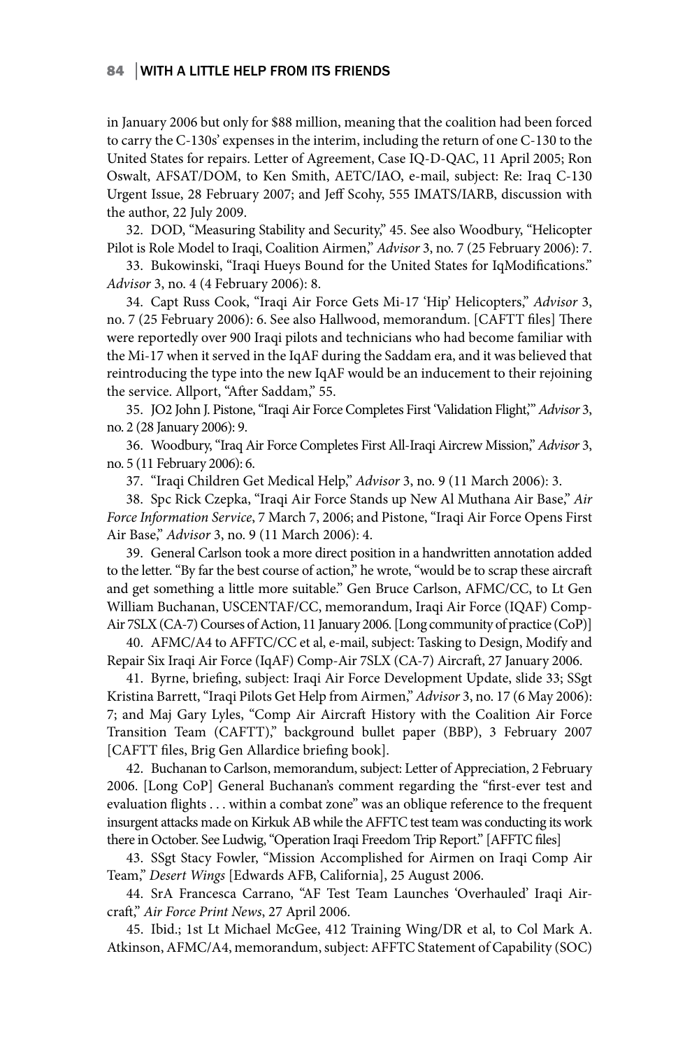in January 2006 but only for $88 million, meaning that the coalition had been forced to carry the C-130s' expenses in the interim, including the return of one C-130 to the United States for repairs. Letter of Agreement, Case IQ-D-QAC, 11 April 2005; Ron Oswalt, AFSAT/DOM, to Ken Smith, AETC/IAO, e-mail, subject: Re: Iraq C-130 Urgent Issue, 28 February 2007; and Jeff Scohy, 555 IMATS/IARB, discussion with the author, 22 July 2009.

32. DOD, "Measuring Stability and Security," 45. See also Woodbury, "Helicopter Pilot is Role Model to Iraqi, Coalition Airmen," *Advisor* 3, no. 7 (25 February 2006): 7.

33. Bukowinski, "Iraqi Hueys Bound for the United States for IqModifications." *Advisor* 3, no. 4 (4 February 2006): 8.

34. Capt Russ Cook, "Iraqi Air Force Gets Mi-17 'Hip' Helicopters," *Advisor* 3, no. 7 (25 February 2006): 6. See also Hallwood, memorandum. [CAFTT files] There were reportedly over 900 Iraqi pilots and technicians who had become familiar with the Mi-17 when it served in the IqAF during the Saddam era, and it was believed that reintroducing the type into the new IqAF would be an inducement to their rejoining the service. Allport, "After Saddam," 55.

35. JO2 John J. Pistone, "Iraqi Air Force Completes First 'Validation Flight,'" *Advisor* 3, no. 2 (28 January 2006): 9.

36. Woodbury, "Iraq Air Force Completes First All-Iraqi Aircrew Mission," *Advisor* 3, no. 5 (11 February 2006): 6.

37. "Iraqi Children Get Medical Help," *Advisor* 3, no. 9 (11 March 2006): 3.

38. Spc Rick Czepka, "Iraqi Air Force Stands up New Al Muthana Air Base," *Air Force Information Service*, 7 March 7, 2006; and Pistone, "Iraqi Air Force Opens First Air Base," *Advisor* 3, no. 9 (11 March 2006): 4.

39. General Carlson took a more direct position in a handwritten annotation added to the letter. "By far the best course of action," he wrote, "would be to scrap these aircraft and get something a little more suitable." Gen Bruce Carlson, AFMC/CC, to Lt Gen William Buchanan, USCENTAF/CC, memorandum, Iraqi Air Force (IQAF) Comp-Air 7SLX (CA-7) Courses of Action, 11 January 2006. [Long community of practice (CoP)]

40. AFMC/A4 to AFFTC/CC et al, e-mail, subject: Tasking to Design, Modify and Repair Six Iraqi Air Force (IqAF) Comp-Air 7SLX (CA-7) Aircraft, 27 January 2006.

41. Byrne, briefing, subject: Iraqi Air Force Development Update, slide 33; SSgt Kristina Barrett, "Iraqi Pilots Get Help from Airmen," *Advisor* 3, no. 17 (6 May 2006): 7; and Maj Gary Lyles, "Comp Air Aircraft History with the Coalition Air Force Transition Team (CAFTT)," background bullet paper (BBP), 3 February 2007 [CAFTT files, Brig Gen Allardice briefing book].

42. Buchanan to Carlson, memorandum, subject: Letter of Appreciation, 2 February 2006. [Long CoP] General Buchanan's comment regarding the "first-ever test and evaluation flights . . . within a combat zone" was an oblique reference to the frequent insurgent attacks made on Kirkuk AB while the AFFTC test team was conducting its work there in October. See Ludwig, "Operation Iraqi Freedom Trip Report." [AFFTC files]

43. SSgt Stacy Fowler, "Mission Accomplished for Airmen on Iraqi Comp Air Team," *Desert Wings* [Edwards AFB, California], 25 August 2006.

44. SrA Francesca Carrano, "AF Test Team Launches 'Overhauled' Iraqi Aircraft," *Air Force Print News*, 27 April 2006.

45. Ibid.; 1st Lt Michael McGee, 412 Training Wing/DR et al, to Col Mark A. Atkinson, AFMC/A4, memorandum, subject: AFFTC Statement of Capability (SOC)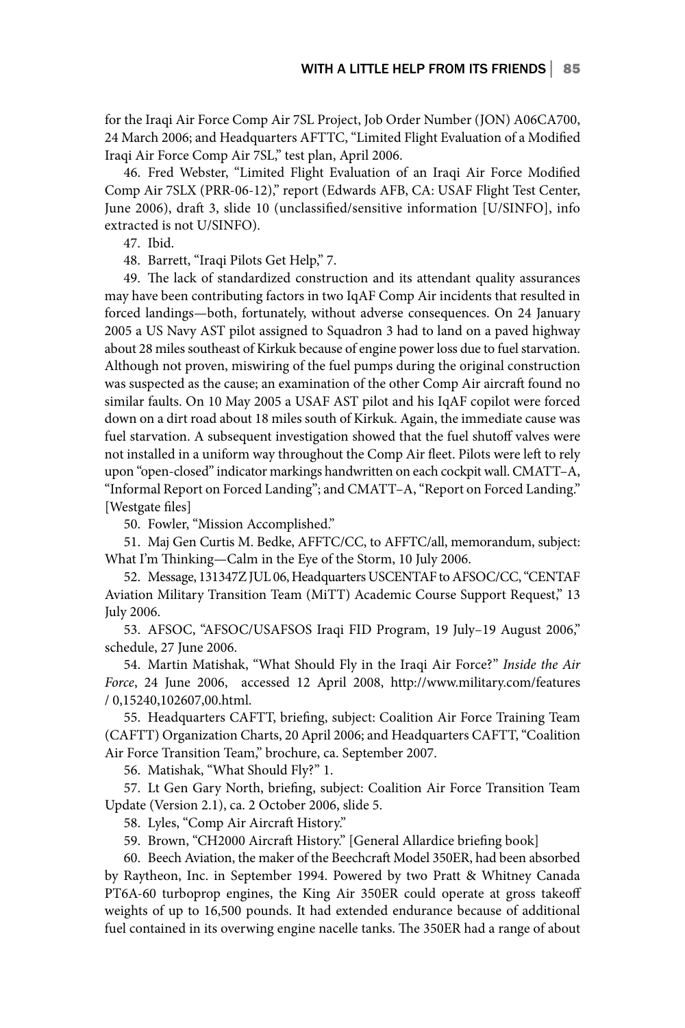for the Iraqi Air Force Comp Air 7SL Project, Job Order Number (JON) A06CA700, 24 March 2006; and Headquarters AFTTC, "Limited Flight Evaluation of a Modified Iraqi Air Force Comp Air 7SL," test plan, April 2006.

46. Fred Webster, "Limited Flight Evaluation of an Iraqi Air Force Modified Comp Air 7SLX (PRR-06-12)," report (Edwards AFB, CA: USAF Flight Test Center, June 2006), draft 3, slide 10 (unclassified/sensitive information [U/SINFO], info extracted is not U/SINFO).

47. Ibid.

48. Barrett, "Iraqi Pilots Get Help," 7.

49. The lack of standardized construction and its attendant quality assurances may have been contributing factors in two IqAF Comp Air incidents that resulted in forced landings—both, fortunately, without adverse consequences. On 24 January 2005 a US Navy AST pilot assigned to Squadron 3 had to land on a paved highway about 28 miles southeast of Kirkuk because of engine power loss due to fuel starvation. Although not proven, miswiring of the fuel pumps during the original construction was suspected as the cause; an examination of the other Comp Air aircraft found no similar faults. On 10 May 2005 a USAF AST pilot and his IqAF copilot were forced down on a dirt road about 18 miles south of Kirkuk. Again, the immediate cause was fuel starvation. A subsequent investigation showed that the fuel shutoff valves were not installed in a uniform way throughout the Comp Air fleet. Pilots were left to rely upon "open-closed" indicator markings handwritten on each cockpit wall. CMATT–A, "Informal Report on Forced Landing"; and CMATT–A, "Report on Forced Landing." [Westgate files]

50. Fowler, "Mission Accomplished."

51. Maj Gen Curtis M. Bedke, AFFTC/CC, to AFFTC/all, memorandum, subject: What I'm Thinking—Calm in the Eye of the Storm, 10 July 2006.

52. Message, 131347Z JUL 06, Headquarters USCENTAF to AFSOC/CC, "CENTAF Aviation Military Transition Team (MiTT) Academic Course Support Request," 13 July 2006.

53. AFSOC, "AFSOC/USAFSOS Iraqi FID Program, 19 July–19 August 2006," schedule, 27 June 2006.

54. Martin Matishak, "What Should Fly in the Iraqi Air Force?" *Inside the Air Force*, 24 June 2006, accessed 12 April 2008, http://www.military.com/features / 0,15240,102607,00.html.

55. Headquarters CAFTT, briefing, subject: Coalition Air Force Training Team (CAFTT) Organization Charts, 20 April 2006; and Headquarters CAFTT, "Coalition Air Force Transition Team," brochure, ca. September 2007.

56. Matishak, "What Should Fly?" 1.

57. Lt Gen Gary North, briefing, subject: Coalition Air Force Transition Team Update (Version 2.1), ca. 2 October 2006, slide 5.

58. Lyles, "Comp Air Aircraft History."

59. Brown, "CH2000 Aircraft History." [General Allardice briefing book]

60. Beech Aviation, the maker of the Beechcraft Model 350ER, had been absorbed by Raytheon, Inc. in September 1994. Powered by two Pratt & Whitney Canada PT6A-60 turboprop engines, the King Air 350ER could operate at gross takeoff weights of up to 16,500 pounds. It had extended endurance because of additional fuel contained in its overwing engine nacelle tanks. The 350ER had a range of about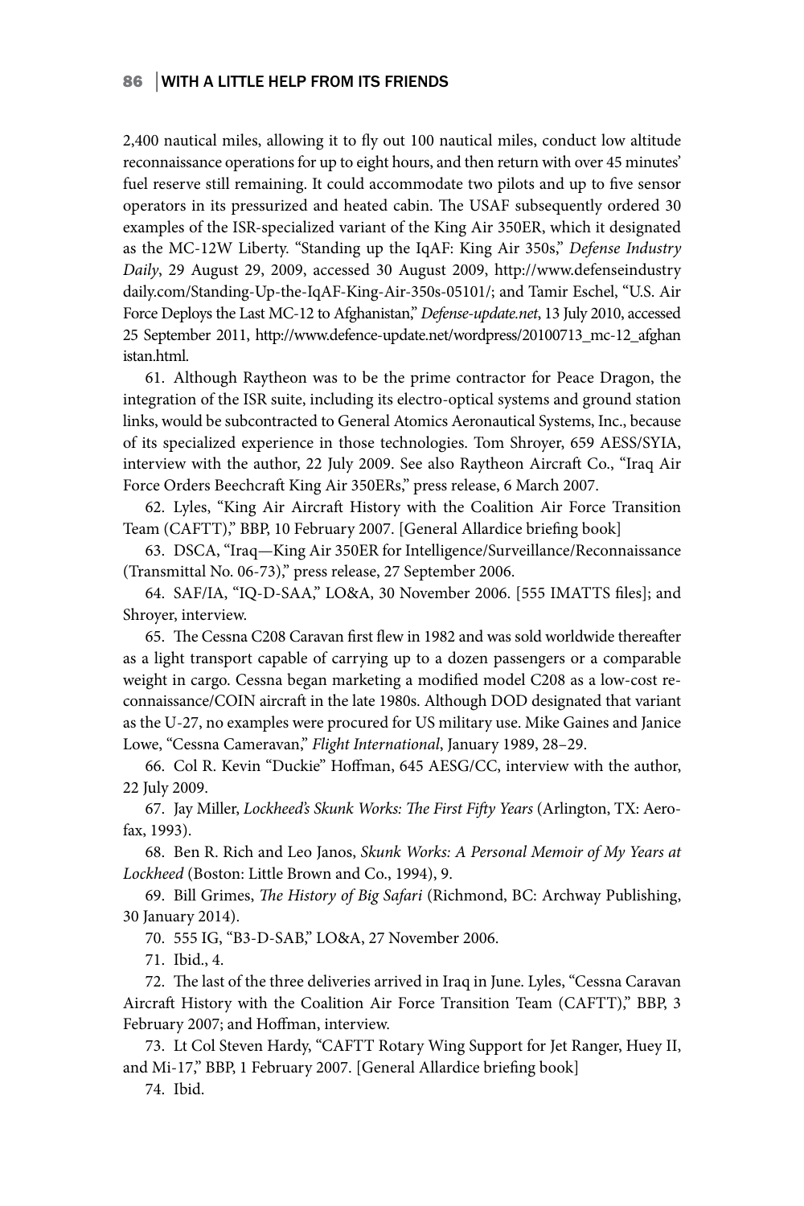2,400 nautical miles, allowing it to fly out 100 nautical miles, conduct low altitude reconnaissance operations for up to eight hours, and then return with over 45 minutes' fuel reserve still remaining. It could accommodate two pilots and up to five sensor operators in its pressurized and heated cabin. The USAF subsequently ordered 30 examples of the ISR-specialized variant of the King Air 350ER, which it designated as the MC-12W Liberty. "Standing up the IqAF: King Air 350s," *Defense Industry Daily*, 29 August 29, 2009, accessed 30 August 2009, http://www.defenseindustrydaily.com/Standing-Up-the-IqAF-King-Air-350s-05101/; and Tamir Eshel, "U.S. Air Force Deploys the Last MC-12 to Afghanistan," *Defense-update.net*, 13 July 2010, accessed 25 September 2011, http://www.defence-update.net/wordpress/20100713_mc-12_afghanistan.html.

61. Although Raytheon was to be the prime contractor for Peace Dragon, the integration of the ISR suite, including its electro-optical systems and ground station links, would be subcontracted to General Atomics Aeronautical Systems, Inc., because of its specialized experience in those technologies. Tom Shroyer, 659 AESS/SYIA, interview with the author, 22 July 2009. See also Raytheon Aircraft Co., "Iraq Air Force Orders Beechcraft King Air 350ERs," press release, 6 March 2007.

62. Lyles, "King Air Aircraft History with the Coalition Air Force Transition Team (CAFTT)," BBP, 10 February 2007. [General Allardice briefing book]

63. DSCA, "Iraq—King Air 350ER for Intelligence/Surveillance/Reconnaissance (Transmittal No. 06-73)," press release, 27 September 2006.

64. SAF/IA, "IQ-D-SAA," LO&A, 30 November 2006. [555 IMATTS files]; and Shroyer, interview.

65. The Cessna C208 Caravan first flew in 1982 and was sold worldwide thereafter as a light transport capable of carrying up to a dozen passengers or a comparable weight in cargo. Cessna began marketing a modified model C208 as a low-cost reconnaissance/COIN aircraft in the late 1980s. Although DOD designated that variant as the U-27, no examples were procured for US military use. Mike Gaines and Janice Lowe, "Cessna Cameravan," *Flight International*, January 1989, 28–29.

66. Col R. Kevin "Duckie" Hoffman, 645 AESG/CC, interview with the author, 22 July 2009.

67. Jay Miller, *Lockheed's Skunk Works: The First Fifty Years* (Arlington, TX: Aerofax, 1993).

68. Ben R. Rich and Leo Janos, *Skunk Works: A Personal Memoir of My Years at Lockheed* (Boston: Little Brown and Co., 1994), 9.

69. Bill Grimes, *The History of Big Safari* (Richmond, BC: Archway Publishing, 30 January 2014).

70. 555 IG, "B3-D-SAB," LO&A, 27 November 2006.

71. Ibid., 4.

72. The last of the three deliveries arrived in Iraq in June. Lyles, "Cessna Caravan Aircraft History with the Coalition Air Force Transition Team (CAFTT)," BBP, 3 February 2007; and Hoffman, interview.

73. Lt Col Steven Hardy, "CAFTT Rotary Wing Support for Jet Ranger, Huey II, and Mi-17," BBP, 1 February 2007. [General Allardice briefing book]

74. Ibid.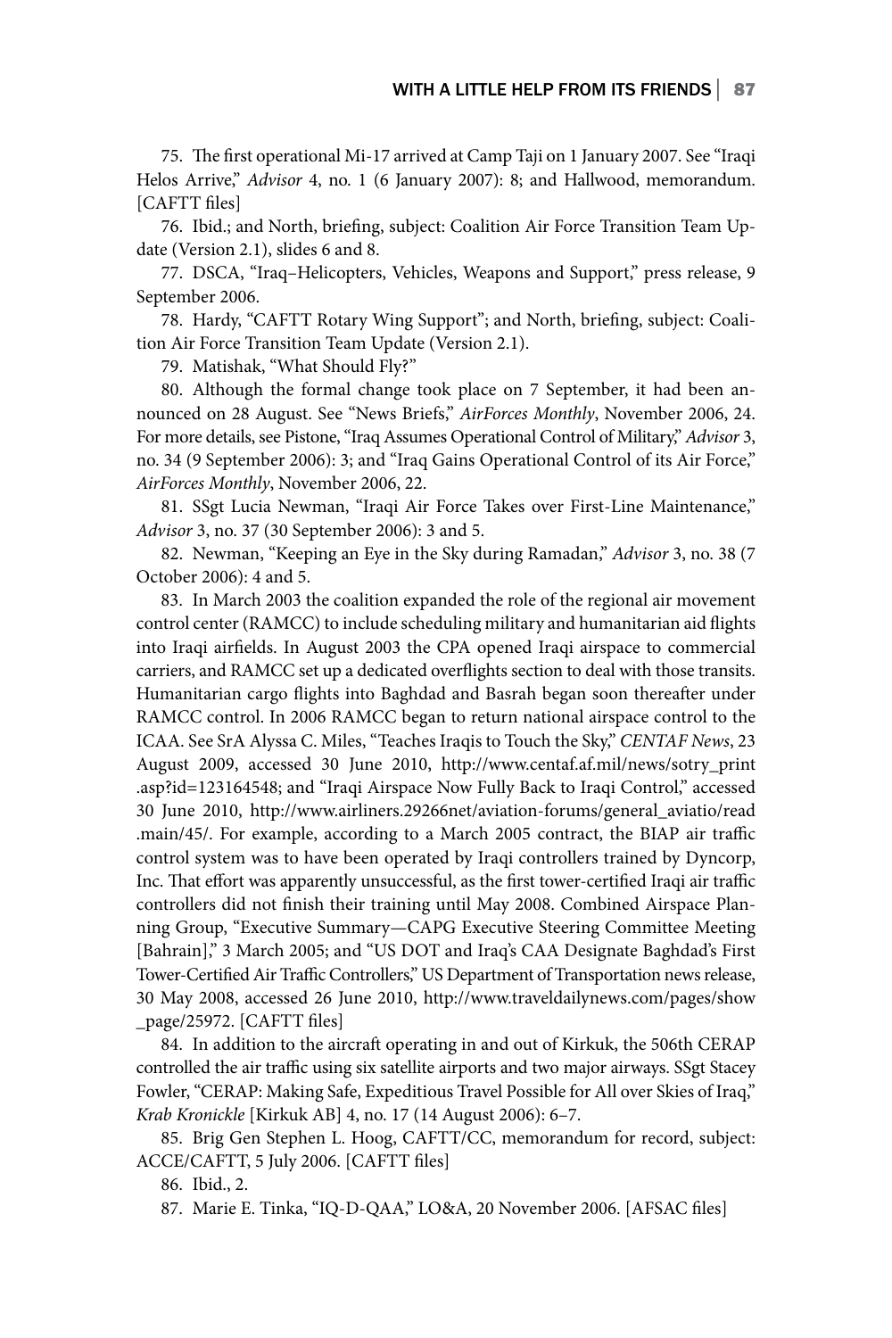75. The first operational Mi-17 arrived at Camp Taji on 1 January 2007. See "Iraqi Helos Arrive," *Advisor* 4, no. 1 (6 January 2007): 8; and Hallwood, memorandum. [CAFTT files]

76. Ibid.; and North, briefing, subject: Coalition Air Force Transition Team Update (Version 2.1), slides 6 and 8.

77. DSCA, "Iraq–Helicopters, Vehicles, Weapons and Support," press release, 9 September 2006.

78. Hardy, "CAFTT Rotary Wing Support"; and North, briefing, subject: Coalition Air Force Transition Team Update (Version 2.1).

79. Matishak, "What Should Fly?"

80. Although the formal change took place on 7 September, it had been announced on 28 August. See "News Briefs," *AirForces Monthly*, November 2006, 24. For more details, see Pistone, "Iraq Assumes Operational Control of Military," *Advisor* 3, no. 34 (9 September 2006): 3; and "Iraq Gains Operational Control of its Air Force," *AirForces Monthly*, November 2006, 22.

81. SSgt Lucia Newman, "Iraqi Air Force Takes over First-Line Maintenance," *Advisor* 3, no. 37 (30 September 2006): 3 and 5.

82. Newman, "Keeping an Eye in the Sky during Ramadan," *Advisor* 3, no. 38 (7 October 2006): 4 and 5.

83. In March 2003 the coalition expanded the role of the regional air movement control center (RAMCC) to include scheduling military and humanitarian aid flights into Iraqi airfields. In August 2003 the CPA opened Iraqi airspace to commercial carriers, and RAMCC set up a dedicated overflights section to deal with those transits. Humanitarian cargo flights into Baghdad and Basrah began soon thereafter under RAMCC control. In 2006 RAMCC began to return national airspace control to the ICAA. See SrA Alyssa C. Miles, "Teaches Iraqis to Touch the Sky," *CENTAF News*, 23 August 2009, accessed 30 June 2010, http://www.centaf.af.mil/news/sotry_print.asp?id=123164548; and "Iraqi Airspace Now Fully Back to Iraqi Control," accessed 30 June 2010, http://www.airliners.29266net/aviation-forums/general_aviatio/read.main/45/. For example, according to a March 2005 contract, the BIAP air traffic control system was to have been operated by Iraqi controllers trained by Dyncorp, Inc. That effort was apparently unsuccessful, as the first tower-certified Iraqi air traffic controllers did not finish their training until May 2008. Combined Airspace Planning Group, "Executive Summary—CAPG Executive Steering Committee Meeting [Bahrain]," 3 March 2005; and "US DOT and Iraq's CAA Designate Baghdad's First Tower-Certified Air Traffic Controllers," US Department of Transportation news release, 30 May 2008, accessed 26 June 2010, http://www.traveldailynews.com/pages/show_page/25972. [CAFTT files]

84. In addition to the aircraft operating in and out of Kirkuk, the 506th CERAP controlled the air traffic using six satellite airports and two major airways. SSgt Stacey Fowler, "CERAP: Making Safe, Expeditious Travel Possible for All over Skies of Iraq," *Krab Kronickle* [Kirkuk AB] 4, no. 17 (14 August 2006): 6–7.

85. Brig Gen Stephen L. Hoog, CAFTT/CC, memorandum for record, subject: ACCE/CAFTT, 5 July 2006. [CAFTT files]

86. Ibid., 2.

87. Marie E. Tinka, "IQ-D-QAA," LO&A, 20 November 2006. [AFSAC files]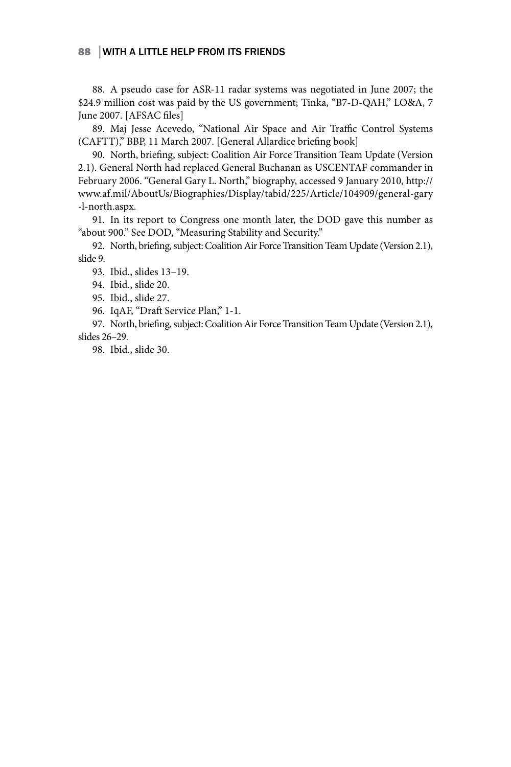88. A pseudo case for ASR-11 radar systems was negotiated in June 2007; the $24.9 million cost was paid by the US government; Tinka, "B7-D-QAH," LO&A, 7 June 2007. [AFSAC files]

89. Maj Jesse Acevedo, "National Air Space and Air Traffic Control Systems (CAFTT)," BBP, 11 March 2007. [General Allardice briefing book]

90. North, briefing, subject: Coalition Air Force Transition Team Update (Version 2.1). General North had replaced General Buchanan as USCENTAF commander in February 2006. "General Gary L. North," biography, accessed 9 January 2010, http://www.af.mil/AboutUs/Biographies/Display/tabid/225/Article/104909/general-gary-l-north.aspx.

91. In its report to Congress one month later, the DOD gave this number as "about 900." See DOD, "Measuring Stability and Security."

92. North, briefing, subject: Coalition Air Force Transition Team Update (Version 2.1), slide 9.

93. Ibid., slides 13–19.

94. Ibid., slide 20.

95. Ibid., slide 27.

96. IqAF, "Draft Service Plan," 1-1.

97. North, briefing, subject: Coalition Air Force Transition Team Update (Version 2.1), slides 26–29.

98. Ibid., slide 30.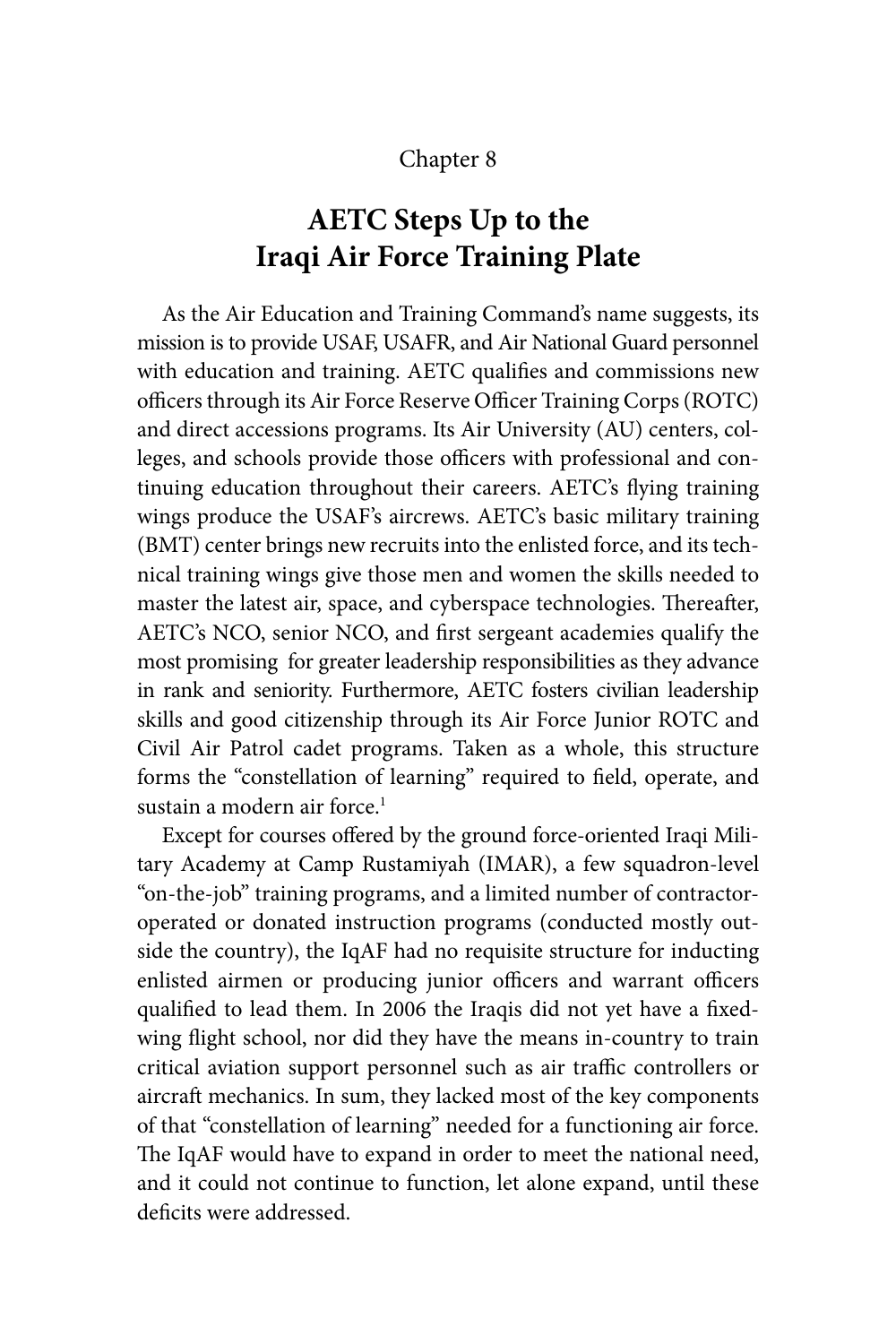Chapter 8

# AETC Steps Up to the Iraqi Air Force Training Plate

As the Air Education and Training Command's name suggests, its mission is to provide USAF, USAFR, and Air National Guard personnel with education and training. AETC qualifies and commissions new officers through its Air Force Reserve Officer Training Corps (ROTC) and direct accessions programs. Its Air University (AU) centers, colleges, and schools provide those officers with professional and continuing education throughout their careers. AETC's flying training wings produce the USAF's aircrews. AETC's basic military training (BMT) center brings new recruits into the enlisted force, and its technical training wings give those men and women the skills needed to master the latest air, space, and cyberspace technologies. Thereafter, AETC's NCO, senior NCO, and first sergeant academies qualify the most promising for greater leadership responsibilities as they advance in rank and seniority. Furthermore, AETC fosters civilian leadership skills and good citizenship through its Air Force Junior ROTC and Civil Air Patrol cadet programs. Taken as a whole, this structure forms the "constellation of learning" required to field, operate, and sustain a modern air force.[1]

Except for courses offered by the ground force-oriented Iraqi Military Academy at Camp Rustamiyah (IMAR), a few squadron-level "on-the-job" training programs, and a limited number of contractor-operated or donated instruction programs (conducted mostly outside the country), the IqAF had no requisite structure for inducting enlisted airmen or producing junior officers and warrant officers qualified to lead them. In 2006 the Iraqis did not yet have a fixed-wing flight school, nor did they have the means in-country to train critical aviation support personnel such as air traffic controllers or aircraft mechanics. In sum, they lacked most of the key components of that "constellation of learning" needed for a functioning air force. The IqAF would have to expand in order to meet the national need, and it could not continue to function, let alone expand, until these deficits were addressed.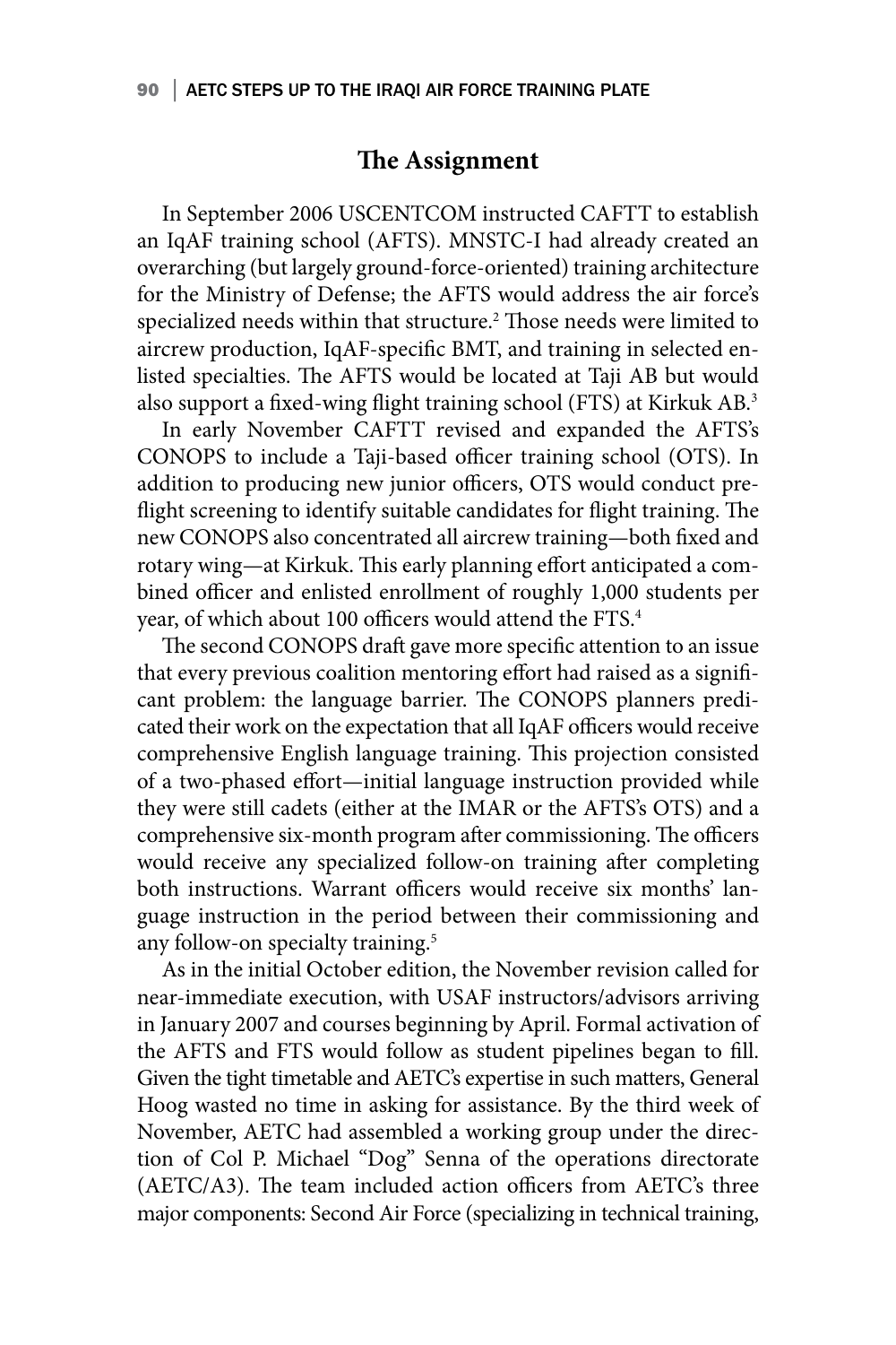## The Assignment

In September 2006 USCENTCOM instructed CAFTT to establish an IqAF training school (AFTS). MNSTC-I had already created an overarching (but largely ground-force-oriented) training architecture for the Ministry of Defense; the AFTS would address the air force's specialized needs within that structure.[2] Those needs were limited to aircrew production, IqAF-specific BMT, and training in selected enlisted specialties. The AFTS would be located at Taji AB but would also support a fixed-wing flight training school (FTS) at Kirkuk AB.[3]

In early November CAFTT revised and expanded the AFTS's CONOPS to include a Taji-based officer training school (OTS). In addition to producing new junior officers, OTS would conduct preflight screening to identify suitable candidates for flight training. The new CONOPS also concentrated all aircrew training—both fixed and rotary wing—at Kirkuk. This early planning effort anticipated a combined officer and enlisted enrollment of roughly 1,000 students per year, of which about 100 officers would attend the FTS.[4]

The second CONOPS draft gave more specific attention to an issue that every previous coalition mentoring effort had raised as a significant problem: the language barrier. The CONOPS planners predicated their work on the expectation that all IqAF officers would receive comprehensive English language training. This projection consisted of a two-phased effort—initial language instruction provided while they were still cadets (either at the IMAR or the AFTS's OTS) and a comprehensive six-month program after commissioning. The officers would receive any specialized follow-on training after completing both instructions. Warrant officers would receive six months' language instruction in the period between their commissioning and any follow-on specialty training.[5]

As in the initial October edition, the November revision called for near-immediate execution, with USAF instructors/advisors arriving in January 2007 and courses beginning by April. Formal activation of the AFTS and FTS would follow as student pipelines began to fill. Given the tight timetable and AETC's expertise in such matters, General Hoog wasted no time in asking for assistance. By the third week of November, AETC had assembled a working group under the direction of Col P. Michael "Dog" Senna of the operations directorate (AETC/A3). The team included action officers from AETC's three major components: Second Air Force (specializing in technical training,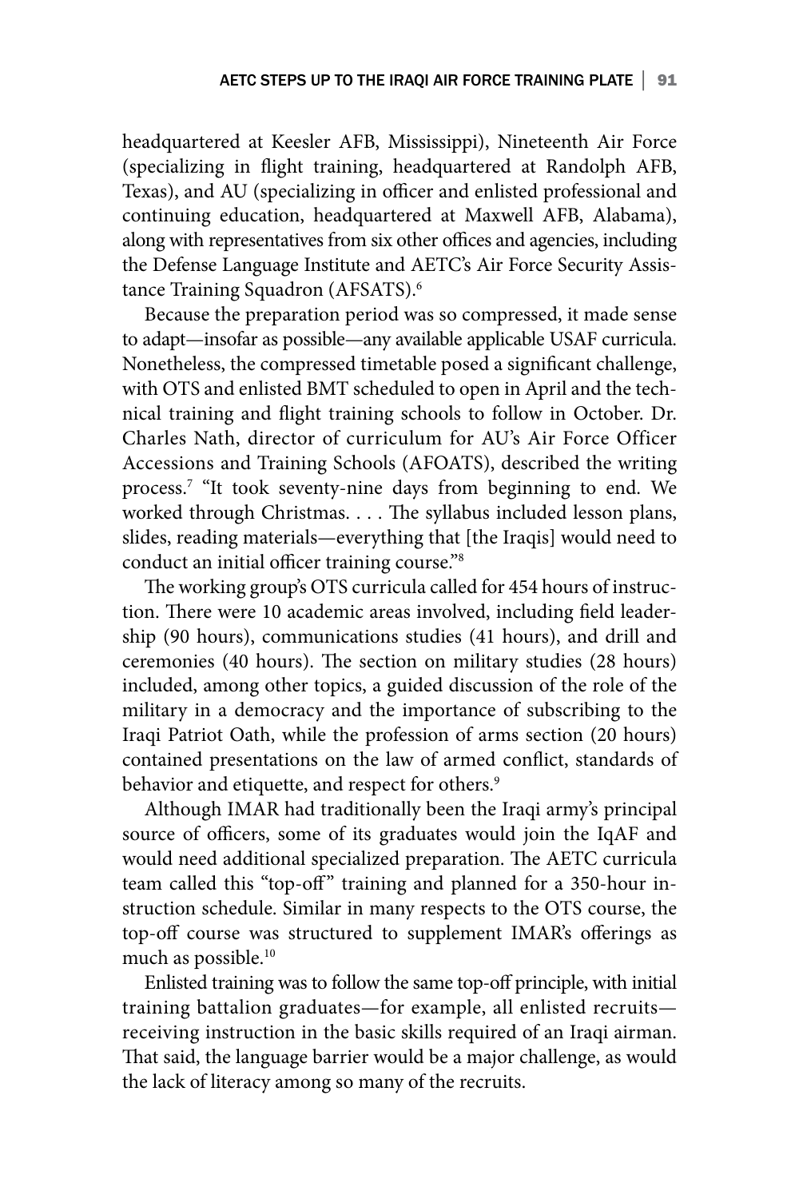headquartered at Keesler AFB, Mississippi), Nineteenth Air Force (specializing in flight training, headquartered at Randolph AFB, Texas), and AU (specializing in officer and enlisted professional and continuing education, headquartered at Maxwell AFB, Alabama), along with representatives from six other offices and agencies, including the Defense Language Institute and AETC's Air Force Security Assistance Training Squadron (AFSATS).[6]

Because the preparation period was so compressed, it made sense to adapt—insofar as possible—any available applicable USAF curricula. Nonetheless, the compressed timetable posed a significant challenge, with OTS and enlisted BMT scheduled to open in April and the technical training and flight training schools to follow in October. Dr. Charles Nath, director of curriculum for AU's Air Force Officer Accessions and Training Schools (AFOATS), described the writing process.[7] "It took seventy-nine days from beginning to end. We worked through Christmas. . . . The syllabus included lesson plans, slides, reading materials—everything that [the Iraqis] would need to conduct an initial officer training course."[8]

The working group's OTS curricula called for 454 hours of instruction. There were 10 academic areas involved, including field leadership (90 hours), communications studies (41 hours), and drill and ceremonies (40 hours). The section on military studies (28 hours) included, among other topics, a guided discussion of the role of the military in a democracy and the importance of subscribing to the Iraqi Patriot Oath, while the profession of arms section (20 hours) contained presentations on the law of armed conflict, standards of behavior and etiquette, and respect for others.[9]

Although IMAR had traditionally been the Iraqi army's principal source of officers, some of its graduates would join the IqAF and would need additional specialized preparation. The AETC curricula team called this "top-off" training and planned for a 350-hour instruction schedule. Similar in many respects to the OTS course, the top-off course was structured to supplement IMAR's offerings as much as possible.[10]

Enlisted training was to follow the same top-off principle, with initial training battalion graduates—for example, all enlisted recruits—receiving instruction in the basic skills required of an Iraqi airman. That said, the language barrier would be a major challenge, as would the lack of literacy among so many of the recruits.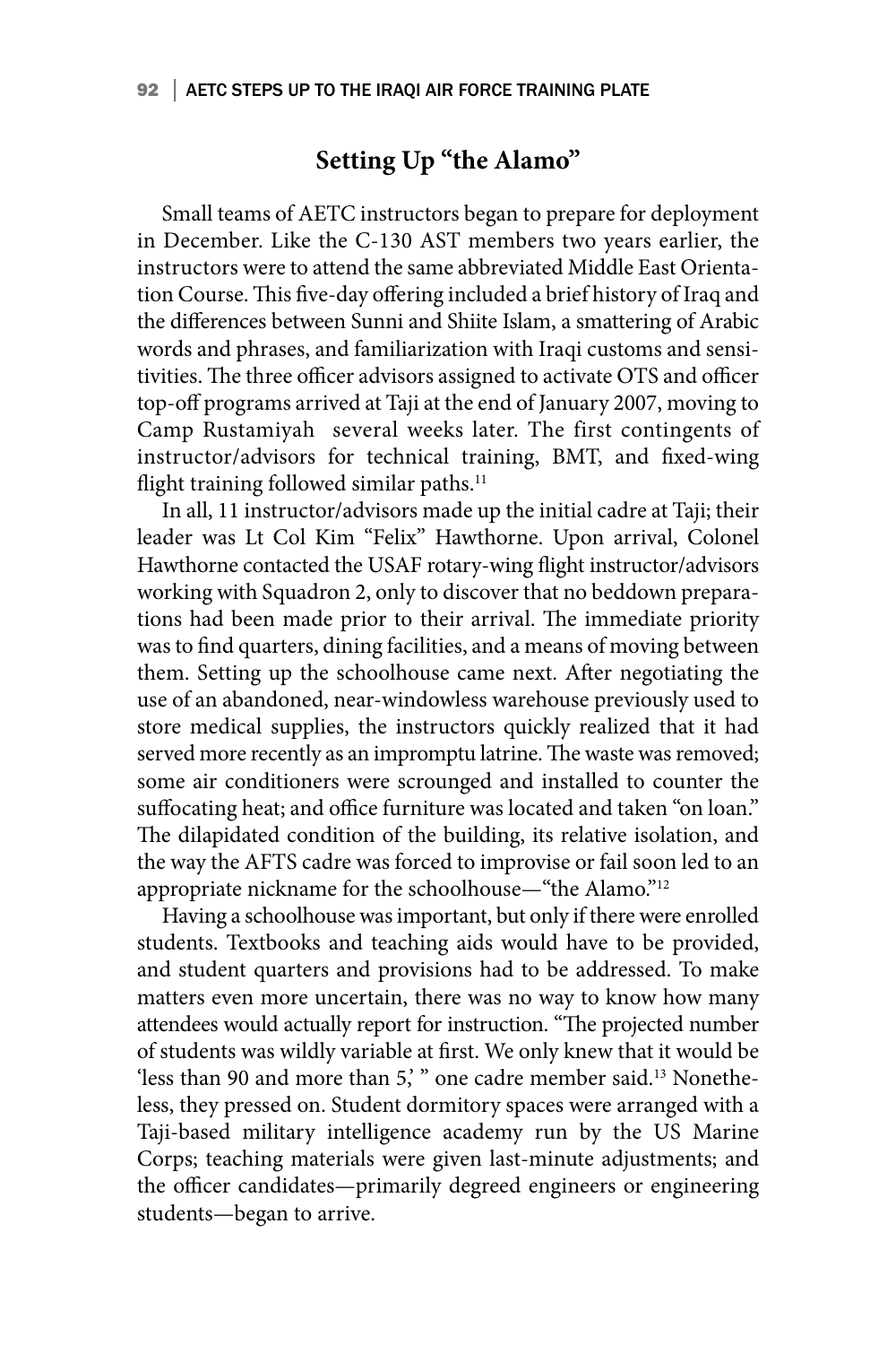## Setting Up "the Alamo"

Small teams of AETC instructors began to prepare for deployment in December. Like the C-130 AST members two years earlier, the instructors were to attend the same abbreviated Middle East Orientation Course. This five-day offering included a brief history of Iraq and the differences between Sunni and Shiite Islam, a smattering of Arabic words and phrases, and familiarization with Iraqi customs and sensitivities. The three officer advisors assigned to activate OTS and officer top-off programs arrived at Taji at the end of January 2007, moving to Camp Rustamiyah several weeks later. The first contingents of instructor/advisors for technical training, BMT, and fixed-wing flight training followed similar paths.[11]

In all, 11 instructor/advisors made up the initial cadre at Taji; their leader was Lt Col Kim "Felix" Hawthorne. Upon arrival, Colonel Hawthorne contacted the USAF rotary-wing flight instructor/advisors working with Squadron 2, only to discover that no beddown preparations had been made prior to their arrival. The immediate priority was to find quarters, dining facilities, and a means of moving between them. Setting up the schoolhouse came next. After negotiating the use of an abandoned, near-windowless warehouse previously used to store medical supplies, the instructors quickly realized that it had served more recently as an impromptu latrine. The waste was removed; some air conditioners were scrounged and installed to counter the suffocating heat; and office furniture was located and taken "on loan." The dilapidated condition of the building, its relative isolation, and the way the AFTS cadre was forced to improvise or fail soon led to an appropriate nickname for the schoolhouse—"the Alamo."[12]

Having a schoolhouse was important, but only if there were enrolled students. Textbooks and teaching aids would have to be provided, and student quarters and provisions had to be addressed. To make matters even more uncertain, there was no way to know how many attendees would actually report for instruction. "The projected number of students was wildly variable at first. We only knew that it would be 'less than 90 and more than 5,' " one cadre member said.[13] Nonetheless, they pressed on. Student dormitory spaces were arranged with a Taji-based military intelligence academy run by the US Marine Corps; teaching materials were given last-minute adjustments; and the officer candidates—primarily degreed engineers or engineering students—began to arrive.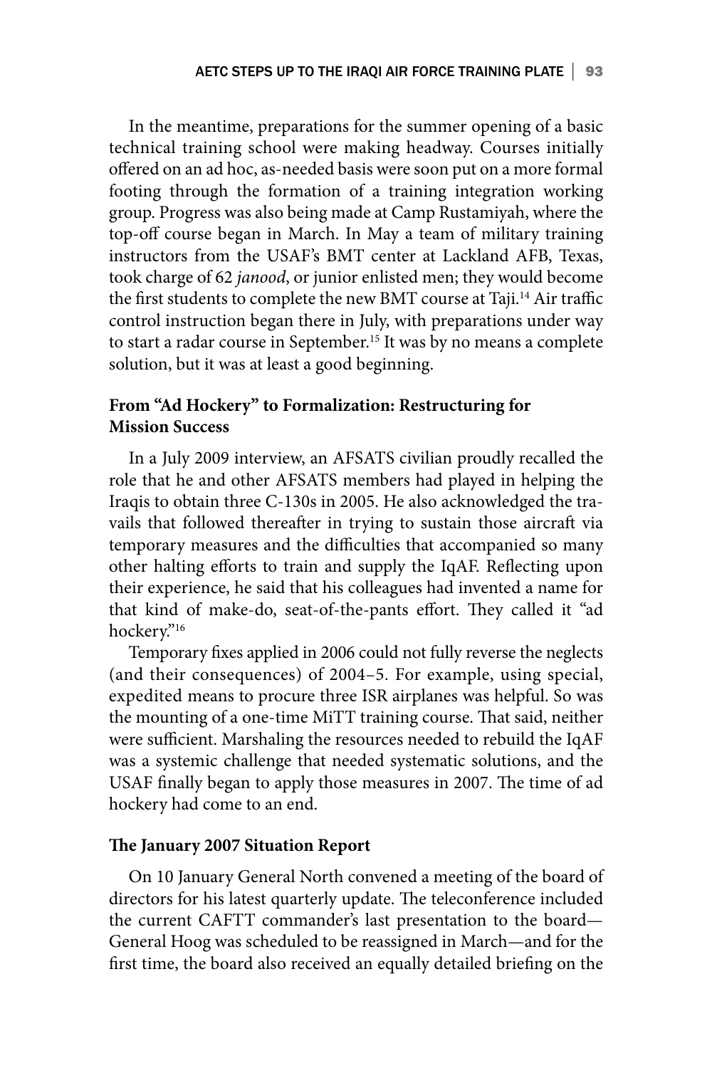In the meantime, preparations for the summer opening of a basic technical training school were making headway. Courses initially offered on an ad hoc, as-needed basis were soon put on a more formal footing through the formation of a training integration working group. Progress was also being made at Camp Rustamiyah, where the top-off course began in March. In May a team of military training instructors from the USAF's BMT center at Lackland AFB, Texas, took charge of 62 *janood*, or junior enlisted men; they would become the first students to complete the new BMT course at Taji.[14] Air traffic control instruction began there in July, with preparations under way to start a radar course in September.[15] It was by no means a complete solution, but it was at least a good beginning.

### From "Ad Hockery" to Formalization: Restructuring for Mission Success

In a July 2009 interview, an AFSATS civilian proudly recalled the role that he and other AFSATS members had played in helping the Iraqis to obtain three C-130s in 2005. He also acknowledged the travails that followed thereafter in trying to sustain those aircraft via temporary measures and the difficulties that accompanied so many other halting efforts to train and supply the IqAF. Reflecting upon their experience, he said that his colleagues had invented a name for that kind of make-do, seat-of-the-pants effort. They called it "ad hockery."[16]

Temporary fixes applied in 2006 could not fully reverse the neglects (and their consequences) of 2004–5. For example, using special, expedited means to procure three ISR airplanes was helpful. So was the mounting of a one-time MiTT training course. That said, neither were sufficient. Marshaling the resources needed to rebuild the IqAF was a systemic challenge that needed systematic solutions, and the USAF finally began to apply those measures in 2007. The time of ad hockery had come to an end.

### The January 2007 Situation Report

On 10 January General North convened a meeting of the board of directors for his latest quarterly update. The teleconference included the current CAFTT commander's last presentation to the board—General Hoog was scheduled to be reassigned in March—and for the first time, the board also received an equally detailed briefing on the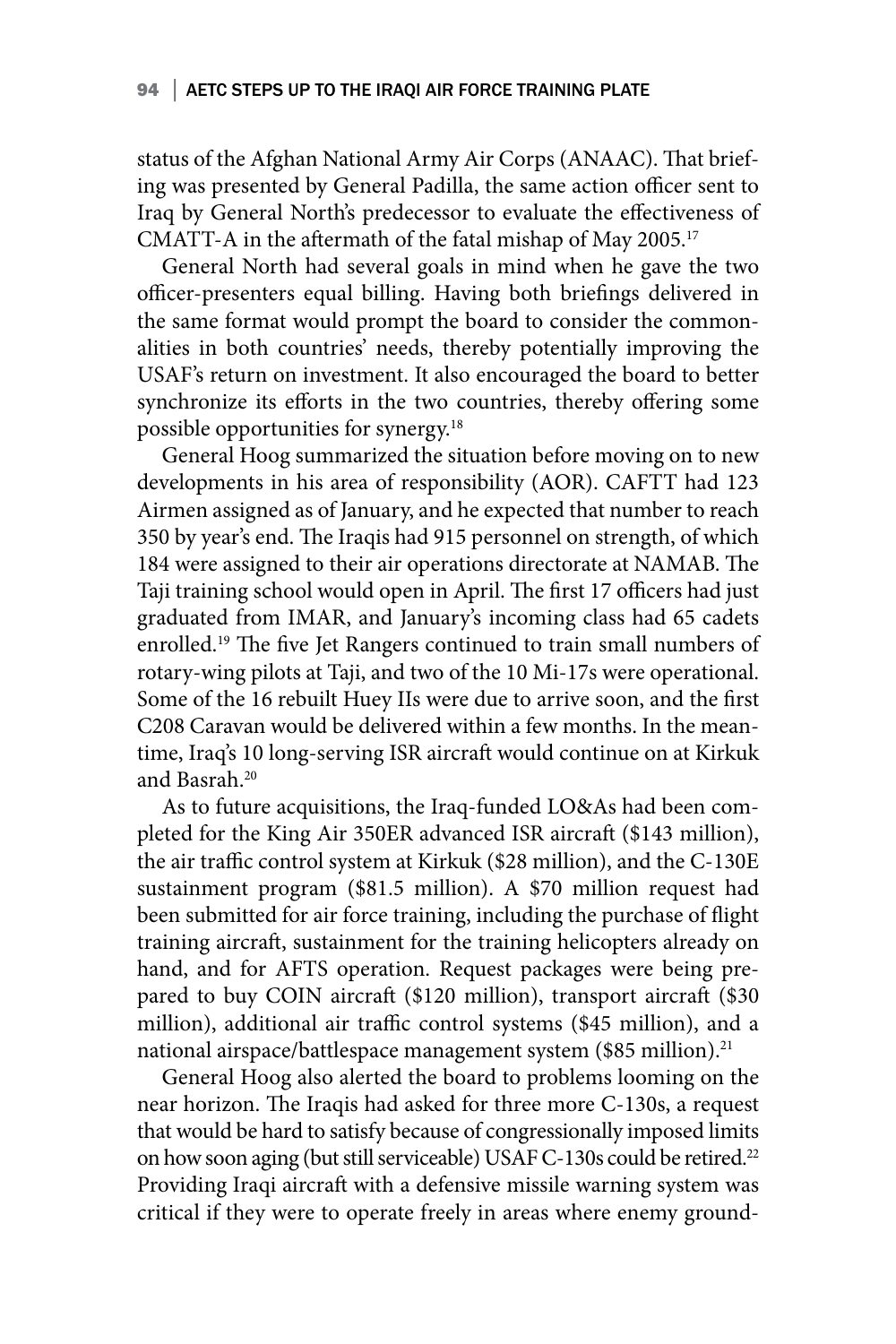status of the Afghan National Army Air Corps (ANAAC). That briefing was presented by General Padilla, the same action officer sent to Iraq by General North's predecessor to evaluate the effectiveness of CMATT-A in the aftermath of the fatal mishap of May 2005.[17]

General North had several goals in mind when he gave the two officer-presenters equal billing. Having both briefings delivered in the same format would prompt the board to consider the commonalities in both countries' needs, thereby potentially improving the USAF's return on investment. It also encouraged the board to better synchronize its efforts in the two countries, thereby offering some possible opportunities for synergy.[18]

General Hoog summarized the situation before moving on to new developments in his area of responsibility (AOR). CAFTT had 123 Airmen assigned as of January, and he expected that number to reach 350 by year's end. The Iraqis had 915 personnel on strength, of which 184 were assigned to their air operations directorate at NAMAB. The Taji training school would open in April. The first 17 officers had just graduated from IMAR, and January's incoming class had 65 cadets enrolled.[19] The five Jet Rangers continued to train small numbers of rotary-wing pilots at Taji, and two of the 10 Mi-17s were operational. Some of the 16 rebuilt Huey IIs were due to arrive soon, and the first C208 Caravan would be delivered within a few months. In the meantime, Iraq's 10 long-serving ISR aircraft would continue on at Kirkuk and Basrah.[20]

As to future acquisitions, the Iraq-funded LO&As had been completed for the King Air 350ER advanced ISR aircraft ($143 million), the air traffic control system at Kirkuk ($28 million), and the C-130E sustainment program ($81.5 million). A $70 million request had been submitted for air force training, including the purchase of flight training aircraft, sustainment for the training helicopters already on hand, and for AFTS operation. Request packages were being prepared to buy COIN aircraft ($120 million), transport aircraft ($30 million), additional air traffic control systems ($45 million), and a national airspace/battlespace management system ($85 million).[21]

General Hoog also alerted the board to problems looming on the near horizon. The Iraqis had asked for three more C-130s, a request that would be hard to satisfy because of congressionally imposed limits on how soon aging (but still serviceable) USAF C-130s could be retired.[22] Providing Iraqi aircraft with a defensive missile warning system was critical if they were to operate freely in areas where enemy ground-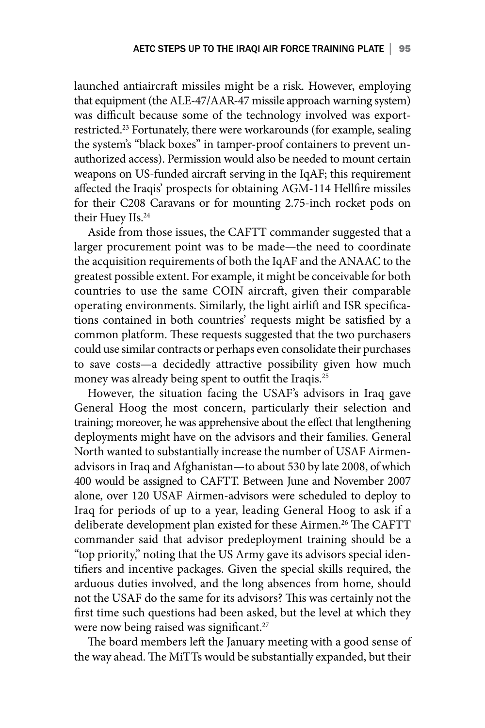launched antiaircraft missiles might be a risk. However, employing that equipment (the ALE-47/AAR-47 missile approach warning system) was difficult because some of the technology involved was export-restricted.[23] Fortunately, there were workarounds (for example, sealing the system's "black boxes" in tamper-proof containers to prevent unauthorized access). Permission would also be needed to mount certain weapons on US-funded aircraft serving in the IqAF; this requirement affected the Iraqis' prospects for obtaining AGM-114 Hellfire missiles for their C208 Caravans or for mounting 2.75-inch rocket pods on their Huey IIs.[24]

Aside from those issues, the CAFTT commander suggested that a larger procurement point was to be made—the need to coordinate the acquisition requirements of both the IqAF and the ANAAC to the greatest possible extent. For example, it might be conceivable for both countries to use the same COIN aircraft, given their comparable operating environments. Similarly, the light airlift and ISR specifications contained in both countries' requests might be satisfied by a common platform. These requests suggested that the two purchasers could use similar contracts or perhaps even consolidate their purchases to save costs—a decidedly attractive possibility given how much money was already being spent to outfit the Iraqis.[25]

However, the situation facing the USAF's advisors in Iraq gave General Hoog the most concern, particularly their selection and training; moreover, he was apprehensive about the effect that lengthening deployments might have on the advisors and their families. General North wanted to substantially increase the number of USAF Airmen-advisors in Iraq and Afghanistan—to about 530 by late 2008, of which 400 would be assigned to CAFTT. Between June and November 2007 alone, over 120 USAF Airmen-advisors were scheduled to deploy to Iraq for periods of up to a year, leading General Hoog to ask if a deliberate development plan existed for these Airmen.[26] The CAFTT commander said that advisor predeployment training should be a "top priority," noting that the US Army gave its advisors special identifiers and incentive packages. Given the special skills required, the arduous duties involved, and the long absences from home, should not the USAF do the same for its advisors? This was certainly not the first time such questions had been asked, but the level at which they were now being raised was significant.[27]

The board members left the January meeting with a good sense of the way ahead. The MiTTs would be substantially expanded, but their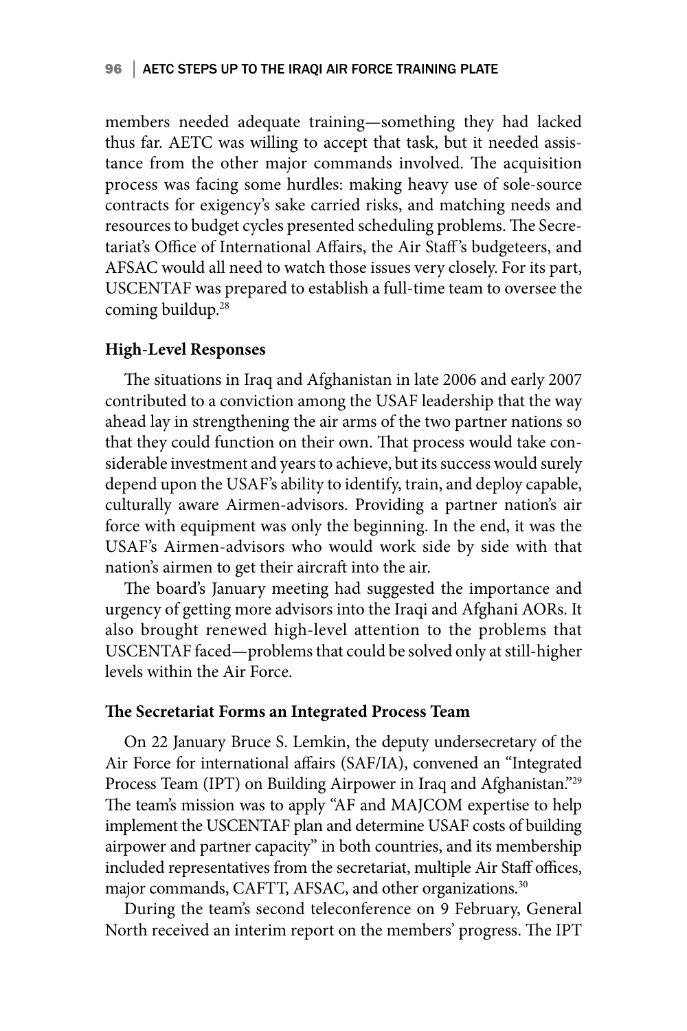members needed adequate training—something they had lacked thus far. AETC was willing to accept that task, but it needed assistance from the other major commands involved. The acquisition process was facing some hurdles: making heavy use of sole-source contracts for exigency's sake carried risks, and matching needs and resources to budget cycles presented scheduling problems. The Secretariat's Office of International Affairs, the Air Staff's budgeteers, and AFSAC would all need to watch those issues very closely. For its part, USCENTAF was prepared to establish a full-time team to oversee the coming buildup.[28]

### High-Level Responses

The situations in Iraq and Afghanistan in late 2006 and early 2007 contributed to a conviction among the USAF leadership that the way ahead lay in strengthening the air arms of the two partner nations so that they could function on their own. That process would take considerable investment and years to achieve, but its success would surely depend upon the USAF's ability to identify, train, and deploy capable, culturally aware Airmen-advisors. Providing a partner nation's air force with equipment was only the beginning. In the end, it was the USAF's Airmen-advisors who would work side by side with that nation's airmen to get their aircraft into the air.

The board's January meeting had suggested the importance and urgency of getting more advisors into the Iraqi and Afghani AORs. It also brought renewed high-level attention to the problems that USCENTAF faced—problems that could be solved only at still-higher levels within the Air Force.

### The Secretariat Forms an Integrated Process Team

On 22 January Bruce S. Lemkin, the deputy undersecretary of the Air Force for international affairs (SAF/IA), convened an "Integrated Process Team (IPT) on Building Airpower in Iraq and Afghanistan."[29] The team's mission was to apply "AF and MAJCOM expertise to help implement the USCENTAF plan and determine USAF costs of building airpower and partner capacity" in both countries, and its membership included representatives from the secretariat, multiple Air Staff offices, major commands, CAFTT, AFSAC, and other organizations.[30]

During the team's second teleconference on 9 February, General North received an interim report on the members' progress. The IPT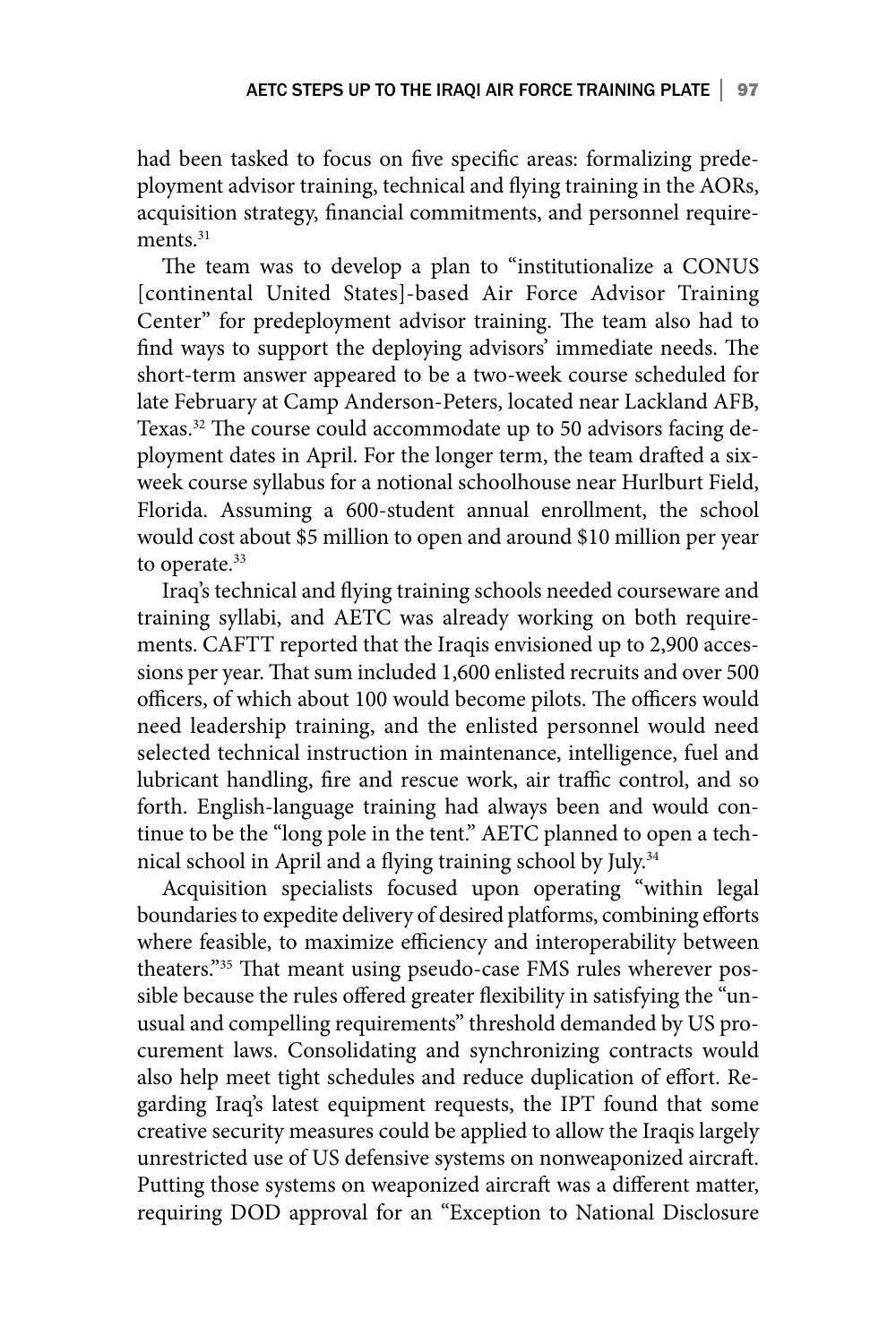had been tasked to focus on five specific areas: formalizing predeployment advisor training, technical and flying training in the AORs, acquisition strategy, financial commitments, and personnel requirements.[31]

The team was to develop a plan to "institutionalize a CONUS [continental United States]-based Air Force Advisor Training Center" for predeployment advisor training. The team also had to find ways to support the deploying advisors' immediate needs. The short-term answer appeared to be a two-week course scheduled for late February at Camp Anderson-Peters, located near Lackland AFB, Texas.[32] The course could accommodate up to 50 advisors facing deployment dates in April. For the longer term, the team drafted a six-week course syllabus for a notional schoolhouse near Hurlburt Field, Florida. Assuming a 600-student annual enrollment, the school would cost about $5 million to open and around $10 million per year to operate.[33]

Iraq's technical and flying training schools needed courseware and training syllabi, and AETC was already working on both requirements. CAFTT reported that the Iraqis envisioned up to 2,900 accessions per year. That sum included 1,600 enlisted recruits and over 500 officers, of which about 100 would become pilots. The officers would need leadership training, and the enlisted personnel would need selected technical instruction in maintenance, intelligence, fuel and lubricant handling, fire and rescue work, air traffic control, and so forth. English-language training had always been and would continue to be the "long pole in the tent." AETC planned to open a technical school in April and a flying training school by July.[34]

Acquisition specialists focused upon operating "within legal boundaries to expedite delivery of desired platforms, combining efforts where feasible, to maximize efficiency and interoperability between theaters."[35] That meant using pseudo-case FMS rules wherever possible because the rules offered greater flexibility in satisfying the "unusual and compelling requirements" threshold demanded by US procurement laws. Consolidating and synchronizing contracts would also help meet tight schedules and reduce duplication of effort. Regarding Iraq's latest equipment requests, the IPT found that some creative security measures could be applied to allow the Iraqis largely unrestricted use of US defensive systems on nonweaponized aircraft. Putting those systems on weaponized aircraft was a different matter, requiring DOD approval for an "Exception to National Disclosure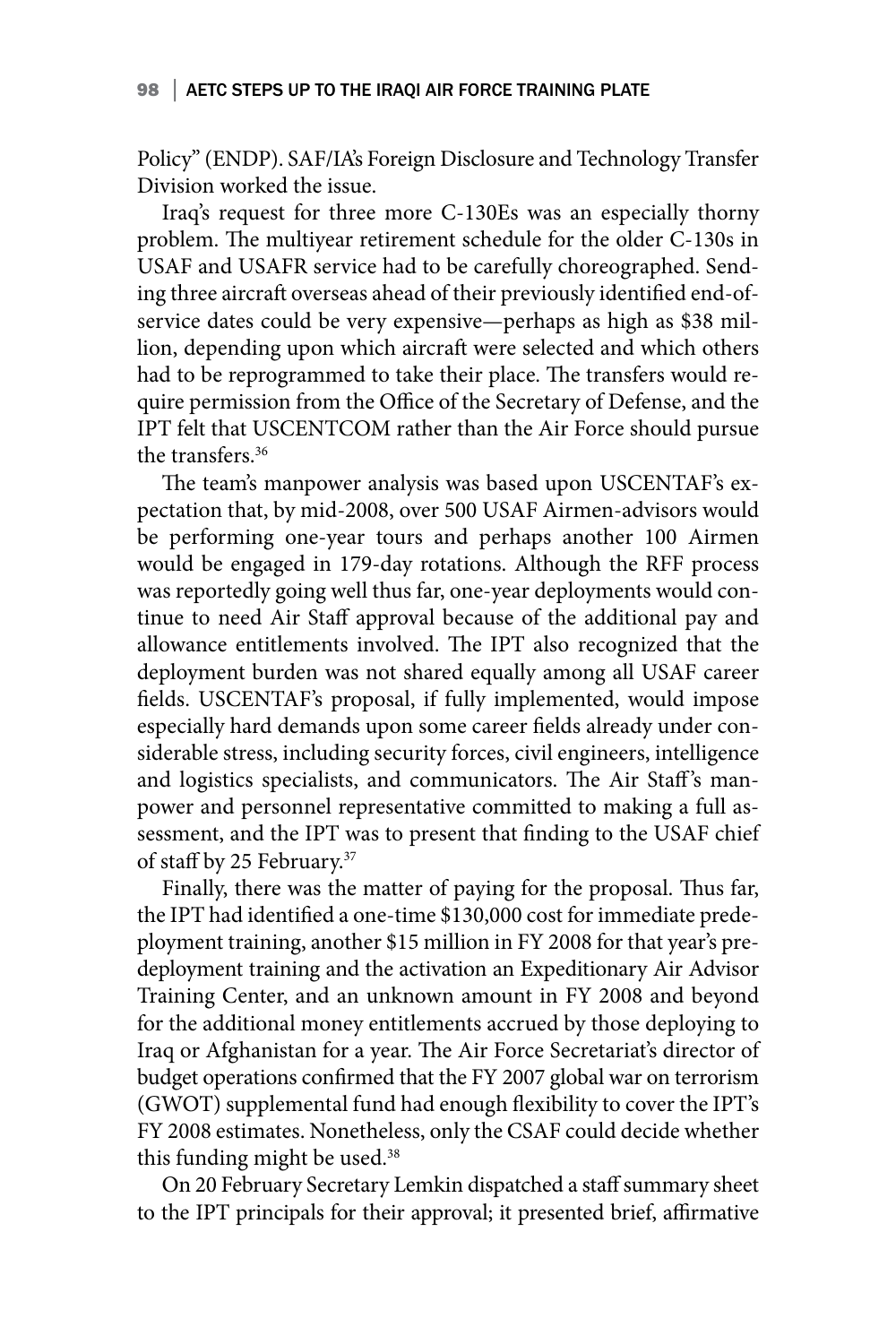Policy" (ENDP). SAF/IA's Foreign Disclosure and Technology Transfer Division worked the issue.

Iraq's request for three more C-130Es was an especially thorny problem. The multiyear retirement schedule for the older C-130s in USAF and USAFR service had to be carefully choreographed. Sending three aircraft overseas ahead of their previously identified end-of-service dates could be very expensive—perhaps as high as $38 million, depending upon which aircraft were selected and which others had to be reprogrammed to take their place. The transfers would require permission from the Office of the Secretary of Defense, and the IPT felt that USCENTCOM rather than the Air Force should pursue the transfers.[36]

The team's manpower analysis was based upon USCENTAF's expectation that, by mid-2008, over 500 USAF Airmen-advisors would be performing one-year tours and perhaps another 100 Airmen would be engaged in 179-day rotations. Although the RFF process was reportedly going well thus far, one-year deployments would continue to need Air Staff approval because of the additional pay and allowance entitlements involved. The IPT also recognized that the deployment burden was not shared equally among all USAF career fields. USCENTAF's proposal, if fully implemented, would impose especially hard demands upon some career fields already under considerable stress, including security forces, civil engineers, intelligence and logistics specialists, and communicators. The Air Staff's manpower and personnel representative committed to making a full assessment, and the IPT was to present that finding to the USAF chief of staff by 25 February.[37]

Finally, there was the matter of paying for the proposal. Thus far, the IPT had identified a one-time $130,000 cost for immediate predeployment training, another $15 million in FY 2008 for that year's predeployment training and the activation an Expeditionary Air Advisor Training Center, and an unknown amount in FY 2008 and beyond for the additional money entitlements accrued by those deploying to Iraq or Afghanistan for a year. The Air Force Secretariat's director of budget operations confirmed that the FY 2007 global war on terrorism (GWOT) supplemental fund had enough flexibility to cover the IPT's FY 2008 estimates. Nonetheless, only the CSAF could decide whether this funding might be used.[38]

On 20 February Secretary Lemkin dispatched a staff summary sheet to the IPT principals for their approval; it presented brief, affirmative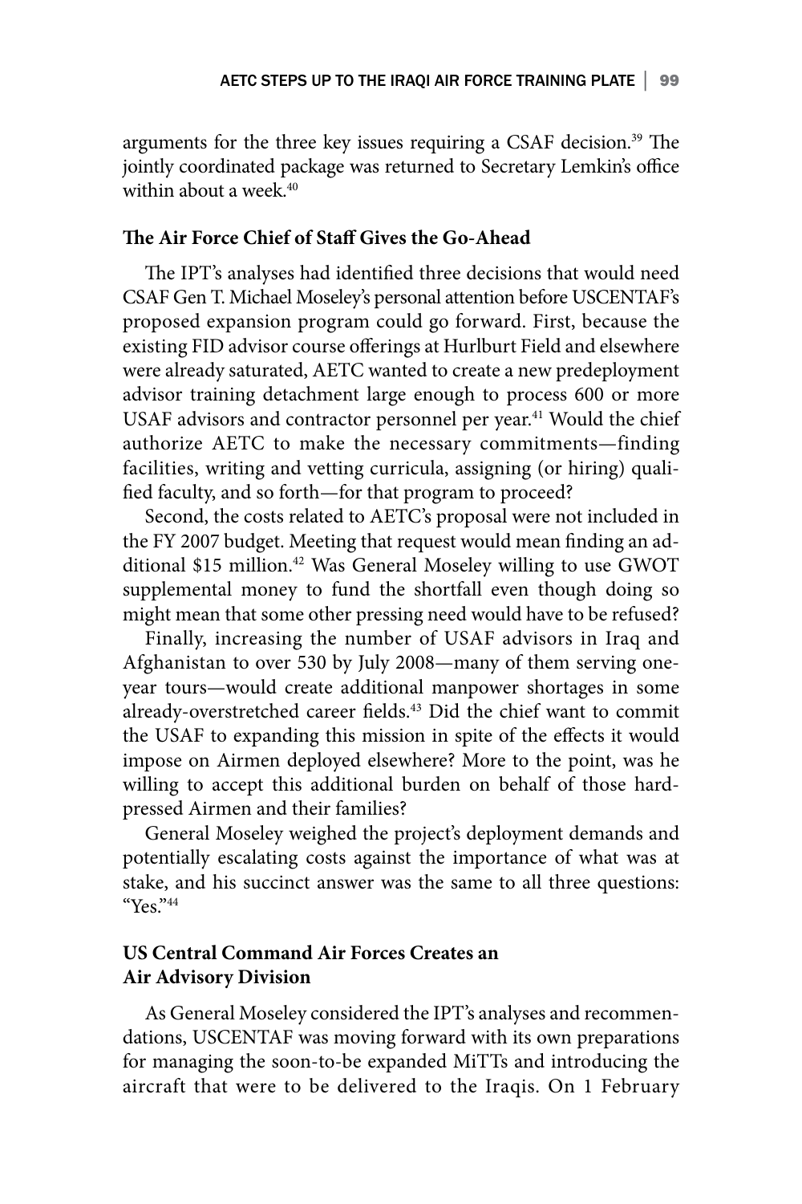arguments for the three key issues requiring a CSAF decision.[39] The jointly coordinated package was returned to Secretary Lemkin's office within about a week.[40]

### The Air Force Chief of Staff Gives the Go-Ahead

The IPT's analyses had identified three decisions that would need CSAF Gen T. Michael Moseley's personal attention before USCENTAF's proposed expansion program could go forward. First, because the existing FID advisor course offerings at Hurlburt Field and elsewhere were already saturated, AETC wanted to create a new predeployment advisor training detachment large enough to process 600 or more USAF advisors and contractor personnel per year.[41] Would the chief authorize AETC to make the necessary commitments—finding facilities, writing and vetting curricula, assigning (or hiring) qualified faculty, and so forth—for that program to proceed?

Second, the costs related to AETC's proposal were not included in the FY 2007 budget. Meeting that request would mean finding an additional $15 million.[42] Was General Moseley willing to use GWOT supplemental money to fund the shortfall even though doing so might mean that some other pressing need would have to be refused?

Finally, increasing the number of USAF advisors in Iraq and Afghanistan to over 530 by July 2008—many of them serving one-year tours—would create additional manpower shortages in some already-overstretched career fields.[43] Did the chief want to commit the USAF to expanding this mission in spite of the effects it would impose on Airmen deployed elsewhere? More to the point, was he willing to accept this additional burden on behalf of those hard-pressed Airmen and their families?

General Moseley weighed the project's deployment demands and potentially escalating costs against the importance of what was at stake, and his succinct answer was the same to all three questions: "Yes."[44]

### US Central Command Air Forces Creates an Air Advisory Division

As General Moseley considered the IPT's analyses and recommendations, USCENTAF was moving forward with its own preparations for managing the soon-to-be expanded MiTTs and introducing the aircraft that were to be delivered to the Iraqis. On 1 February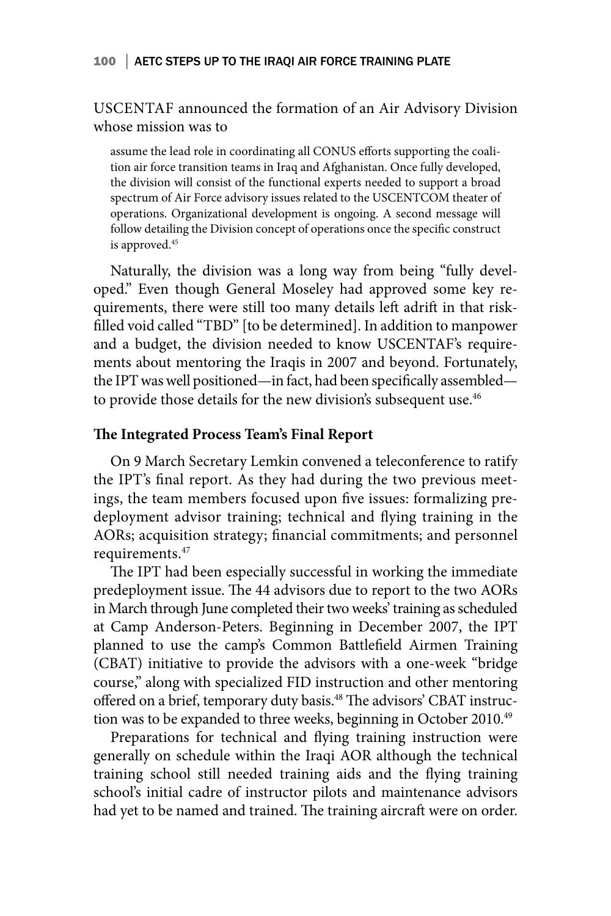USCENTAF announced the formation of an Air Advisory Division whose mission was to

> assume the lead role in coordinating all CONUS efforts supporting the coalition air force transition teams in Iraq and Afghanistan. Once fully developed, the division will consist of the functional experts needed to support a broad spectrum of Air Force advisory issues related to the USCENTCOM theater of operations. Organizational development is ongoing. A second message will follow detailing the Division concept of operations once the specific construct is approved.[45]

Naturally, the division was a long way from being "fully developed." Even though General Moseley had approved some key requirements, there were still too many details left adrift in that risk-filled void called "TBD" [to be determined]. In addition to manpower and a budget, the division needed to know USCENTAF's requirements about mentoring the Iraqis in 2007 and beyond. Fortunately, the IPT was well positioned—in fact, had been specifically assembled—to provide those details for the new division's subsequent use.[46]

### The Integrated Process Team's Final Report

On 9 March Secretary Lemkin convened a teleconference to ratify the IPT's final report. As they had during the two previous meetings, the team members focused upon five issues: formalizing predeployment advisor training; technical and flying training in the AORs; acquisition strategy; financial commitments; and personnel requirements.[47]

The IPT had been especially successful in working the immediate predeployment issue. The 44 advisors due to report to the two AORs in March through June completed their two weeks' training as scheduled at Camp Anderson-Peters. Beginning in December 2007, the IPT planned to use the camp's Common Battlefield Airmen Training (CBAT) initiative to provide the advisors with a one-week "bridge course," along with specialized FID instruction and other mentoring offered on a brief, temporary duty basis.[48] The advisors' CBAT instruction was to be expanded to three weeks, beginning in October 2010.[49]

Preparations for technical and flying training instruction were generally on schedule within the Iraqi AOR although the technical training school still needed training aids and the flying training school's initial cadre of instructor pilots and maintenance advisors had yet to be named and trained. The training aircraft were on order.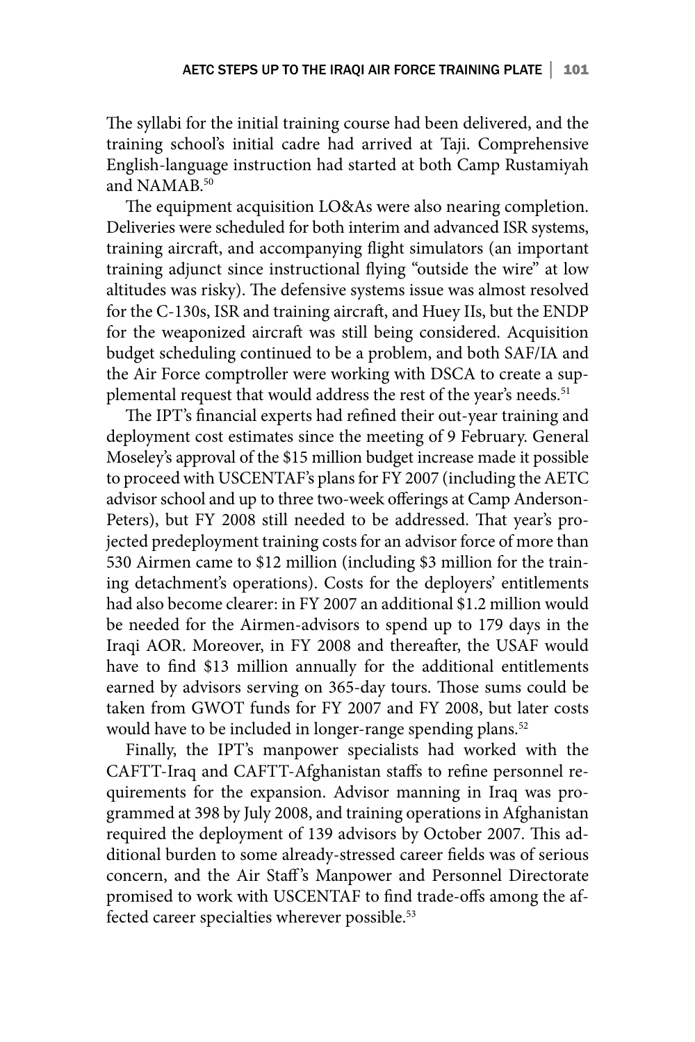The syllabi for the initial training course had been delivered, and the training school's initial cadre had arrived at Taji. Comprehensive English-language instruction had started at both Camp Rustamiyah and NAMAB.[50]

The equipment acquisition LO&As were also nearing completion. Deliveries were scheduled for both interim and advanced ISR systems, training aircraft, and accompanying flight simulators (an important training adjunct since instructional flying "outside the wire" at low altitudes was risky). The defensive systems issue was almost resolved for the C-130s, ISR and training aircraft, and Huey IIs, but the ENDP for the weaponized aircraft was still being considered. Acquisition budget scheduling continued to be a problem, and both SAF/IA and the Air Force comptroller were working with DSCA to create a supplemental request that would address the rest of the year's needs.[51]

The IPT's financial experts had refined their out-year training and deployment cost estimates since the meeting of 9 February. General Moseley's approval of the $15 million budget increase made it possible to proceed with USCENTAF's plans for FY 2007 (including the AETC advisor school and up to three two-week offerings at Camp Anderson-Peters), but FY 2008 still needed to be addressed. That year's projected predeployment training costs for an advisor force of more than 530 Airmen came to $12 million (including $3 million for the training detachment's operations). Costs for the deployers' entitlements had also become clearer: in FY 2007 an additional $1.2 million would be needed for the Airmen-advisors to spend up to 179 days in the Iraqi AOR. Moreover, in FY 2008 and thereafter, the USAF would have to find $13 million annually for the additional entitlements earned by advisors serving on 365-day tours. Those sums could be taken from GWOT funds for FY 2007 and FY 2008, but later costs would have to be included in longer-range spending plans.[52]

Finally, the IPT's manpower specialists had worked with the CAFTT-Iraq and CAFTT-Afghanistan staffs to refine personnel requirements for the expansion. Advisor manning in Iraq was programmed at 398 by July 2008, and training operations in Afghanistan required the deployment of 139 advisors by October 2007. This additional burden to some already-stressed career fields was of serious concern, and the Air Staff's Manpower and Personnel Directorate promised to work with USCENTAF to find trade-offs among the affected career specialties wherever possible.[53]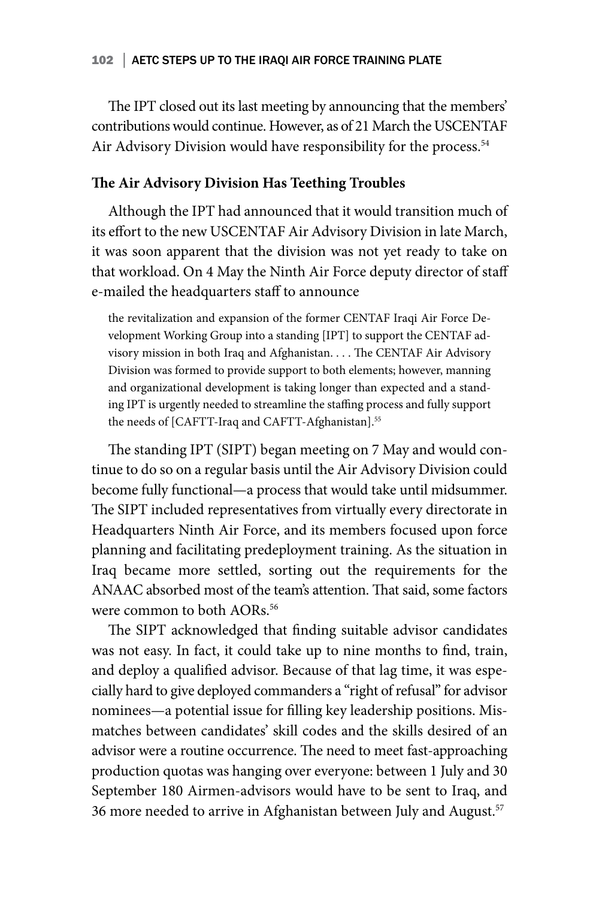The IPT closed out its last meeting by announcing that the members' contributions would continue. However, as of 21 March the USCENTAF Air Advisory Division would have responsibility for the process.[54]

### The Air Advisory Division Has Teething Troubles

Although the IPT had announced that it would transition much of its effort to the new USCENTAF Air Advisory Division in late March, it was soon apparent that the division was not yet ready to take on that workload. On 4 May the Ninth Air Force deputy director of staff e-mailed the headquarters staff to announce

> the revitalization and expansion of the former CENTAF Iraqi Air Force Development Working Group into a standing [IPT] to support the CENTAF advisory mission in both Iraq and Afghanistan. . . . The CENTAF Air Advisory Division was formed to provide support to both elements; however, manning and organizational development is taking longer than expected and a standing IPT is urgently needed to streamline the staffing process and fully support the needs of [CAFTT-Iraq and CAFTT-Afghanistan].[55]

The standing IPT (SIPT) began meeting on 7 May and would continue to do so on a regular basis until the Air Advisory Division could become fully functional—a process that would take until midsummer. The SIPT included representatives from virtually every directorate in Headquarters Ninth Air Force, and its members focused upon force planning and facilitating predeployment training. As the situation in Iraq became more settled, sorting out the requirements for the ANAAC absorbed most of the team's attention. That said, some factors were common to both AORs.[56]

The SIPT acknowledged that finding suitable advisor candidates was not easy. In fact, it could take up to nine months to find, train, and deploy a qualified advisor. Because of that lag time, it was especially hard to give deployed commanders a "right of refusal" for advisor nominees—a potential issue for filling key leadership positions. Mismatches between candidates' skill codes and the skills desired of an advisor were a routine occurrence. The need to meet fast-approaching production quotas was hanging over everyone: between 1 July and 30 September 180 Airmen-advisors would have to be sent to Iraq, and 36 more needed to arrive in Afghanistan between July and August.[57]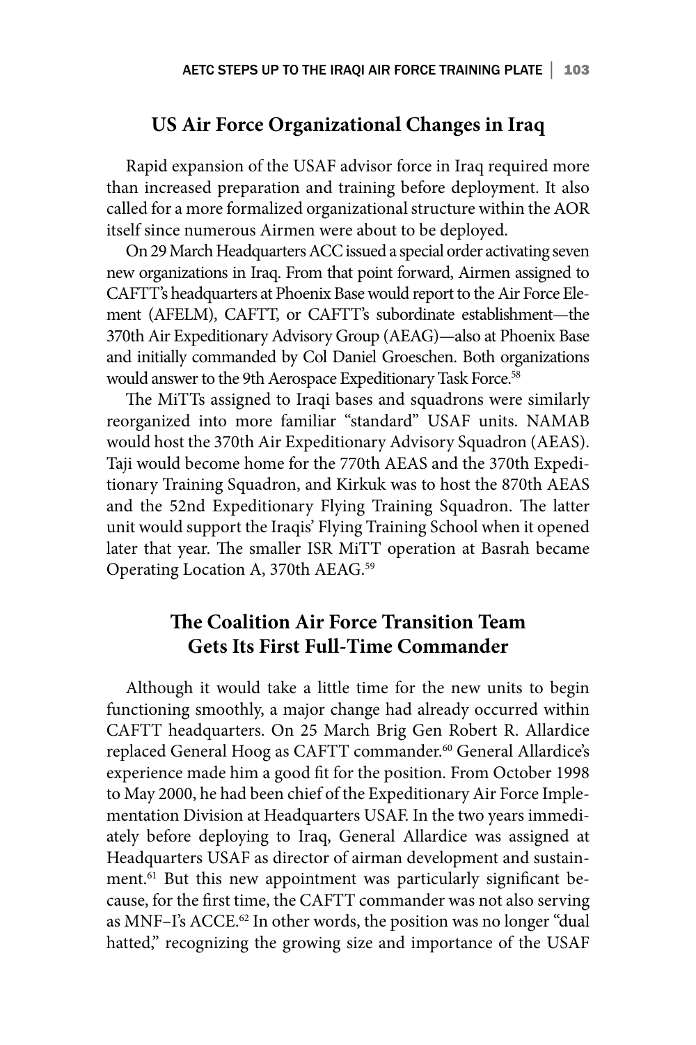## US Air Force Organizational Changes in Iraq

Rapid expansion of the USAF advisor force in Iraq required more than increased preparation and training before deployment. It also called for a more formalized organizational structure within the AOR itself since numerous Airmen were about to be deployed.

On 29 March Headquarters ACC issued a special order activating seven new organizations in Iraq. From that point forward, Airmen assigned to CAFTT's headquarters at Phoenix Base would report to the Air Force Element (AFELM), CAFTT, or CAFTT's subordinate establishment—the 370th Air Expeditionary Advisory Group (AEAG)—also at Phoenix Base and initially commanded by Col Daniel Groeschen. Both organizations would answer to the 9th Aerospace Expeditionary Task Force.[58]

The MiTTs assigned to Iraqi bases and squadrons were similarly reorganized into more familiar "standard" USAF units. NAMAB would host the 370th Air Expeditionary Advisory Squadron (AEAS). Taji would become home for the 770th AEAS and the 370th Expeditionary Training Squadron, and Kirkuk was to host the 870th AEAS and the 52nd Expeditionary Flying Training Squadron. The latter unit would support the Iraqis' Flying Training School when it opened later that year. The smaller ISR MiTT operation at Basrah became Operating Location A, 370th AEAG.[59]

## The Coalition Air Force Transition Team Gets Its First Full-Time Commander

Although it would take a little time for the new units to begin functioning smoothly, a major change had already occurred within CAFTT headquarters. On 25 March Brig Gen Robert R. Allardice replaced General Hoog as CAFTT commander.[60] General Allardice's experience made him a good fit for the position. From October 1998 to May 2000, he had been chief of the Expeditionary Air Force Implementation Division at Headquarters USAF. In the two years immediately before deploying to Iraq, General Allardice was assigned at Headquarters USAF as director of airman development and sustainment.[61] But this new appointment was particularly significant because, for the first time, the CAFTT commander was not also serving as MNF–I's ACCE.[62] In other words, the position was no longer "dual hatted," recognizing the growing size and importance of the USAF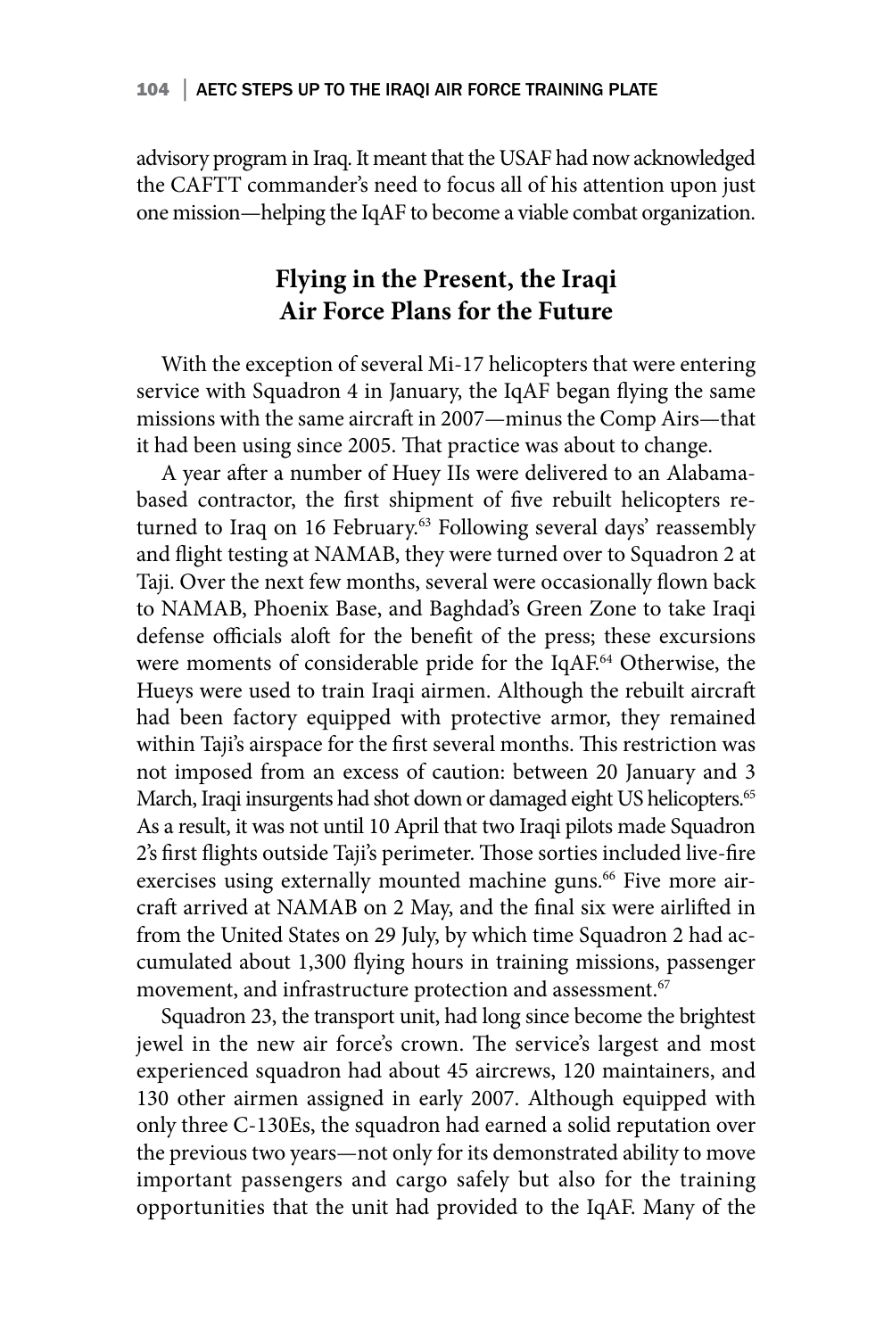advisory program in Iraq. It meant that the USAF had now acknowledged the CAFTT commander's need to focus all of his attention upon just one mission—helping the IqAF to become a viable combat organization.

## Flying in the Present, the Iraqi Air Force Plans for the Future

With the exception of several Mi-17 helicopters that were entering service with Squadron 4 in January, the IqAF began flying the same missions with the same aircraft in 2007—minus the Comp Airs—that it had been using since 2005. That practice was about to change.

A year after a number of Huey IIs were delivered to an Alabama-based contractor, the first shipment of five rebuilt helicopters returned to Iraq on 16 February.[63] Following several days' reassembly and flight testing at NAMAB, they were turned over to Squadron 2 at Taji. Over the next few months, several were occasionally flown back to NAMAB, Phoenix Base, and Baghdad's Green Zone to take Iraqi defense officials aloft for the benefit of the press; these excursions were moments of considerable pride for the IqAF.[64] Otherwise, the Hueys were used to train Iraqi airmen. Although the rebuilt aircraft had been factory equipped with protective armor, they remained within Taji's airspace for the first several months. This restriction was not imposed from an excess of caution: between 20 January and 3 March, Iraqi insurgents had shot down or damaged eight US helicopters.[65] As a result, it was not until 10 April that two Iraqi pilots made Squadron 2's first flights outside Taji's perimeter. Those sorties included live-fire exercises using externally mounted machine guns.[66] Five more aircraft arrived at NAMAB on 2 May, and the final six were airlifted in from the United States on 29 July, by which time Squadron 2 had accumulated about 1,300 flying hours in training missions, passenger movement, and infrastructure protection and assessment.[67]

Squadron 23, the transport unit, had long since become the brightest jewel in the new air force's crown. The service's largest and most experienced squadron had about 45 aircrews, 120 maintainers, and 130 other airmen assigned in early 2007. Although equipped with only three C-130Es, the squadron had earned a solid reputation over the previous two years—not only for its demonstrated ability to move important passengers and cargo safely but also for the training opportunities that the unit had provided to the IqAF. Many of the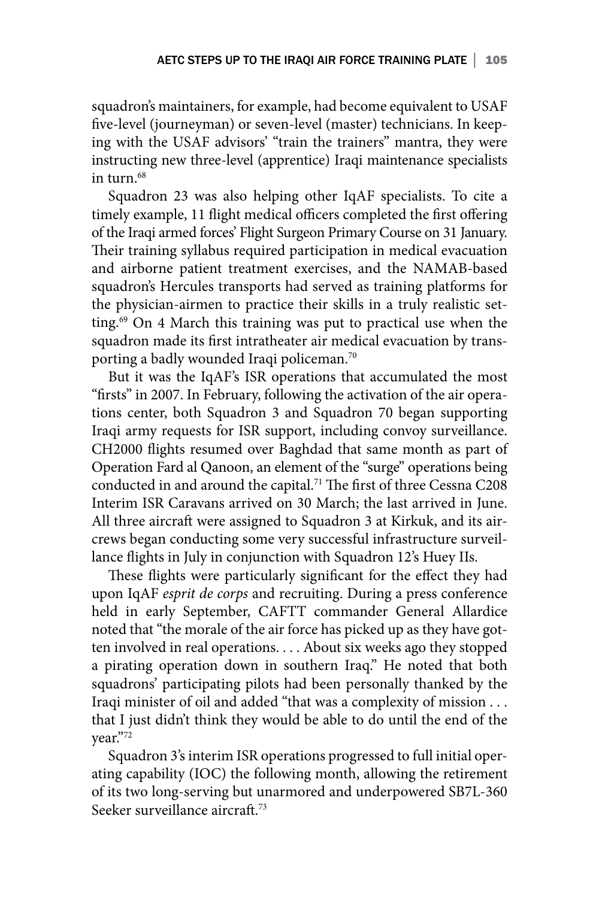squadron's maintainers, for example, had become equivalent to USAF five-level (journeyman) or seven-level (master) technicians. In keeping with the USAF advisors' "train the trainers" mantra, they were instructing new three-level (apprentice) Iraqi maintenance specialists in turn.[68]

Squadron 23 was also helping other IqAF specialists. To cite a timely example, 11 flight medical officers completed the first offering of the Iraqi armed forces' Flight Surgeon Primary Course on 31 January. Their training syllabus required participation in medical evacuation and airborne patient treatment exercises, and the NAMAB-based squadron's Hercules transports had served as training platforms for the physician-airmen to practice their skills in a truly realistic setting.[69] On 4 March this training was put to practical use when the squadron made its first intratheater air medical evacuation by transporting a badly wounded Iraqi policeman.[70]

But it was the IqAF's ISR operations that accumulated the most "firsts" in 2007. In February, following the activation of the air operations center, both Squadron 3 and Squadron 70 began supporting Iraqi army requests for ISR support, including convoy surveillance. CH2000 flights resumed over Baghdad that same month as part of Operation Fard al Qanoon, an element of the "surge" operations being conducted in and around the capital.[71] The first of three Cessna C208 Interim ISR Caravans arrived on 30 March; the last arrived in June. All three aircraft were assigned to Squadron 3 at Kirkuk, and its aircrews began conducting some very successful infrastructure surveillance flights in July in conjunction with Squadron 12's Huey IIs.

These flights were particularly significant for the effect they had upon IqAF *esprit de corps* and recruiting. During a press conference held in early September, CAFTT commander General Allardice noted that "the morale of the air force has picked up as they have gotten involved in real operations. . . . About six weeks ago they stopped a pirating operation down in southern Iraq." He noted that both squadrons' participating pilots had been personally thanked by the Iraqi minister of oil and added "that was a complexity of mission . . . that I just didn't think they would be able to do until the end of the year."[72]

Squadron 3's interim ISR operations progressed to full initial operating capability (IOC) the following month, allowing the retirement of its two long-serving but unarmored and underpowered SB7L-360 Seeker surveillance aircraft.[73]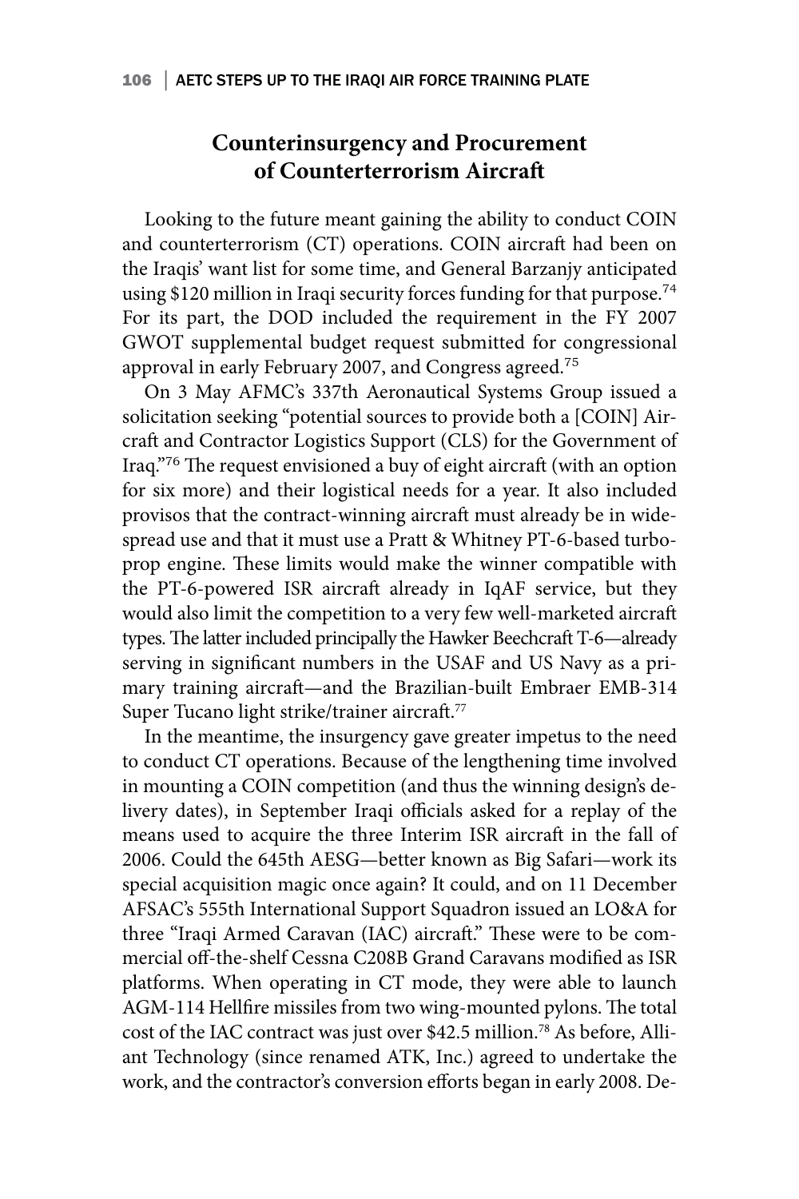## Counterinsurgency and Procurement of Counterterrorism Aircraft

Looking to the future meant gaining the ability to conduct COIN and counterterrorism (CT) operations. COIN aircraft had been on the Iraqis' want list for some time, and General Barzanjy anticipated using $120 million in Iraqi security forces funding for that purpose.[74] For its part, the DOD included the requirement in the FY 2007 GWOT supplemental budget request submitted for congressional approval in early February 2007, and Congress agreed.[75]

On 3 May AFMC's 337th Aeronautical Systems Group issued a solicitation seeking "potential sources to provide both a [COIN] Aircraft and Contractor Logistics Support (CLS) for the Government of Iraq."[76] The request envisioned a buy of eight aircraft (with an option for six more) and their logistical needs for a year. It also included provisos that the contract-winning aircraft must already be in widespread use and that it must use a Pratt & Whitney PT-6-based turboprop engine. These limits would make the winner compatible with the PT-6-powered ISR aircraft already in IqAF service, but they would also limit the competition to a very few well-marketed aircraft types. The latter included principally the Hawker Beechcraft T-6—already serving in significant numbers in the USAF and US Navy as a primary training aircraft—and the Brazilian-built Embraer EMB-314 Super Tucano light strike/trainer aircraft.[77]

In the meantime, the insurgency gave greater impetus to the need to conduct CT operations. Because of the lengthening time involved in mounting a COIN competition (and thus the winning design's delivery dates), in September Iraqi officials asked for a replay of the means used to acquire the three Interim ISR aircraft in the fall of 2006. Could the 645th AESG—better known as Big Safari—work its special acquisition magic once again? It could, and on 11 December AFSAC's 555th International Support Squadron issued an LO&A for three "Iraqi Armed Caravan (IAC) aircraft." These were to be commercial off-the-shelf Cessna C208B Grand Caravans modified as ISR platforms. When operating in CT mode, they were able to launch AGM-114 Hellfire missiles from two wing-mounted pylons. The total cost of the IAC contract was just over $42.5 million.[78] As before, Alliant Technology (since renamed ATK, Inc.) agreed to undertake the work, and the contractor's conversion efforts began in early 2008. De-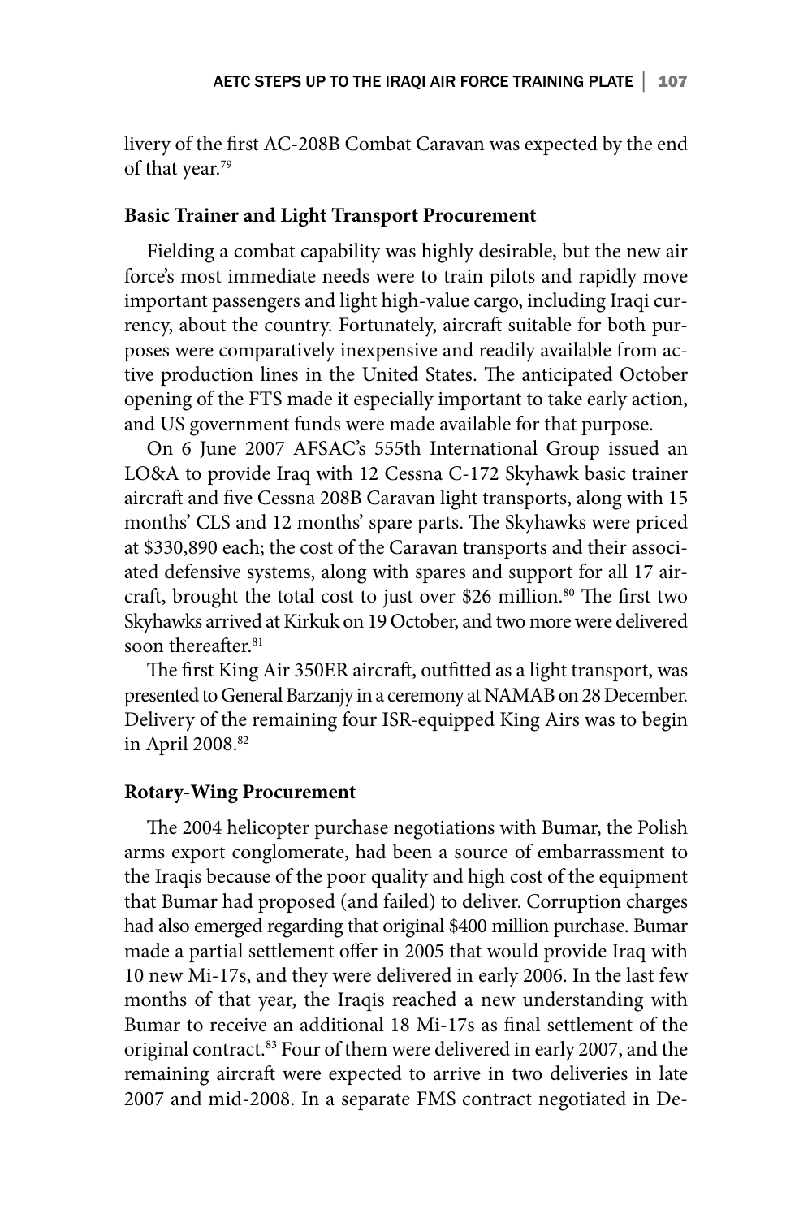livery of the first AC-208B Combat Caravan was expected by the end of that year.[79]

### Basic Trainer and Light Transport Procurement

Fielding a combat capability was highly desirable, but the new air force's most immediate needs were to train pilots and rapidly move important passengers and light high-value cargo, including Iraqi currency, about the country. Fortunately, aircraft suitable for both purposes were comparatively inexpensive and readily available from active production lines in the United States. The anticipated October opening of the FTS made it especially important to take early action, and US government funds were made available for that purpose.

On 6 June 2007 AFSAC's 555th International Group issued an LO&A to provide Iraq with 12 Cessna C-172 Skyhawk basic trainer aircraft and five Cessna 208B Caravan light transports, along with 15 months' CLS and 12 months' spare parts. The Skyhawks were priced at $330,890 each; the cost of the Caravan transports and their associated defensive systems, along with spares and support for all 17 aircraft, brought the total cost to just over $26 million.[80] The first two Skyhawks arrived at Kirkuk on 19 October, and two more were delivered soon thereafter.[81]

The first King Air 350ER aircraft, outfitted as a light transport, was presented to General Barzanjy in a ceremony at NAMAB on 28 December. Delivery of the remaining four ISR-equipped King Airs was to begin in April 2008.[82]

### Rotary-Wing Procurement

The 2004 helicopter purchase negotiations with Bumar, the Polish arms export conglomerate, had been a source of embarrassment to the Iraqis because of the poor quality and high cost of the equipment that Bumar had proposed (and failed) to deliver. Corruption charges had also emerged regarding that original $400 million purchase. Bumar made a partial settlement offer in 2005 that would provide Iraq with 10 new Mi-17s, and they were delivered in early 2006. In the last few months of that year, the Iraqis reached a new understanding with Bumar to receive an additional 18 Mi-17s as final settlement of the original contract.[83] Four of them were delivered in early 2007, and the remaining aircraft were expected to arrive in two deliveries in late 2007 and mid-2008. In a separate FMS contract negotiated in De-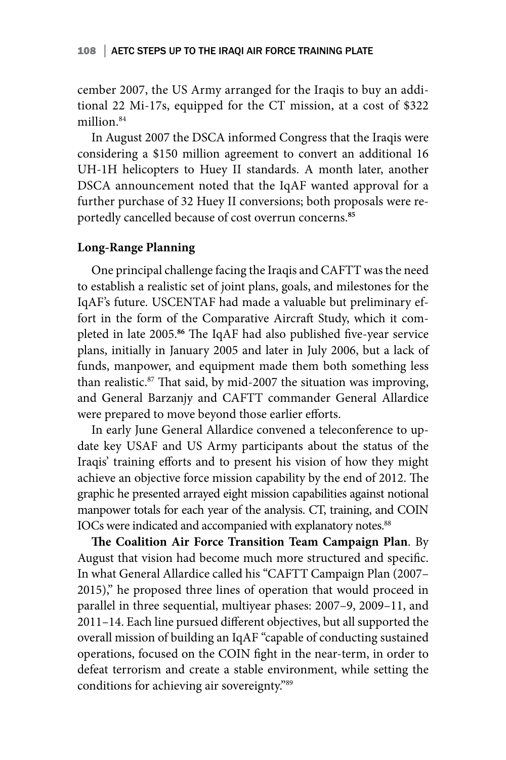cember 2007, the US Army arranged for the Iraqis to buy an additional 22 Mi-17s, equipped for the CT mission, at a cost of $322 million.[84]

In August 2007 the DSCA informed Congress that the Iraqis were considering a $150 million agreement to convert an additional 16 UH-1H helicopters to Huey II standards. A month later, another DSCA announcement noted that the IqAF wanted approval for a further purchase of 32 Huey II conversions; both proposals were reportedly cancelled because of cost overrun concerns.[85]

**Long-Range Planning**

One principal challenge facing the Iraqis and CAFTT was the need to establish a realistic set of joint plans, goals, and milestones for the IqAF's future. USCENTAF had made a valuable but preliminary effort in the form of the Comparative Aircraft Study, which it completed in late 2005.[86] The IqAF had also published five-year service plans, initially in January 2005 and later in July 2006, but a lack of funds, manpower, and equipment made them both something less than realistic.[87] That said, by mid-2007 the situation was improving, and General Barzanjy and CAFTT commander General Allardice were prepared to move beyond those earlier efforts.

In early June General Allardice convened a teleconference to update key USAF and US Army participants about the status of the Iraqis' training efforts and to present his vision of how they might achieve an objective force mission capability by the end of 2012. The graphic he presented arrayed eight mission capabilities against notional manpower totals for each year of the analysis. CT, training, and COIN IOCs were indicated and accompanied with explanatory notes.[88]

**The Coalition Air Force Transition Team Campaign Plan**. By August that vision had become much more structured and specific. In what General Allardice called his "CAFTT Campaign Plan (2007–2015)," he proposed three lines of operation that would proceed in parallel in three sequential, multiyear phases: 2007–9, 2009–11, and 2011–14. Each line pursued different objectives, but all supported the overall mission of building an IqAF "capable of conducting sustained operations, focused on the COIN fight in the near-term, in order to defeat terrorism and create a stable environment, while setting the conditions for achieving air sovereignty."[89]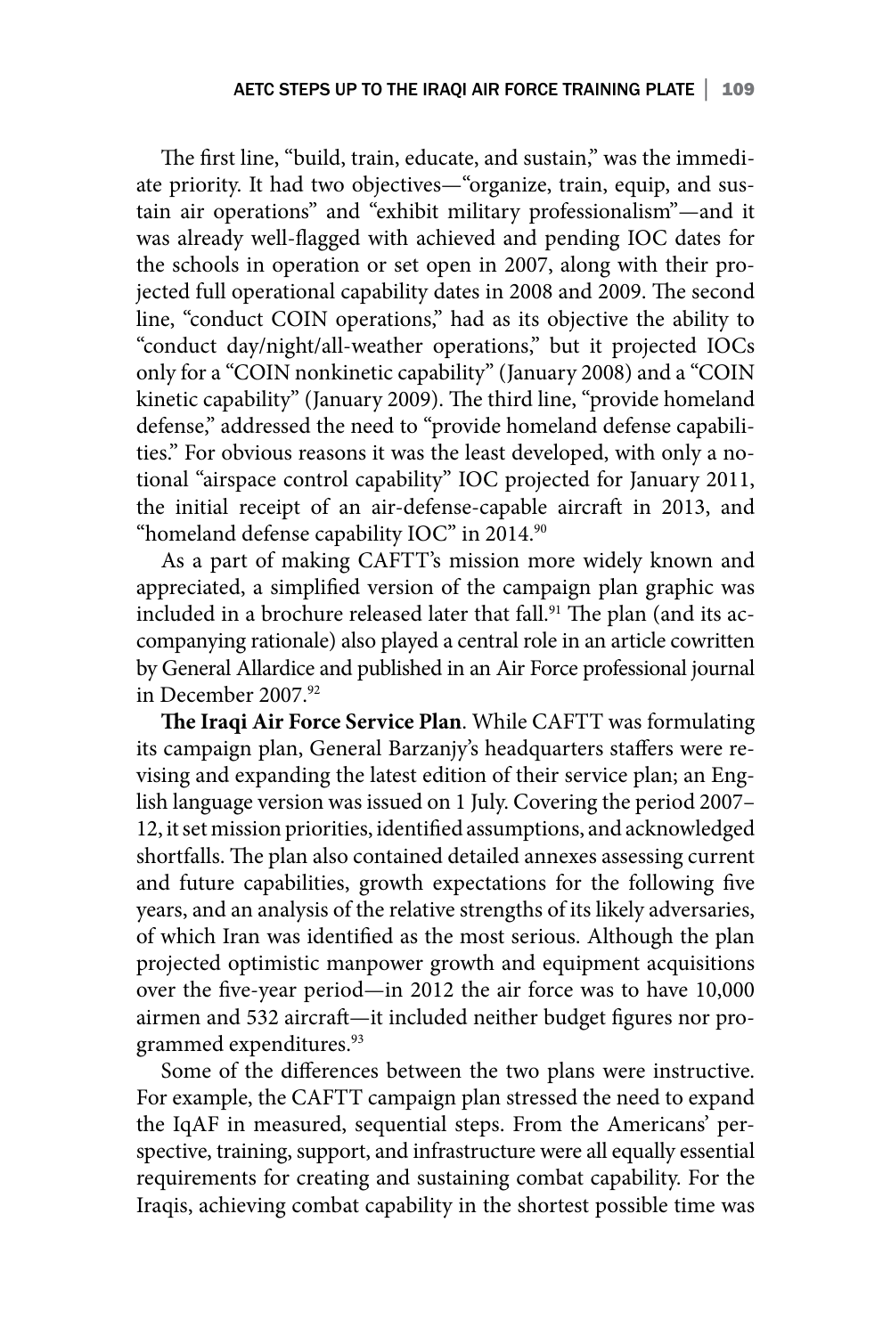The first line, "build, train, educate, and sustain," was the immediate priority. It had two objectives—"organize, train, equip, and sustain air operations" and "exhibit military professionalism"—and it was already well-flagged with achieved and pending IOC dates for the schools in operation or set open in 2007, along with their projected full operational capability dates in 2008 and 2009. The second line, "conduct COIN operations," had as its objective the ability to "conduct day/night/all-weather operations," but it projected IOCs only for a "COIN nonkinetic capability" (January 2008) and a "COIN kinetic capability" (January 2009). The third line, "provide homeland defense," addressed the need to "provide homeland defense capabilities." For obvious reasons it was the least developed, with only a notional "airspace control capability" IOC projected for January 2011, the initial receipt of an air-defense-capable aircraft in 2013, and "homeland defense capability IOC" in 2014.[90]

As a part of making CAFTT's mission more widely known and appreciated, a simplified version of the campaign plan graphic was included in a brochure released later that fall.[91] The plan (and its accompanying rationale) also played a central role in an article cowritten by General Allardice and published in an Air Force professional journal in December 2007.[92]

**The Iraqi Air Force Service Plan**. While CAFTT was formulating its campaign plan, General Barzanjy's headquarters staffers were revising and expanding the latest edition of their service plan; an English language version was issued on 1 July. Covering the period 2007–12, it set mission priorities, identified assumptions, and acknowledged shortfalls. The plan also contained detailed annexes assessing current and future capabilities, growth expectations for the following five years, and an analysis of the relative strengths of its likely adversaries, of which Iran was identified as the most serious. Although the plan projected optimistic manpower growth and equipment acquisitions over the five-year period—in 2012 the air force was to have 10,000 airmen and 532 aircraft—it included neither budget figures nor programmed expenditures.[93]

Some of the differences between the two plans were instructive. For example, the CAFTT campaign plan stressed the need to expand the IqAF in measured, sequential steps. From the Americans' perspective, training, support, and infrastructure were all equally essential requirements for creating and sustaining combat capability. For the Iraqis, achieving combat capability in the shortest possible time was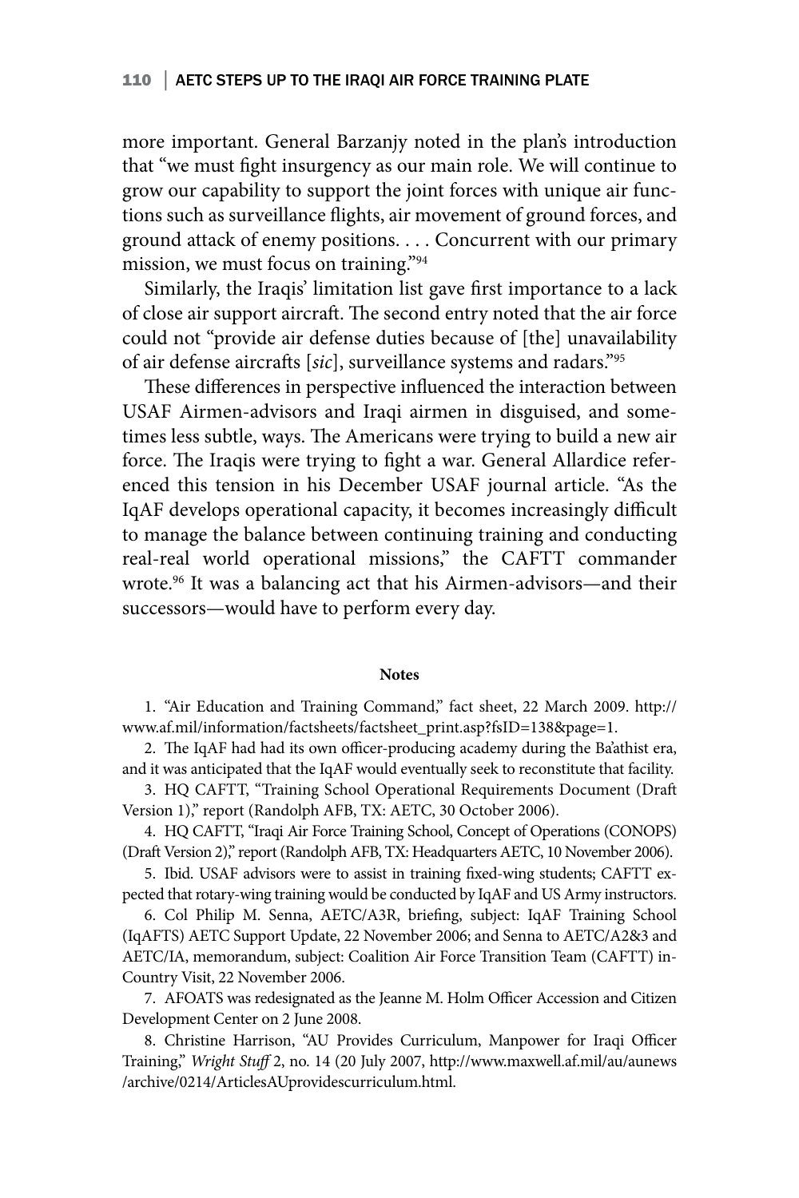more important. General Barzanjy noted in the plan's introduction that "we must fight insurgency as our main role. We will continue to grow our capability to support the joint forces with unique air functions such as surveillance flights, air movement of ground forces, and ground attack of enemy positions. . . . Concurrent with our primary mission, we must focus on training."[94]

Similarly, the Iraqis' limitation list gave first importance to a lack of close air support aircraft. The second entry noted that the air force could not "provide air defense duties because of [the] unavailability of air defense aircrafts [*sic*], surveillance systems and radars."[95]

These differences in perspective influenced the interaction between USAF Airmen-advisors and Iraqi airmen in disguised, and sometimes less subtle, ways. The Americans were trying to build a new air force. The Iraqis were trying to fight a war. General Allardice referenced this tension in his December USAF journal article. "As the IqAF develops operational capacity, it becomes increasingly difficult to manage the balance between continuing training and conducting real-real world operational missions," the CAFTT commander wrote.[96] It was a balancing act that his Airmen-advisors—and their successors—would have to perform every day.

**Notes**

1. "Air Education and Training Command," fact sheet, 22 March 2009. http://www.af.mil/information/factsheets/factsheet_print.asp?fsID=138&page=1.

2. The IqAF had had its own officer-producing academy during the Ba'athist era, and it was anticipated that the IqAF would eventually seek to reconstitute that facility.

3. HQ CAFTT, "Training School Operational Requirements Document (Draft Version 1)," report (Randolph AFB, TX: AETC, 30 October 2006).

4. HQ CAFTT, "Iraqi Air Force Training School, Concept of Operations (CONOPS) (Draft Version 2)," report (Randolph AFB, TX: Headquarters AETC, 10 November 2006).

5. Ibid. USAF advisors were to assist in training fixed-wing students; CAFTT expected that rotary-wing training would be conducted by IqAF and US Army instructors.

6. Col Philip M. Senna, AETC/A3R, briefing, subject: IqAF Training School (IqAFTS) AETC Support Update, 22 November 2006; and Senna to AETC/A2&3 and AETC/IA, memorandum, subject: Coalition Air Force Transition Team (CAFTT) in-Country Visit, 22 November 2006.

7. AFOATS was redesignated as the Jeanne M. Holm Officer Accession and Citizen Development Center on 2 June 2008.

8. Christine Harrison, "AU Provides Curriculum, Manpower for Iraqi Officer Training," *Wright Stuff* 2, no. 14 (20 July 2007, http://www.maxwell.af.mil/au/aunews/archive/0214/ArticlesAUprovidescurriculum.html.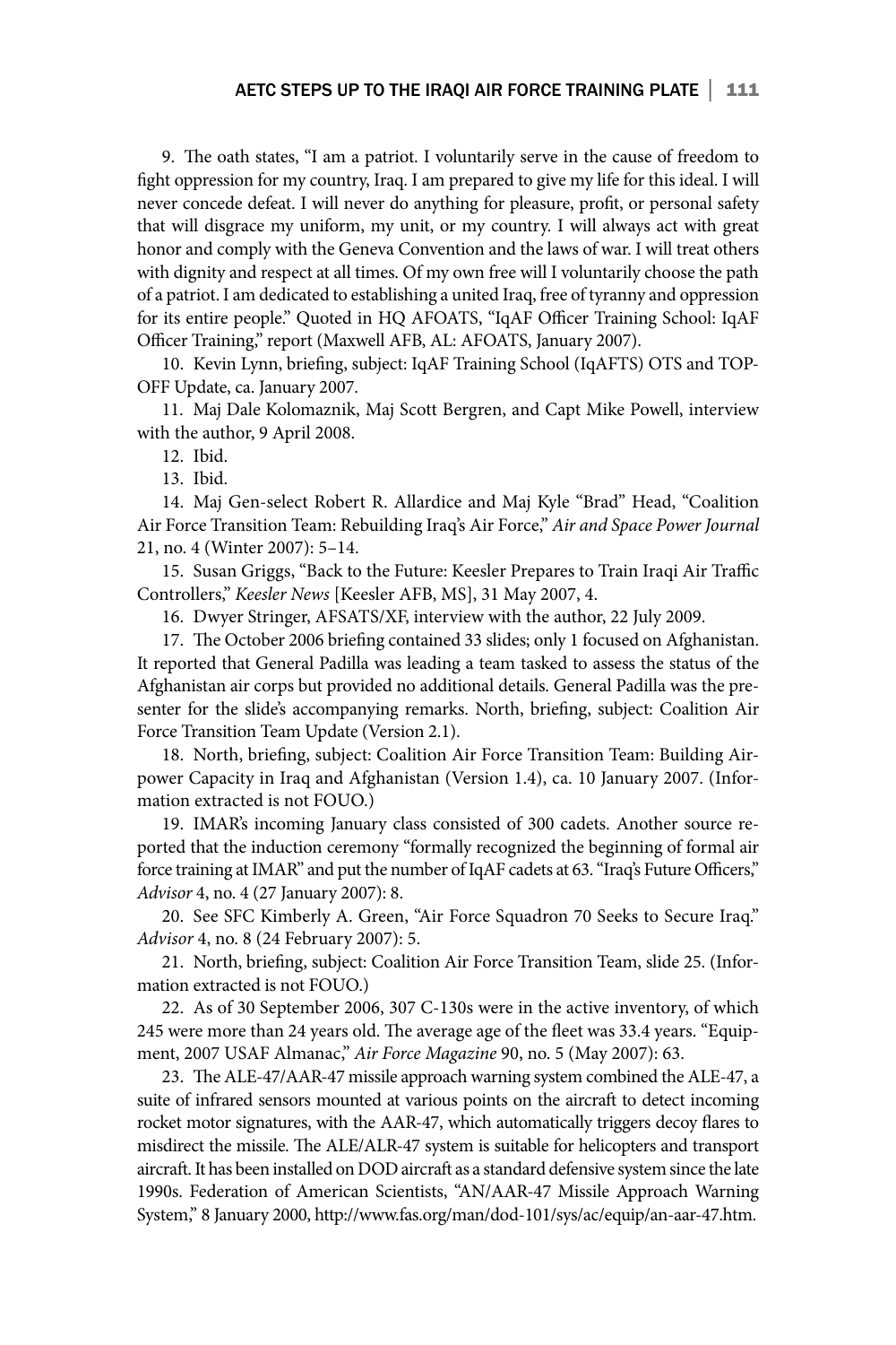9. The oath states, "I am a patriot. I voluntarily serve in the cause of freedom to fight oppression for my country, Iraq. I am prepared to give my life for this ideal. I will never concede defeat. I will never do anything for pleasure, profit, or personal safety that will disgrace my uniform, my unit, or my country. I will always act with great honor and comply with the Geneva Convention and the laws of war. I will treat others with dignity and respect at all times. Of my own free will I voluntarily choose the path of a patriot. I am dedicated to establishing a united Iraq, free of tyranny and oppression for its entire people." Quoted in HQ AFOATS, "IqAF Officer Training School: IqAF Officer Training," report (Maxwell AFB, AL: AFOATS, January 2007).

10. Kevin Lynn, briefing, subject: IqAF Training School (IqAFTS) OTS and TOP-OFF Update, ca. January 2007.

11. Maj Dale Kolomaznik, Maj Scott Bergren, and Capt Mike Powell, interview with the author, 9 April 2008.

12. Ibid.

13. Ibid.

14. Maj Gen-select Robert R. Allardice and Maj Kyle "Brad" Head, "Coalition Air Force Transition Team: Rebuilding Iraq's Air Force," *Air and Space Power Journal* 21, no. 4 (Winter 2007): 5–14.

15. Susan Griggs, "Back to the Future: Keesler Prepares to Train Iraqi Air Traffic Controllers," *Keesler News* [Keesler AFB, MS], 31 May 2007, 4.

16. Dwyer Stringer, AFSATS/XF, interview with the author, 22 July 2009.

17. The October 2006 briefing contained 33 slides; only 1 focused on Afghanistan. It reported that General Padilla was leading a team tasked to assess the status of the Afghanistan air corps but provided no additional details. General Padilla was the presenter for the slide's accompanying remarks. North, briefing, subject: Coalition Air Force Transition Team Update (Version 2.1).

18. North, briefing, subject: Coalition Air Force Transition Team: Building Airpower Capacity in Iraq and Afghanistan (Version 1.4), ca. 10 January 2007. (Information extracted is not FOUO.)

19. IMAR's incoming January class consisted of 300 cadets. Another source reported that the induction ceremony "formally recognized the beginning of formal air force training at IMAR" and put the number of IqAF cadets at 63. "Iraq's Future Officers," *Advisor* 4, no. 4 (27 January 2007): 8.

20. See SFC Kimberly A. Green, "Air Force Squadron 70 Seeks to Secure Iraq." *Advisor* 4, no. 8 (24 February 2007): 5.

21. North, briefing, subject: Coalition Air Force Transition Team, slide 25. (Information extracted is not FOUO.)

22. As of 30 September 2006, 307 C-130s were in the active inventory, of which 245 were more than 24 years old. The average age of the fleet was 33.4 years. "Equipment, 2007 USAF Almanac," *Air Force Magazine* 90, no. 5 (May 2007): 63.

23. The ALE-47/AAR-47 missile approach warning system combined the ALE-47, a suite of infrared sensors mounted at various points on the aircraft to detect incoming rocket motor signatures, with the AAR-47, which automatically triggers decoy flares to misdirect the missile. The ALE/ALR-47 system is suitable for helicopters and transport aircraft. It has been installed on DOD aircraft as a standard defensive system since the late 1990s. Federation of American Scientists, "AN/AAR-47 Missile Approach Warning System," 8 January 2000, http://www.fas.org/man/dod-101/sys/ac/equip/an-aar-47.htm.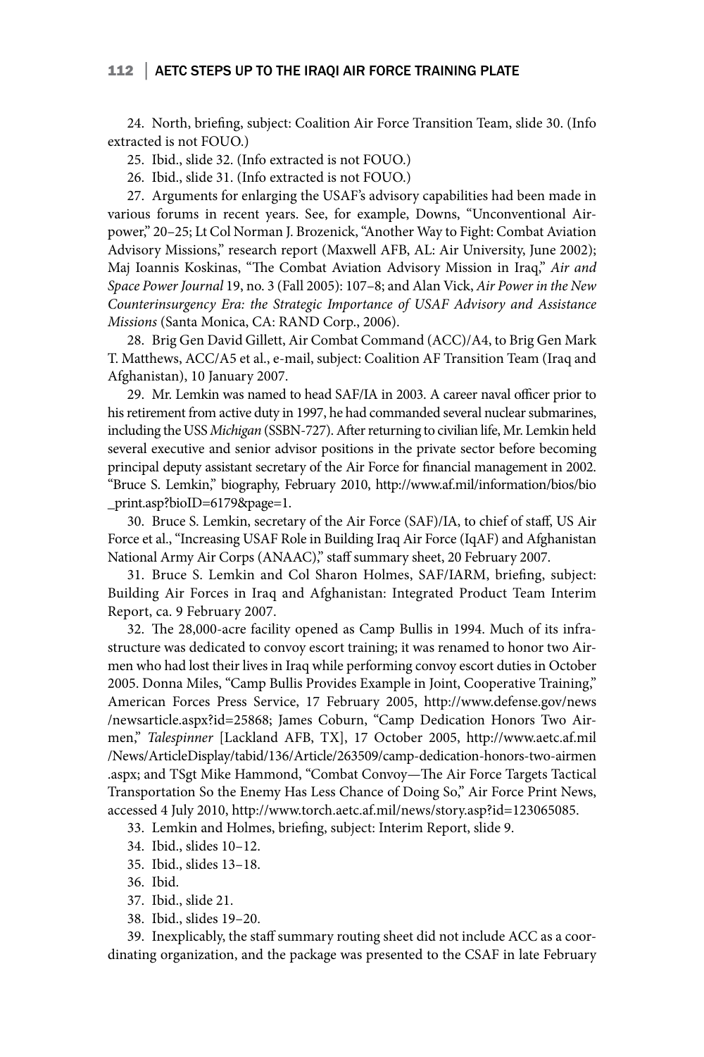24. North, briefing, subject: Coalition Air Force Transition Team, slide 30. (Info extracted is not FOUO.)

25. Ibid., slide 32. (Info extracted is not FOUO.)

26. Ibid., slide 31. (Info extracted is not FOUO.)

27. Arguments for enlarging the USAF's advisory capabilities had been made in various forums in recent years. See, for example, Downs, "Unconventional Airpower," 20–25; Lt Col Norman J. Brozenick, "Another Way to Fight: Combat Aviation Advisory Missions," research report (Maxwell AFB, AL: Air University, June 2002); Maj Ioannis Koskinas, "The Combat Aviation Advisory Mission in Iraq," *Air and Space Power Journal* 19, no. 3 (Fall 2005): 107–8; and Alan Vick, *Air Power in the New Counterinsurgency Era: the Strategic Importance of USAF Advisory and Assistance Missions* (Santa Monica, CA: RAND Corp., 2006).

28. Brig Gen David Gillett, Air Combat Command (ACC)/A4, to Brig Gen Mark T. Matthews, ACC/A5 et al., e-mail, subject: Coalition AF Transition Team (Iraq and Afghanistan), 10 January 2007.

29. Mr. Lemkin was named to head SAF/IA in 2003. A career naval officer prior to his retirement from active duty in 1997, he had commanded several nuclear submarines, including the USS *Michigan* (SSBN-727). After returning to civilian life, Mr. Lemkin held several executive and senior advisor positions in the private sector before becoming principal deputy assistant secretary of the Air Force for financial management in 2002. "Bruce S. Lemkin," biography, February 2010, http://www.af.mil/information/bios/bio_print.asp?bioID=6179&page=1.

30. Bruce S. Lemkin, secretary of the Air Force (SAF)/IA, to chief of staff, US Air Force et al., "Increasing USAF Role in Building Iraq Air Force (IqAF) and Afghanistan National Army Air Corps (ANAAC)," staff summary sheet, 20 February 2007.

31. Bruce S. Lemkin and Col Sharon Holmes, SAF/IARM, briefing, subject: Building Air Forces in Iraq and Afghanistan: Integrated Product Team Interim Report, ca. 9 February 2007.

32. The 28,000-acre facility opened as Camp Bullis in 1994. Much of its infrastructure was dedicated to convoy escort training; it was renamed to honor two Airmen who had lost their lives in Iraq while performing convoy escort duties in October 2005. Donna Miles, "Camp Bullis Provides Example in Joint, Cooperative Training," American Forces Press Service, 17 February 2005, http://www.defense.gov/news/newsarticle.aspx?id=25868; James Coburn, "Camp Dedication Honors Two Airmen," *Talespinner* [Lackland AFB, TX], 17 October 2005, http://www.aetc.af.mil/News/ArticleDisplay/tabid/136/Article/263509/camp-dedication-honors-two-airmen.aspx; and TSgt Mike Hammond, "Combat Convoy—The Air Force Targets Tactical Transportation So the Enemy Has Less Chance of Doing So," Air Force Print News, accessed 4 July 2010, http://www.torch.aetc.af.mil/news/story.asp?id=123065085.

33. Lemkin and Holmes, briefing, subject: Interim Report, slide 9.

34. Ibid., slides 10–12.

35. Ibid., slides 13–18.

36. Ibid.

37. Ibid., slide 21.

38. Ibid., slides 19–20.

39. Inexplicably, the staff summary routing sheet did not include ACC as a coordinating organization, and the package was presented to the CSAF in late February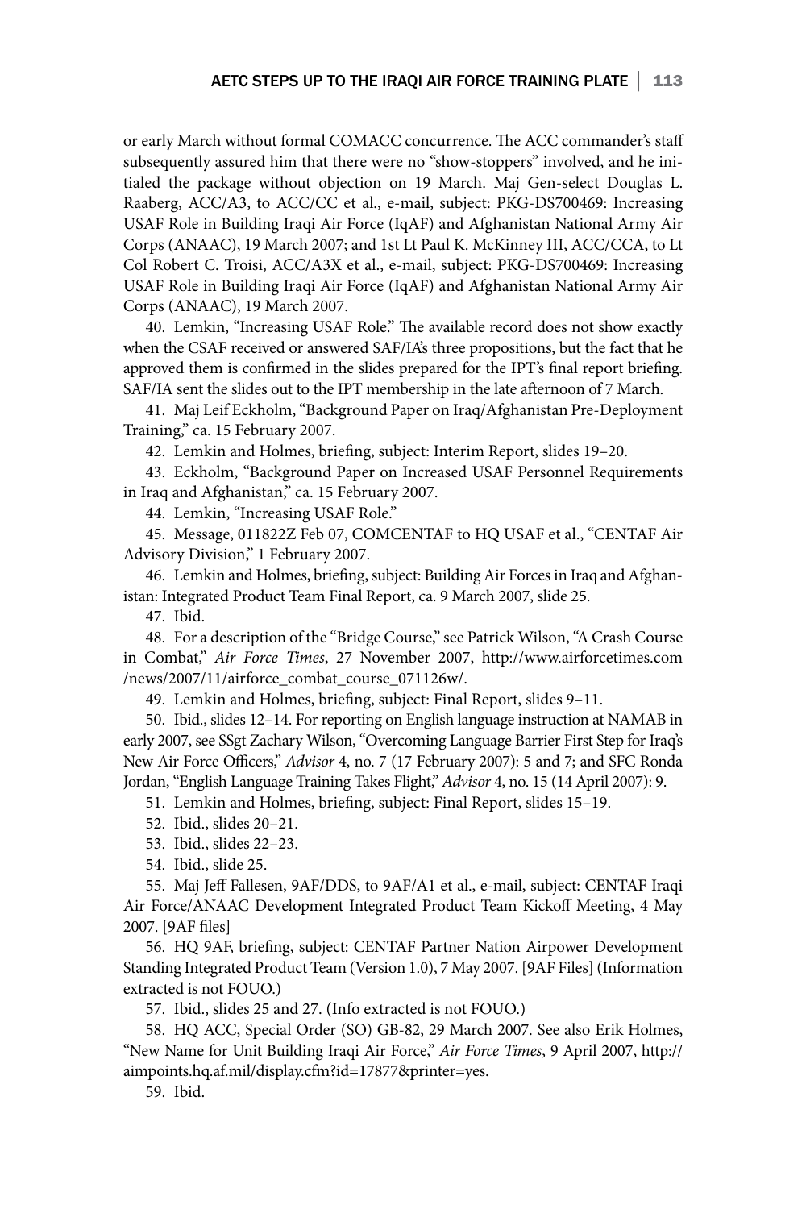or early March without formal COMACC concurrence. The ACC commander's staff subsequently assured him that there were no "show-stoppers" involved, and he initialed the package without objection on 19 March. Maj Gen-select Douglas L. Raaberg, ACC/A3, to ACC/CC et al., e-mail, subject: PKG-DS700469: Increasing USAF Role in Building Iraqi Air Force (IqAF) and Afghanistan National Army Air Corps (ANAAC), 19 March 2007; and 1st Lt Paul K. McKinney III, ACC/CCA, to Lt Col Robert C. Troisi, ACC/A3X et al., e-mail, subject: PKG-DS700469: Increasing USAF Role in Building Iraqi Air Force (IqAF) and Afghanistan National Army Air Corps (ANAAC), 19 March 2007.

40. Lemkin, "Increasing USAF Role." The available record does not show exactly when the CSAF received or answered SAF/IA's three propositions, but the fact that he approved them is confirmed in the slides prepared for the IPT's final report briefing. SAF/IA sent the slides out to the IPT membership in the late afternoon of 7 March.

41. Maj Leif Eckholm, "Background Paper on Iraq/Afghanistan Pre-Deployment Training," ca. 15 February 2007.

42. Lemkin and Holmes, briefing, subject: Interim Report, slides 19–20.

43. Eckholm, "Background Paper on Increased USAF Personnel Requirements in Iraq and Afghanistan," ca. 15 February 2007.

44. Lemkin, "Increasing USAF Role."

45. Message, 011822Z Feb 07, COMCENTAF to HQ USAF et al., "CENTAF Air Advisory Division," 1 February 2007.

46. Lemkin and Holmes, briefing, subject: Building Air Forces in Iraq and Afghanistan: Integrated Product Team Final Report, ca. 9 March 2007, slide 25.

47. Ibid.

48. For a description of the "Bridge Course," see Patrick Wilson, "A Crash Course in Combat," *Air Force Times*, 27 November 2007, http://www.airforcetimes.com/news/2007/11/airforce_combat_course_071126w/.

49. Lemkin and Holmes, briefing, subject: Final Report, slides 9–11.

50. Ibid., slides 12–14. For reporting on English language instruction at NAMAB in early 2007, see SSgt Zachary Wilson, "Overcoming Language Barrier First Step for Iraq's New Air Force Officers," *Advisor* 4, no. 7 (17 February 2007): 5 and 7; and SFC Ronda Jordan, "English Language Training Takes Flight," *Advisor* 4, no. 15 (14 April 2007): 9.

51. Lemkin and Holmes, briefing, subject: Final Report, slides 15–19.

52. Ibid., slides 20–21.

53. Ibid., slides 22–23.

54. Ibid., slide 25.

55. Maj Jeff Fallesen, 9AF/DDS, to 9AF/A1 et al., e-mail, subject: CENTAF Iraqi Air Force/ANAAC Development Integrated Product Team Kickoff Meeting, 4 May 2007. [9AF files]

56. HQ 9AF, briefing, subject: CENTAF Partner Nation Airpower Development Standing Integrated Product Team (Version 1.0), 7 May 2007. [9AF Files] (Information extracted is not FOUO.)

57. Ibid., slides 25 and 27. (Info extracted is not FOUO.)

58. HQ ACC, Special Order (SO) GB-82, 29 March 2007. See also Erik Holmes, "New Name for Unit Building Iraqi Air Force," *Air Force Times*, 9 April 2007, http://aimpoints.hq.af.mil/display.cfm?id=17877&printer=yes.

59. Ibid.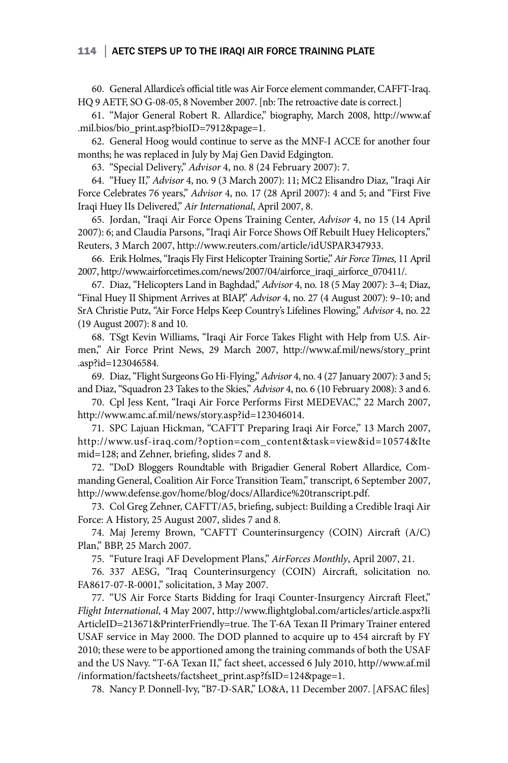60. General Allardice's official title was Air Force element commander, CAFFT-Iraq. HQ 9 AETF, SO G-08-05, 8 November 2007. [nb: The retroactive date is correct.]

61. "Major General Robert R. Allardice," biography, March 2008, http://www.af.mil.bios/bio_print.asp?bioID=7912&page=1.

62. General Hoog would continue to serve as the MNF-I ACCE for another four months; he was replaced in July by Maj Gen David Edgington.

63. "Special Delivery," *Advisor* 4, no. 8 (24 February 2007): 7.

64. "Huey II," *Advisor* 4, no. 9 (3 March 2007): 11; MC2 Elisandro Diaz, "Iraqi Air Force Celebrates 76 years," *Advisor* 4, no. 17 (28 April 2007): 4 and 5; and "First Five Iraqi Huey IIs Delivered," *Air International*, April 2007, 8.

65. Jordan, "Iraqi Air Force Opens Training Center, *Advisor* 4, no 15 (14 April 2007): 6; and Claudia Parsons, "Iraqi Air Force Shows Off Rebuilt Huey Helicopters," Reuters, 3 March 2007, http://www.reuters.com/article/idUSPAR347933.

66. Erik Holmes, "Iraqis Fly First Helicopter Training Sortie," *Air Force Times,* 11 April 2007, http://www.airforcetimes.com/news/2007/04/airforce_iraqi_airforce_070411/.

67. Diaz, "Helicopters Land in Baghdad," *Advisor* 4, no. 18 (5 May 2007): 3–4; Diaz, "Final Huey II Shipment Arrives at BIAP," *Advisor* 4, no. 27 (4 August 2007): 9–10; and SrA Christie Putz, "Air Force Helps Keep Country's Lifelines Flowing," *Advisor* 4, no. 22 (19 August 2007): 8 and 10.

68. TSgt Kevin Williams, "Iraqi Air Force Takes Flight with Help from U.S. Airmen," Air Force Print News, 29 March 2007, http://www.af.mil/news/story_print.asp?id=123046584.

69. Diaz, "Flight Surgeons Go Hi-Flying," *Advisor* 4, no. 4 (27 January 2007): 3 and 5; and Diaz, "Squadron 23 Takes to the Skies," *Advisor* 4, no. 6 (10 February 2008): 3 and 6.

70. Cpl Jess Kent, "Iraqi Air Force Performs First MEDEVAC," 22 March 2007, http://www.amc.af.mil/news/story.asp?id=123046014.

71. SPC Lajuan Hickman, "CAFTT Preparing Iraqi Air Force," 13 March 2007, http://www.usf-iraq.com/?option=com_content&task=view&id=10574&Itemid=128; and Zehner, briefing, slides 7 and 8.

72. "DoD Bloggers Roundtable with Brigadier General Robert Allardice, Commanding General, Coalition Air Force Transition Team," transcript, 6 September 2007, http://www.defense.gov/home/blog/docs/Allardice%20transcript.pdf.

73. Col Greg Zehner, CAFTT/A5, briefing, subject: Building a Credible Iraqi Air Force: A History, 25 August 2007, slides 7 and 8.

74. Maj Jeremy Brown, "CAFTT Counterinsurgency (COIN) Aircraft (A/C) Plan," BBP, 25 March 2007.

75. "Future Iraqi AF Development Plans," *AirForces Monthly*, April 2007, 21.

76. 337 AESG, "Iraq Counterinsurgency (COIN) Aircraft, solicitation no. FA8617-07-R-0001," solicitation, 3 May 2007.

77. "US Air Force Starts Bidding for Iraqi Counter-Insurgency Aircraft Fleet," *Flight International*, 4 May 2007, http://www.flightglobal.com/articles/article.aspx?liArticleID=213671&PrinterFriendly=true. The T-6A Texan II Primary Trainer entered USAF service in May 2000. The DOD planned to acquire up to 454 aircraft by FY 2010; these were to be apportioned among the training commands of both the USAF and the US Navy. "T-6A Texan II," fact sheet, accessed 6 July 2010, http//www.af.mil/information/factsheets/factsheet_print.asp?fsID=124&page=1.

78. Nancy P. Donnell-Ivy, "B7-D-SAR," LO&A, 11 December 2007. [AFSAC files]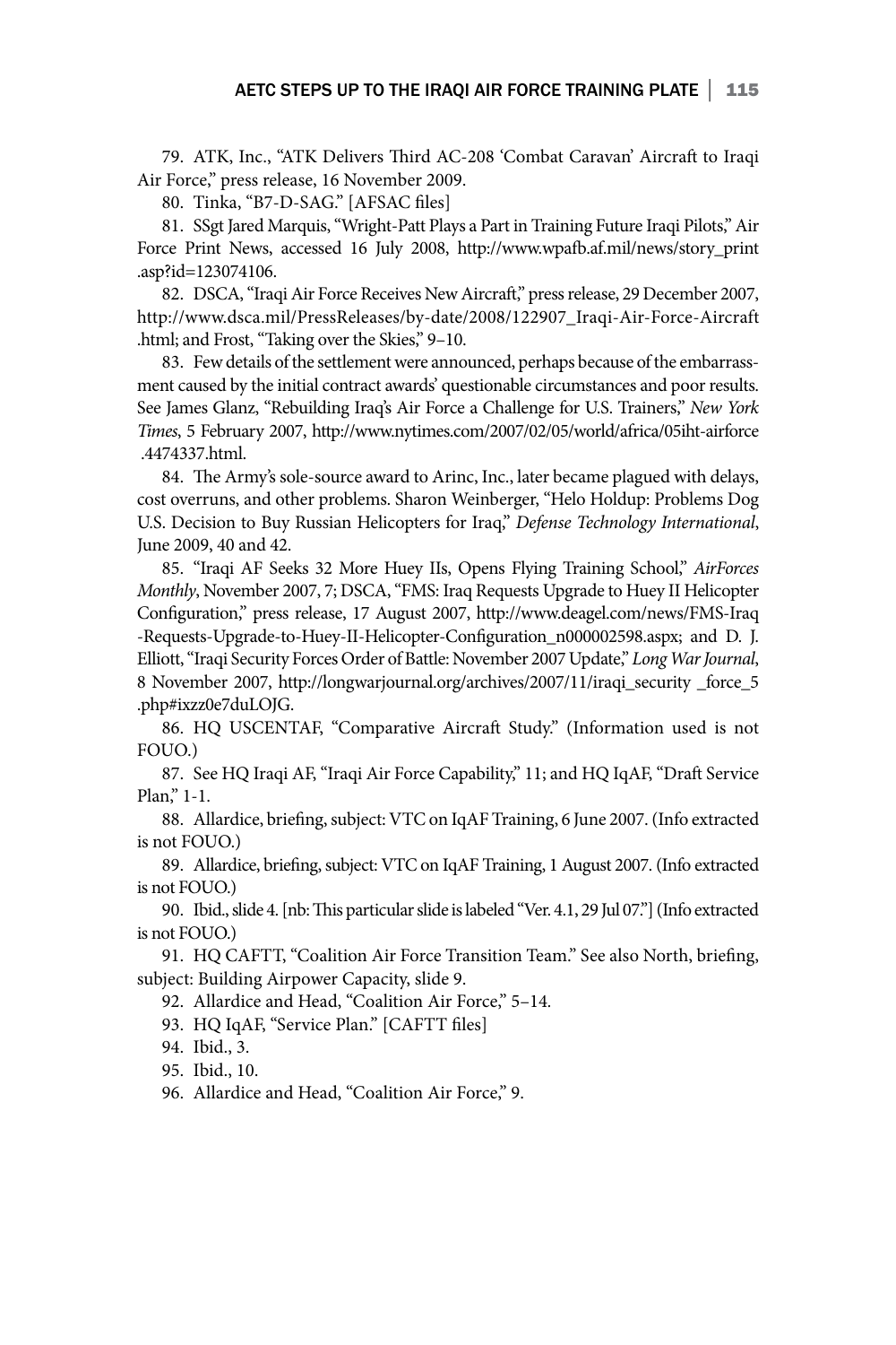79. ATK, Inc., "ATK Delivers Third AC-208 'Combat Caravan' Aircraft to Iraqi Air Force," press release, 16 November 2009.

80. Tinka, "B7-D-SAG." [AFSAC files]

81. SSgt Jared Marquis, "Wright-Patt Plays a Part in Training Future Iraqi Pilots," Air Force Print News, accessed 16 July 2008, http://www.wpafb.af.mil/news/story_print.asp?id=123074106.

82. DSCA, "Iraqi Air Force Receives New Aircraft," press release, 29 December 2007, http://www.dsca.mil/PressReleases/by-date/2008/122907_Iraqi-Air-Force-Aircraft.html; and Frost, "Taking over the Skies," 9–10.

83. Few details of the settlement were announced, perhaps because of the embarrassment caused by the initial contract awards' questionable circumstances and poor results. See James Glanz, "Rebuilding Iraq's Air Force a Challenge for U.S. Trainers," *New York Times*, 5 February 2007, http://www.nytimes.com/2007/02/05/world/africa/05iht-airforce.4474337.html.

84. The Army's sole-source award to Arinc, Inc., later became plagued with delays, cost overruns, and other problems. Sharon Weinberger, "Helo Holdup: Problems Dog U.S. Decision to Buy Russian Helicopters for Iraq," *Defense Technology International*, June 2009, 40 and 42.

85. "Iraqi AF Seeks 32 More Huey IIs, Opens Flying Training School," *AirForces Monthly*, November 2007, 7; DSCA, "FMS: Iraq Requests Upgrade to Huey II Helicopter Configuration," press release, 17 August 2007, http://www.deagel.com/news/FMS-Iraq-Requests-Upgrade-to-Huey-II-Helicopter-Configuration_n000002598.aspx; and D. J. Elliott, "Iraqi Security Forces Order of Battle: November 2007 Update," *Long War Journal*, 8 November 2007, http://longwarjournal.org/archives/2007/11/iraqi_security _force_5.php#ixzz0e7duLOJG.

86. HQ USCENTAF, "Comparative Aircraft Study." (Information used is not FOUO.)

87. See HQ Iraqi AF, "Iraqi Air Force Capability," 11; and HQ IqAF, "Draft Service Plan," 1-1.

88. Allardice, briefing, subject: VTC on IqAF Training, 6 June 2007. (Info extracted is not FOUO.)

89. Allardice, briefing, subject: VTC on IqAF Training, 1 August 2007. (Info extracted is not FOUO.)

90. Ibid., slide 4. [nb: This particular slide is labeled "Ver. 4.1, 29 Jul 07."] (Info extracted is not FOUO.)

91. HQ CAFTT, "Coalition Air Force Transition Team." See also North, briefing, subject: Building Airpower Capacity, slide 9.

92. Allardice and Head, "Coalition Air Force," 5–14.

93. HQ IqAF, "Service Plan." [CAFTT files]

94. Ibid., 3.

95. Ibid., 10.

96. Allardice and Head, "Coalition Air Force," 9.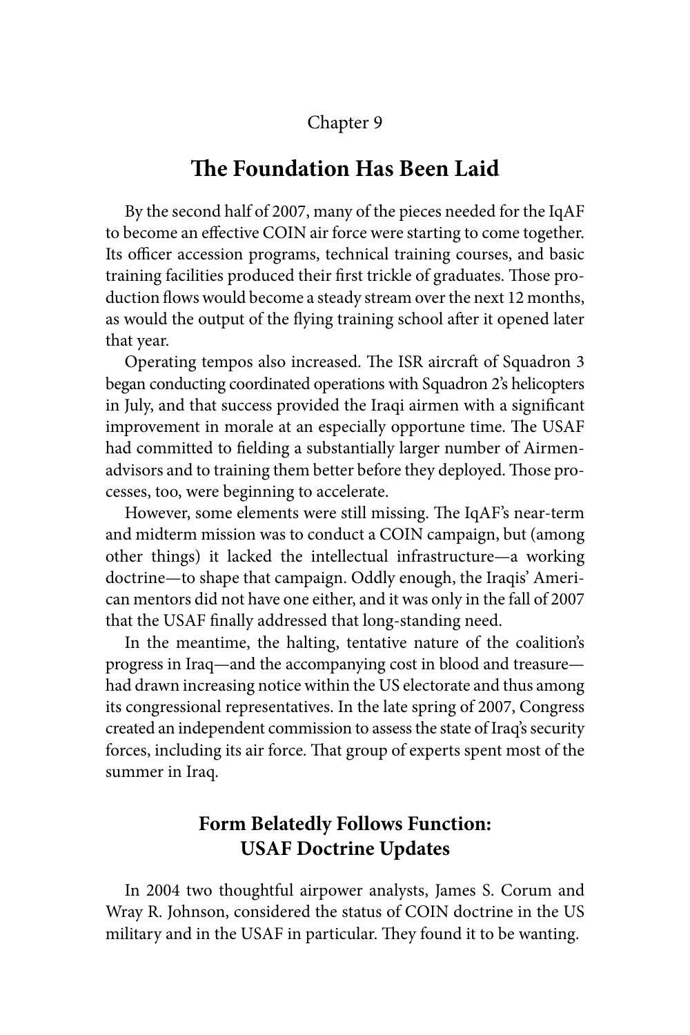Chapter 9

# The Foundation Has Been Laid

By the second half of 2007, many of the pieces needed for the IqAF to become an effective COIN air force were starting to come together. Its officer accession programs, technical training courses, and basic training facilities produced their first trickle of graduates. Those production flows would become a steady stream over the next 12 months, as would the output of the flying training school after it opened later that year.

Operating tempos also increased. The ISR aircraft of Squadron 3 began conducting coordinated operations with Squadron 2's helicopters in July, and that success provided the Iraqi airmen with a significant improvement in morale at an especially opportune time. The USAF had committed to fielding a substantially larger number of Airmen-advisors and to training them better before they deployed. Those processes, too, were beginning to accelerate.

However, some elements were still missing. The IqAF's near-term and midterm mission was to conduct a COIN campaign, but (among other things) it lacked the intellectual infrastructure—a working doctrine—to shape that campaign. Oddly enough, the Iraqis' American mentors did not have one either, and it was only in the fall of 2007 that the USAF finally addressed that long-standing need.

In the meantime, the halting, tentative nature of the coalition's progress in Iraq—and the accompanying cost in blood and treasure—had drawn increasing notice within the US electorate and thus among its congressional representatives. In the late spring of 2007, Congress created an independent commission to assess the state of Iraq's security forces, including its air force. That group of experts spent most of the summer in Iraq.

## Form Belatedly Follows Function: USAF Doctrine Updates

In 2004 two thoughtful airpower analysts, James S. Corum and Wray R. Johnson, considered the status of COIN doctrine in the US military and in the USAF in particular. They found it to be wanting.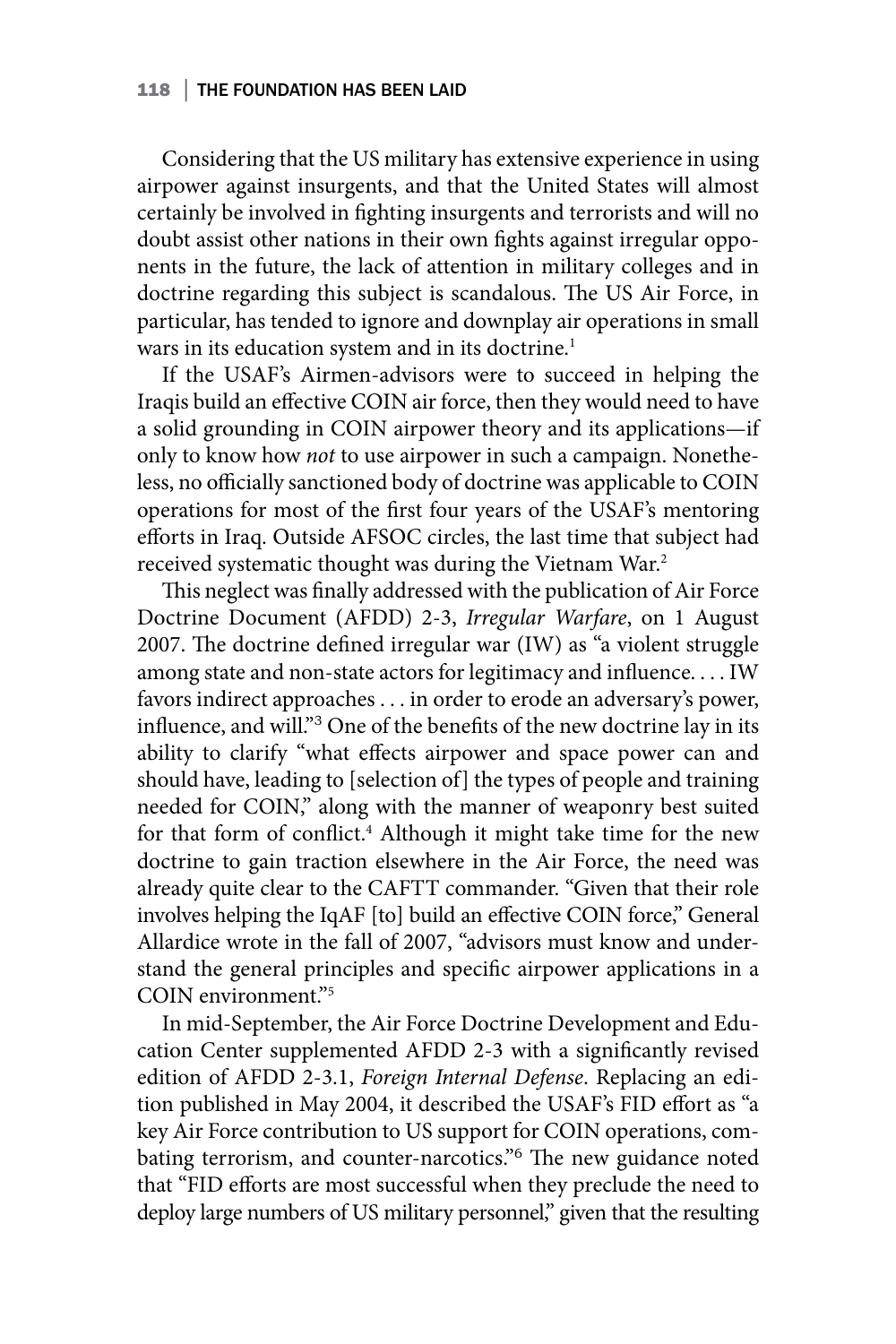Considering that the US military has extensive experience in using airpower against insurgents, and that the United States will almost certainly be involved in fighting insurgents and terrorists and will no doubt assist other nations in their own fights against irregular opponents in the future, the lack of attention in military colleges and in doctrine regarding this subject is scandalous. The US Air Force, in particular, has tended to ignore and downplay air operations in small wars in its education system and in its doctrine.[1]

If the USAF's Airmen-advisors were to succeed in helping the Iraqis build an effective COIN air force, then they would need to have a solid grounding in COIN airpower theory and its applications—if only to know how *not* to use airpower in such a campaign. Nonetheless, no officially sanctioned body of doctrine was applicable to COIN operations for most of the first four years of the USAF's mentoring efforts in Iraq. Outside AFSOC circles, the last time that subject had received systematic thought was during the Vietnam War.[2]

This neglect was finally addressed with the publication of Air Force Doctrine Document (AFDD) 2-3, *Irregular Warfare*, on 1 August 2007. The doctrine defined irregular war (IW) as "a violent struggle among state and non-state actors for legitimacy and influence. . . . IW favors indirect approaches . . . in order to erode an adversary's power, influence, and will."[3] One of the benefits of the new doctrine lay in its ability to clarify "what effects airpower and space power can and should have, leading to [selection of] the types of people and training needed for COIN," along with the manner of weaponry best suited for that form of conflict.[4] Although it might take time for the new doctrine to gain traction elsewhere in the Air Force, the need was already quite clear to the CAFTT commander. "Given that their role involves helping the IqAF [to] build an effective COIN force," General Allardice wrote in the fall of 2007, "advisors must know and understand the general principles and specific airpower applications in a COIN environment."[5]

In mid-September, the Air Force Doctrine Development and Education Center supplemented AFDD 2-3 with a significantly revised edition of AFDD 2-3.1, *Foreign Internal Defense*. Replacing an edition published in May 2004, it described the USAF's FID effort as "a key Air Force contribution to US support for COIN operations, combating terrorism, and counter-narcotics."[6] The new guidance noted that "FID efforts are most successful when they preclude the need to deploy large numbers of US military personnel," given that the resulting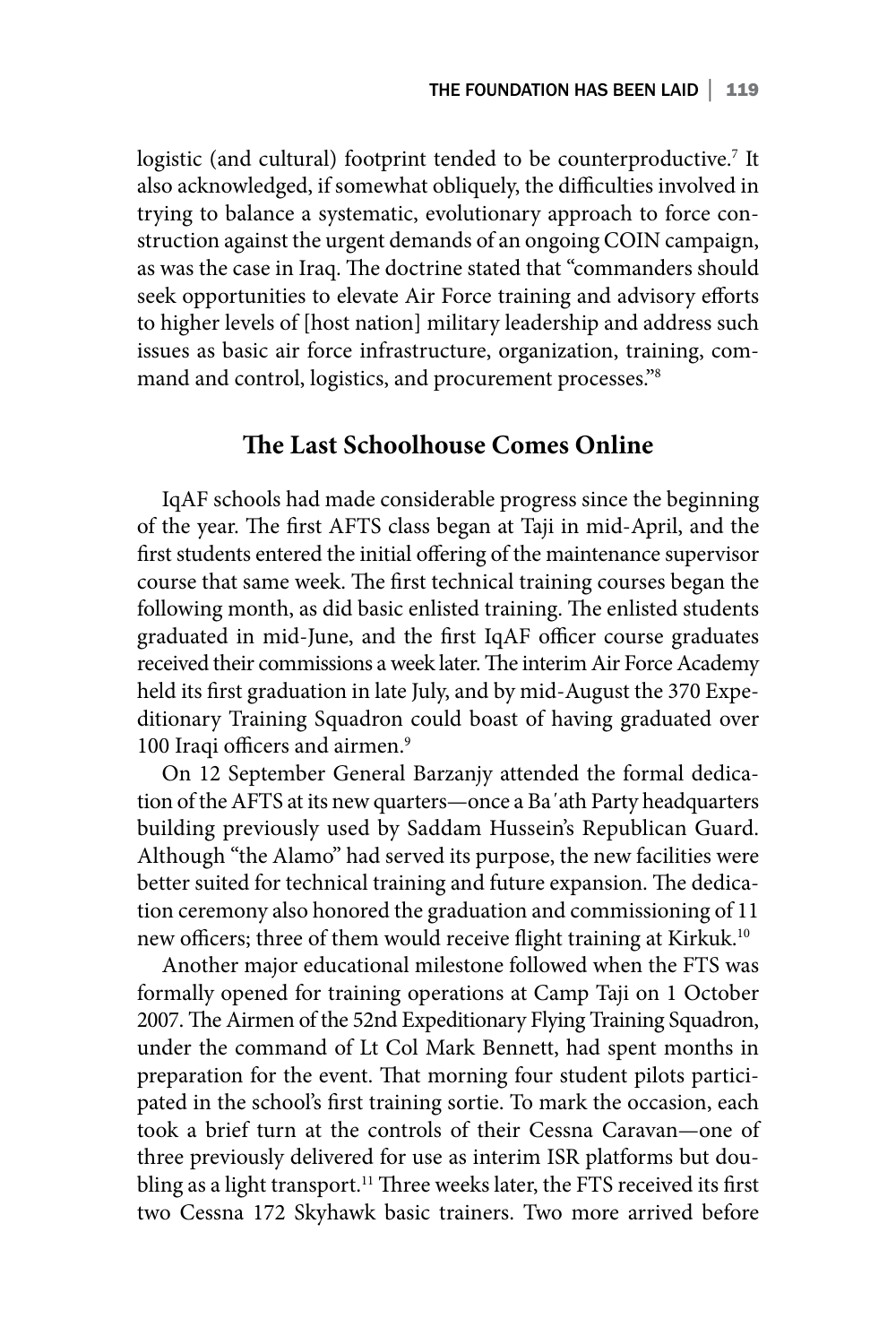logistic (and cultural) footprint tended to be counterproductive.[7] It also acknowledged, if somewhat obliquely, the difficulties involved in trying to balance a systematic, evolutionary approach to force construction against the urgent demands of an ongoing COIN campaign, as was the case in Iraq. The doctrine stated that "commanders should seek opportunities to elevate Air Force training and advisory efforts to higher levels of [host nation] military leadership and address such issues as basic air force infrastructure, organization, training, command and control, logistics, and procurement processes."[8]

## The Last Schoolhouse Comes Online

IqAF schools had made considerable progress since the beginning of the year. The first AFTS class began at Taji in mid-April, and the first students entered the initial offering of the maintenance supervisor course that same week. The first technical training courses began the following month, as did basic enlisted training. The enlisted students graduated in mid-June, and the first IqAF officer course graduates received their commissions a week later. The interim Air Force Academy held its first graduation in late July, and by mid-August the 370 Expeditionary Training Squadron could boast of having graduated over 100 Iraqi officers and airmen.[9]

On 12 September General Barzanjy attended the formal dedication of the AFTS at its new quarters—once a Ba′ath Party headquarters building previously used by Saddam Hussein's Republican Guard. Although "the Alamo" had served its purpose, the new facilities were better suited for technical training and future expansion. The dedication ceremony also honored the graduation and commissioning of 11 new officers; three of them would receive flight training at Kirkuk.[10]

Another major educational milestone followed when the FTS was formally opened for training operations at Camp Taji on 1 October 2007. The Airmen of the 52nd Expeditionary Flying Training Squadron, under the command of Lt Col Mark Bennett, had spent months in preparation for the event. That morning four student pilots participated in the school's first training sortie. To mark the occasion, each took a brief turn at the controls of their Cessna Caravan—one of three previously delivered for use as interim ISR platforms but doubling as a light transport.[11] Three weeks later, the FTS received its first two Cessna 172 Skyhawk basic trainers. Two more arrived before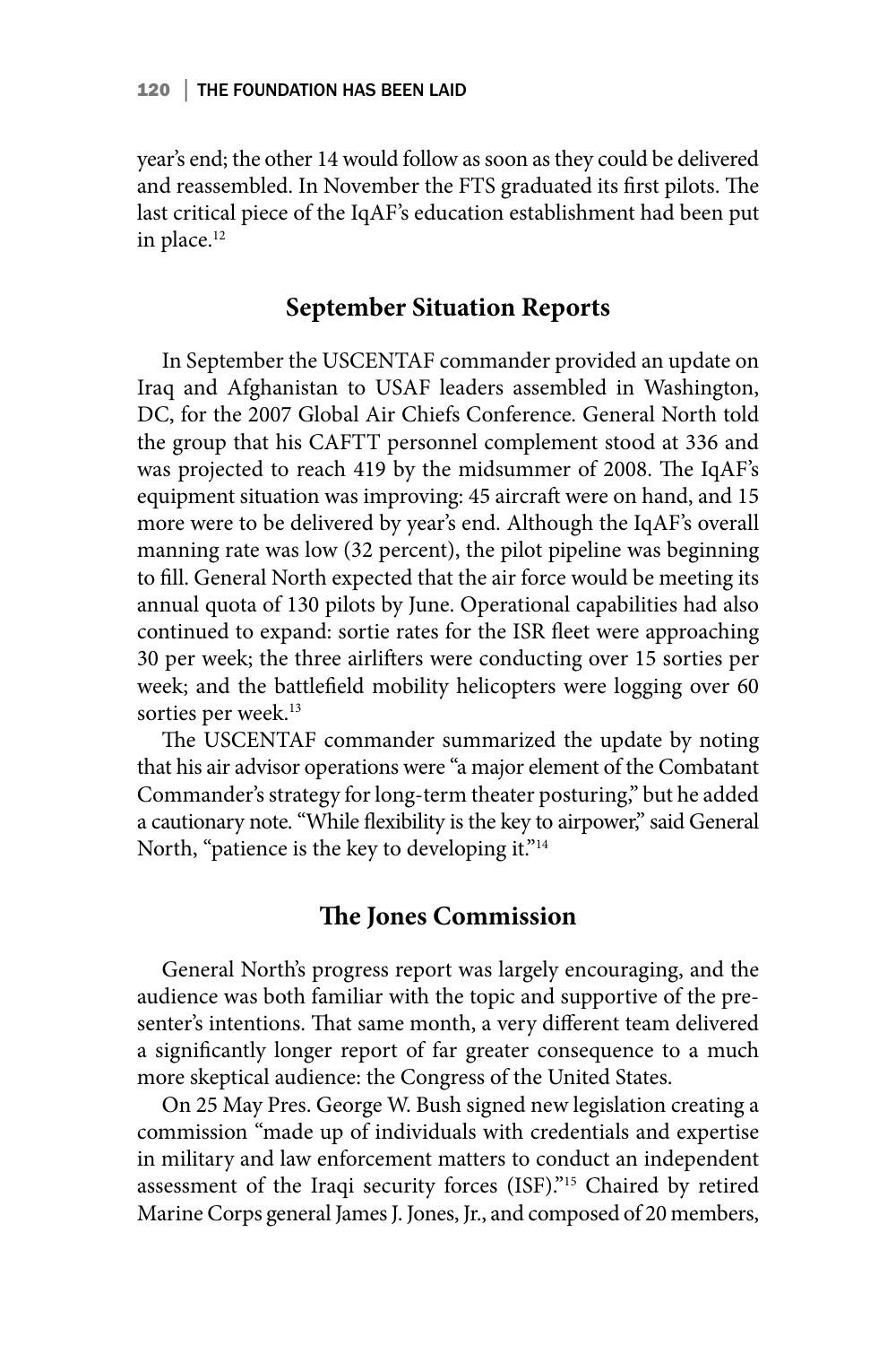year's end; the other 14 would follow as soon as they could be delivered and reassembled. In November the FTS graduated its first pilots. The last critical piece of the IqAF's education establishment had been put in place.[12]

## September Situation Reports

In September the USCENTAF commander provided an update on Iraq and Afghanistan to USAF leaders assembled in Washington, DC, for the 2007 Global Air Chiefs Conference. General North told the group that his CAFTT personnel complement stood at 336 and was projected to reach 419 by the midsummer of 2008. The IqAF's equipment situation was improving: 45 aircraft were on hand, and 15 more were to be delivered by year's end. Although the IqAF's overall manning rate was low (32 percent), the pilot pipeline was beginning to fill. General North expected that the air force would be meeting its annual quota of 130 pilots by June. Operational capabilities had also continued to expand: sortie rates for the ISR fleet were approaching 30 per week; the three airlifters were conducting over 15 sorties per week; and the battlefield mobility helicopters were logging over 60 sorties per week.[13]

The USCENTAF commander summarized the update by noting that his air advisor operations were "a major element of the Combatant Commander's strategy for long-term theater posturing," but he added a cautionary note. "While flexibility is the key to airpower," said General North, "patience is the key to developing it."[14]

## The Jones Commission

General North's progress report was largely encouraging, and the audience was both familiar with the topic and supportive of the presenter's intentions. That same month, a very different team delivered a significantly longer report of far greater consequence to a much more skeptical audience: the Congress of the United States.

On 25 May Pres. George W. Bush signed new legislation creating a commission "made up of individuals with credentials and expertise in military and law enforcement matters to conduct an independent assessment of the Iraqi security forces (ISF)."[15] Chaired by retired Marine Corps general James J. Jones, Jr., and composed of 20 members,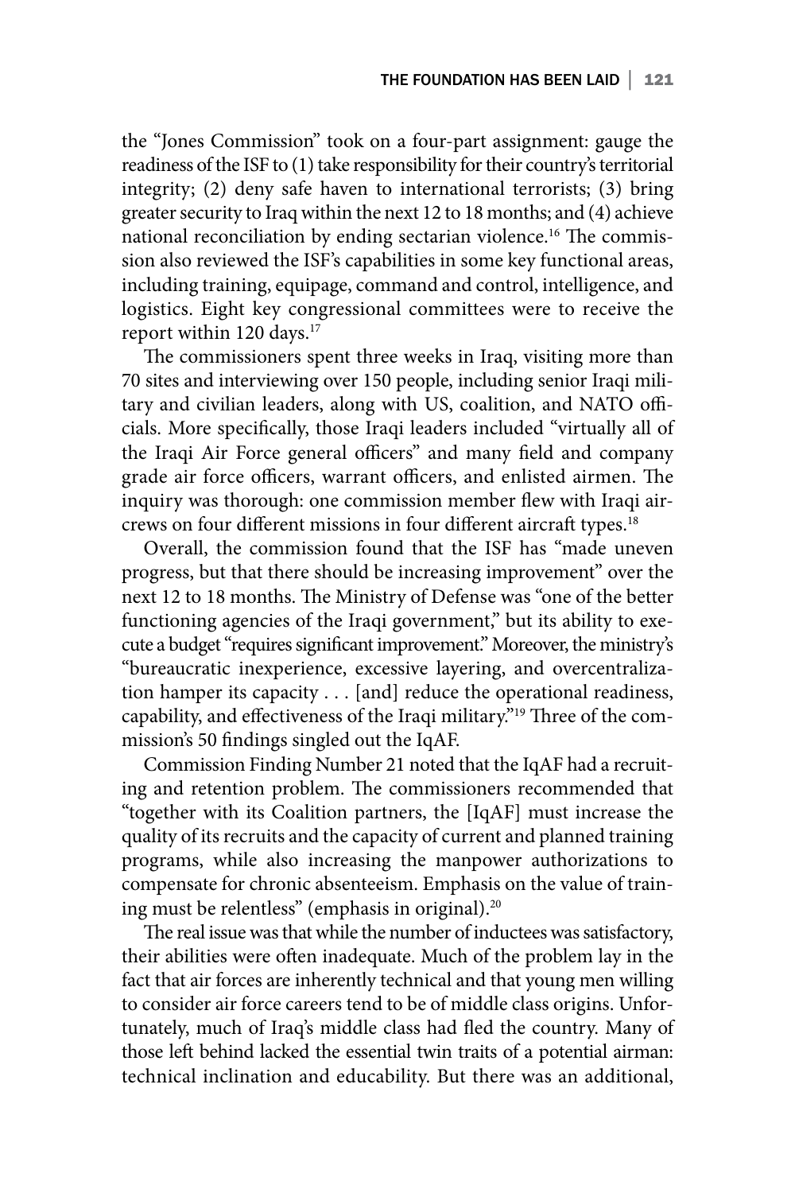the "Jones Commission" took on a four-part assignment: gauge the readiness of the ISF to (1) take responsibility for their country's territorial integrity; (2) deny safe haven to international terrorists; (3) bring greater security to Iraq within the next 12 to 18 months; and (4) achieve national reconciliation by ending sectarian violence.[16] The commission also reviewed the ISF's capabilities in some key functional areas, including training, equipage, command and control, intelligence, and logistics. Eight key congressional committees were to receive the report within 120 days.[17]

The commissioners spent three weeks in Iraq, visiting more than 70 sites and interviewing over 150 people, including senior Iraqi military and civilian leaders, along with US, coalition, and NATO officials. More specifically, those Iraqi leaders included "virtually all of the Iraqi Air Force general officers" and many field and company grade air force officers, warrant officers, and enlisted airmen. The inquiry was thorough: one commission member flew with Iraqi aircrews on four different missions in four different aircraft types.[18]

Overall, the commission found that the ISF has "made uneven progress, but that there should be increasing improvement" over the next 12 to 18 months. The Ministry of Defense was "one of the better functioning agencies of the Iraqi government," but its ability to execute a budget "requires significant improvement." Moreover, the ministry's "bureaucratic inexperience, excessive layering, and overcentralization hamper its capacity . . . [and] reduce the operational readiness, capability, and effectiveness of the Iraqi military."[19] Three of the commission's 50 findings singled out the IqAF.

Commission Finding Number 21 noted that the IqAF had a recruiting and retention problem. The commissioners recommended that "together with its Coalition partners, the [IqAF] must increase the quality of its recruits and the capacity of current and planned training programs, while also increasing the manpower authorizations to compensate for chronic absenteeism. Emphasis on the value of training must be relentless" (emphasis in original).[20]

The real issue was that while the number of inductees was satisfactory, their abilities were often inadequate. Much of the problem lay in the fact that air forces are inherently technical and that young men willing to consider air force careers tend to be of middle class origins. Unfortunately, much of Iraq's middle class had fled the country. Many of those left behind lacked the essential twin traits of a potential airman: technical inclination and educability. But there was an additional,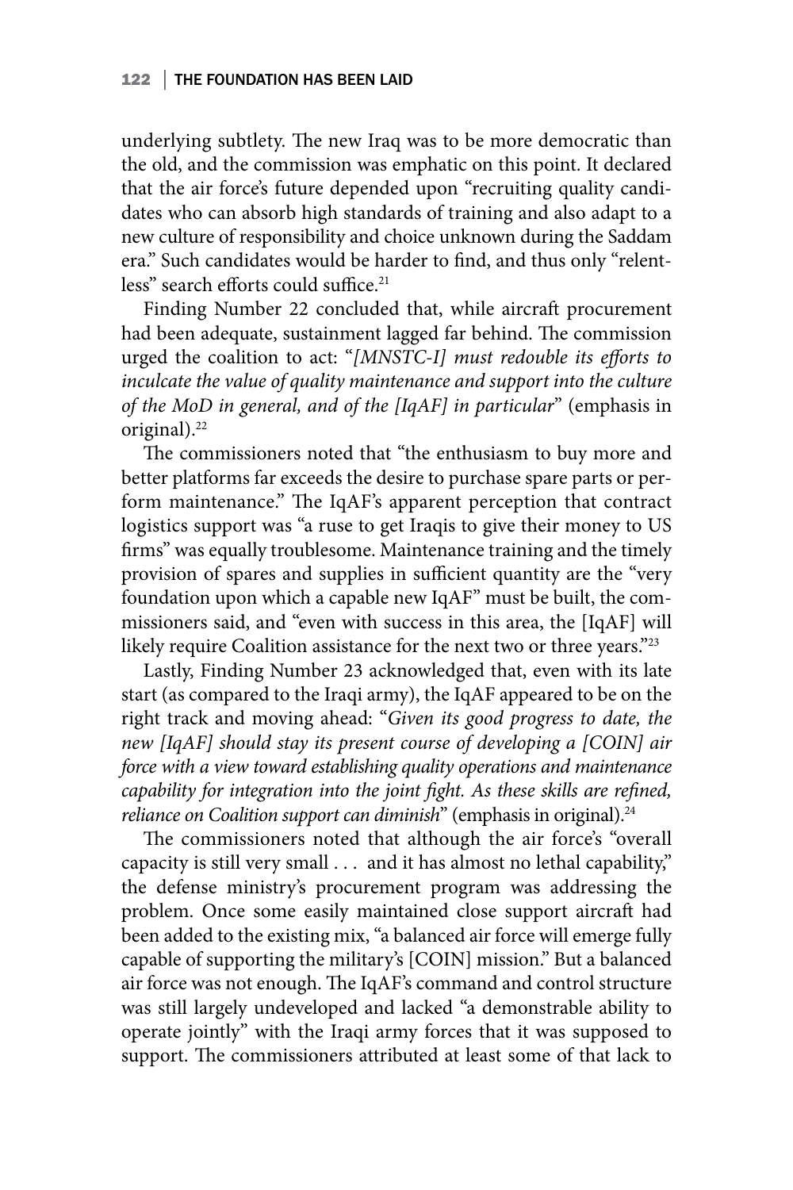underlying subtlety. The new Iraq was to be more democratic than the old, and the commission was emphatic on this point. It declared that the air force's future depended upon "recruiting quality candidates who can absorb high standards of training and also adapt to a new culture of responsibility and choice unknown during the Saddam era." Such candidates would be harder to find, and thus only "relentless" search efforts could suffice.[21]

Finding Number 22 concluded that, while aircraft procurement had been adequate, sustainment lagged far behind. The commission urged the coalition to act: "*[MNSTC-I] must redouble its efforts to inculcate the value of quality maintenance and support into the culture of the MoD in general, and of the [IqAF] in particular*" (emphasis in original).[22]

The commissioners noted that "the enthusiasm to buy more and better platforms far exceeds the desire to purchase spare parts or perform maintenance." The IqAF's apparent perception that contract logistics support was "a ruse to get Iraqis to give their money to US firms" was equally troublesome. Maintenance training and the timely provision of spares and supplies in sufficient quantity are the "very foundation upon which a capable new IqAF" must be built, the commissioners said, and "even with success in this area, the [IqAF] will likely require Coalition assistance for the next two or three years."[23]

Lastly, Finding Number 23 acknowledged that, even with its late start (as compared to the Iraqi army), the IqAF appeared to be on the right track and moving ahead: "*Given its good progress to date, the new [IqAF] should stay its present course of developing a [COIN] air force with a view toward establishing quality operations and maintenance capability for integration into the joint fight. As these skills are refined, reliance on Coalition support can diminish*" (emphasis in original).[24]

The commissioners noted that although the air force's "overall capacity is still very small . . . and it has almost no lethal capability," the defense ministry's procurement program was addressing the problem. Once some easily maintained close support aircraft had been added to the existing mix, "a balanced air force will emerge fully capable of supporting the military's [COIN] mission." But a balanced air force was not enough. The IqAF's command and control structure was still largely undeveloped and lacked "a demonstrable ability to operate jointly" with the Iraqi army forces that it was supposed to support. The commissioners attributed at least some of that lack to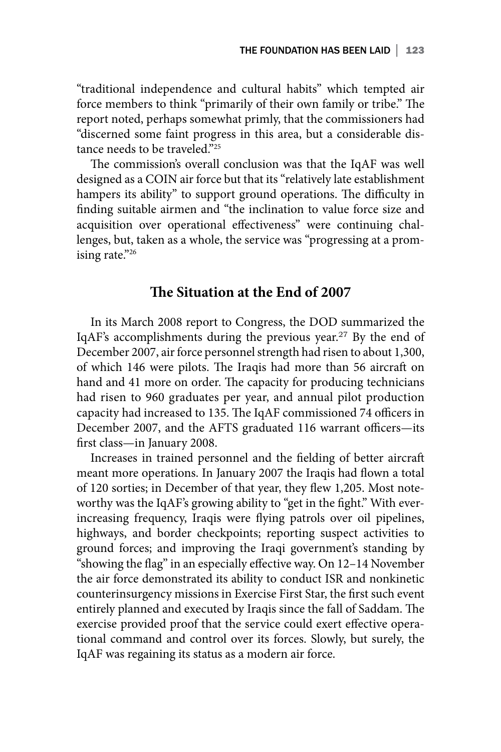"traditional independence and cultural habits" which tempted air force members to think "primarily of their own family or tribe." The report noted, perhaps somewhat primly, that the commissioners had "discerned some faint progress in this area, but a considerable distance needs to be traveled."[25]

The commission's overall conclusion was that the IqAF was well designed as a COIN air force but that its "relatively late establishment hampers its ability" to support ground operations. The difficulty in finding suitable airmen and "the inclination to value force size and acquisition over operational effectiveness" were continuing challenges, but, taken as a whole, the service was "progressing at a promising rate."[26]

## The Situation at the End of 2007

In its March 2008 report to Congress, the DOD summarized the IqAF's accomplishments during the previous year.[27] By the end of December 2007, air force personnel strength had risen to about 1,300, of which 146 were pilots. The Iraqis had more than 56 aircraft on hand and 41 more on order. The capacity for producing technicians had risen to 960 graduates per year, and annual pilot production capacity had increased to 135. The IqAF commissioned 74 officers in December 2007, and the AFTS graduated 116 warrant officers—its first class—in January 2008.

Increases in trained personnel and the fielding of better aircraft meant more operations. In January 2007 the Iraqis had flown a total of 120 sorties; in December of that year, they flew 1,205. Most noteworthy was the IqAF's growing ability to "get in the fight." With ever-increasing frequency, Iraqis were flying patrols over oil pipelines, highways, and border checkpoints; reporting suspect activities to ground forces; and improving the Iraqi government's standing by "showing the flag" in an especially effective way. On 12–14 November the air force demonstrated its ability to conduct ISR and nonkinetic counterinsurgency missions in Exercise First Star, the first such event entirely planned and executed by Iraqis since the fall of Saddam. The exercise provided proof that the service could exert effective operational command and control over its forces. Slowly, but surely, the IqAF was regaining its status as a modern air force.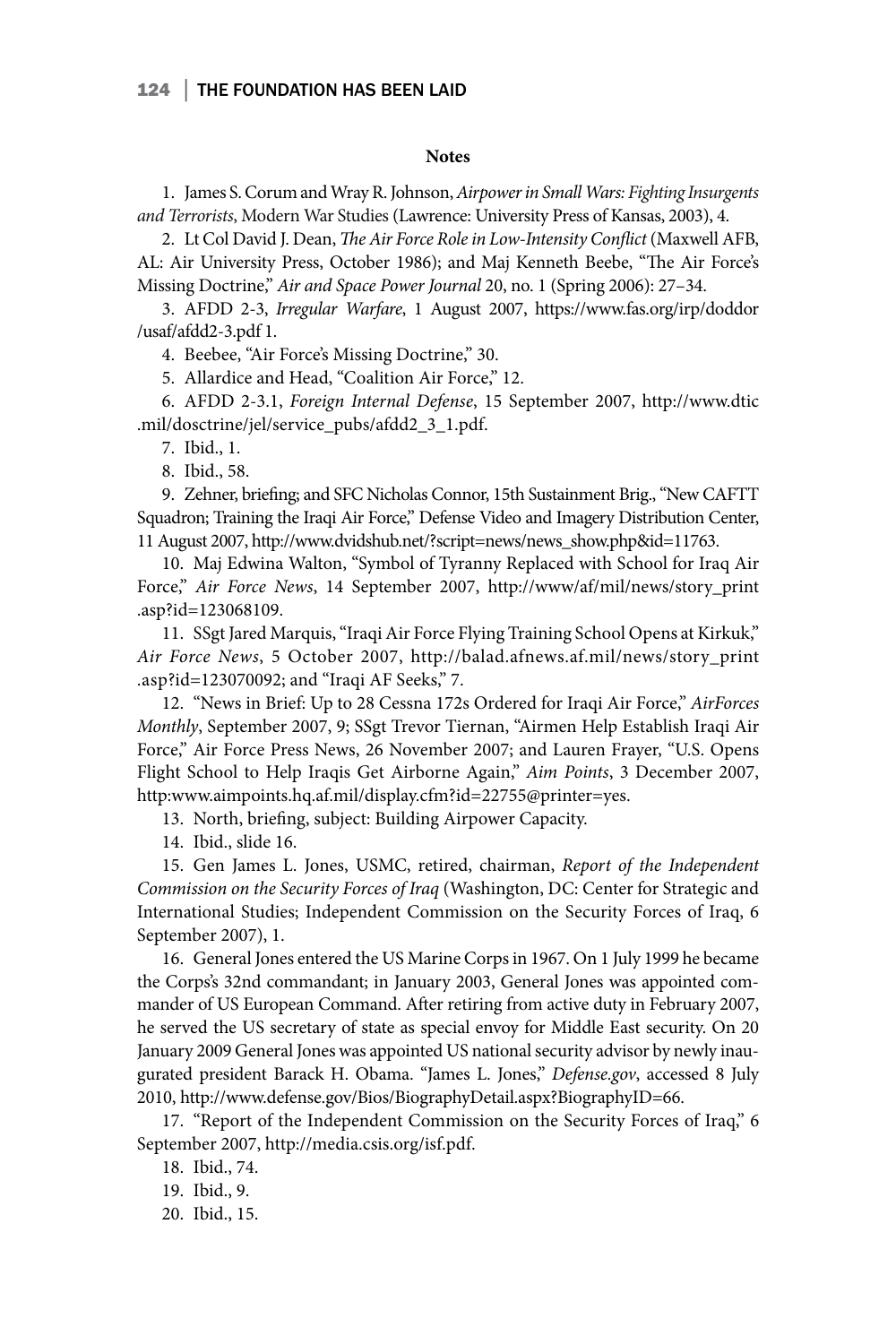## Notes

1. James S. Corum and Wray R. Johnson, *Airpower in Small Wars: Fighting Insurgents and Terrorists*, Modern War Studies (Lawrence: University Press of Kansas, 2003), 4.

2. Lt Col David J. Dean, *The Air Force Role in Low-Intensity Conflict* (Maxwell AFB, AL: Air University Press, October 1986); and Maj Kenneth Beebe, "The Air Force's Missing Doctrine," *Air and Space Power Journal* 20, no. 1 (Spring 2006): 27–34.

3. AFDD 2-3, *Irregular Warfare*, 1 August 2007, https://www.fas.org/irp/doddor/usaf/afdd2-3.pdf 1.

4. Beebee, "Air Force's Missing Doctrine," 30.

5. Allardice and Head, "Coalition Air Force," 12.

6. AFDD 2-3.1, *Foreign Internal Defense*, 15 September 2007, http://www.dtic.mil/dosctrine/jel/service_pubs/afdd2_3_1.pdf.

7. Ibid., 1.

8. Ibid., 58.

9. Zehner, briefing; and SFC Nicholas Connor, 15th Sustainment Brig., "New CAFTT Squadron; Training the Iraqi Air Force," Defense Video and Imagery Distribution Center, 11 August 2007, http://www.dvidshub.net/?script=news/news_show.php&id=11763.

10. Maj Edwina Walton, "Symbol of Tyranny Replaced with School for Iraq Air Force," *Air Force News*, 14 September 2007, http://www/af/mil/news/story_print.asp?id=123068109.

11. SSgt Jared Marquis, "Iraqi Air Force Flying Training School Opens at Kirkuk," *Air Force News*, 5 October 2007, http://balad.afnews.af.mil/news/story_print.asp?id=123070092; and "Iraqi AF Seeks," 7.

12. "News in Brief: Up to 28 Cessna 172s Ordered for Iraqi Air Force," *AirForces Monthly*, September 2007, 9; SSgt Trevor Tiernan, "Airmen Help Establish Iraqi Air Force," Air Force Press News, 26 November 2007; and Lauren Frayer, "U.S. Opens Flight School to Help Iraqis Get Airborne Again," *Aim Points*, 3 December 2007, http:www.aimpoints.hq.af.mil/display.cfm?id=22755@printer=yes.

13. North, briefing, subject: Building Airpower Capacity.

14. Ibid., slide 16.

15. Gen James L. Jones, USMC, retired, chairman, *Report of the Independent Commission on the Security Forces of Iraq* (Washington, DC: Center for Strategic and International Studies; Independent Commission on the Security Forces of Iraq, 6 September 2007), 1.

16. General Jones entered the US Marine Corps in 1967. On 1 July 1999 he became the Corps's 32nd commandant; in January 2003, General Jones was appointed commander of US European Command. After retiring from active duty in February 2007, he served the US secretary of state as special envoy for Middle East security. On 20 January 2009 General Jones was appointed US national security advisor by newly inaugurated president Barack H. Obama. "James L. Jones," *Defense.gov*, accessed 8 July 2010, http://www.defense.gov/Bios/BiographyDetail.aspx?BiographyID=66.

17. "Report of the Independent Commission on the Security Forces of Iraq," 6 September 2007, http://media.csis.org/isf.pdf.

18. Ibid., 74.

19. Ibid., 9.

20. Ibid., 15.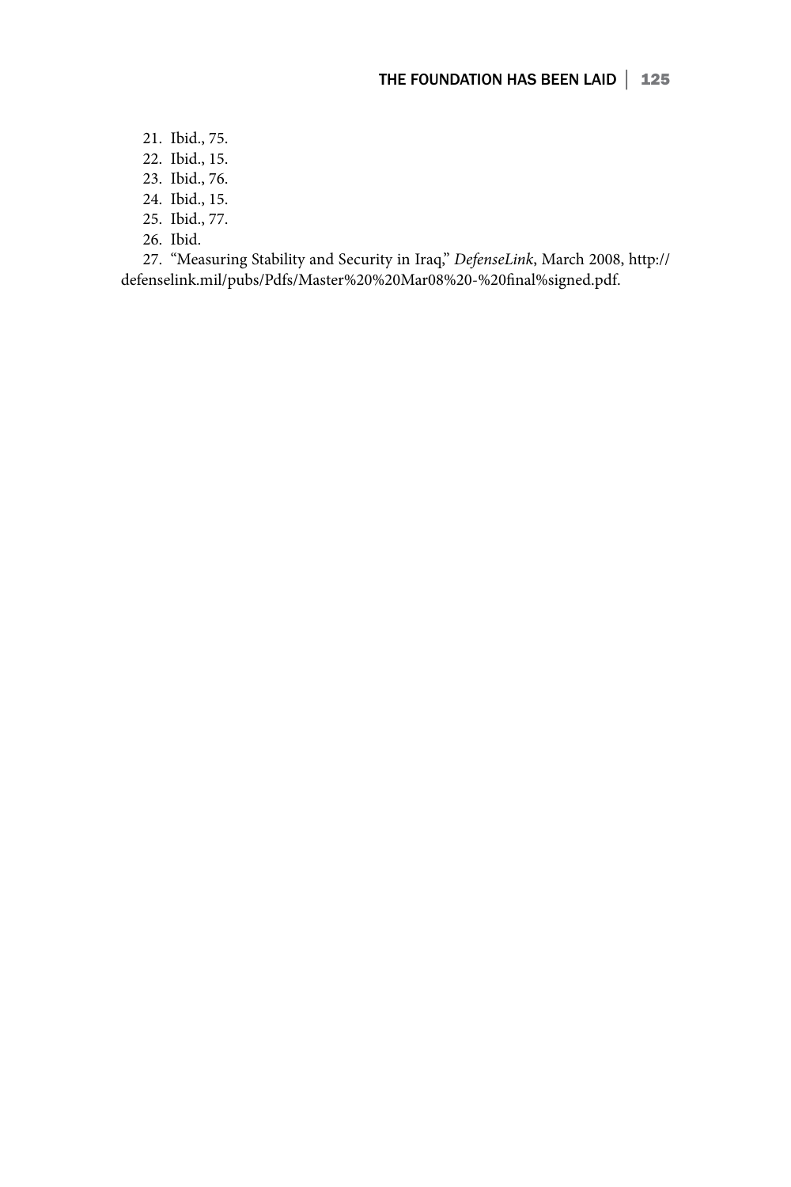21. Ibid., 75.
22. Ibid., 15.
23. Ibid., 76.
24. Ibid., 15.
25. Ibid., 77.
26. Ibid.
27. "Measuring Stability and Security in Iraq," *DefenseLink*, March 2008, http://defenselink.mil/pubs/Pdfs/Master%20%20Mar08%20-%20final%signed.pdf.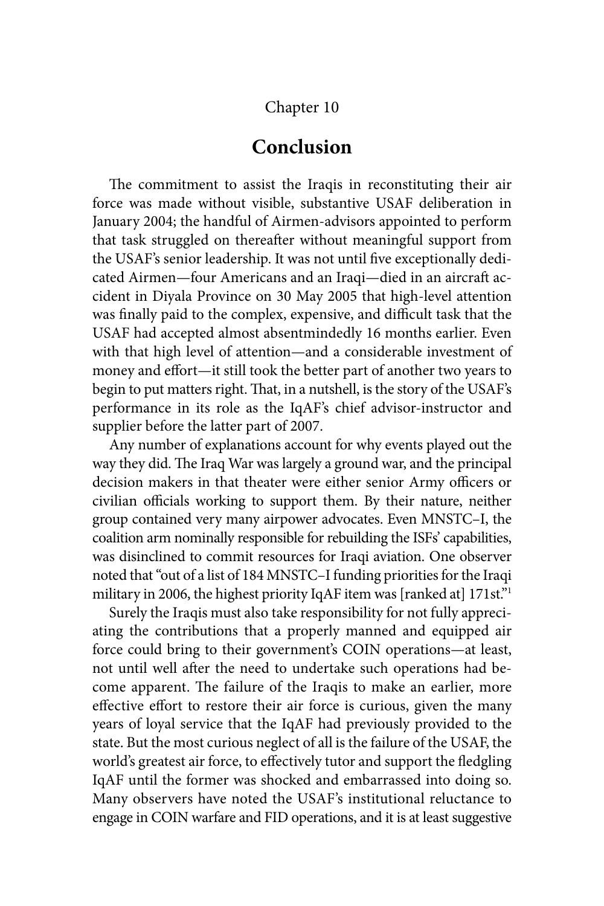Chapter 10

# Conclusion

The commitment to assist the Iraqis in reconstituting their air force was made without visible, substantive USAF deliberation in January 2004; the handful of Airmen-advisors appointed to perform that task struggled on thereafter without meaningful support from the USAF's senior leadership. It was not until five exceptionally dedicated Airmen—four Americans and an Iraqi—died in an aircraft accident in Diyala Province on 30 May 2005 that high-level attention was finally paid to the complex, expensive, and difficult task that the USAF had accepted almost absentmindedly 16 months earlier. Even with that high level of attention—and a considerable investment of money and effort—it still took the better part of another two years to begin to put matters right. That, in a nutshell, is the story of the USAF's performance in its role as the IqAF's chief advisor-instructor and supplier before the latter part of 2007.

Any number of explanations account for why events played out the way they did. The Iraq War was largely a ground war, and the principal decision makers in that theater were either senior Army officers or civilian officials working to support them. By their nature, neither group contained very many airpower advocates. Even MNSTC–I, the coalition arm nominally responsible for rebuilding the ISFs' capabilities, was disinclined to commit resources for Iraqi aviation. One observer noted that "out of a list of 184 MNSTC–I funding priorities for the Iraqi military in 2006, the highest priority IqAF item was [ranked at] 171st."[1]

Surely the Iraqis must also take responsibility for not fully appreciating the contributions that a properly manned and equipped air force could bring to their government's COIN operations—at least, not until well after the need to undertake such operations had become apparent. The failure of the Iraqis to make an earlier, more effective effort to restore their air force is curious, given the many years of loyal service that the IqAF had previously provided to the state. But the most curious neglect of all is the failure of the USAF, the world's greatest air force, to effectively tutor and support the fledgling IqAF until the former was shocked and embarrassed into doing so. Many observers have noted the USAF's institutional reluctance to engage in COIN warfare and FID operations, and it is at least suggestive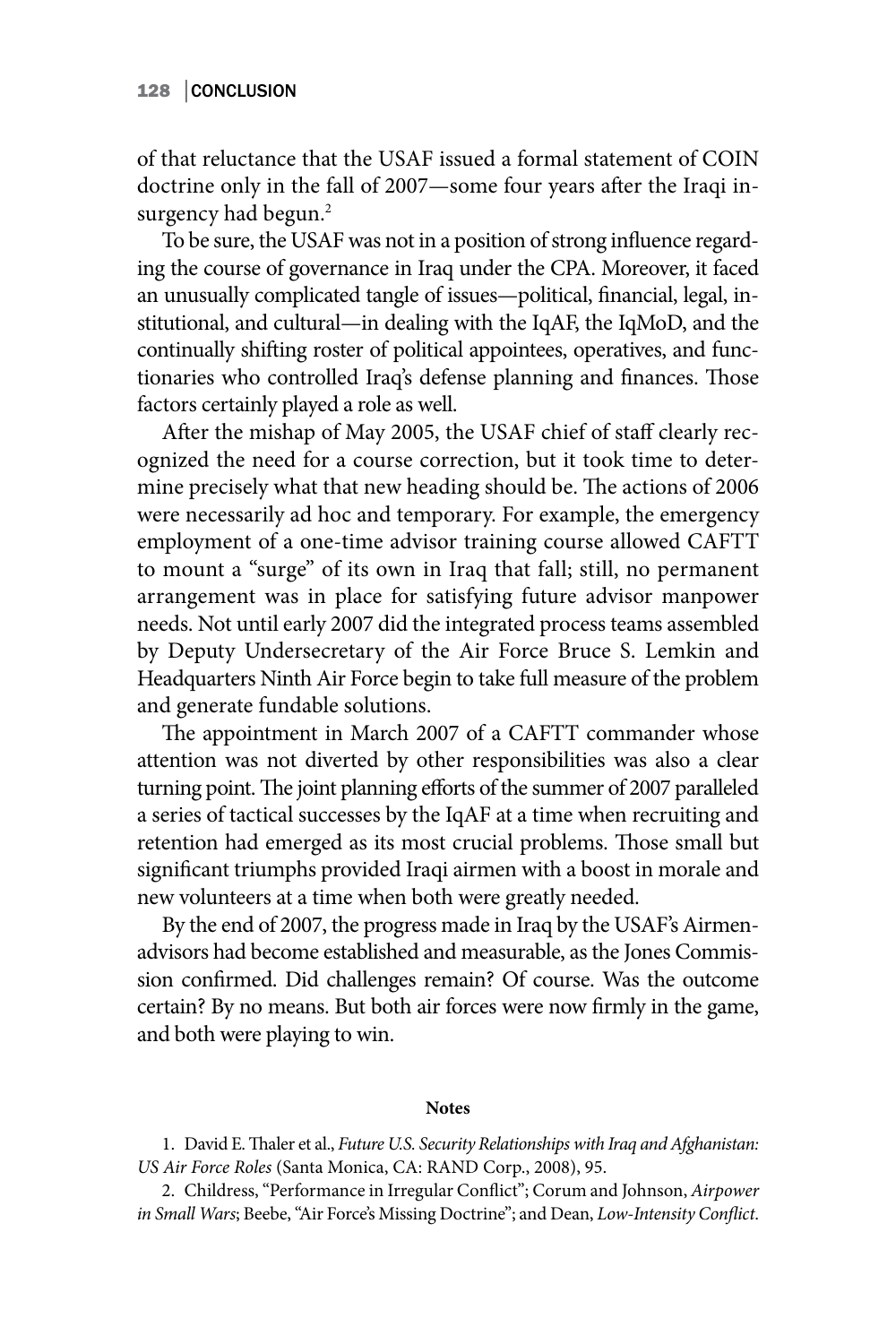of that reluctance that the USAF issued a formal statement of COIN doctrine only in the fall of 2007—some four years after the Iraqi insurgency had begun.[2]

To be sure, the USAF was not in a position of strong influence regarding the course of governance in Iraq under the CPA. Moreover, it faced an unusually complicated tangle of issues—political, financial, legal, institutional, and cultural—in dealing with the IqAF, the IqMoD, and the continually shifting roster of political appointees, operatives, and functionaries who controlled Iraq's defense planning and finances. Those factors certainly played a role as well.

After the mishap of May 2005, the USAF chief of staff clearly recognized the need for a course correction, but it took time to determine precisely what that new heading should be. The actions of 2006 were necessarily ad hoc and temporary. For example, the emergency employment of a one-time advisor training course allowed CAFTT to mount a "surge" of its own in Iraq that fall; still, no permanent arrangement was in place for satisfying future advisor manpower needs. Not until early 2007 did the integrated process teams assembled by Deputy Undersecretary of the Air Force Bruce S. Lemkin and Headquarters Ninth Air Force begin to take full measure of the problem and generate fundable solutions.

The appointment in March 2007 of a CAFTT commander whose attention was not diverted by other responsibilities was also a clear turning point. The joint planning efforts of the summer of 2007 paralleled a series of tactical successes by the IqAF at a time when recruiting and retention had emerged as its most crucial problems. Those small but significant triumphs provided Iraqi airmen with a boost in morale and new volunteers at a time when both were greatly needed.

By the end of 2007, the progress made in Iraq by the USAF's Airmen-advisors had become established and measurable, as the Jones Commission confirmed. Did challenges remain? Of course. Was the outcome certain? By no means. But both air forces were now firmly in the game, and both were playing to win.

**Notes**

1. David E. Thaler et al., *Future U.S. Security Relationships with Iraq and Afghanistan: US Air Force Roles* (Santa Monica, CA: RAND Corp., 2008), 95.

2. Childress, "Performance in Irregular Conflict"; Corum and Johnson, *Airpower in Small Wars*; Beebe, "Air Force's Missing Doctrine"; and Dean, *Low-Intensity Conflict*.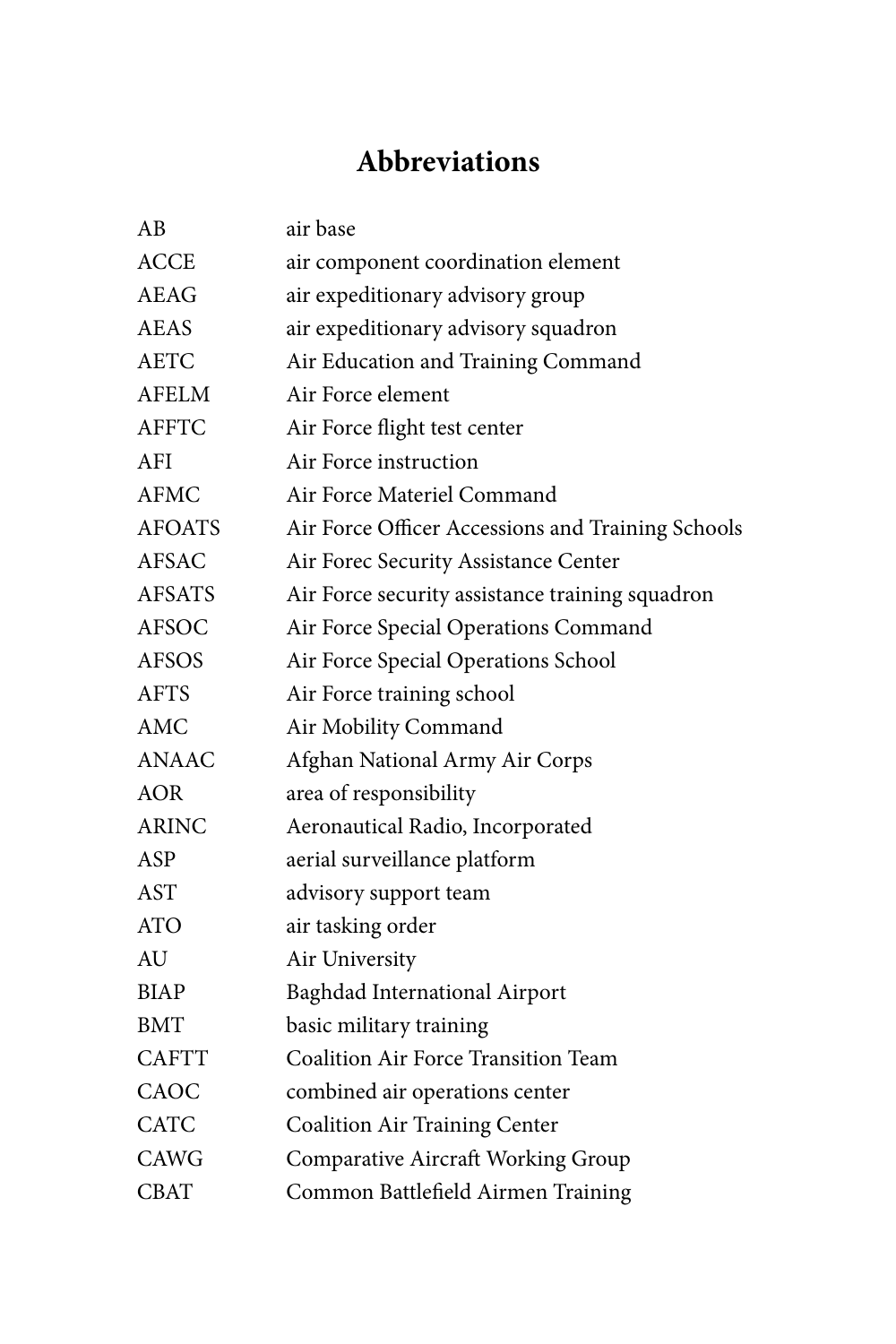# Abbreviations

| | |
|---|---|
| AB | air base |
| ACCE | air component coordination element |
| AEAG | air expeditionary advisory group |
| AEAS | air expeditionary advisory squadron |
| AETC | Air Education and Training Command |
| AFELM | Air Force element |
| AFFTC | Air Force flight test center |
| AFI | Air Force instruction |
| AFMC | Air Force Materiel Command |
| AFOATS | Air Force Officer Accessions and Training Schools |
| AFSAC | Air Forec Security Assistance Center |
| AFSATS | Air Force security assistance training squadron |
| AFSOC | Air Force Special Operations Command |
| AFSOS | Air Force Special Operations School |
| AFTS | Air Force training school |
| AMC | Air Mobility Command |
| ANAAC | Afghan National Army Air Corps |
| AOR | area of responsibility |
| ARINC | Aeronautical Radio, Incorporated |
| ASP | aerial surveillance platform |
| AST | advisory support team |
| ATO | air tasking order |
| AU | Air University |
| BIAP | Baghdad International Airport |
| BMT | basic military training |
| CAFTT | Coalition Air Force Transition Team |
| CAOC | combined air operations center |
| CATC | Coalition Air Training Center |
| CAWG | Comparative Aircraft Working Group |
| CBAT | Common Battlefield Airmen Training |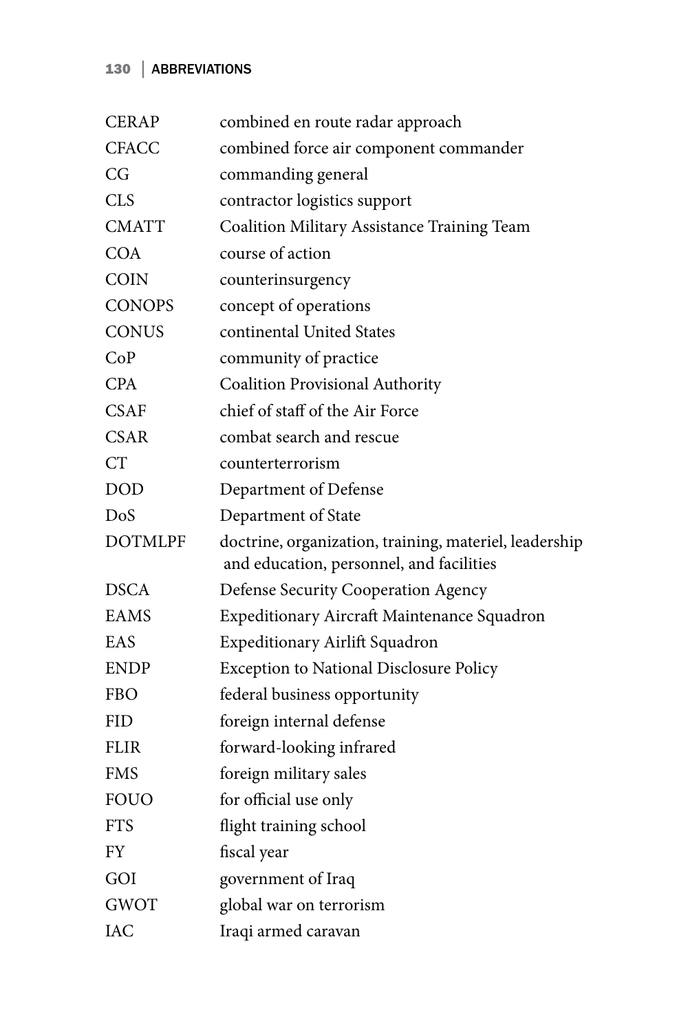| | |
|---|---|
| CERAP | combined en route radar approach |
| CFACC | combined force air component commander |
| CG | commanding general |
| CLS | contractor logistics support |
| CMATT | Coalition Military Assistance Training Team |
| COA | course of action |
| COIN | counterinsurgency |
| CONOPS | concept of operations |
| CONUS | continental United States |
| CoP | community of practice |
| CPA | Coalition Provisional Authority |
| CSAF | chief of staff of the Air Force |
| CSAR | combat search and rescue |
| CT | counterterrorism |
| DOD | Department of Defense |
| DoS | Department of State |
| DOTMLPF | doctrine, organization, training, materiel, leadership and education, personnel, and facilities |
| DSCA | Defense Security Cooperation Agency |
| EAMS | Expeditionary Aircraft Maintenance Squadron |
| EAS | Expeditionary Airlift Squadron |
| ENDP | Exception to National Disclosure Policy |
| FBO | federal business opportunity |
| FID | foreign internal defense |
| FLIR | forward-looking infrared |
| FMS | foreign military sales |
| FOUO | for official use only |
| FTS | flight training school |
| FY | fiscal year |
| GOI | government of Iraq |
| GWOT | global war on terrorism |
| IAC | Iraqi armed caravan |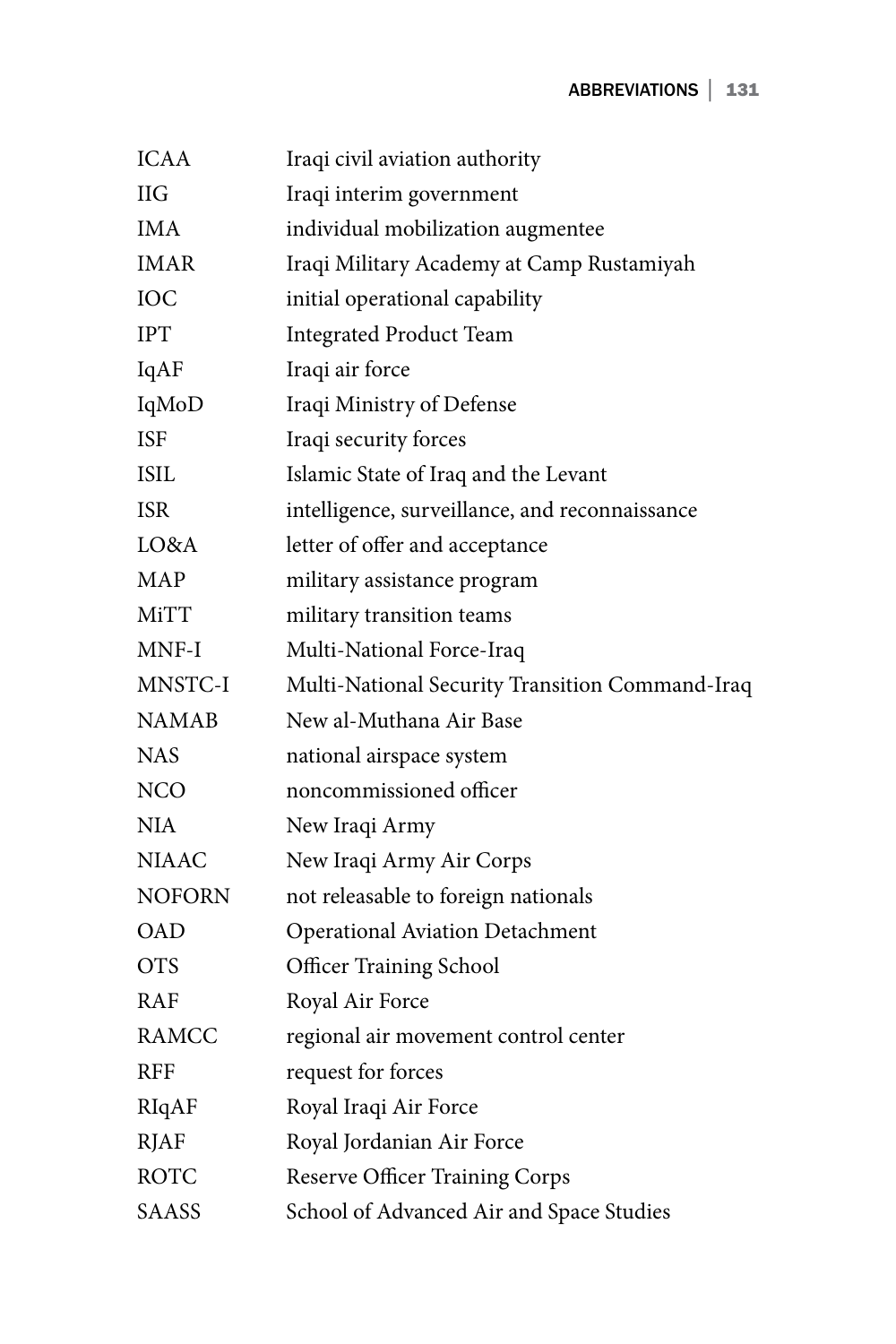| | |
|---|---|
| ICAA | Iraqi civil aviation authority |
| IIG | Iraqi interim government |
| IMA | individual mobilization augmentee |
| IMAR | Iraqi Military Academy at Camp Rustamiyah |
| IOC | initial operational capability |
| IPT | Integrated Product Team |
| IqAF | Iraqi air force |
| IqMoD | Iraqi Ministry of Defense |
| ISF | Iraqi security forces |
| ISIL | Islamic State of Iraq and the Levant |
| ISR | intelligence, surveillance, and reconnaissance |
| LO&A | letter of offer and acceptance |
| MAP | military assistance program |
| MiTT | military transition teams |
| MNF-I | Multi-National Force-Iraq |
| MNSTC-I | Multi-National Security Transition Command-Iraq |
| NAMAB | New al-Muthana Air Base |
| NAS | national airspace system |
| NCO | noncommissioned officer |
| NIA | New Iraqi Army |
| NIAAC | New Iraqi Army Air Corps |
| NOFORN | not releasable to foreign nationals |
| OAD | Operational Aviation Detachment |
| OTS | Officer Training School |
| RAF | Royal Air Force |
| RAMCC | regional air movement control center |
| RFF | request for forces |
| RIqAF | Royal Iraqi Air Force |
| RJAF | Royal Jordanian Air Force |
| ROTC | Reserve Officer Training Corps |
| SAASS | School of Advanced Air and Space Studies |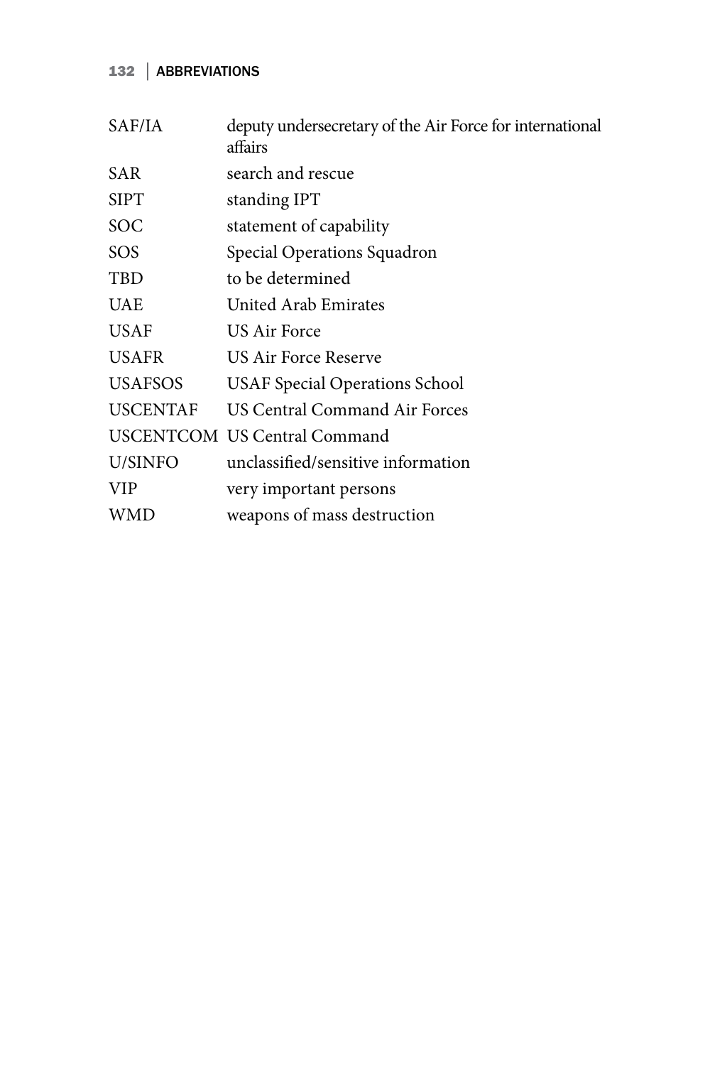| | |
|---|---|
| SAF/IA | deputy undersecretary of the Air Force for international affairs |
| SAR | search and rescue |
| SIPT | standing IPT |
| SOC | statement of capability |
| SOS | Special Operations Squadron |
| TBD | to be determined |
| UAE | United Arab Emirates |
| USAF | US Air Force |
| USAFR | US Air Force Reserve |
| USAFSOS | USAF Special Operations School |
| USCENTAF | US Central Command Air Forces |
| USCENTCOM | US Central Command |
| U/SINFO | unclassified/sensitive information |
| VIP | very important persons |
| WMD | weapons of mass destruction |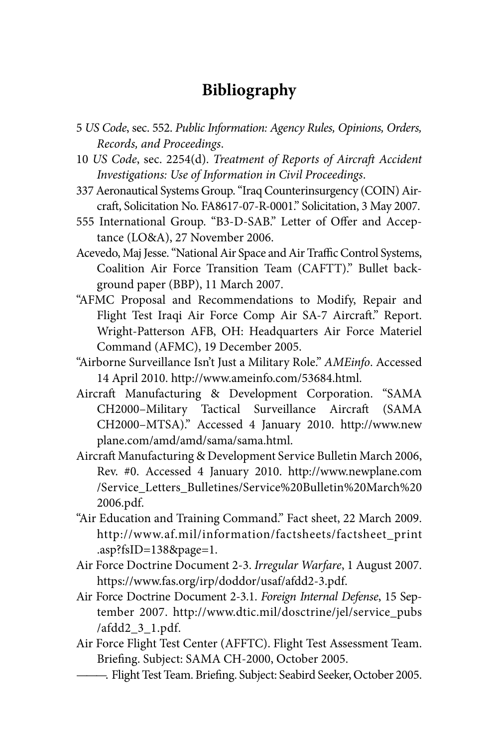# Bibliography

5 *US Code*, sec. 552. *Public Information: Agency Rules, Opinions, Orders, Records, and Proceedings*.

10 *US Code*, sec. 2254(d). *Treatment of Reports of Aircraft Accident Investigations: Use of Information in Civil Proceedings*.

337 Aeronautical Systems Group. "Iraq Counterinsurgency (COIN) Aircraft, Solicitation No. FA8617-07-R-0001." Solicitation, 3 May 2007.

555 International Group. "B3-D-SAB." Letter of Offer and Acceptance (LO&A), 27 November 2006.

Acevedo, Maj Jesse. "National Air Space and Air Traffic Control Systems, Coalition Air Force Transition Team (CAFTT)." Bullet background paper (BBP), 11 March 2007.

"AFMC Proposal and Recommendations to Modify, Repair and Flight Test Iraqi Air Force Comp Air SA-7 Aircraft." Report. Wright-Patterson AFB, OH: Headquarters Air Force Materiel Command (AFMC), 19 December 2005.

"Airborne Surveillance Isn't Just a Military Role." *AMEinfo*. Accessed 14 April 2010. http://www.ameinfo.com/53684.html.

Aircraft Manufacturing & Development Corporation. "SAMA CH2000–Military Tactical Surveillance Aircraft (SAMA CH2000–MTSA)." Accessed 4 January 2010. http://www.newplane.com/amd/amd/sama/sama.html.

Aircraft Manufacturing & Development Service Bulletin March 2006, Rev. #0. Accessed 4 January 2010. http://www.newplane.com/Service_Letters_Bulletines/Service%20Bulletin%20March%202006.pdf.

"Air Education and Training Command." Fact sheet, 22 March 2009. http://www.af.mil/information/factsheets/factsheet_print.asp?fsID=138&page=1.

Air Force Doctrine Document 2-3. *Irregular Warfare*, 1 August 2007. https://www.fas.org/irp/doddor/usaf/afdd2-3.pdf.

Air Force Doctrine Document 2-3.1. *Foreign Internal Defense*, 15 September 2007. http://www.dtic.mil/dosctrine/jel/service_pubs/afdd2_3_1.pdf.

Air Force Flight Test Center (AFFTC). Flight Test Assessment Team. Briefing. Subject: SAMA CH-2000, October 2005.

———. Flight Test Team. Briefing. Subject: Seabird Seeker, October 2005.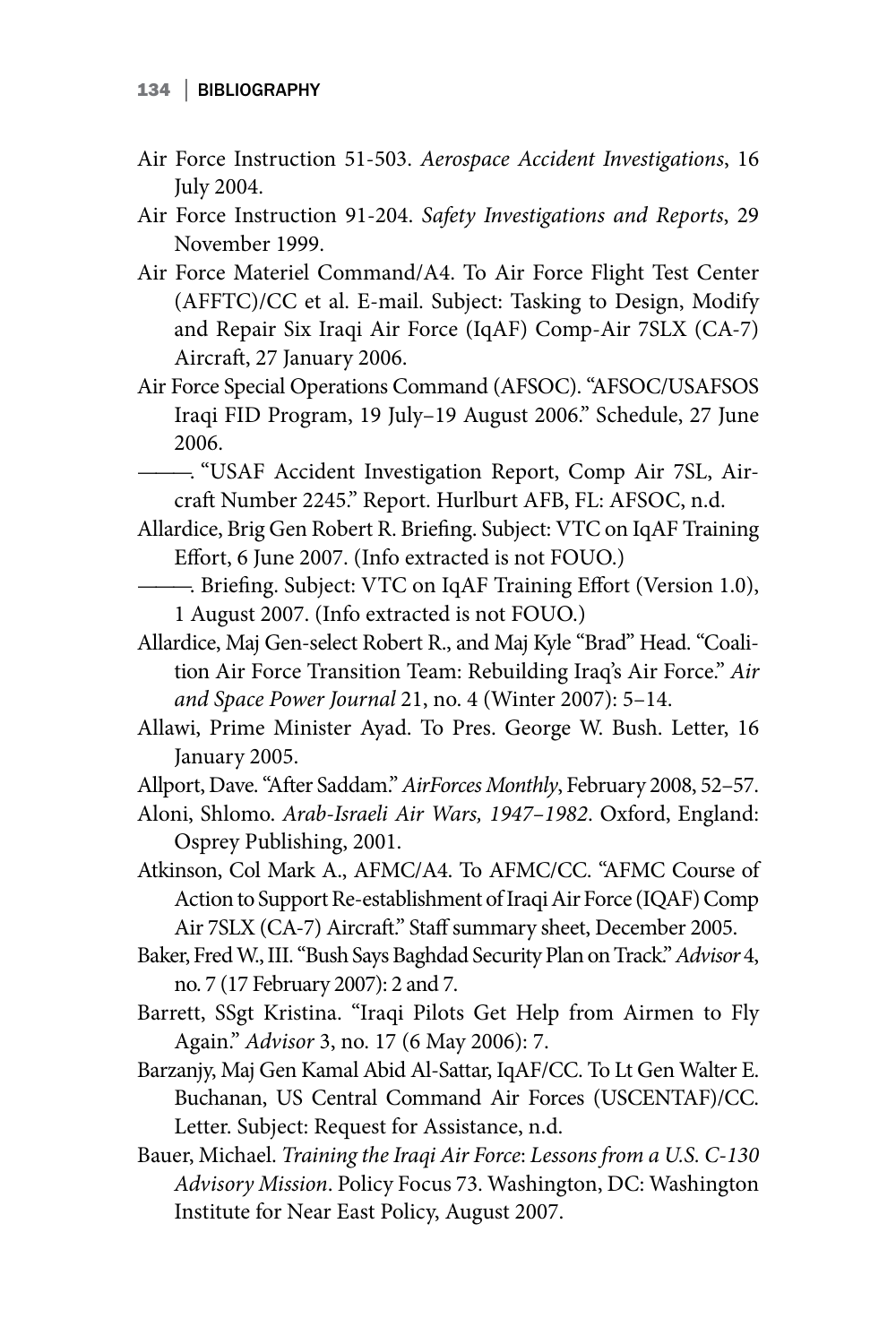Air Force Instruction 51-503. *Aerospace Accident Investigations*, 16 July 2004.

Air Force Instruction 91-204. *Safety Investigations and Reports*, 29 November 1999.

Air Force Materiel Command/A4. To Air Force Flight Test Center (AFFTC)/CC et al. E-mail. Subject: Tasking to Design, Modify and Repair Six Iraqi Air Force (IqAF) Comp-Air 7SLX (CA-7) Aircraft, 27 January 2006.

Air Force Special Operations Command (AFSOC). "AFSOC/USAFSOS Iraqi FID Program, 19 July–19 August 2006." Schedule, 27 June 2006.

———. "USAF Accident Investigation Report, Comp Air 7SL, Aircraft Number 2245." Report. Hurlburt AFB, FL: AFSOC, n.d.

Allardice, Brig Gen Robert R. Briefing. Subject: VTC on IqAF Training Effort, 6 June 2007. (Info extracted is not FOUO.)

———. Briefing. Subject: VTC on IqAF Training Effort (Version 1.0), 1 August 2007. (Info extracted is not FOUO.)

Allardice, Maj Gen-select Robert R., and Maj Kyle "Brad" Head. "Coalition Air Force Transition Team: Rebuilding Iraq's Air Force." *Air and Space Power Journal* 21, no. 4 (Winter 2007): 5–14.

Allawi, Prime Minister Ayad. To Pres. George W. Bush. Letter, 16 January 2005.

Allport, Dave. "After Saddam." *AirForces Monthly*, February 2008, 52–57.

Aloni, Shlomo. *Arab-Israeli Air Wars, 1947–1982*. Oxford, England: Osprey Publishing, 2001.

Atkinson, Col Mark A., AFMC/A4. To AFMC/CC. "AFMC Course of Action to Support Re-establishment of Iraqi Air Force (IQAF) Comp Air 7SLX (CA-7) Aircraft." Staff summary sheet, December 2005.

Baker, Fred W., III. "Bush Says Baghdad Security Plan on Track." *Advisor* 4, no. 7 (17 February 2007): 2 and 7.

Barrett, SSgt Kristina. "Iraqi Pilots Get Help from Airmen to Fly Again." *Advisor* 3, no. 17 (6 May 2006): 7.

Barzanjy, Maj Gen Kamal Abid Al-Sattar, IqAF/CC. To Lt Gen Walter E. Buchanan, US Central Command Air Forces (USCENTAF)/CC. Letter. Subject: Request for Assistance, n.d.

Bauer, Michael. *Training the Iraqi Air Force: Lessons from a U.S. C-130 Advisory Mission*. Policy Focus 73. Washington, DC: Washington Institute for Near East Policy, August 2007.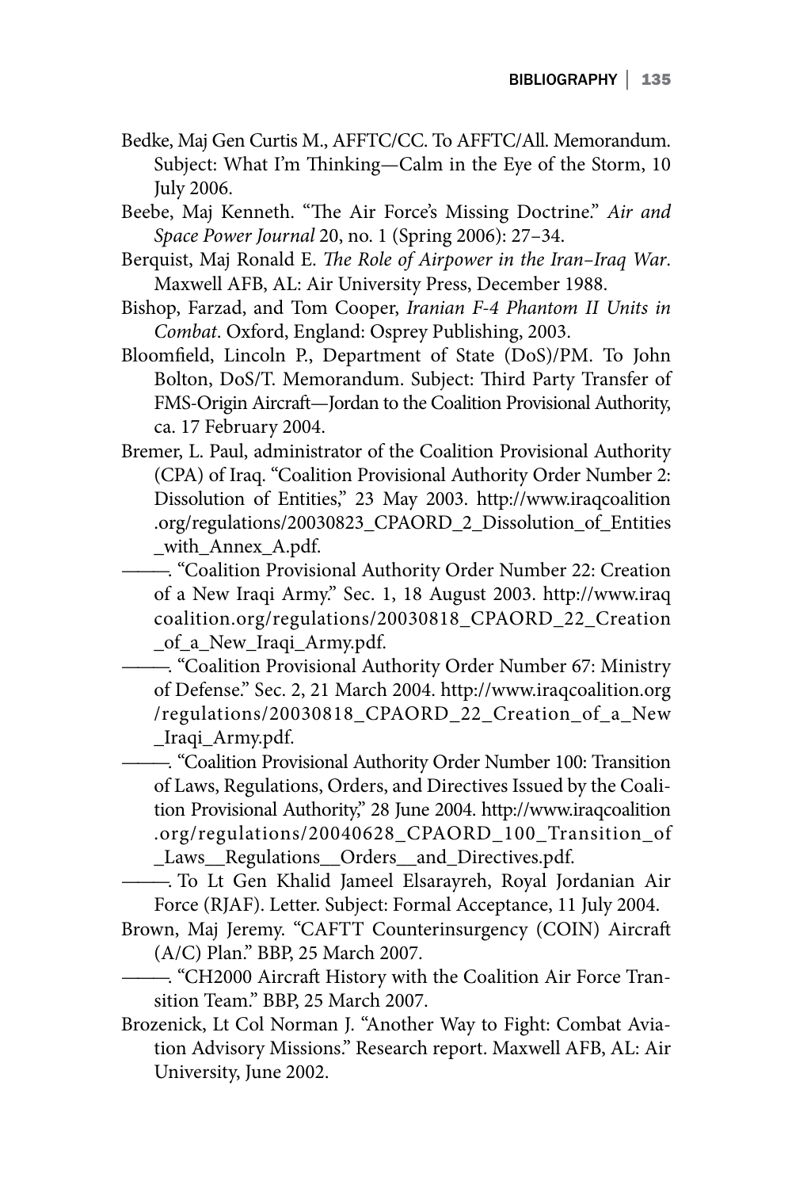Bedke, Maj Gen Curtis M., AFFTC/CC. To AFFTC/All. Memorandum. Subject: What I'm Thinking—Calm in the Eye of the Storm, 10 July 2006.

Beebe, Maj Kenneth. "The Air Force's Missing Doctrine." *Air and Space Power Journal* 20, no. 1 (Spring 2006): 27–34.

Berquist, Maj Ronald E. *The Role of Airpower in the Iran–Iraq War*. Maxwell AFB, AL: Air University Press, December 1988.

Bishop, Farzad, and Tom Cooper, *Iranian F-4 Phantom II Units in Combat*. Oxford, England: Osprey Publishing, 2003.

Bloomfield, Lincoln P., Department of State (DoS)/PM. To John Bolton, DoS/T. Memorandum. Subject: Third Party Transfer of FMS-Origin Aircraft—Jordan to the Coalition Provisional Authority, ca. 17 February 2004.

Bremer, L. Paul, administrator of the Coalition Provisional Authority (CPA) of Iraq. "Coalition Provisional Authority Order Number 2: Dissolution of Entities," 23 May 2003. http://www.iraqcoalition.org/regulations/20030823_CPAORD_2_Dissolution_of_Entities_with_Annex_A.pdf.

———. "Coalition Provisional Authority Order Number 22: Creation of a New Iraqi Army." Sec. 1, 18 August 2003. http://www.iraqcoalition.org/regulations/20030818_CPAORD_22_Creation_of_a_New_Iraqi_Army.pdf.

———. "Coalition Provisional Authority Order Number 67: Ministry of Defense." Sec. 2, 21 March 2004. http://www.iraqcoalition.org/regulations/20030818_CPAORD_22_Creation_of_a_New_Iraqi_Army.pdf.

———. "Coalition Provisional Authority Order Number 100: Transition of Laws, Regulations, Orders, and Directives Issued by the Coalition Provisional Authority," 28 June 2004. http://www.iraqcoalition.org/regulations/20040628_CPAORD_100_Transition_of_Laws__Regulations__Orders__and_Directives.pdf.

———. To Lt Gen Khalid Jameel Elsarayreh, Royal Jordanian Air Force (RJAF). Letter. Subject: Formal Acceptance, 11 July 2004.

Brown, Maj Jeremy. "CAFTT Counterinsurgency (COIN) Aircraft (A/C) Plan." BBP, 25 March 2007.

———. "CH2000 Aircraft History with the Coalition Air Force Transition Team." BBP, 25 March 2007.

Brozenick, Lt Col Norman J. "Another Way to Fight: Combat Aviation Advisory Missions." Research report. Maxwell AFB, AL: Air University, June 2002.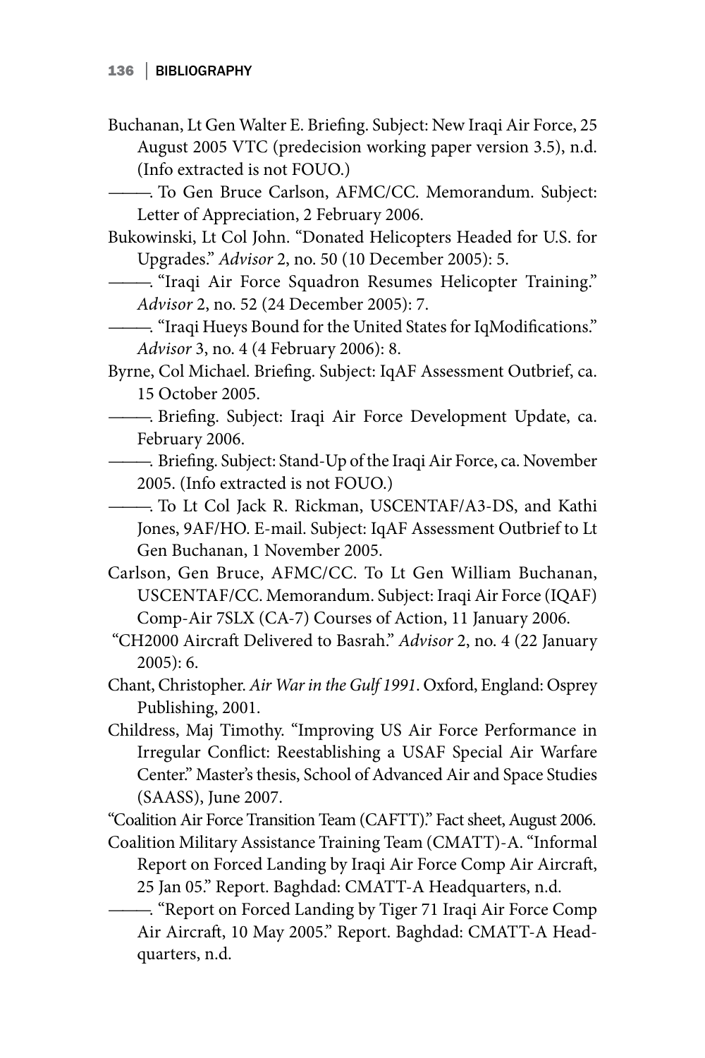Buchanan, Lt Gen Walter E. Briefing. Subject: New Iraqi Air Force, 25 August 2005 VTC (predecision working paper version 3.5), n.d. (Info extracted is not FOUO.)

———. To Gen Bruce Carlson, AFMC/CC. Memorandum. Subject: Letter of Appreciation, 2 February 2006.

Bukowinski, Lt Col John. "Donated Helicopters Headed for U.S. for Upgrades." *Advisor* 2, no. 50 (10 December 2005): 5.

———. "Iraqi Air Force Squadron Resumes Helicopter Training." *Advisor* 2, no. 52 (24 December 2005): 7.

———. "Iraqi Hueys Bound for the United States for IqModifications." *Advisor* 3, no. 4 (4 February 2006): 8.

Byrne, Col Michael. Briefing. Subject: IqAF Assessment Outbrief, ca. 15 October 2005.

———. Briefing. Subject: Iraqi Air Force Development Update, ca. February 2006.

———. Briefing. Subject: Stand-Up of the Iraqi Air Force, ca. November 2005. (Info extracted is not FOUO.)

———. To Lt Col Jack R. Rickman, USCENTAF/A3-DS, and Kathi Jones, 9AF/HO. E-mail. Subject: IqAF Assessment Outbrief to Lt Gen Buchanan, 1 November 2005.

Carlson, Gen Bruce, AFMC/CC. To Lt Gen William Buchanan, USCENTAF/CC. Memorandum. Subject: Iraqi Air Force (IQAF) Comp-Air 7SLX (CA-7) Courses of Action, 11 January 2006.

"CH2000 Aircraft Delivered to Basrah." *Advisor* 2, no. 4 (22 January 2005): 6.

Chant, Christopher. *Air War in the Gulf 1991*. Oxford, England: Osprey Publishing, 2001.

Childress, Maj Timothy. "Improving US Air Force Performance in Irregular Conflict: Reestablishing a USAF Special Air Warfare Center." Master's thesis, School of Advanced Air and Space Studies (SAASS), June 2007.

"Coalition Air Force Transition Team (CAFTT)." Fact sheet, August 2006.

Coalition Military Assistance Training Team (CMATT)-A. "Informal Report on Forced Landing by Iraqi Air Force Comp Air Aircraft, 25 Jan 05." Report. Baghdad: CMATT-A Headquarters, n.d.

———. "Report on Forced Landing by Tiger 71 Iraqi Air Force Comp Air Aircraft, 10 May 2005." Report. Baghdad: CMATT-A Headquarters, n.d.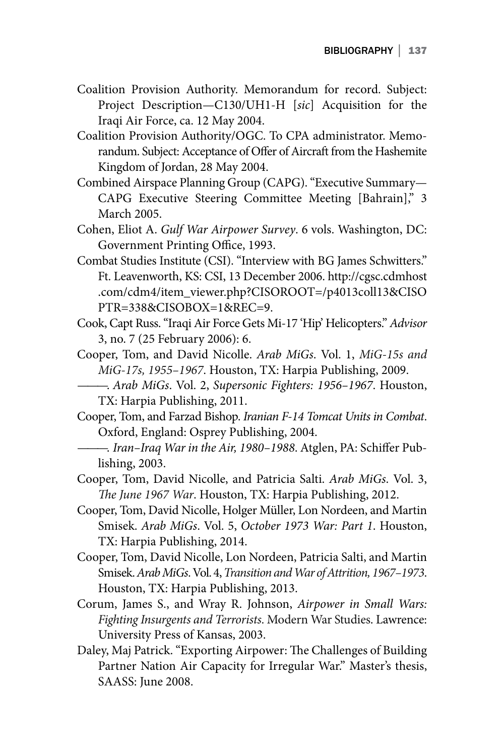Coalition Provision Authority. Memorandum for record. Subject: Project Description—C130/UH1-H [*sic*] Acquisition for the Iraqi Air Force, ca. 12 May 2004.

Coalition Provision Authority/OGC. To CPA administrator. Memorandum. Subject: Acceptance of Offer of Aircraft from the Hashemite Kingdom of Jordan, 28 May 2004.

Combined Airspace Planning Group (CAPG). "Executive Summary—CAPG Executive Steering Committee Meeting [Bahrain]," 3 March 2005.

Cohen, Eliot A. *Gulf War Airpower Survey*. 6 vols. Washington, DC: Government Printing Office, 1993.

Combat Studies Institute (CSI). "Interview with BG James Schwitters." Ft. Leavenworth, KS: CSI, 13 December 2006. http://cgsc.cdmhost.com/cdm4/item_viewer.php?CISOROOT=/p4013coll13&CISOPTR=338&CISOBOX=1&REC=9.

Cook, Capt Russ. "Iraqi Air Force Gets Mi-17 'Hip' Helicopters." *Advisor* 3, no. 7 (25 February 2006): 6.

Cooper, Tom, and David Nicolle. *Arab MiGs*. Vol. 1, *MiG-15s and MiG-17s, 1955–1967*. Houston, TX: Harpia Publishing, 2009.

———. *Arab MiGs*. Vol. 2, *Supersonic Fighters: 1956–1967*. Houston, TX: Harpia Publishing, 2011.

Cooper, Tom, and Farzad Bishop. *Iranian F-14 Tomcat Units in Combat*. Oxford, England: Osprey Publishing, 2004.

———. *Iran–Iraq War in the Air, 1980–1988*. Atglen, PA: Schiffer Publishing, 2003.

Cooper, Tom, David Nicolle, and Patricia Salti. *Arab MiGs*. Vol. 3, *The June 1967 War*. Houston, TX: Harpia Publishing, 2012.

Cooper, Tom, David Nicolle, Holger Müller, Lon Nordeen, and Martin Smisek. *Arab MiGs*. Vol. 5, *October 1973 War: Part 1*. Houston, TX: Harpia Publishing, 2014.

Cooper, Tom, David Nicolle, Lon Nordeen, Patricia Salti, and Martin Smisek. *Arab MiGs*. Vol. 4, *Transition and War of Attrition, 1967–1973*. Houston, TX: Harpia Publishing, 2013.

Corum, James S., and Wray R. Johnson, *Airpower in Small Wars: Fighting Insurgents and Terrorists*. Modern War Studies. Lawrence: University Press of Kansas, 2003.

Daley, Maj Patrick. "Exporting Airpower: The Challenges of Building Partner Nation Air Capacity for Irregular War." Master's thesis, SAASS: June 2008.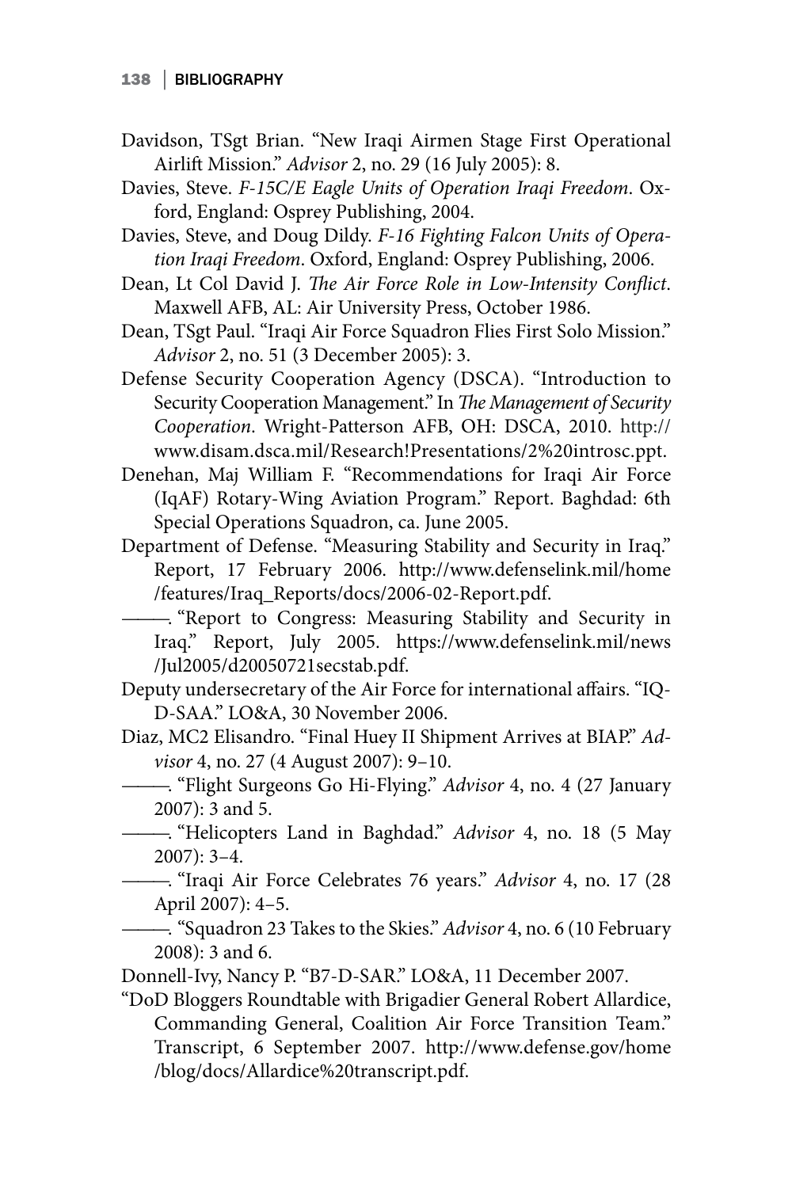Davidson, TSgt Brian. "New Iraqi Airmen Stage First Operational Airlift Mission." *Advisor* 2, no. 29 (16 July 2005): 8.

Davies, Steve. *F-15C/E Eagle Units of Operation Iraqi Freedom*. Oxford, England: Osprey Publishing, 2004.

Davies, Steve, and Doug Dildy. *F-16 Fighting Falcon Units of Operation Iraqi Freedom*. Oxford, England: Osprey Publishing, 2006.

Dean, Lt Col David J. *The Air Force Role in Low-Intensity Conflict*. Maxwell AFB, AL: Air University Press, October 1986.

Dean, TSgt Paul. "Iraqi Air Force Squadron Flies First Solo Mission." *Advisor* 2, no. 51 (3 December 2005): 3.

Defense Security Cooperation Agency (DSCA). "Introduction to Security Cooperation Management." In *The Management of Security Cooperation*. Wright-Patterson AFB, OH: DSCA, 2010. http://www.disam.dsca.mil/Research!Presentations/2%20introsc.ppt.

Denehan, Maj William F. "Recommendations for Iraqi Air Force (IqAF) Rotary-Wing Aviation Program." Report. Baghdad: 6th Special Operations Squadron, ca. June 2005.

Department of Defense. "Measuring Stability and Security in Iraq." Report, 17 February 2006. http://www.defenselink.mil/home/features/Iraq_Reports/docs/2006-02-Report.pdf.

———. "Report to Congress: Measuring Stability and Security in Iraq." Report, July 2005. https://www.defenselink.mil/news/Jul2005/d20050721secstab.pdf.

Deputy undersecretary of the Air Force for international affairs. "IQ-D-SAA." LO&A, 30 November 2006.

Diaz, MC2 Elisandro. "Final Huey II Shipment Arrives at BIAP." *Advisor* 4, no. 27 (4 August 2007): 9–10.

———. "Flight Surgeons Go Hi-Flying." *Advisor* 4, no. 4 (27 January 2007): 3 and 5.

———. "Helicopters Land in Baghdad." *Advisor* 4, no. 18 (5 May 2007): 3–4.

———. "Iraqi Air Force Celebrates 76 years." *Advisor* 4, no. 17 (28 April 2007): 4–5.

———. "Squadron 23 Takes to the Skies." *Advisor* 4, no. 6 (10 February 2008): 3 and 6.

Donnell-Ivy, Nancy P. "B7-D-SAR." LO&A, 11 December 2007.

"DoD Bloggers Roundtable with Brigadier General Robert Allardice, Commanding General, Coalition Air Force Transition Team." Transcript, 6 September 2007. http://www.defense.gov/home/blog/docs/Allardice%20transcript.pdf.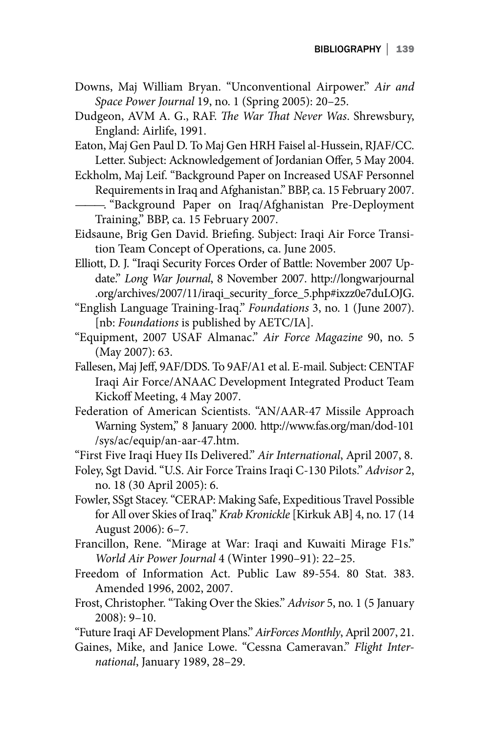Downs, Maj William Bryan. "Unconventional Airpower." *Air and Space Power Journal* 19, no. 1 (Spring 2005): 20–25.

Dudgeon, AVM A. G., RAF. *The War That Never Was*. Shrewsbury, England: Airlife, 1991.

Eaton, Maj Gen Paul D. To Maj Gen HRH Faisel al-Hussein, RJAF/CC. Letter. Subject: Acknowledgement of Jordanian Offer, 5 May 2004.

Eckholm, Maj Leif. "Background Paper on Increased USAF Personnel Requirements in Iraq and Afghanistan." BBP, ca. 15 February 2007.

———. "Background Paper on Iraq/Afghanistan Pre-Deployment Training," BBP, ca. 15 February 2007.

Eidsaune, Brig Gen David. Briefing. Subject: Iraqi Air Force Transition Team Concept of Operations, ca. June 2005.

Elliott, D. J. "Iraqi Security Forces Order of Battle: November 2007 Update." *Long War Journal*, 8 November 2007. http://longwarjournal.org/archives/2007/11/iraqi_security_force_5.php#ixzz0e7duLOJG.

"English Language Training-Iraq." *Foundations* 3, no. 1 (June 2007). [nb: *Foundations* is published by AETC/IA].

"Equipment, 2007 USAF Almanac." *Air Force Magazine* 90, no. 5 (May 2007): 63.

Fallesen, Maj Jeff, 9AF/DDS. To 9AF/A1 et al. E-mail. Subject: CENTAF Iraqi Air Force/ANAAC Development Integrated Product Team Kickoff Meeting, 4 May 2007.

Federation of American Scientists. "AN/AAR-47 Missile Approach Warning System," 8 January 2000. http://www.fas.org/man/dod-101/sys/ac/equip/an-aar-47.htm.

"First Five Iraqi Huey IIs Delivered." *Air International*, April 2007, 8.

Foley, Sgt David. "U.S. Air Force Trains Iraqi C-130 Pilots." *Advisor* 2, no. 18 (30 April 2005): 6.

Fowler, SSgt Stacey. "CERAP: Making Safe, Expeditious Travel Possible for All over Skies of Iraq." *Krab Kronickle* [Kirkuk AB] 4, no. 17 (14 August 2006): 6–7.

Francillon, Rene. "Mirage at War: Iraqi and Kuwaiti Mirage F1s." *World Air Power Journal* 4 (Winter 1990–91): 22–25.

Freedom of Information Act. Public Law 89-554. 80 Stat. 383. Amended 1996, 2002, 2007.

Frost, Christopher. "Taking Over the Skies." *Advisor* 5, no. 1 (5 January 2008): 9–10.

"Future Iraqi AF Development Plans." *AirForces Monthly*, April 2007, 21.

Gaines, Mike, and Janice Lowe. "Cessna Cameravan." *Flight International*, January 1989, 28–29.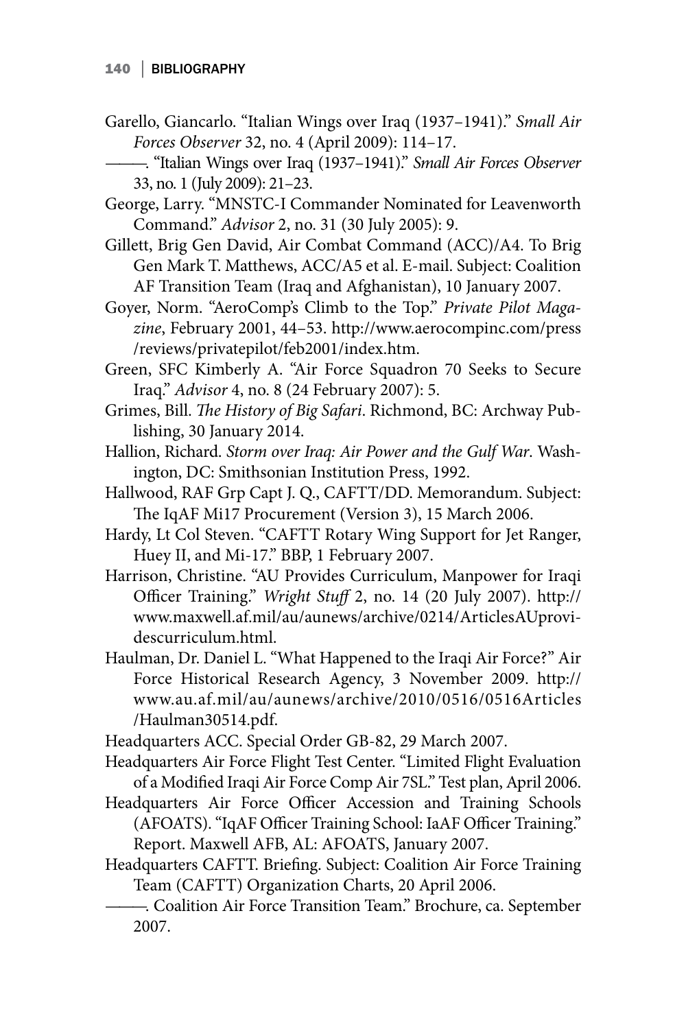Garello, Giancarlo. "Italian Wings over Iraq (1937–1941)." *Small Air Forces Observer* 32, no. 4 (April 2009): 114–17.

———. "Italian Wings over Iraq (1937–1941)." *Small Air Forces Observer* 33, no. 1 (July 2009): 21–23.

George, Larry. "MNSTC-I Commander Nominated for Leavenworth Command." *Advisor* 2, no. 31 (30 July 2005): 9.

Gillett, Brig Gen David, Air Combat Command (ACC)/A4. To Brig Gen Mark T. Matthews, ACC/A5 et al. E-mail. Subject: Coalition AF Transition Team (Iraq and Afghanistan), 10 January 2007.

Goyer, Norm. "AeroComp's Climb to the Top." *Private Pilot Magazine*, February 2001, 44–53. http://www.aerocompinc.com/press/reviews/privatepilot/feb2001/index.htm.

Green, SFC Kimberly A. "Air Force Squadron 70 Seeks to Secure Iraq." *Advisor* 4, no. 8 (24 February 2007): 5.

Grimes, Bill. *The History of Big Safari*. Richmond, BC: Archway Publishing, 30 January 2014.

Hallion, Richard. *Storm over Iraq: Air Power and the Gulf War*. Washington, DC: Smithsonian Institution Press, 1992.

Hallwood, RAF Grp Capt J. Q., CAFTT/DD. Memorandum. Subject: The IqAF Mi17 Procurement (Version 3), 15 March 2006.

Hardy, Lt Col Steven. "CAFTT Rotary Wing Support for Jet Ranger, Huey II, and Mi-17." BBP, 1 February 2007.

Harrison, Christine. "AU Provides Curriculum, Manpower for Iraqi Officer Training." *Wright Stuff* 2, no. 14 (20 July 2007). http://www.maxwell.af.mil/au/aunews/archive/0214/ArticlesAUprovidescurriculum.html.

Haulman, Dr. Daniel L. "What Happened to the Iraqi Air Force?" Air Force Historical Research Agency, 3 November 2009. http://www.au.af.mil/au/aunews/archive/2010/0516/0516Articles/Haulman30514.pdf.

Headquarters ACC. Special Order GB-82, 29 March 2007.

Headquarters Air Force Flight Test Center. "Limited Flight Evaluation of a Modified Iraqi Air Force Comp Air 7SL." Test plan, April 2006.

Headquarters Air Force Officer Accession and Training Schools (AFOATS). "IqAF Officer Training School: IaAF Officer Training." Report. Maxwell AFB, AL: AFOATS, January 2007.

Headquarters CAFTT. Briefing. Subject: Coalition Air Force Training Team (CAFTT) Organization Charts, 20 April 2006.

———. Coalition Air Force Transition Team." Brochure, ca. September 2007.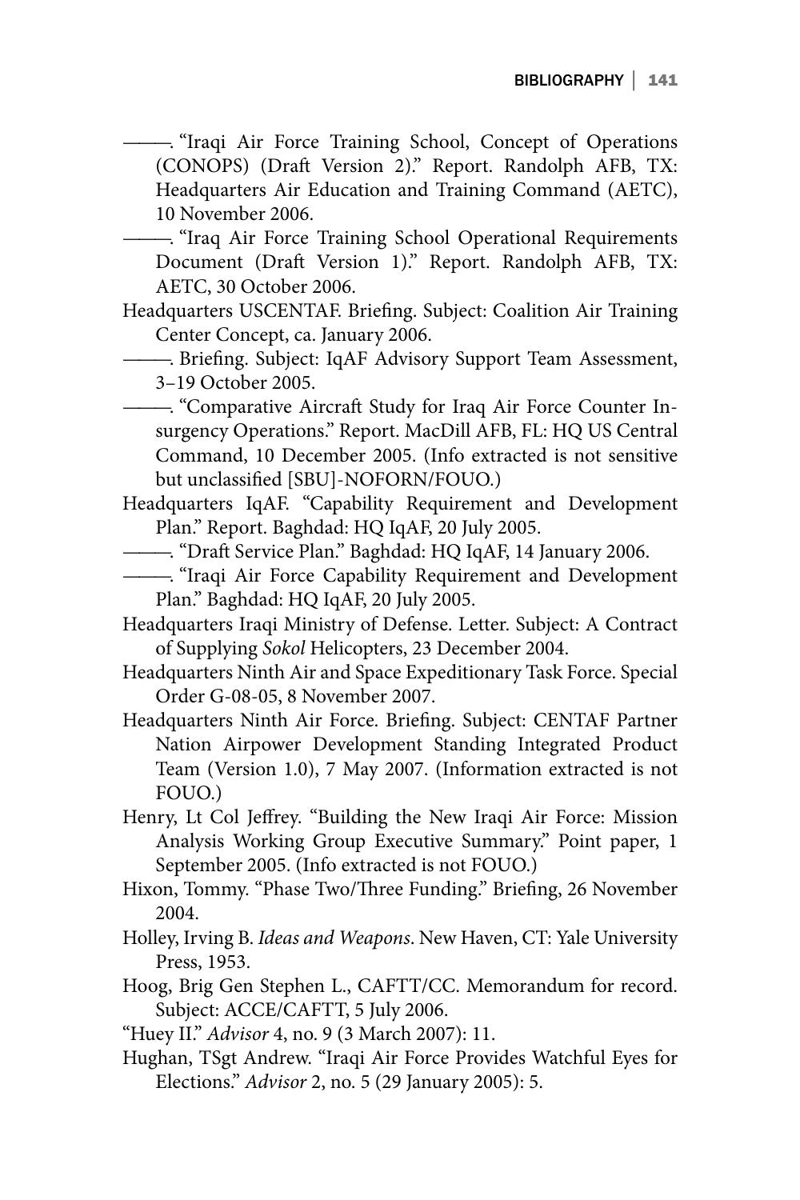———. "Iraqi Air Force Training School, Concept of Operations (CONOPS) (Draft Version 2)." Report. Randolph AFB, TX: Headquarters Air Education and Training Command (AETC), 10 November 2006.

———. "Iraq Air Force Training School Operational Requirements Document (Draft Version 1)." Report. Randolph AFB, TX: AETC, 30 October 2006.

Headquarters USCENTAF. Briefing. Subject: Coalition Air Training Center Concept, ca. January 2006.

———. Briefing. Subject: IqAF Advisory Support Team Assessment, 3–19 October 2005.

———. "Comparative Aircraft Study for Iraq Air Force Counter Insurgency Operations." Report. MacDill AFB, FL: HQ US Central Command, 10 December 2005. (Info extracted is not sensitive but unclassified [SBU]-NOFORN/FOUO.)

Headquarters IqAF. "Capability Requirement and Development Plan." Report. Baghdad: HQ IqAF, 20 July 2005.

———. "Draft Service Plan." Baghdad: HQ IqAF, 14 January 2006.

———. "Iraqi Air Force Capability Requirement and Development Plan." Baghdad: HQ IqAF, 20 July 2005.

Headquarters Iraqi Ministry of Defense. Letter. Subject: A Contract of Supplying *Sokol* Helicopters, 23 December 2004.

Headquarters Ninth Air and Space Expeditionary Task Force. Special Order G-08-05, 8 November 2007.

Headquarters Ninth Air Force. Briefing. Subject: CENTAF Partner Nation Airpower Development Standing Integrated Product Team (Version 1.0), 7 May 2007. (Information extracted is not FOUO.)

Henry, Lt Col Jeffrey. "Building the New Iraqi Air Force: Mission Analysis Working Group Executive Summary." Point paper, 1 September 2005. (Info extracted is not FOUO.)

Hixon, Tommy. "Phase Two/Three Funding." Briefing, 26 November 2004.

Holley, Irving B. *Ideas and Weapons*. New Haven, CT: Yale University Press, 1953.

Hoog, Brig Gen Stephen L., CAFTT/CC. Memorandum for record. Subject: ACCE/CAFTT, 5 July 2006.

"Huey II." *Advisor* 4, no. 9 (3 March 2007): 11.

Hughan, TSgt Andrew. "Iraqi Air Force Provides Watchful Eyes for Elections." *Advisor* 2, no. 5 (29 January 2005): 5.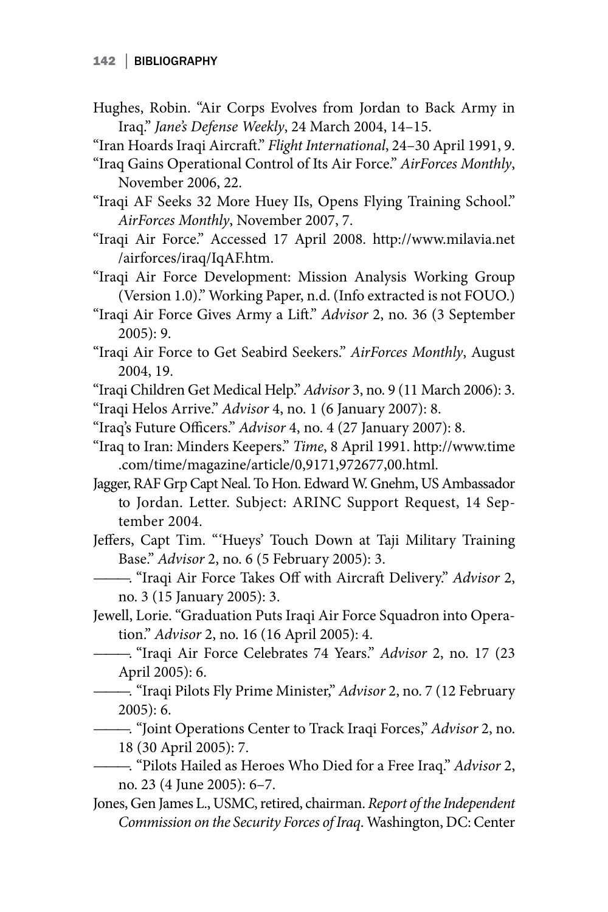Hughes, Robin. "Air Corps Evolves from Jordan to Back Army in Iraq." *Jane's Defense Weekly*, 24 March 2004, 14–15.

"Iran Hoards Iraqi Aircraft." *Flight International*, 24–30 April 1991, 9.

"Iraq Gains Operational Control of Its Air Force." *AirForces Monthly*, November 2006, 22.

"Iraqi AF Seeks 32 More Huey IIs, Opens Flying Training School." *AirForces Monthly*, November 2007, 7.

"Iraqi Air Force." Accessed 17 April 2008. http://www.milavia.net/airforces/iraq/IqAF.htm.

"Iraqi Air Force Development: Mission Analysis Working Group (Version 1.0)." Working Paper, n.d. (Info extracted is not FOUO.)

"Iraqi Air Force Gives Army a Lift." *Advisor* 2, no. 36 (3 September 2005): 9.

"Iraqi Air Force to Get Seabird Seekers." *AirForces Monthly*, August 2004, 19.

"Iraqi Children Get Medical Help." *Advisor* 3, no. 9 (11 March 2006): 3.

"Iraqi Helos Arrive." *Advisor* 4, no. 1 (6 January 2007): 8.

"Iraq's Future Officers." *Advisor* 4, no. 4 (27 January 2007): 8.

"Iraq to Iran: Minders Keepers." *Time*, 8 April 1991. http://www.time.com/time/magazine/article/0,9171,972677,00.html.

Jagger, RAF Grp Capt Neal. To Hon. Edward W. Gnehm, US Ambassador to Jordan. Letter. Subject: ARINC Support Request, 14 September 2004.

Jeffers, Capt Tim. "'Hueys' Touch Down at Taji Military Training Base." *Advisor* 2, no. 6 (5 February 2005): 3.

———. "Iraqi Air Force Takes Off with Aircraft Delivery." *Advisor* 2, no. 3 (15 January 2005): 3.

Jewell, Lorie. "Graduation Puts Iraqi Air Force Squadron into Operation." *Advisor* 2, no. 16 (16 April 2005): 4.

———. "Iraqi Air Force Celebrates 74 Years." *Advisor* 2, no. 17 (23 April 2005): 6.

———. "Iraqi Pilots Fly Prime Minister," *Advisor* 2, no. 7 (12 February 2005): 6.

———. "Joint Operations Center to Track Iraqi Forces," *Advisor* 2, no. 18 (30 April 2005): 7.

———. "Pilots Hailed as Heroes Who Died for a Free Iraq." *Advisor* 2, no. 23 (4 June 2005): 6–7.

Jones, Gen James L., USMC, retired, chairman. *Report of the Independent Commission on the Security Forces of Iraq*. Washington, DC: Center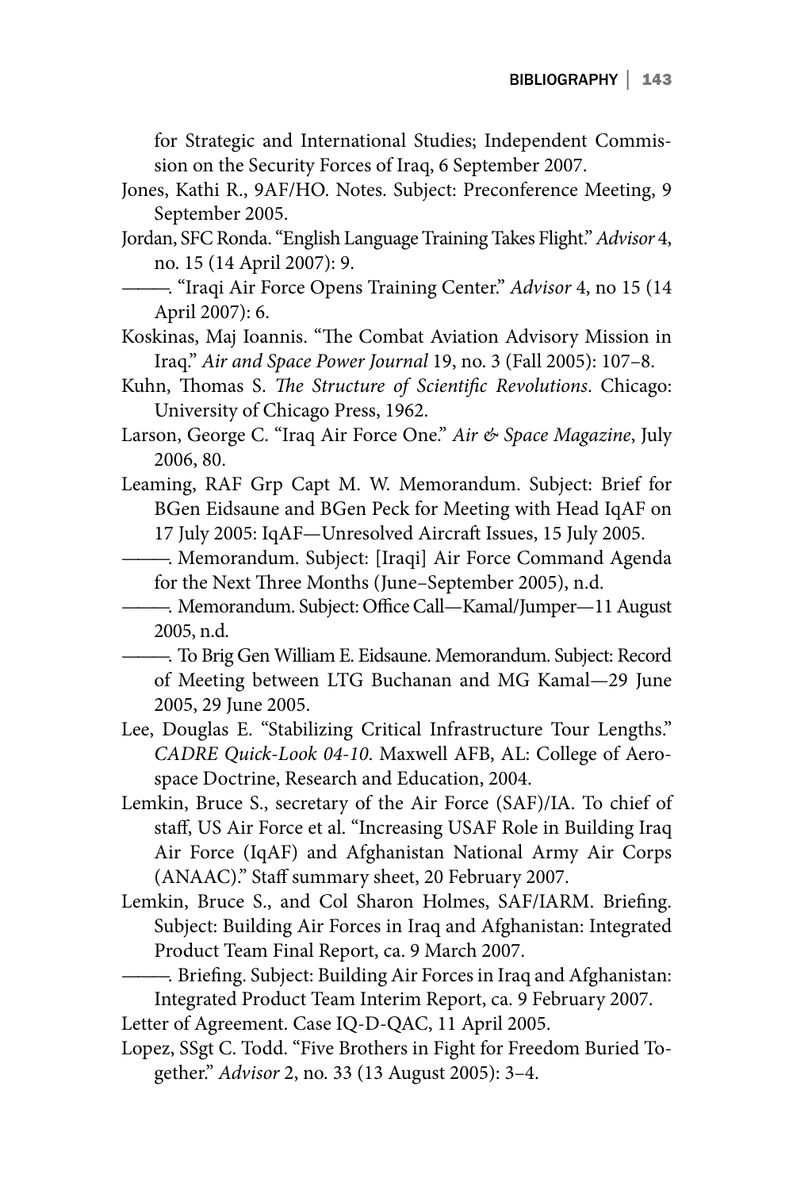for Strategic and International Studies; Independent Commission on the Security Forces of Iraq, 6 September 2007.

Jones, Kathi R., 9AF/HO. Notes. Subject: Preconference Meeting, 9 September 2005.

Jordan, SFC Ronda. "English Language Training Takes Flight." *Advisor* 4, no. 15 (14 April 2007): 9.

———. "Iraqi Air Force Opens Training Center." *Advisor* 4, no 15 (14 April 2007): 6.

Koskinas, Maj Ioannis. "The Combat Aviation Advisory Mission in Iraq." *Air and Space Power Journal* 19, no. 3 (Fall 2005): 107–8.

Kuhn, Thomas S. *The Structure of Scientific Revolutions*. Chicago: University of Chicago Press, 1962.

Larson, George C. "Iraq Air Force One." *Air & Space Magazine*, July 2006, 80.

Leaming, RAF Grp Capt M. W. Memorandum. Subject: Brief for BGen Eidsaune and BGen Peck for Meeting with Head IqAF on 17 July 2005: IqAF—Unresolved Aircraft Issues, 15 July 2005.

———. Memorandum. Subject: [Iraqi] Air Force Command Agenda for the Next Three Months (June–September 2005), n.d.

———. Memorandum. Subject: Office Call—Kamal/Jumper—11 August 2005, n.d.

———. To Brig Gen William E. Eidsaune. Memorandum. Subject: Record of Meeting between LTG Buchanan and MG Kamal—29 June 2005, 29 June 2005.

Lee, Douglas E. "Stabilizing Critical Infrastructure Tour Lengths." *CADRE Quick-Look 04-10*. Maxwell AFB, AL: College of Aerospace Doctrine, Research and Education, 2004.

Lemkin, Bruce S., secretary of the Air Force (SAF)/IA. To chief of staff, US Air Force et al. "Increasing USAF Role in Building Iraq Air Force (IqAF) and Afghanistan National Army Air Corps (ANAAC)." Staff summary sheet, 20 February 2007.

Lemkin, Bruce S., and Col Sharon Holmes, SAF/IARM. Briefing. Subject: Building Air Forces in Iraq and Afghanistan: Integrated Product Team Final Report, ca. 9 March 2007.

———. Briefing. Subject: Building Air Forces in Iraq and Afghanistan: Integrated Product Team Interim Report, ca. 9 February 2007.

Letter of Agreement. Case IQ-D-QAC, 11 April 2005.

Lopez, SSgt C. Todd. "Five Brothers in Fight for Freedom Buried Together." *Advisor* 2, no. 33 (13 August 2005): 3–4.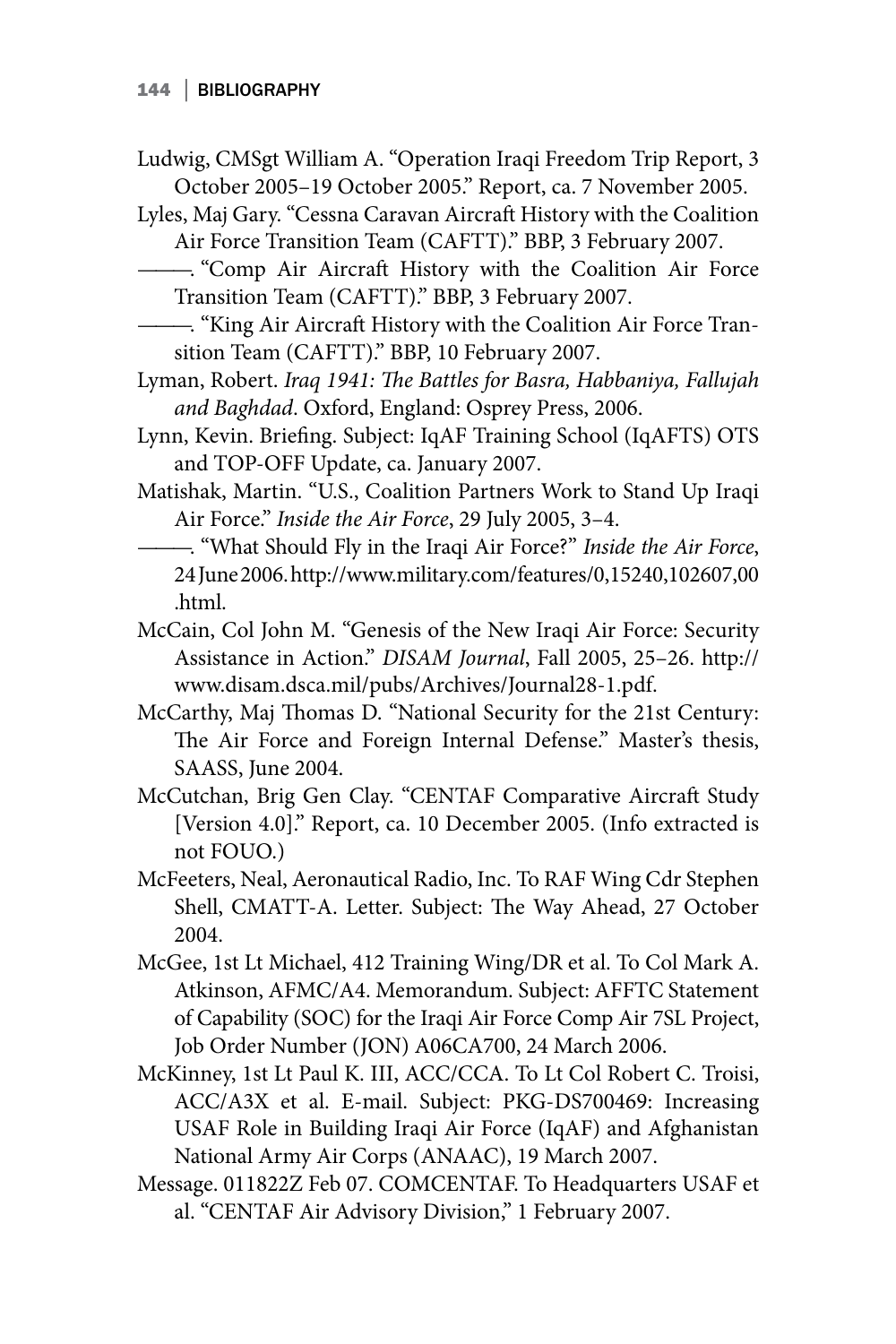Ludwig, CMSgt William A. "Operation Iraqi Freedom Trip Report, 3 October 2005–19 October 2005." Report, ca. 7 November 2005.

Lyles, Maj Gary. "Cessna Caravan Aircraft History with the Coalition Air Force Transition Team (CAFTT)." BBP, 3 February 2007.

———. "Comp Air Aircraft History with the Coalition Air Force Transition Team (CAFTT)." BBP, 3 February 2007.

———. "King Air Aircraft History with the Coalition Air Force Transition Team (CAFTT)." BBP, 10 February 2007.

Lyman, Robert. *Iraq 1941: The Battles for Basra, Habbaniya, Fallujah and Baghdad*. Oxford, England: Osprey Press, 2006.

Lynn, Kevin. Briefing. Subject: IqAF Training School (IqAFTS) OTS and TOP-OFF Update, ca. January 2007.

Matishak, Martin. "U.S., Coalition Partners Work to Stand Up Iraqi Air Force." *Inside the Air Force*, 29 July 2005, 3–4.

———. "What Should Fly in the Iraqi Air Force?" *Inside the Air Force*, 24 June 2006. http://www.military.com/features/0,15240,102607,00.html.

McCain, Col John M. "Genesis of the New Iraqi Air Force: Security Assistance in Action." *DISAM Journal*, Fall 2005, 25–26. http://www.disam.dsca.mil/pubs/Archives/Journal28-1.pdf.

McCarthy, Maj Thomas D. "National Security for the 21st Century: The Air Force and Foreign Internal Defense." Master's thesis, SAASS, June 2004.

McCutchan, Brig Gen Clay. "CENTAF Comparative Aircraft Study [Version 4.0]." Report, ca. 10 December 2005. (Info extracted is not FOUO.)

McFeeters, Neal, Aeronautical Radio, Inc. To RAF Wing Cdr Stephen Shell, CMATT-A. Letter. Subject: The Way Ahead, 27 October 2004.

McGee, 1st Lt Michael, 412 Training Wing/DR et al. To Col Mark A. Atkinson, AFMC/A4. Memorandum. Subject: AFFTC Statement of Capability (SOC) for the Iraqi Air Force Comp Air 7SL Project, Job Order Number (JON) A06CA700, 24 March 2006.

McKinney, 1st Lt Paul K. III, ACC/CCA. To Lt Col Robert C. Troisi, ACC/A3X et al. E-mail. Subject: PKG-DS700469: Increasing USAF Role in Building Iraqi Air Force (IqAF) and Afghanistan National Army Air Corps (ANAAC), 19 March 2007.

Message. 011822Z Feb 07. COMCENTAF. To Headquarters USAF et al. "CENTAF Air Advisory Division," 1 February 2007.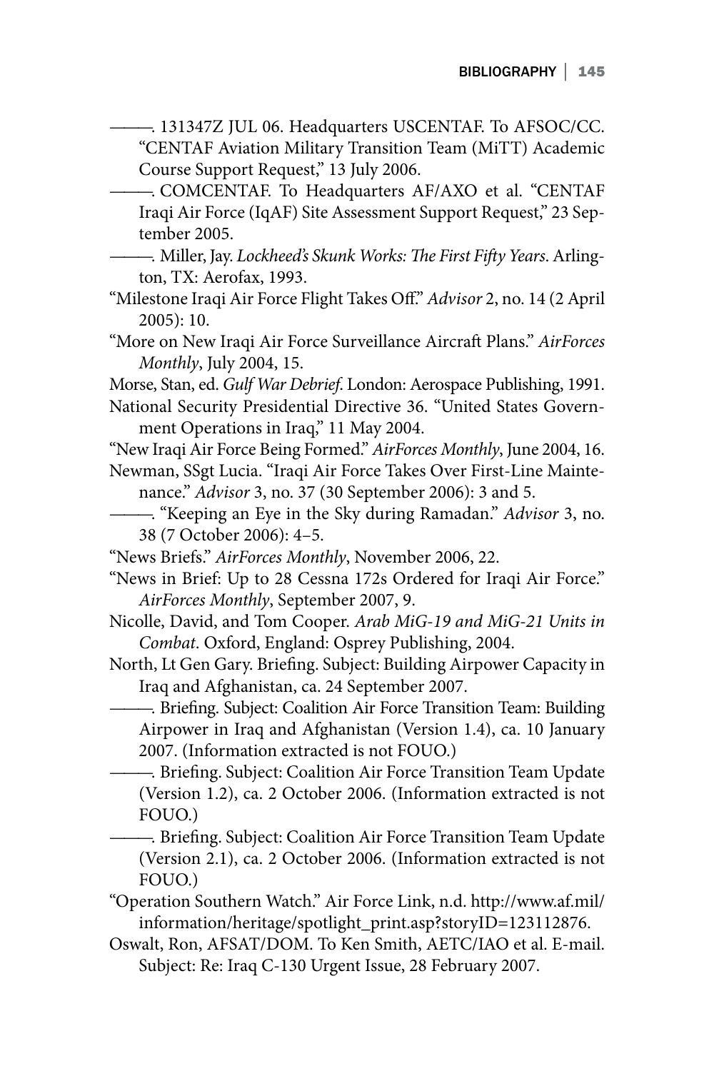———. 131347Z JUL 06. Headquarters USCENTAF. To AFSOC/CC. "CENTAF Aviation Military Transition Team (MiTT) Academic Course Support Request," 13 July 2006.

———. COMCENTAF. To Headquarters AF/AXO et al. "CENTAF Iraqi Air Force (IqAF) Site Assessment Support Request," 23 September 2005.

———. Miller, Jay. *Lockheed's Skunk Works: The First Fifty Years*. Arlington, TX: Aerofax, 1993.

"Milestone Iraqi Air Force Flight Takes Off." *Advisor* 2, no. 14 (2 April 2005): 10.

"More on New Iraqi Air Force Surveillance Aircraft Plans." *AirForces Monthly*, July 2004, 15.

Morse, Stan, ed. *Gulf War Debrief*. London: Aerospace Publishing, 1991.

National Security Presidential Directive 36. "United States Government Operations in Iraq," 11 May 2004.

"New Iraqi Air Force Being Formed." *AirForces Monthly*, June 2004, 16.

Newman, SSgt Lucia. "Iraqi Air Force Takes Over First-Line Maintenance." *Advisor* 3, no. 37 (30 September 2006): 3 and 5.

———. "Keeping an Eye in the Sky during Ramadan." *Advisor* 3, no. 38 (7 October 2006): 4–5.

"News Briefs." *AirForces Monthly*, November 2006, 22.

"News in Brief: Up to 28 Cessna 172s Ordered for Iraqi Air Force." *AirForces Monthly*, September 2007, 9.

Nicolle, David, and Tom Cooper. *Arab MiG-19 and MiG-21 Units in Combat*. Oxford, England: Osprey Publishing, 2004.

North, Lt Gen Gary. Briefing. Subject: Building Airpower Capacity in Iraq and Afghanistan, ca. 24 September 2007.

———. Briefing. Subject: Coalition Air Force Transition Team: Building Airpower in Iraq and Afghanistan (Version 1.4), ca. 10 January 2007. (Information extracted is not FOUO.)

———. Briefing. Subject: Coalition Air Force Transition Team Update (Version 1.2), ca. 2 October 2006. (Information extracted is not FOUO.)

———. Briefing. Subject: Coalition Air Force Transition Team Update (Version 2.1), ca. 2 October 2006. (Information extracted is not FOUO.)

"Operation Southern Watch." Air Force Link, n.d. http://www.af.mil/information/heritage/spotlight_print.asp?storyID=123112876.

Oswalt, Ron, AFSAT/DOM. To Ken Smith, AETC/IAO et al. E-mail. Subject: Re: Iraq C-130 Urgent Issue, 28 February 2007.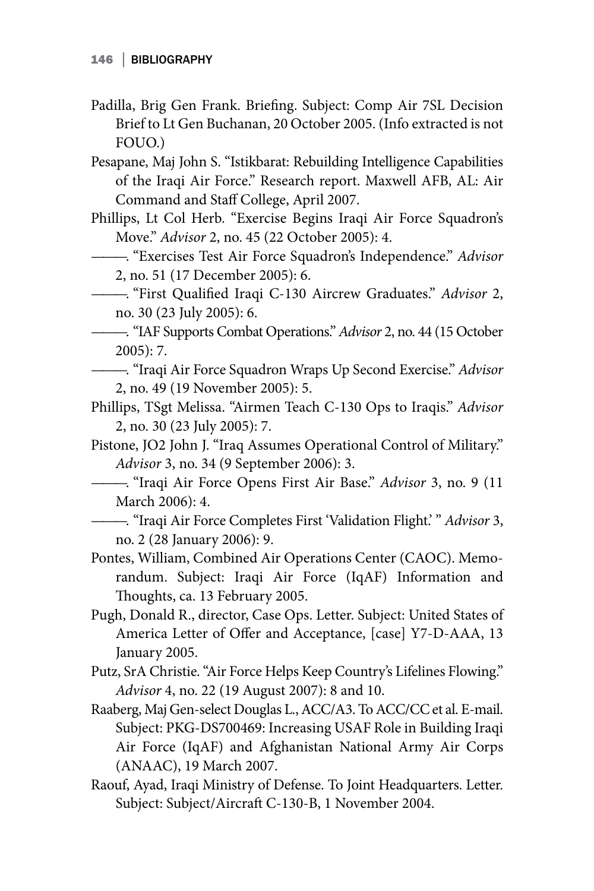Padilla, Brig Gen Frank. Briefing. Subject: Comp Air 7SL Decision Brief to Lt Gen Buchanan, 20 October 2005. (Info extracted is not FOUO.)

Pesapane, Maj John S. "Istikbarat: Rebuilding Intelligence Capabilities of the Iraqi Air Force." Research report. Maxwell AFB, AL: Air Command and Staff College, April 2007.

Phillips, Lt Col Herb. "Exercise Begins Iraqi Air Force Squadron's Move." *Advisor* 2, no. 45 (22 October 2005): 4.

———. "Exercises Test Air Force Squadron's Independence." *Advisor* 2, no. 51 (17 December 2005): 6.

———. "First Qualified Iraqi C-130 Aircrew Graduates." *Advisor* 2, no. 30 (23 July 2005): 6.

———. "IAF Supports Combat Operations." *Advisor* 2, no. 44 (15 October 2005): 7.

———. "Iraqi Air Force Squadron Wraps Up Second Exercise." *Advisor* 2, no. 49 (19 November 2005): 5.

Phillips, TSgt Melissa. "Airmen Teach C-130 Ops to Iraqis." *Advisor* 2, no. 30 (23 July 2005): 7.

Pistone, JO2 John J. "Iraq Assumes Operational Control of Military." *Advisor* 3, no. 34 (9 September 2006): 3.

———. "Iraqi Air Force Opens First Air Base." *Advisor* 3, no. 9 (11 March 2006): 4.

———. "Iraqi Air Force Completes First 'Validation Flight.' " *Advisor* 3, no. 2 (28 January 2006): 9.

Pontes, William, Combined Air Operations Center (CAOC). Memorandum. Subject: Iraqi Air Force (IqAF) Information and Thoughts, ca. 13 February 2005.

Pugh, Donald R., director, Case Ops. Letter. Subject: United States of America Letter of Offer and Acceptance, [case] Y7-D-AAA, 13 January 2005.

Putz, SrA Christie. "Air Force Helps Keep Country's Lifelines Flowing." *Advisor* 4, no. 22 (19 August 2007): 8 and 10.

Raaberg, Maj Gen-select Douglas L., ACC/A3. To ACC/CC et al. E-mail. Subject: PKG-DS700469: Increasing USAF Role in Building Iraqi Air Force (IqAF) and Afghanistan National Army Air Corps (ANAAC), 19 March 2007.

Raouf, Ayad, Iraqi Ministry of Defense. To Joint Headquarters. Letter. Subject: Subject/Aircraft C-130-B, 1 November 2004.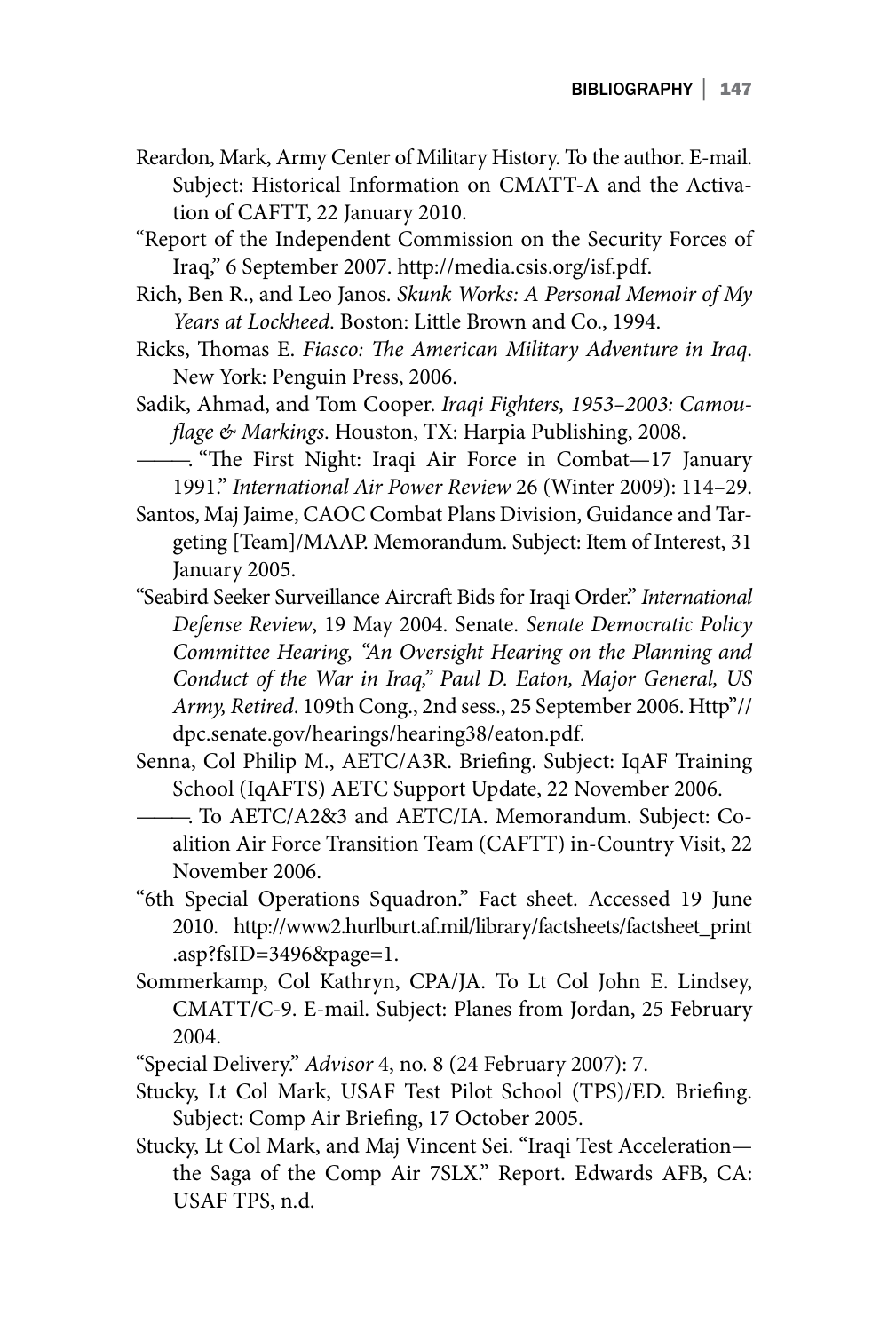Reardon, Mark, Army Center of Military History. To the author. E-mail. Subject: Historical Information on CMATT-A and the Activation of CAFTT, 22 January 2010.

"Report of the Independent Commission on the Security Forces of Iraq," 6 September 2007. http://media.csis.org/isf.pdf.

Rich, Ben R., and Leo Janos. *Skunk Works: A Personal Memoir of My Years at Lockheed*. Boston: Little Brown and Co., 1994.

Ricks, Thomas E. *Fiasco: The American Military Adventure in Iraq*. New York: Penguin Press, 2006.

Sadik, Ahmad, and Tom Cooper. *Iraqi Fighters, 1953–2003: Camouflage & Markings*. Houston, TX: Harpia Publishing, 2008.

———. "The First Night: Iraqi Air Force in Combat—17 January 1991." *International Air Power Review* 26 (Winter 2009): 114–29.

Santos, Maj Jaime, CAOC Combat Plans Division, Guidance and Targeting [Team]/MAAP. Memorandum. Subject: Item of Interest, 31 January 2005.

"Seabird Seeker Surveillance Aircraft Bids for Iraqi Order." *International Defense Review*, 19 May 2004. Senate. *Senate Democratic Policy Committee Hearing, "An Oversight Hearing on the Planning and Conduct of the War in Iraq," Paul D. Eaton, Major General, US Army, Retired*. 109th Cong., 2nd sess., 25 September 2006. Http"//dpc.senate.gov/hearings/hearing38/eaton.pdf.

Senna, Col Philip M., AETC/A3R. Briefing. Subject: IqAF Training School (IqAFTS) AETC Support Update, 22 November 2006.

———. To AETC/A2&3 and AETC/IA. Memorandum. Subject: Coalition Air Force Transition Team (CAFTT) in-Country Visit, 22 November 2006.

"6th Special Operations Squadron." Fact sheet. Accessed 19 June 2010. http://www2.hurlburt.af.mil/library/factsheets/factsheet_print.asp?fsID=3496&page=1.

Sommerkamp, Col Kathryn, CPA/JA. To Lt Col John E. Lindsey, CMATT/C-9. E-mail. Subject: Planes from Jordan, 25 February 2004.

"Special Delivery." *Advisor* 4, no. 8 (24 February 2007): 7.

Stucky, Lt Col Mark, USAF Test Pilot School (TPS)/ED. Briefing. Subject: Comp Air Briefing, 17 October 2005.

Stucky, Lt Col Mark, and Maj Vincent Sei. "Iraqi Test Acceleration—the Saga of the Comp Air 7SLX." Report. Edwards AFB, CA: USAF TPS, n.d.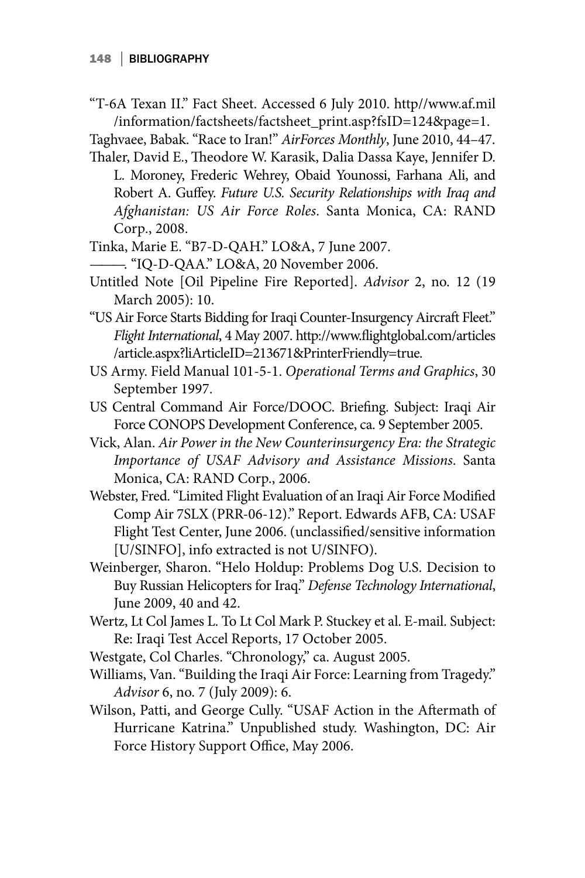"T-6A Texan II." Fact Sheet. Accessed 6 July 2010. http//www.af.mil/information/factsheets/factsheet_print.asp?fsID=124&page=1.

Taghvaee, Babak. "Race to Iran!" *AirForces Monthly*, June 2010, 44–47.

Thaler, David E., Theodore W. Karasik, Dalia Dassa Kaye, Jennifer D. L. Moroney, Frederic Wehrey, Obaid Younossi, Farhana Ali, and Robert A. Guffey. *Future U.S. Security Relationships with Iraq and Afghanistan: US Air Force Roles*. Santa Monica, CA: RAND Corp., 2008.

Tinka, Marie E. "B7-D-QAH." LO&A, 7 June 2007.

———. "IQ-D-QAA." LO&A, 20 November 2006.

Untitled Note [Oil Pipeline Fire Reported]. *Advisor* 2, no. 12 (19 March 2005): 10.

"US Air Force Starts Bidding for Iraqi Counter-Insurgency Aircraft Fleet." *Flight International*, 4 May 2007. http://www.flightglobal.com/articles/article.aspx?liArticleID=213671&PrinterFriendly=true.

US Army. Field Manual 101-5-1. *Operational Terms and Graphics*, 30 September 1997.

US Central Command Air Force/DOOC. Briefing. Subject: Iraqi Air Force CONOPS Development Conference, ca. 9 September 2005.

Vick, Alan. *Air Power in the New Counterinsurgency Era: the Strategic Importance of USAF Advisory and Assistance Missions*. Santa Monica, CA: RAND Corp., 2006.

Webster, Fred. "Limited Flight Evaluation of an Iraqi Air Force Modified Comp Air 7SLX (PRR-06-12)." Report. Edwards AFB, CA: USAF Flight Test Center, June 2006. (unclassified/sensitive information [U/SINFO], info extracted is not U/SINFO).

Weinberger, Sharon. "Helo Holdup: Problems Dog U.S. Decision to Buy Russian Helicopters for Iraq." *Defense Technology International*, June 2009, 40 and 42.

Wertz, Lt Col James L. To Lt Col Mark P. Stuckey et al. E-mail. Subject: Re: Iraqi Test Accel Reports, 17 October 2005.

Westgate, Col Charles. "Chronology," ca. August 2005.

Williams, Van. "Building the Iraqi Air Force: Learning from Tragedy." *Advisor* 6, no. 7 (July 2009): 6.

Wilson, Patti, and George Cully. "USAF Action in the Aftermath of Hurricane Katrina." Unpublished study. Washington, DC: Air Force History Support Office, May 2006.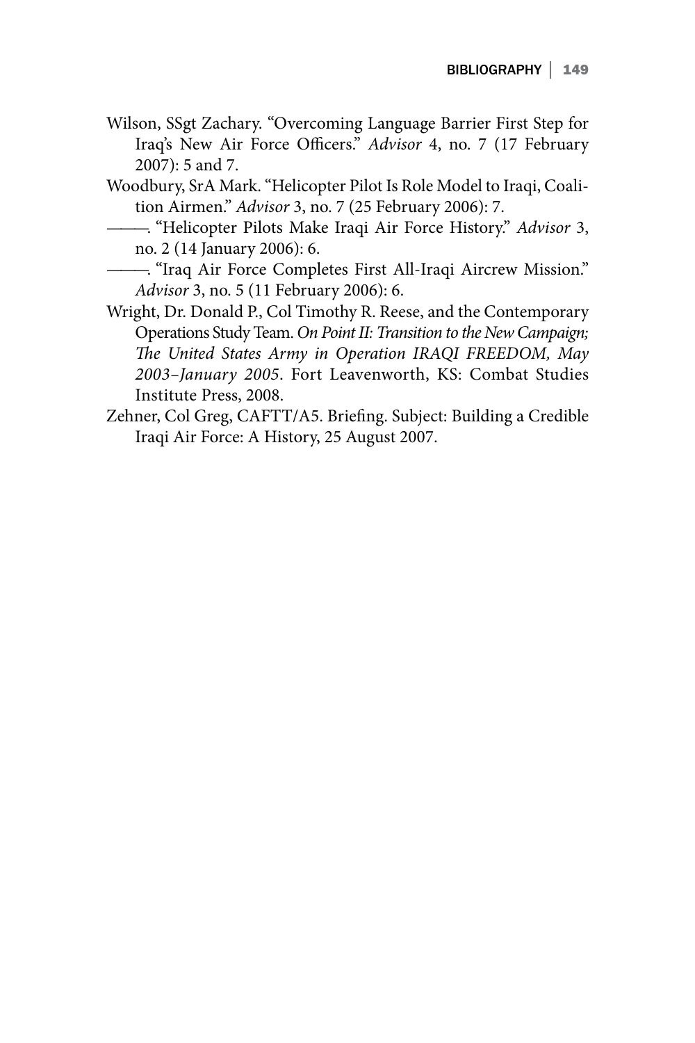Wilson, SSgt Zachary. "Overcoming Language Barrier First Step for Iraq's New Air Force Officers." *Advisor* 4, no. 7 (17 February 2007): 5 and 7.

Woodbury, SrA Mark. "Helicopter Pilot Is Role Model to Iraqi, Coalition Airmen." *Advisor* 3, no. 7 (25 February 2006): 7.

———. "Helicopter Pilots Make Iraqi Air Force History." *Advisor* 3, no. 2 (14 January 2006): 6.

———. "Iraq Air Force Completes First All-Iraqi Aircrew Mission." *Advisor* 3, no. 5 (11 February 2006): 6.

Wright, Dr. Donald P., Col Timothy R. Reese, and the Contemporary Operations Study Team. *On Point II: Transition to the New Campaign; The United States Army in Operation IRAQI FREEDOM, May 2003–January 2005*. Fort Leavenworth, KS: Combat Studies Institute Press, 2008.

Zehner, Col Greg, CAFTT/A5. Briefing. Subject: Building a Credible Iraqi Air Force: A History, 25 August 2007.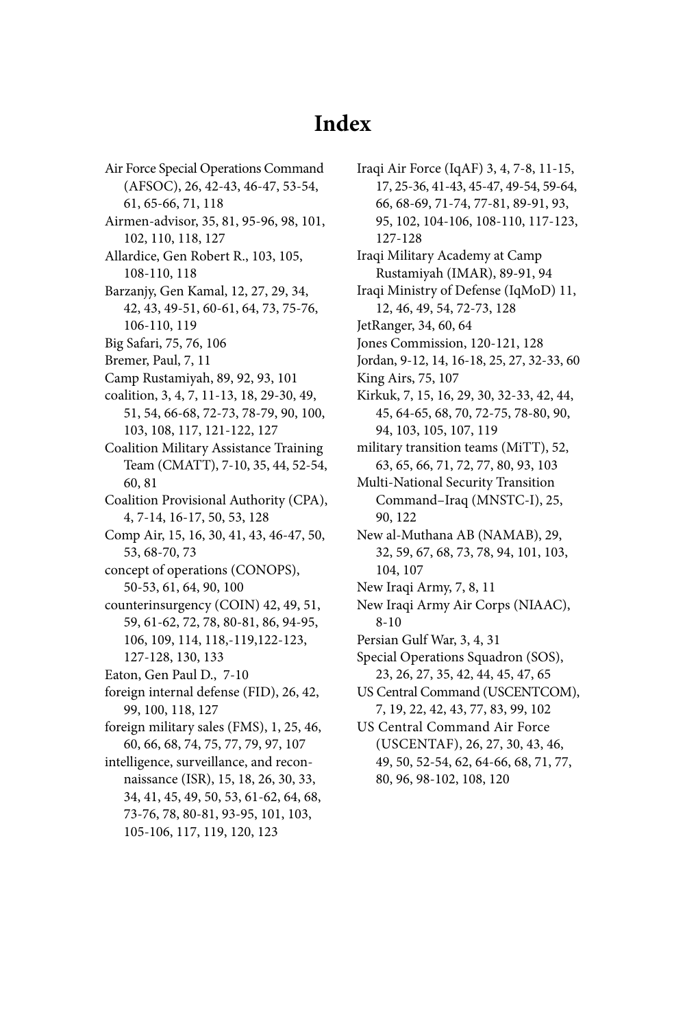# Index

Air Force Special Operations Command (AFSOC), 26, 42-43, 46-47, 53-54, 61, 65-66, 71, 118

Airmen-advisor, 35, 81, 95-96, 98, 101, 102, 110, 118, 127

Allardice, Gen Robert R., 103, 105, 108-110, 118

Barzanjy, Gen Kamal, 12, 27, 29, 34, 42, 43, 49-51, 60-61, 64, 73, 75-76, 106-110, 119

Big Safari, 75, 76, 106

Bremer, Paul, 7, 11

Camp Rustamiyah, 89, 92, 93, 101

coalition, 3, 4, 7, 11-13, 18, 29-30, 49, 51, 54, 66-68, 72-73, 78-79, 90, 100, 103, 108, 117, 121-122, 127

Coalition Military Assistance Training Team (CMATT), 7-10, 35, 44, 52-54, 60, 81

Coalition Provisional Authority (CPA), 4, 7-14, 16-17, 50, 53, 128

Comp Air, 15, 16, 30, 41, 43, 46-47, 50, 53, 68-70, 73

concept of operations (CONOPS), 50-53, 61, 64, 90, 100

counterinsurgency (COIN) 42, 49, 51, 59, 61-62, 72, 78, 80-81, 86, 94-95, 106, 109, 114, 118,-119,122-123, 127-128, 130, 133

Eaton, Gen Paul D., 7-10

foreign internal defense (FID), 26, 42, 99, 100, 118, 127

foreign military sales (FMS), 1, 25, 46, 60, 66, 68, 74, 75, 77, 79, 97, 107

intelligence, surveillance, and reconnaissance (ISR), 15, 18, 26, 30, 33, 34, 41, 45, 49, 50, 53, 61-62, 64, 68, 73-76, 78, 80-81, 93-95, 101, 103, 105-106, 117, 119, 120, 123

Iraqi Air Force (IqAF) 3, 4, 7-8, 11-15, 17, 25-36, 41-43, 45-47, 49-54, 59-64, 66, 68-69, 71-74, 77-81, 89-91, 93, 95, 102, 104-106, 108-110, 117-123, 127-128

Iraqi Military Academy at Camp Rustamiyah (IMAR), 89-91, 94

Iraqi Ministry of Defense (IqMoD) 11, 12, 46, 49, 54, 72-73, 128

JetRanger, 34, 60, 64

Jones Commission, 120-121, 128

Jordan, 9-12, 14, 16-18, 25, 27, 32-33, 60

King Airs, 75, 107

Kirkuk, 7, 15, 16, 29, 30, 32-33, 42, 44, 45, 64-65, 68, 70, 72-75, 78-80, 90, 94, 103, 105, 107, 119

military transition teams (MiTT), 52, 63, 65, 66, 71, 72, 77, 80, 93, 103

Multi-National Security Transition Command–Iraq (MNSTC-I), 25, 90, 122

New al-Muthana AB (NAMAB), 29, 32, 59, 67, 68, 73, 78, 94, 101, 103, 104, 107

New Iraqi Army, 7, 8, 11

New Iraqi Army Air Corps (NIAAC), 8-10

Persian Gulf War, 3, 4, 31

Special Operations Squadron (SOS), 23, 26, 27, 35, 42, 44, 45, 47, 65

US Central Command (USCENTCOM), 7, 19, 22, 42, 43, 77, 83, 99, 102

US Central Command Air Force (USCENTAF), 26, 27, 30, 43, 46, 49, 50, 52-54, 62, 64-66, 68, 71, 77, 80, 96, 98-102, 108, 120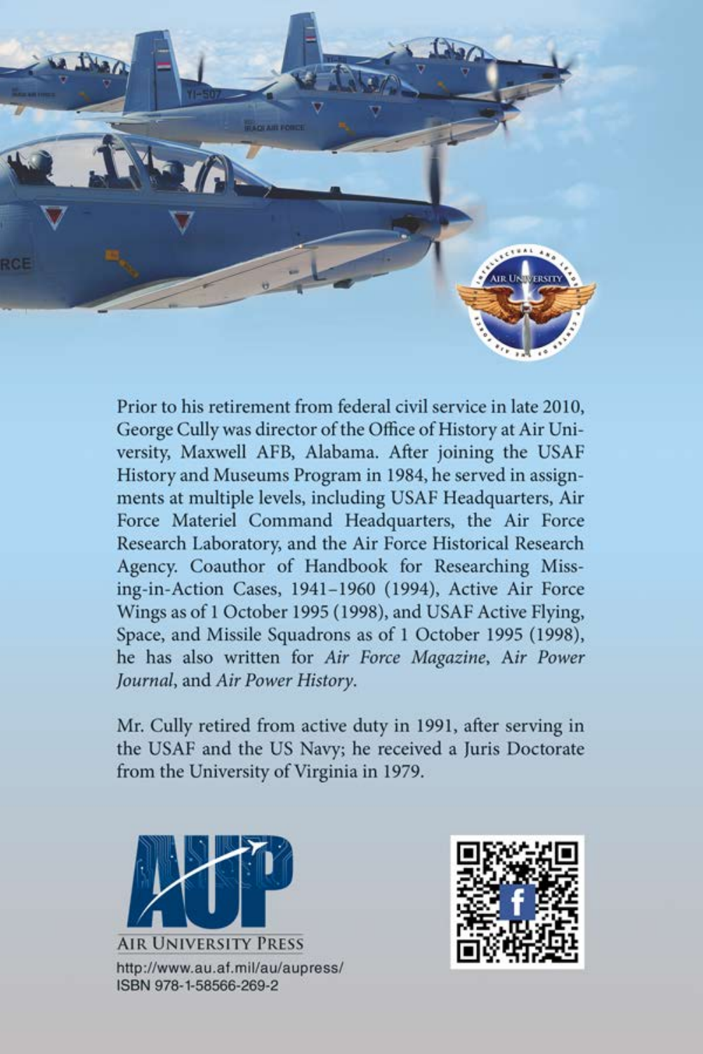Prior to his retirement from federal civil service in late 2010, George Cully was director of the Office of History at Air University, Maxwell AFB, Alabama. After joining the USAF History and Museums Program in 1984, he served in assignments at multiple levels, including USAF Headquarters, Air Force Materiel Command Headquarters, the Air Force Research Laboratory, and the Air Force Historical Research Agency. Coauthor of Handbook for Researching Missing-in-Action Cases, 1941–1960 (1994), Active Air Force Wings as of 1 October 1995 (1998), and USAF Active Flying, Space, and Missile Squadrons as of 1 October 1995 (1998), he has also written for *Air Force Magazine*, *Air Power Journal*, and *Air Power History*.

Mr. Cully retired from active duty in 1991, after serving in the USAF and the US Navy; he received a Juris Doctorate from the University of Virginia in 1979.

AIR UNIVERSITY PRESS

http://www.au.af.mil/au/aupress/

ISBN 978-1-58566-269-2